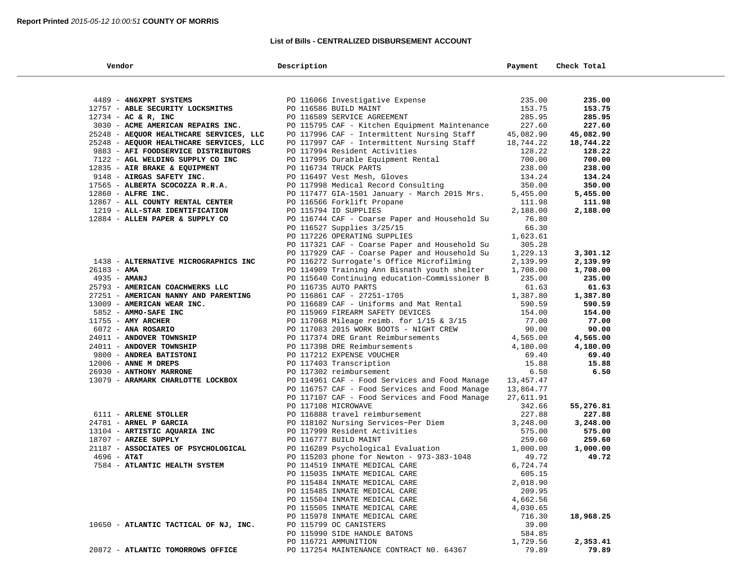**Report Printed** *2015-05-12 10:00:51* **COUNTY OF MORRIS**

## List of Bills - CENTRALIZED DISBURSEMENT ACCOUNT

| Vendor | Description | Payment | Check Total |
|---|---|---|---|
| 4489 - **4N6XPRT SYSTEMS** | PO 116066 Investigative Expense | 235.00 | **235.00** |
| 12757 - **ABLE SECURITY LOCKSMITHS** | PO 116586 BUILD MAINT | 153.75 | **153.75** |
| 12734 - **AC & R, INC** | PO 116589 SERVICE AGREEMENT | 285.95 | **285.95** |
| 3030 - **ACME AMERICAN REPAIRS INC.** | PO 115795 CAF - Kitchen Equipment Maintenance | 227.60 | **227.60** |
| 25248 - **AEQUOR HEALTHCARE SERVICES, LLC** | PO 117996 CAF - Intermittent Nursing Staff | 45,082.90 | **45,082.90** |
| 25248 - **AEQUOR HEALTHCARE SERVICES, LLC** | PO 117997 CAF - Intermittent Nursing Staff | 18,744.22 | **18,744.22** |
| 9883 - **AFI FOODSERVICE DISTRIBUTORS** | PO 117994 Resident Activities | 128.22 | **128.22** |
| 7122 - **AGL WELDING SUPPLY CO INC** | PO 117995 Durable Equipment Rental | 700.00 | **700.00** |
| 12835 - **AIR BRAKE & EQUIPMENT** | PO 116734 TRUCK PARTS | 238.00 | **238.00** |
| 9148 - **AIRGAS SAFETY INC.** | PO 116497 Vest Mesh, Gloves | 134.24 | **134.24** |
| 17565 - **ALBERTA SCOCOZZA R.R.A.** | PO 117998 Medical Record Consulting | 350.00 | **350.00** |
| 12860 - **ALFRE INC.** | PO 117477 GIA-1501 January - March 2015 Mrs. | 5,455.00 | **5,455.00** |
| 12867 - **ALL COUNTY RENTAL CENTER** | PO 116566 Forklift Propane | 111.98 | **111.98** |
| 1219 - **ALL-STAR IDENTIFICATION** | PO 115794 ID SUPPLIES | 2,188.00 | **2,188.00** |
| 12884 - **ALLEN PAPER & SUPPLY CO** | PO 116744 CAF - Coarse Paper and Household Su | 76.80 | |
| | PO 116527 Supplies 3/25/15 | 66.30 | |
| | PO 117226 OPERATING SUPPLIES | 1,623.61 | |
| | PO 117321 CAF - Coarse Paper and Household Su | 305.28 | |
| | PO 117929 CAF - Coarse Paper and Household Su | 1,229.13 | **3,301.12** |
| 1438 - **ALTERNATIVE MICROGRAPHICS INC** | PO 116272 Surrogate's Office Microfilming | 2,139.99 | **2,139.99** |
| 26183 - **AMA** | PO 114909 Training Ann Bisnath youth shelter | 1,708.00 | **1,708.00** |
| 4935 - **AMANJ** | PO 115640 Continuing education-Commissioner B | 235.00 | **235.00** |
| 25793 - **AMERICAN COACHWERKS LLC** | PO 116735 AUTO PARTS | 61.63 | **61.63** |
| 27251 - **AMERICAN NANNY AND PARENTING** | PO 116861 CAF - 27251-1705 | 1,387.80 | **1,387.80** |
| 13009 - **AMERICAN WEAR INC.** | PO 116689 CAF - Uniforms and Mat Rental | 590.59 | **590.59** |
| 5852 - **AMMO-SAFE INC** | PO 115969 FIREARM SAFETY DEVICES | 154.00 | **154.00** |
| 11755 - **AMY ARCHER** | PO 117068 Mileage reimb. for 1/15 & 3/15 | 77.00 | **77.00** |
| 6072 - **ANA ROSARIO** | PO 117083 2015 WORK BOOTS - NIGHT CREW | 90.00 | **90.00** |
| 24011 - **ANDOVER TOWNSHIP** | PO 117374 DRE Grant Reimbursements | 4,565.00 | **4,565.00** |
| 24011 - **ANDOVER TOWNSHIP** | PO 117398 DRE Reimbursements | 4,180.00 | **4,180.00** |
| 9800 - **ANDREA BATISTONI** | PO 117212 EXPENSE VOUCHER | 69.40 | **69.40** |
| 12006 - **ANNE M DREPS** | PO 117403 Transcription | 15.88 | **15.88** |
| 26930 - **ANTHONY MARRONE** | PO 117302 reimbursement | 6.50 | **6.50** |
| 13079 - **ARAMARK CHARLOTTE LOCKBOX** | PO 114961 CAF - Food Services and Food Manage | 13,457.47 | |
| | PO 116757 CAF - Food Services and Food Manage | 13,864.77 | |
| | PO 117107 CAF - Food Services and Food Manage | 27,611.91 | |
| | PO 117108 MICROWAVE | 342.66 | **55,276.81** |
| 6111 - **ARLENE STOLLER** | PO 116888 travel reimbursement | 227.88 | **227.88** |
| 24781 - **ARNEL P GARCIA** | PO 118102 Nursing Services~Per Diem | 3,248.00 | **3,248.00** |
| 13104 - **ARTISTIC AQUARIA INC** | PO 117999 Resident Activities | 575.00 | **575.00** |
| 18707 - **ARZEE SUPPLY** | PO 116777 BUILD MAINT | 259.60 | **259.60** |
| 21187 - **ASSOCIATES OF PSYCHOLOGICAL** | PO 116289 Psychological Evaluation | 1,000.00 | **1,000.00** |
| 4696 - **AT&T** | PO 115203 phone for Newton - 973-383-1048 | 49.72 | **49.72** |
| 7584 - **ATLANTIC HEALTH SYSTEM** | PO 114519 INMATE MEDICAL CARE | 6,724.74 | |
| | PO 115035 INMATE MEDICAL CARE | 605.15 | |
| | PO 115484 INMATE MEDICAL CARE | 2,018.90 | |
| | PO 115485 INMATE MEDICAL CARE | 209.95 | |
| | PO 115504 INMATE MEDICAL CARE | 4,662.56 | |
| | PO 115505 INMATE MEDICAL CARE | 4,030.65 | |
| | PO 115978 INMATE MEDICAL CARE | 716.30 | **18,968.25** |
| 10650 - **ATLANTIC TACTICAL OF NJ, INC.** | PO 115799 OC CANISTERS | 39.00 | |
| | PO 115990 SIDE HANDLE BATONS | 584.85 | |
| | PO 116721 AMMUNITION | 1,729.56 | **2,353.41** |
| 20872 - **ATLANTIC TOMORROWS OFFICE** | PO 117254 MAINTENANCE CONTRACT N0. 64367 | 79.89 | **79.89** |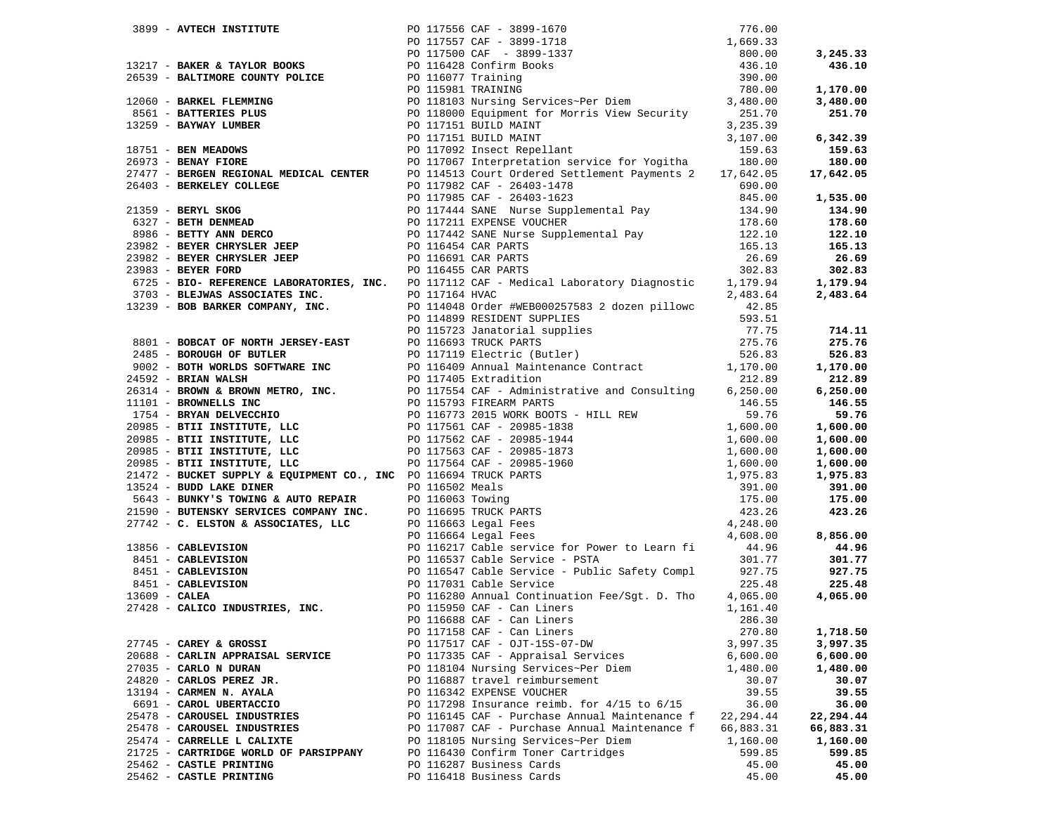| Vendor | PO / Description | Amount | Total |
|---|---|---|---|
| 3899 - **AVTECH INSTITUTE** | PO 117556 CAF - 3899-1670 | 776.00 | |
| | PO 117557 CAF - 3899-1718 | 1,669.33 | |
| | PO 117500 CAF - 3899-1337 | 800.00 | **3,245.33** |
| 13217 - **BAKER & TAYLOR BOOKS** | PO 116428 Confirm Books | 436.10 | **436.10** |
| 26539 - **BALTIMORE COUNTY POLICE** | PO 116077 Training | 390.00 | |
| | PO 115981 TRAINING | 780.00 | **1,170.00** |
| 12060 - **BARKEL FLEMMING** | PO 118103 Nursing Services~Per Diem | 3,480.00 | **3,480.00** |
| 8561 - **BATTERIES PLUS** | PO 118000 Equipment for Morris View Security | 251.70 | **251.70** |
| 13259 - **BAYWAY LUMBER** | PO 117151 BUILD MAINT | 3,235.39 | |
| | PO 117151 BUILD MAINT | 3,107.00 | **6,342.39** |
| 18751 - **BEN MEADOWS** | PO 117092 Insect Repellant | 159.63 | **159.63** |
| 26973 - **BENAY FIORE** | PO 117067 Interpretation service for Yogitha | 180.00 | **180.00** |
| 27477 - **BERGEN REGIONAL MEDICAL CENTER** | PO 114513 Court Ordered Settlement Payments 2 | 17,642.05 | **17,642.05** |
| 26403 - **BERKELEY COLLEGE** | PO 117982 CAF - 26403-1478 | 690.00 | |
| | PO 117985 CAF - 26403-1623 | 845.00 | **1,535.00** |
| 21359 - **BERYL SKOG** | PO 117444 SANE Nurse Supplemental Pay | 134.90 | **134.90** |
| 6327 - **BETH DENMEAD** | PO 117211 EXPENSE VOUCHER | 178.60 | **178.60** |
| 8986 - **BETTY ANN DERCO** | PO 117442 SANE Nurse Supplemental Pay | 122.10 | **122.10** |
| 23982 - **BEYER CHRYSLER JEEP** | PO 116454 CAR PARTS | 165.13 | **165.13** |
| 23982 - **BEYER CHRYSLER JEEP** | PO 116691 CAR PARTS | 26.69 | **26.69** |
| 23983 - **BEYER FORD** | PO 116455 CAR PARTS | 302.83 | **302.83** |
| 6725 - **BIO- REFERENCE LABORATORIES, INC.** | PO 117112 CAF - Medical Laboratory Diagnostic | 1,179.94 | **1,179.94** |
| 3703 - **BLEJWAS ASSOCIATES INC.** | PO 117164 HVAC | 2,483.64 | **2,483.64** |
| 13239 - **BOB BARKER COMPANY, INC.** | PO 114048 Order #WEB000257583 2 dozen pillowc | 42.85 | |
| | PO 114899 RESIDENT SUPPLIES | 593.51 | |
| | PO 115723 Janatorial supplies | 77.75 | **714.11** |
| 8801 - **BOBCAT OF NORTH JERSEY-EAST** | PO 116693 TRUCK PARTS | 275.76 | **275.76** |
| 2485 - **BOROUGH OF BUTLER** | PO 117119 Electric (Butler) | 526.83 | **526.83** |
| 9002 - **BOTH WORLDS SOFTWARE INC** | PO 116409 Annual Maintenance Contract | 1,170.00 | **1,170.00** |
| 24592 - **BRIAN WALSH** | PO 117405 Extradition | 212.89 | **212.89** |
| 26314 - **BROWN & BROWN METRO, INC.** | PO 117554 CAF - Administrative and Consulting | 6,250.00 | **6,250.00** |
| 11101 - **BROWNELLS INC** | PO 115793 FIREARM PARTS | 146.55 | **146.55** |
| 1754 - **BRYAN DELVECCHIO** | PO 116773 2015 WORK BOOTS - HILL REW | 59.76 | **59.76** |
| 20985 - **BTII INSTITUTE, LLC** | PO 117561 CAF - 20985-1838 | 1,600.00 | **1,600.00** |
| 20985 - **BTII INSTITUTE, LLC** | PO 117562 CAF - 20985-1944 | 1,600.00 | **1,600.00** |
| 20985 - **BTII INSTITUTE, LLC** | PO 117563 CAF - 20985-1873 | 1,600.00 | **1,600.00** |
| 20985 - **BTII INSTITUTE, LLC** | PO 117564 CAF - 20985-1960 | 1,600.00 | **1,600.00** |
| 21472 - **BUCKET SUPPLY & EQUIPMENT CO., INC** | PO 116694 TRUCK PARTS | 1,975.83 | **1,975.83** |
| 13524 - **BUDD LAKE DINER** | PO 116502 Meals | 391.00 | **391.00** |
| 5643 - **BUNKY'S TOWING & AUTO REPAIR** | PO 116063 Towing | 175.00 | **175.00** |
| 21590 - **BUTENSKY SERVICES COMPANY INC.** | PO 116695 TRUCK PARTS | 423.26 | **423.26** |
| 27742 - **C. ELSTON & ASSOCIATES, LLC** | PO 116663 Legal Fees | 4,248.00 | |
| | PO 116664 Legal Fees | 4,608.00 | **8,856.00** |
| 13856 - **CABLEVISION** | PO 116217 Cable service for Power to Learn fi | 44.96 | **44.96** |
| 8451 - **CABLEVISION** | PO 116537 Cable Service - PSTA | 301.77 | **301.77** |
| 8451 - **CABLEVISION** | PO 116547 Cable Service - Public Safety Compl | 927.75 | **927.75** |
| 8451 - **CABLEVISION** | PO 117031 Cable Service | 225.48 | **225.48** |
| 13609 - **CALEA** | PO 116280 Annual Continuation Fee/Sgt. D. Tho | 4,065.00 | **4,065.00** |
| 27428 - **CALICO INDUSTRIES, INC.** | PO 115950 CAF - Can Liners | 1,161.40 | |
| | PO 116688 CAF - Can Liners | 286.30 | |
| | PO 117158 CAF - Can Liners | 270.80 | **1,718.50** |
| 27745 - **CAREY & GROSSI** | PO 117517 CAF - OJT-15S-07-DW | 3,997.35 | **3,997.35** |
| 20688 - **CARLIN APPRAISAL SERVICE** | PO 117335 CAF - Appraisal Services | 6,600.00 | **6,600.00** |
| 27035 - **CARLO N DURAN** | PO 118104 Nursing Services~Per Diem | 1,480.00 | **1,480.00** |
| 24820 - **CARLOS PEREZ JR.** | PO 116887 travel reimbursement | 30.07 | **30.07** |
| 13194 - **CARMEN N. AYALA** | PO 116342 EXPENSE VOUCHER | 39.55 | **39.55** |
| 6691 - **CAROL UBERTACCIO** | PO 117298 Insurance reimb. for 4/15 to 6/15 | 36.00 | **36.00** |
| 25478 - **CAROUSEL INDUSTRIES** | PO 116145 CAF - Purchase Annual Maintenance f | 22,294.44 | **22,294.44** |
| 25478 - **CAROUSEL INDUSTRIES** | PO 117087 CAF - Purchase Annual Maintenance f | 66,883.31 | **66,883.31** |
| 25474 - **CARRELLE L CALIXTE** | PO 118105 Nursing Services~Per Diem | 1,160.00 | **1,160.00** |
| 21725 - **CARTRIDGE WORLD OF PARSIPPANY** | PO 116430 Confirm Toner Cartridges | 599.85 | **599.85** |
| 25462 - **CASTLE PRINTING** | PO 116287 Business Cards | 45.00 | **45.00** |
| 25462 - **CASTLE PRINTING** | PO 116418 Business Cards | 45.00 | **45.00** |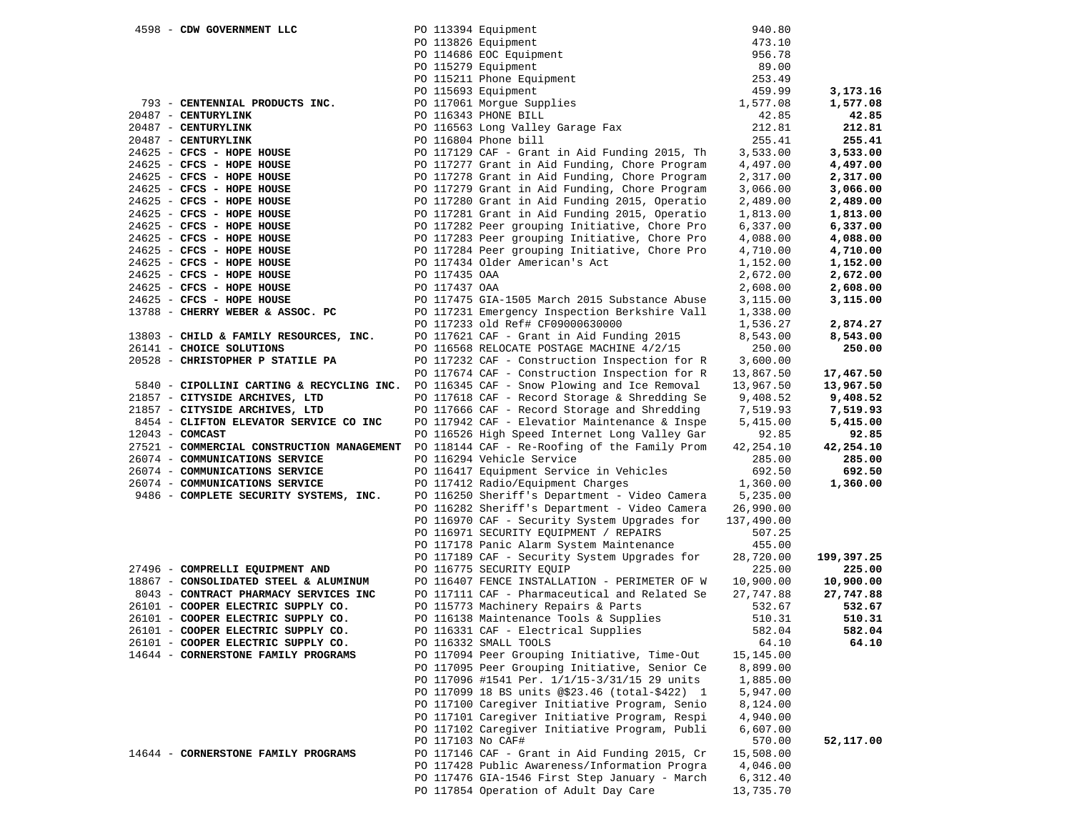| Vendor | PO / Description | Amount | Total |
|---|---|---|---|
| 4598 - **CDW GOVERNMENT LLC** | PO 113394 Equipment | 940.80 | |
| | PO 113826 Equipment | 473.10 | |
| | PO 114686 EOC Equipment | 956.78 | |
| | PO 115279 Equipment | 89.00 | |
| | PO 115211 Phone Equipment | 253.49 | |
| | PO 115693 Equipment | 459.99 | **3,173.16** |
| 793 - **CENTENNIAL PRODUCTS INC.** | PO 117061 Morgue Supplies | 1,577.08 | **1,577.08** |
| 20487 - **CENTURYLINK** | PO 116343 PHONE BILL | 42.85 | **42.85** |
| 20487 - **CENTURYLINK** | PO 116563 Long Valley Garage Fax | 212.81 | **212.81** |
| 20487 - **CENTURYLINK** | PO 116804 Phone bill | 255.41 | **255.41** |
| 24625 - **CFCS - HOPE HOUSE** | PO 117129 CAF - Grant in Aid Funding 2015, Th | 3,533.00 | **3,533.00** |
| 24625 - **CFCS - HOPE HOUSE** | PO 117277 Grant in Aid Funding, Chore Program | 4,497.00 | **4,497.00** |
| 24625 - **CFCS - HOPE HOUSE** | PO 117278 Grant in Aid Funding, Chore Program | 2,317.00 | **2,317.00** |
| 24625 - **CFCS - HOPE HOUSE** | PO 117279 Grant in Aid Funding, Chore Program | 3,066.00 | **3,066.00** |
| 24625 - **CFCS - HOPE HOUSE** | PO 117280 Grant in Aid Funding 2015, Operatio | 2,489.00 | **2,489.00** |
| 24625 - **CFCS - HOPE HOUSE** | PO 117281 Grant in Aid Funding 2015, Operatio | 1,813.00 | **1,813.00** |
| 24625 - **CFCS - HOPE HOUSE** | PO 117282 Peer grouping Initiative, Chore Pro | 6,337.00 | **6,337.00** |
| 24625 - **CFCS - HOPE HOUSE** | PO 117283 Peer grouping Initiative, Chore Pro | 4,088.00 | **4,088.00** |
| 24625 - **CFCS - HOPE HOUSE** | PO 117284 Peer grouping Initiative, Chore Pro | 4,710.00 | **4,710.00** |
| 24625 - **CFCS - HOPE HOUSE** | PO 117434 Older American's Act | 1,152.00 | **1,152.00** |
| 24625 - **CFCS - HOPE HOUSE** | PO 117435 OAA | 2,672.00 | **2,672.00** |
| 24625 - **CFCS - HOPE HOUSE** | PO 117437 OAA | 2,608.00 | **2,608.00** |
| 24625 - **CFCS - HOPE HOUSE** | PO 117475 GIA-1505 March 2015 Substance Abuse | 3,115.00 | **3,115.00** |
| 13788 - **CHERRY WEBER & ASSOC. PC** | PO 117231 Emergency Inspection Berkshire Vall | 1,338.00 | |
| | PO 117233 old Ref# CF09000630000 | 1,536.27 | **2,874.27** |
| 13803 - **CHILD & FAMILY RESOURCES, INC.** | PO 117621 CAF - Grant in Aid Funding 2015 | 8,543.00 | **8,543.00** |
| 26141 - **CHOICE SOLUTIONS** | PO 116568 RELOCATE POSTAGE MACHINE 4/2/15 | 250.00 | **250.00** |
| 20528 - **CHRISTOPHER P STATILE PA** | PO 117232 CAF - Construction Inspection for R | 3,600.00 | |
| | PO 117674 CAF - Construction Inspection for R | 13,867.50 | **17,467.50** |
| 5840 - **CIPOLLINI CARTING & RECYCLING INC.** | PO 116345 CAF - Snow Plowing and Ice Removal | 13,967.50 | **13,967.50** |
| 21857 - **CITYSIDE ARCHIVES, LTD** | PO 117618 CAF - Record Storage & Shredding Se | 9,408.52 | **9,408.52** |
| 21857 - **CITYSIDE ARCHIVES, LTD** | PO 117666 CAF - Record Storage and Shredding | 7,519.93 | **7,519.93** |
| 8454 - **CLIFTON ELEVATOR SERVICE CO INC** | PO 117942 CAF - Elevatior Maintenance & Inspe | 5,415.00 | **5,415.00** |
| 12043 - **COMCAST** | PO 116526 High Speed Internet Long Valley Gar | 92.85 | **92.85** |
| 27521 - **COMMERCIAL CONSTRUCTION MANAGEMENT** | PO 118144 CAF - Re-Roofing of the Family Prom | 42,254.10 | **42,254.10** |
| 26074 - **COMMUNICATIONS SERVICE** | PO 116294 Vehicle Service | 285.00 | **285.00** |
| 26074 - **COMMUNICATIONS SERVICE** | PO 116417 Equipment Service in Vehicles | 692.50 | **692.50** |
| 26074 - **COMMUNICATIONS SERVICE** | PO 117412 Radio/Equipment Charges | 1,360.00 | **1,360.00** |
| 9486 - **COMPLETE SECURITY SYSTEMS, INC.** | PO 116250 Sheriff's Department - Video Camera | 5,235.00 | |
| | PO 116282 Sheriff's Department - Video Camera | 26,990.00 | |
| | PO 116970 CAF - Security System Upgrades for | 137,490.00 | |
| | PO 116971 SECURITY EQUIPMENT / REPAIRS | 507.25 | |
| | PO 117178 Panic Alarm System Maintenance | 455.00 | |
| | PO 117189 CAF - Security System Upgrades for | 28,720.00 | **199,397.25** |
| 27496 - **COMPRELLI EQUIPMENT AND** | PO 116775 SECURITY EQUIP | 225.00 | **225.00** |
| 18867 - **CONSOLIDATED STEEL & ALUMINUM** | PO 116407 FENCE INSTALLATION - PERIMETER OF W | 10,900.00 | **10,900.00** |
| 8043 - **CONTRACT PHARMACY SERVICES INC** | PO 117111 CAF - Pharmaceutical and Related Se | 27,747.88 | **27,747.88** |
| 26101 - **COOPER ELECTRIC SUPPLY CO.** | PO 115773 Machinery Repairs & Parts | 532.67 | **532.67** |
| 26101 - **COOPER ELECTRIC SUPPLY CO.** | PO 116138 Maintenance Tools & Supplies | 510.31 | **510.31** |
| 26101 - **COOPER ELECTRIC SUPPLY CO.** | PO 116331 CAF - Electrical Supplies | 582.04 | **582.04** |
| 26101 - **COOPER ELECTRIC SUPPLY CO.** | PO 116332 SMALL TOOLS | 64.10 | **64.10** |
| 14644 - **CORNERSTONE FAMILY PROGRAMS** | PO 117094 Peer Grouping Initiative, Time-Out | 15,145.00 | |
| | PO 117095 Peer Grouping Initiative, Senior Ce | 8,899.00 | |
| | PO 117096 #1541 Per. 1/1/15-3/31/15 29 units | 1,885.00 | |
| | PO 117099 18 BS units @$23.46 (total-$422) 1 | 5,947.00 | |
| | PO 117100 Caregiver Initiative Program, Senio | 8,124.00 | |
| | PO 117101 Caregiver Initiative Program, Respi | 4,940.00 | |
| | PO 117102 Caregiver Initiative Program, Publi | 6,607.00 | |
| | PO 117103 No CAF# | 570.00 | **52,117.00** |
| 14644 - **CORNERSTONE FAMILY PROGRAMS** | PO 117146 CAF - Grant in Aid Funding 2015, Cr | 15,508.00 | |
| | PO 117428 Public Awareness/Information Progra | 4,046.00 | |
| | PO 117476 GIA-1546 First Step January - March | 6,312.40 | |
| | PO 117854 Operation of Adult Day Care | 13,735.70 | |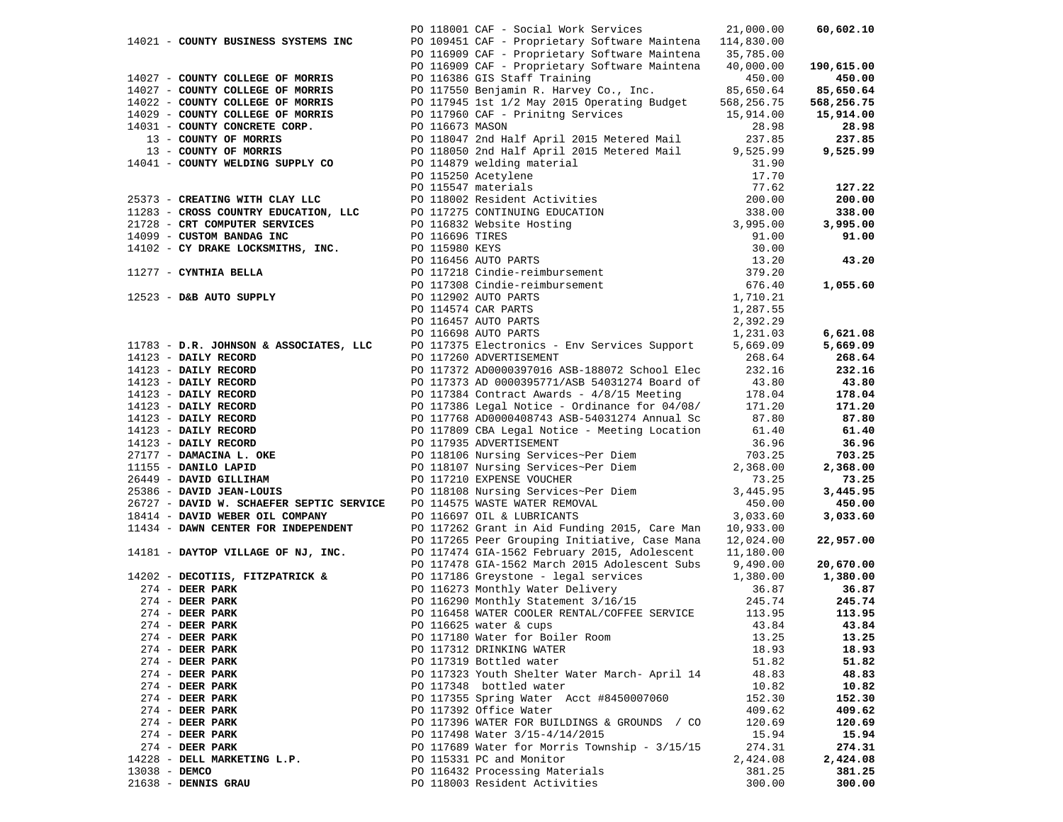| Vendor | PO / Description | Amount | Total |
|---|---|---|---|
| | PO 118001 CAF - Social Work Services | 21,000.00 | **60,602.10** |
| 14021 - **COUNTY BUSINESS SYSTEMS INC** | PO 109451 CAF - Proprietary Software Maintena | 114,830.00 | |
| | PO 116909 CAF - Proprietary Software Maintena | 35,785.00 | |
| | PO 116909 CAF - Proprietary Software Maintena | 40,000.00 | **190,615.00** |
| 14027 - **COUNTY COLLEGE OF MORRIS** | PO 116386 GIS Staff Training | 450.00 | **450.00** |
| 14027 - **COUNTY COLLEGE OF MORRIS** | PO 117550 Benjamin R. Harvey Co., Inc. | 85,650.64 | **85,650.64** |
| 14022 - **COUNTY COLLEGE OF MORRIS** | PO 117945 1st 1/2 May 2015 Operating Budget | 568,256.75 | **568,256.75** |
| 14029 - **COUNTY COLLEGE OF MORRIS** | PO 117960 CAF - Prinitng Services | 15,914.00 | **15,914.00** |
| 14031 - **COUNTY CONCRETE CORP.** | PO 116673 MASON | 28.98 | **28.98** |
| 13 - **COUNTY OF MORRIS** | PO 118047 2nd Half April 2015 Metered Mail | 237.85 | **237.85** |
| 13 - **COUNTY OF MORRIS** | PO 118050 2nd Half April 2015 Metered Mail | 9,525.99 | **9,525.99** |
| 14041 - **COUNTY WELDING SUPPLY CO** | PO 114879 welding material | 31.90 | |
| | PO 115250 Acetylene | 17.70 | |
| | PO 115547 materials | 77.62 | **127.22** |
| 25373 - **CREATING WITH CLAY LLC** | PO 118002 Resident Activities | 200.00 | **200.00** |
| 11283 - **CROSS COUNTRY EDUCATION, LLC** | PO 117275 CONTINUING EDUCATION | 338.00 | **338.00** |
| 21728 - **CRT COMPUTER SERVICES** | PO 116832 Website Hosting | 3,995.00 | **3,995.00** |
| 14099 - **CUSTOM BANDAG INC** | PO 116696 TIRES | 91.00 | **91.00** |
| 14102 - **CY DRAKE LOCKSMITHS, INC.** | PO 115980 KEYS | 30.00 | |
| | PO 116456 AUTO PARTS | 13.20 | **43.20** |
| 11277 - **CYNTHIA BELLA** | PO 117218 Cindie-reimbursement | 379.20 | |
| | PO 117308 Cindie-reimbursement | 676.40 | **1,055.60** |
| 12523 - **D&B AUTO SUPPLY** | PO 112902 AUTO PARTS | 1,710.21 | |
| | PO 114574 CAR PARTS | 1,287.55 | |
| | PO 116457 AUTO PARTS | 2,392.29 | |
| | PO 116698 AUTO PARTS | 1,231.03 | **6,621.08** |
| 11783 - **D.R. JOHNSON & ASSOCIATES, LLC** | PO 117375 Electronics - Env Services Support | 5,669.09 | **5,669.09** |
| 14123 - **DAILY RECORD** | PO 117260 ADVERTISEMENT | 268.64 | **268.64** |
| 14123 - **DAILY RECORD** | PO 117372 AD0000397016 ASB-188072 School Elec | 232.16 | **232.16** |
| 14123 - **DAILY RECORD** | PO 117373 AD 0000395771/ASB 54031274 Board of | 43.80 | **43.80** |
| 14123 - **DAILY RECORD** | PO 117384 Contract Awards - 4/8/15 Meeting | 178.04 | **178.04** |
| 14123 - **DAILY RECORD** | PO 117386 Legal Notice - Ordinance for 04/08/ | 171.20 | **171.20** |
| 14123 - **DAILY RECORD** | PO 117768 AD0000408743 ASB-54031274 Annual Sc | 87.80 | **87.80** |
| 14123 - **DAILY RECORD** | PO 117809 CBA Legal Notice - Meeting Location | 61.40 | **61.40** |
| 14123 - **DAILY RECORD** | PO 117935 ADVERTISEMENT | 36.96 | **36.96** |
| 27177 - **DAMACINA L. OKE** | PO 118106 Nursing Services~Per Diem | 703.25 | **703.25** |
| 11155 - **DANILO LAPID** | PO 118107 Nursing Services~Per Diem | 2,368.00 | **2,368.00** |
| 26449 - **DAVID GILLIHAM** | PO 117210 EXPENSE VOUCHER | 73.25 | **73.25** |
| 25386 - **DAVID JEAN-LOUIS** | PO 118108 Nursing Services~Per Diem | 3,445.95 | **3,445.95** |
| 26727 - **DAVID W. SCHAEFER SEPTIC SERVICE** | PO 114575 WASTE WATER REMOVAL | 450.00 | **450.00** |
| 18414 - **DAVID WEBER OIL COMPANY** | PO 116697 OIL & LUBRICANTS | 3,033.60 | **3,033.60** |
| 11434 - **DAWN CENTER FOR INDEPENDENT** | PO 117262 Grant in Aid Funding 2015, Care Man | 10,933.00 | |
| | PO 117265 Peer Grouping Initiative, Case Mana | 12,024.00 | **22,957.00** |
| 14181 - **DAYTOP VILLAGE OF NJ, INC.** | PO 117474 GIA-1562 February 2015, Adolescent | 11,180.00 | |
| | PO 117478 GIA-1562 March 2015 Adolescent Subs | 9,490.00 | **20,670.00** |
| 14202 - **DECOTIIS, FITZPATRICK &** | PO 117186 Greystone - legal services | 1,380.00 | **1,380.00** |
| 274 - **DEER PARK** | PO 116273 Monthly Water Delivery | 36.87 | **36.87** |
| 274 - **DEER PARK** | PO 116290 Monthly Statement 3/16/15 | 245.74 | **245.74** |
| 274 - **DEER PARK** | PO 116458 WATER COOLER RENTAL/COFFEE SERVICE | 113.95 | **113.95** |
| 274 - **DEER PARK** | PO 116625 water & cups | 43.84 | **43.84** |
| 274 - **DEER PARK** | PO 117180 Water for Boiler Room | 13.25 | **13.25** |
| 274 - **DEER PARK** | PO 117312 DRINKING WATER | 18.93 | **18.93** |
| 274 - **DEER PARK** | PO 117319 Bottled water | 51.82 | **51.82** |
| 274 - **DEER PARK** | PO 117323 Youth Shelter Water March- April 14 | 48.83 | **48.83** |
| 274 - **DEER PARK** | PO 117348 bottled water | 10.82 | **10.82** |
| 274 - **DEER PARK** | PO 117355 Spring Water Acct #8450007060 | 152.30 | **152.30** |
| 274 - **DEER PARK** | PO 117392 Office Water | 409.62 | **409.62** |
| 274 - **DEER PARK** | PO 117396 WATER FOR BUILDINGS & GROUNDS / CO | 120.69 | **120.69** |
| 274 - **DEER PARK** | PO 117498 Water 3/15-4/14/2015 | 15.94 | **15.94** |
| 274 - **DEER PARK** | PO 117689 Water for Morris Township - 3/15/15 | 274.31 | **274.31** |
| 14228 - **DELL MARKETING L.P.** | PO 115331 PC and Monitor | 2,424.08 | **2,424.08** |
| 13038 - **DEMCO** | PO 116432 Processing Materials | 381.25 | **381.25** |
| 21638 - **DENNIS GRAU** | PO 118003 Resident Activities | 300.00 | **300.00** |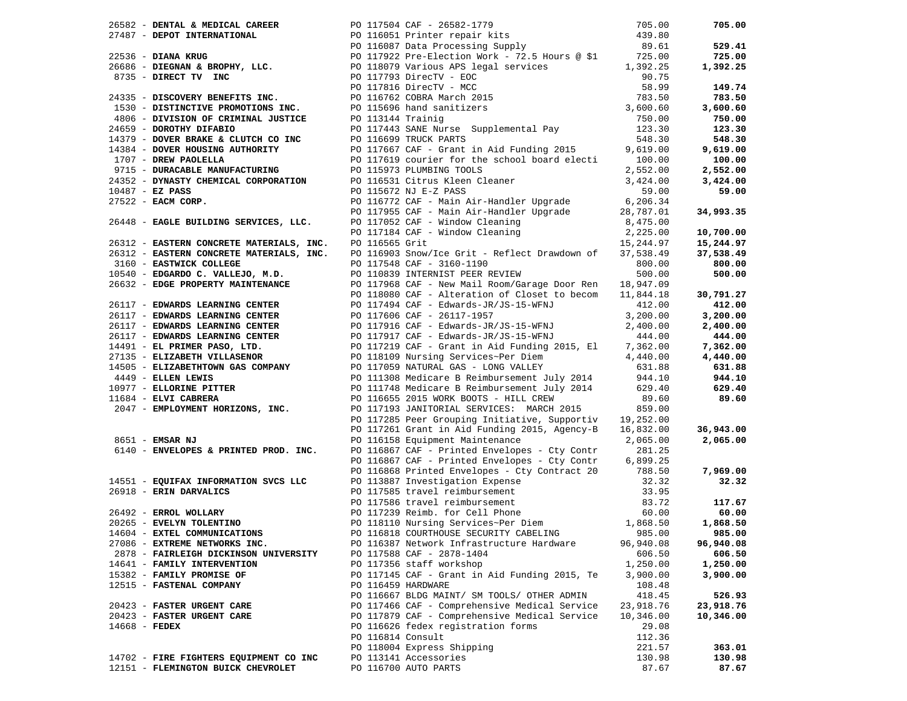| Vendor | PO / Description | Amount | Total |
|---|---|---|---|
| 26582 - **DENTAL & MEDICAL CAREER** | PO 117504 CAF - 26582-1779 | 705.00 | **705.00** |
| 27487 - **DEPOT INTERNATIONAL** | PO 116051 Printer repair kits | 439.80 | |
| | PO 116087 Data Processing Supply | 89.61 | **529.41** |
| 22536 - **DIANA KRUG** | PO 117922 Pre-Election Work - 72.5 Hours @ $1 | 725.00 | **725.00** |
| 26686 - **DIEGNAN & BROPHY, LLC.** | PO 118079 Various APS legal services | 1,392.25 | **1,392.25** |
| 8735 - **DIRECT TV INC** | PO 117793 DirecTV - EOC | 90.75 | |
| | PO 117816 DirecTV - MCC | 58.99 | **149.74** |
| 24335 - **DISCOVERY BENEFITS INC.** | PO 116762 COBRA March 2015 | 783.50 | **783.50** |
| 1530 - **DISTINCTIVE PROMOTIONS INC.** | PO 115696 hand sanitizers | 3,600.60 | **3,600.60** |
| 4806 - **DIVISION OF CRIMINAL JUSTICE** | PO 113144 Trainig | 750.00 | **750.00** |
| 24659 - **DOROTHY DIFABIO** | PO 117443 SANE Nurse Supplemental Pay | 123.30 | **123.30** |
| 14379 - **DOVER BRAKE & CLUTCH CO INC** | PO 116699 TRUCK PARTS | 548.30 | **548.30** |
| 14384 - **DOVER HOUSING AUTHORITY** | PO 117667 CAF - Grant in Aid Funding 2015 | 9,619.00 | **9,619.00** |
| 1707 - **DREW PAOLELLA** | PO 117619 courier for the school board electi | 100.00 | **100.00** |
| 9715 - **DURACABLE MANUFACTURING** | PO 115973 PLUMBING TOOLS | 2,552.00 | **2,552.00** |
| 24352 - **DYNASTY CHEMICAL CORPORATION** | PO 116531 Citrus Kleen Cleaner | 3,424.00 | **3,424.00** |
| 10487 - **EZ PASS** | PO 115672 NJ E-Z PASS | 59.00 | **59.00** |
| 27522 - **EACM CORP.** | PO 116772 CAF - Main Air-Handler Upgrade | 6,206.34 | |
| | PO 117955 CAF - Main Air-Handler Upgrade | 28,787.01 | **34,993.35** |
| 26448 - **EAGLE BUILDING SERVICES, LLC.** | PO 117052 CAF - Window Cleaning | 8,475.00 | |
| | PO 117184 CAF - Window Cleaning | 2,225.00 | **10,700.00** |
| 26312 - **EASTERN CONCRETE MATERIALS, INC.** | PO 116565 Grit | 15,244.97 | **15,244.97** |
| 26312 - **EASTERN CONCRETE MATERIALS, INC.** | PO 116903 Snow/Ice Grit - Reflect Drawdown of | 37,538.49 | **37,538.49** |
| 3160 - **EASTWICK COLLEGE** | PO 117548 CAF - 3160-1190 | 800.00 | **800.00** |
| 10540 - **EDGARDO C. VALLEJO, M.D.** | PO 110839 INTERNIST PEER REVIEW | 500.00 | **500.00** |
| 26632 - **EDGE PROPERTY MAINTENANCE** | PO 117968 CAF - New Mail Room/Garage Door Ren | 18,947.09 | |
| | PO 118080 CAF - Alteration of Closet to becom | 11,844.18 | **30,791.27** |
| 26117 - **EDWARDS LEARNING CENTER** | PO 117494 CAF - Edwards-JR/JS-15-WFNJ | 412.00 | **412.00** |
| 26117 - **EDWARDS LEARNING CENTER** | PO 117606 CAF - 26117-1957 | 3,200.00 | **3,200.00** |
| 26117 - **EDWARDS LEARNING CENTER** | PO 117916 CAF - Edwards-JR/JS-15-WFNJ | 2,400.00 | **2,400.00** |
| 26117 - **EDWARDS LEARNING CENTER** | PO 117917 CAF - Edwards-JR/JS-15-WFNJ | 444.00 | **444.00** |
| 14491 - **EL PRIMER PASO, LTD.** | PO 117219 CAF - Grant in Aid Funding 2015, El | 7,362.00 | **7,362.00** |
| 27135 - **ELIZABETH VILLASENOR** | PO 118109 Nursing Services~Per Diem | 4,440.00 | **4,440.00** |
| 14505 - **ELIZABETHTOWN GAS COMPANY** | PO 117059 NATURAL GAS - LONG VALLEY | 631.88 | **631.88** |
| 4449 - **ELLEN LEWIS** | PO 111308 Medicare B Reimbursement July 2014 | 944.10 | **944.10** |
| 10977 - **ELLORINE PITTER** | PO 111748 Medicare B Reimbursement July 2014 | 629.40 | **629.40** |
| 11684 - **ELVI CABRERA** | PO 116655 2015 WORK BOOTS - HILL CREW | 89.60 | **89.60** |
| 2047 - **EMPLOYMENT HORIZONS, INC.** | PO 117193 JANITORIAL SERVICES: MARCH 2015 | 859.00 | |
| | PO 117285 Peer Grouping Initiative, Supportiv | 19,252.00 | |
| | PO 117261 Grant in Aid Funding 2015, Agency-B | 16,832.00 | **36,943.00** |
| 8651 - **EMSAR NJ** | PO 116158 Equipment Maintenance | 2,065.00 | **2,065.00** |
| 6140 - **ENVELOPES & PRINTED PROD. INC.** | PO 116867 CAF - Printed Envelopes - Cty Contr | 281.25 | |
| | PO 116867 CAF - Printed Envelopes - Cty Contr | 6,899.25 | |
| | PO 116868 Printed Envelopes - Cty Contract 20 | 788.50 | **7,969.00** |
| 14551 - **EQUIFAX INFORMATION SVCS LLC** | PO 113887 Investigation Expense | 32.32 | **32.32** |
| 26918 - **ERIN DARVALICS** | PO 117585 travel reimbursement | 33.95 | |
| | PO 117586 travel reimbursement | 83.72 | **117.67** |
| 26492 - **ERROL WOLLARY** | PO 117239 Reimb. for Cell Phone | 60.00 | **60.00** |
| 20265 - **EVELYN TOLENTINO** | PO 118110 Nursing Services~Per Diem | 1,868.50 | **1,868.50** |
| 14604 - **EXTEL COMMUNICATIONS** | PO 116818 COURTHOUSE SECURITY CABELING | 985.00 | **985.00** |
| 27086 - **EXTREME NETWORKS INC.** | PO 116387 Network Infrastructure Hardware | 96,940.08 | **96,940.08** |
| 2878 - **FAIRLEIGH DICKINSON UNIVERSITY** | PO 117588 CAF - 2878-1404 | 606.50 | **606.50** |
| 14641 - **FAMILY INTERVENTION** | PO 117356 staff workshop | 1,250.00 | **1,250.00** |
| 15382 - **FAMILY PROMISE OF** | PO 117145 CAF - Grant in Aid Funding 2015, Te | 3,900.00 | **3,900.00** |
| 12515 - **FASTENAL COMPANY** | PO 116459 HARDWARE | 108.48 | |
| | PO 116667 BLDG MAINT/ SM TOOLS/ OTHER ADMIN | 418.45 | **526.93** |
| 20423 - **FASTER URGENT CARE** | PO 117466 CAF - Comprehensive Medical Service | 23,918.76 | **23,918.76** |
| 20423 - **FASTER URGENT CARE** | PO 117879 CAF - Comprehensive Medical Service | 10,346.00 | **10,346.00** |
| 14668 - **FEDEX** | PO 116626 fedex registration forms | 29.08 | |
| | PO 116814 Consult | 112.36 | |
| | PO 118004 Express Shipping | 221.57 | **363.01** |
| 14702 - **FIRE FIGHTERS EQUIPMENT CO INC** | PO 113141 Accessories | 130.98 | **130.98** |
| 12151 - **FLEMINGTON BUICK CHEVROLET** | PO 116700 AUTO PARTS | 87.67 | **87.67** |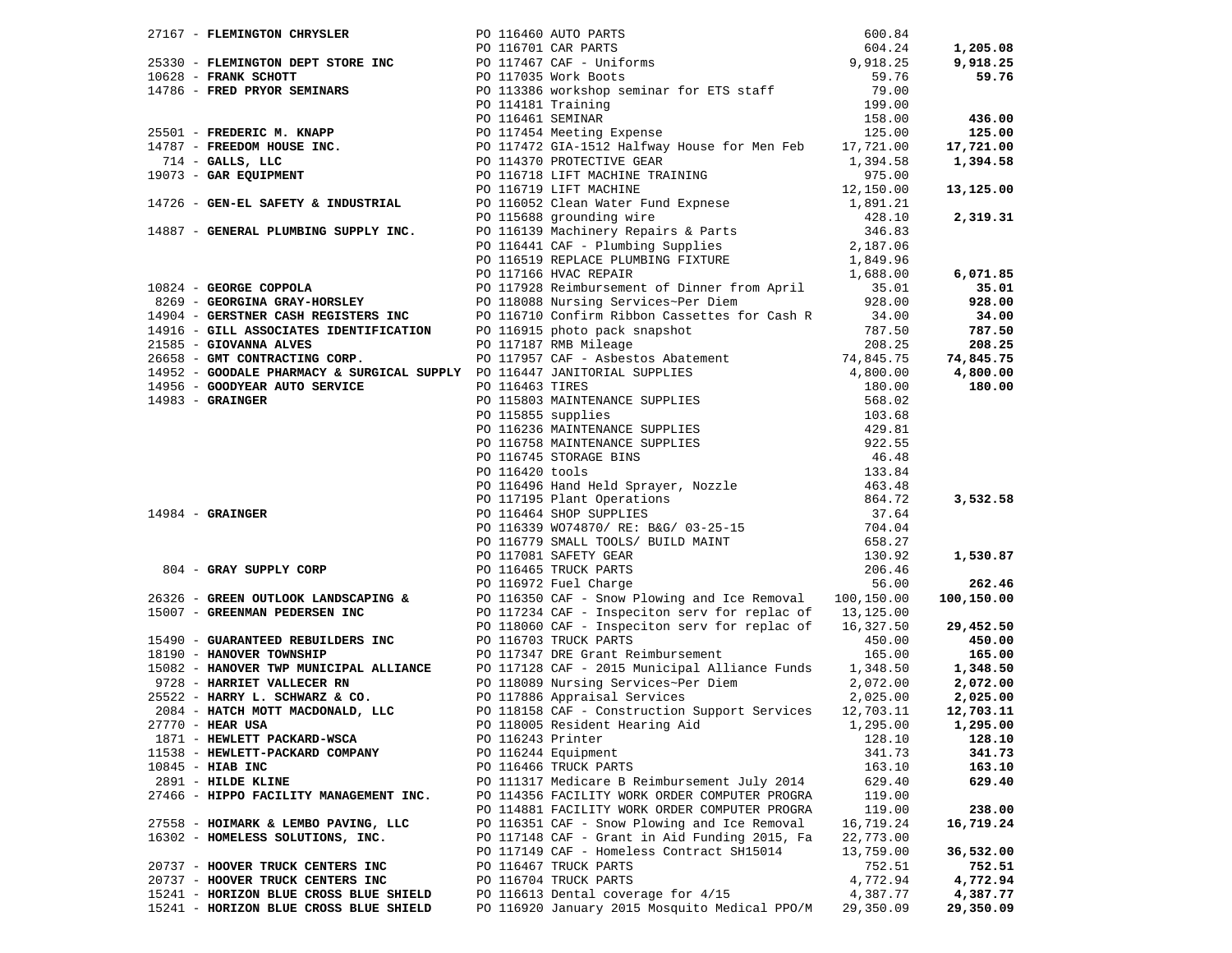| Vendor | PO / Description | Amount | Total |
|---|---|---|---|
| 27167 - **FLEMINGTON CHRYSLER** | PO 116460 AUTO PARTS | 600.84 | |
| | PO 116701 CAR PARTS | 604.24 | **1,205.08** |
| 25330 - **FLEMINGTON DEPT STORE INC** | PO 117467 CAF - Uniforms | 9,918.25 | **9,918.25** |
| 10628 - **FRANK SCHOTT** | PO 117035 Work Boots | 59.76 | **59.76** |
| 14786 - **FRED PRYOR SEMINARS** | PO 113386 workshop seminar for ETS staff | 79.00 | |
| | PO 114181 Training | 199.00 | |
| | PO 116461 SEMINAR | 158.00 | **436.00** |
| 25501 - **FREDERIC M. KNAPP** | PO 117454 Meeting Expense | 125.00 | **125.00** |
| 14787 - **FREEDOM HOUSE INC.** | PO 117472 GIA-1512 Halfway House for Men Feb | 17,721.00 | **17,721.00** |
| 714 - **GALLS, LLC** | PO 114370 PROTECTIVE GEAR | 1,394.58 | **1,394.58** |
| 19073 - **GAR EQUIPMENT** | PO 116718 LIFT MACHINE TRAINING | 975.00 | |
| | PO 116719 LIFT MACHINE | 12,150.00 | **13,125.00** |
| 14726 - **GEN-EL SAFETY & INDUSTRIAL** | PO 116052 Clean Water Fund Expnese | 1,891.21 | |
| | PO 115688 grounding wire | 428.10 | **2,319.31** |
| 14887 - **GENERAL PLUMBING SUPPLY INC.** | PO 116139 Machinery Repairs & Parts | 346.83 | |
| | PO 116441 CAF - Plumbing Supplies | 2,187.06 | |
| | PO 116519 REPLACE PLUMBING FIXTURE | 1,849.96 | |
| | PO 117166 HVAC REPAIR | 1,688.00 | **6,071.85** |
| 10824 - **GEORGE COPPOLA** | PO 117928 Reimbursement of Dinner from April | 35.01 | **35.01** |
| 8269 - **GEORGINA GRAY-HORSLEY** | PO 118088 Nursing Services~Per Diem | 928.00 | **928.00** |
| 14904 - **GERSTNER CASH REGISTERS INC** | PO 116710 Confirm Ribbon Cassettes for Cash R | 34.00 | **34.00** |
| 14916 - **GILL ASSOCIATES IDENTIFICATION** | PO 116915 photo pack snapshot | 787.50 | **787.50** |
| 21585 - **GIOVANNA ALVES** | PO 117187 RMB Mileage | 208.25 | **208.25** |
| 26658 - **GMT CONTRACTING CORP.** | PO 117957 CAF - Asbestos Abatement | 74,845.75 | **74,845.75** |
| 14952 - **GOODALE PHARMACY & SURGICAL SUPPLY** | PO 116447 JANITORIAL SUPPLIES | 4,800.00 | **4,800.00** |
| 14956 - **GOODYEAR AUTO SERVICE** | PO 116463 TIRES | 180.00 | **180.00** |
| 14983 - **GRAINGER** | PO 115803 MAINTENANCE SUPPLIES | 568.02 | |
| | PO 115855 supplies | 103.68 | |
| | PO 116236 MAINTENANCE SUPPLIES | 429.81 | |
| | PO 116758 MAINTENANCE SUPPLIES | 922.55 | |
| | PO 116745 STORAGE BINS | 46.48 | |
| | PO 116420 tools | 133.84 | |
| | PO 116496 Hand Held Sprayer, Nozzle | 463.48 | |
| | PO 117195 Plant Operations | 864.72 | **3,532.58** |
| 14984 - **GRAINGER** | PO 116464 SHOP SUPPLIES | 37.64 | |
| | PO 116339 WO74870/ RE: B&G/ 03-25-15 | 704.04 | |
| | PO 116779 SMALL TOOLS/ BUILD MAINT | 658.27 | |
| | PO 117081 SAFETY GEAR | 130.92 | **1,530.87** |
| 804 - **GRAY SUPPLY CORP** | PO 116465 TRUCK PARTS | 206.46 | |
| | PO 116972 Fuel Charge | 56.00 | **262.46** |
| 26326 - **GREEN OUTLOOK LANDSCAPING &** | PO 116350 CAF - Snow Plowing and Ice Removal | 100,150.00 | **100,150.00** |
| 15007 - **GREENMAN PEDERSEN INC** | PO 117234 CAF - Inspeciton serv for replac of | 13,125.00 | |
| | PO 118060 CAF - Inspeciton serv for replac of | 16,327.50 | **29,452.50** |
| 15490 - **GUARANTEED REBUILDERS INC** | PO 116703 TRUCK PARTS | 450.00 | **450.00** |
| 18190 - **HANOVER TOWNSHIP** | PO 117347 DRE Grant Reimbursement | 165.00 | **165.00** |
| 15082 - **HANOVER TWP MUNICIPAL ALLIANCE** | PO 117128 CAF - 2015 Municipal Alliance Funds | 1,348.50 | **1,348.50** |
| 9728 - **HARRIET VALLECER RN** | PO 118089 Nursing Services~Per Diem | 2,072.00 | **2,072.00** |
| 25522 - **HARRY L. SCHWARZ & CO.** | PO 117886 Appraisal Services | 2,025.00 | **2,025.00** |
| 2084 - **HATCH MOTT MACDONALD, LLC** | PO 118158 CAF - Construction Support Services | 12,703.11 | **12,703.11** |
| 27770 - **HEAR USA** | PO 118005 Resident Hearing Aid | 1,295.00 | **1,295.00** |
| 1871 - **HEWLETT PACKARD-WSCA** | PO 116243 Printer | 128.10 | **128.10** |
| 11538 - **HEWLETT-PACKARD COMPANY** | PO 116244 Equipment | 341.73 | **341.73** |
| 10845 - **HIAB INC** | PO 116466 TRUCK PARTS | 163.10 | **163.10** |
| 2891 - **HILDE KLINE** | PO 111317 Medicare B Reimbursement July 2014 | 629.40 | **629.40** |
| 27466 - **HIPPO FACILITY MANAGEMENT INC.** | PO 114356 FACILITY WORK ORDER COMPUTER PROGRA | 119.00 | |
| | PO 114881 FACILITY WORK ORDER COMPUTER PROGRA | 119.00 | **238.00** |
| 27558 - **HOIMARK & LEMBO PAVING, LLC** | PO 116351 CAF - Snow Plowing and Ice Removal | 16,719.24 | **16,719.24** |
| 16302 - **HOMELESS SOLUTIONS, INC.** | PO 117148 CAF - Grant in Aid Funding 2015, Fa | 22,773.00 | |
| | PO 117149 CAF - Homeless Contract SH15014 | 13,759.00 | **36,532.00** |
| 20737 - **HOOVER TRUCK CENTERS INC** | PO 116467 TRUCK PARTS | 752.51 | **752.51** |
| 20737 - **HOOVER TRUCK CENTERS INC** | PO 116704 TRUCK PARTS | 4,772.94 | **4,772.94** |
| 15241 - **HORIZON BLUE CROSS BLUE SHIELD** | PO 116613 Dental coverage for 4/15 | 4,387.77 | **4,387.77** |
| 15241 - **HORIZON BLUE CROSS BLUE SHIELD** | PO 116920 January 2015 Mosquito Medical PPO/M | 29,350.09 | **29,350.09** |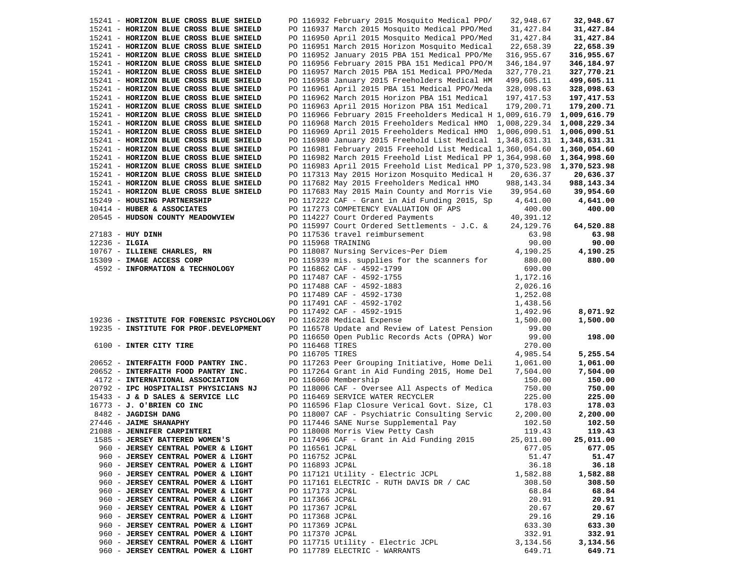| Vendor | PO / Description | Amount | Total |
|---|---|---|---|
| 15241 - **HORIZON BLUE CROSS BLUE SHIELD** | PO 116932 February 2015 Mosquito Medical PPO/ | 32,948.67 | **32,948.67** |
| 15241 - **HORIZON BLUE CROSS BLUE SHIELD** | PO 116937 March 2015 Mosquito Medical PPO/Med | 31,427.84 | **31,427.84** |
| 15241 - **HORIZON BLUE CROSS BLUE SHIELD** | PO 116950 April 2015 Mosquito Medical PPO/Med | 31,427.84 | **31,427.84** |
| 15241 - **HORIZON BLUE CROSS BLUE SHIELD** | PO 116951 March 2015 Horizon Mosquito Medical | 22,658.39 | **22,658.39** |
| 15241 - **HORIZON BLUE CROSS BLUE SHIELD** | PO 116952 January 2015 PBA 151 Medical PPO/Me | 316,955.67 | **316,955.67** |
| 15241 - **HORIZON BLUE CROSS BLUE SHIELD** | PO 116956 February 2015 PBA 151 Medical PPO/M | 346,184.97 | **346,184.97** |
| 15241 - **HORIZON BLUE CROSS BLUE SHIELD** | PO 116957 March 2015 PBA 151 Medical PPO/Meda | 327,770.21 | **327,770.21** |
| 15241 - **HORIZON BLUE CROSS BLUE SHIELD** | PO 116958 January 2015 Freeholders Medical HM | 499,605.11 | **499,605.11** |
| 15241 - **HORIZON BLUE CROSS BLUE SHIELD** | PO 116961 April 2015 PBA 151 Medical PPO/Meda | 328,098.63 | **328,098.63** |
| 15241 - **HORIZON BLUE CROSS BLUE SHIELD** | PO 116962 March 2015 Horizon PBA 151 Medical | 197,417.53 | **197,417.53** |
| 15241 - **HORIZON BLUE CROSS BLUE SHIELD** | PO 116963 April 2015 Horizon PBA 151 Medical | 179,200.71 | **179,200.71** |
| 15241 - **HORIZON BLUE CROSS BLUE SHIELD** | PO 116966 February 2015 Freeholders Medical H | 1,009,616.79 | **1,009,616.79** |
| 15241 - **HORIZON BLUE CROSS BLUE SHIELD** | PO 116968 March 2015 Freeholders Medical HMO | 1,008,229.34 | **1,008,229.34** |
| 15241 - **HORIZON BLUE CROSS BLUE SHIELD** | PO 116969 April 2015 Freeholders Medical HMO | 1,006,090.51 | **1,006,090.51** |
| 15241 - **HORIZON BLUE CROSS BLUE SHIELD** | PO 116980 January 2015 Freehold List Medical | 1,348,631.31 | **1,348,631.31** |
| 15241 - **HORIZON BLUE CROSS BLUE SHIELD** | PO 116981 February 2015 Freehold List Medical | 1,360,054.60 | **1,360,054.60** |
| 15241 - **HORIZON BLUE CROSS BLUE SHIELD** | PO 116982 March 2015 Freehold List Medical PP | 1,364,998.60 | **1,364,998.60** |
| 15241 - **HORIZON BLUE CROSS BLUE SHIELD** | PO 116983 April 2015 Freehold List Medical PP | 1,370,523.98 | **1,370,523.98** |
| 15241 - **HORIZON BLUE CROSS BLUE SHIELD** | PO 117313 May 2015 Horizon Mosquito Medical H | 20,636.37 | **20,636.37** |
| 15241 - **HORIZON BLUE CROSS BLUE SHIELD** | PO 117682 May 2015 Freeholders Medical HMO | 988,143.34 | **988,143.34** |
| 15241 - **HORIZON BLUE CROSS BLUE SHIELD** | PO 117683 May 2015 Main County and Morris Vie | 39,954.60 | **39,954.60** |
| 15249 - **HOUSING PARTNERSHIP** | PO 117222 CAF - Grant in Aid Funding 2015, Sp | 4,641.00 | **4,641.00** |
| 10414 - **HUBER & ASSOCIATES** | PO 117273 COMPETENCY EVALUATION OF APS | 400.00 | **400.00** |
| 20545 - **HUDSON COUNTY MEADOWVIEW** | PO 114227 Court Ordered Payments | 40,391.12 | |
| | PO 115997 Court Ordered Settlements - J.C. & | 24,129.76 | **64,520.88** |
| 27183 - **HUY DINH** | PO 117536 travel reimbursement | 63.98 | **63.98** |
| 12236 - **ILGIA** | PO 115968 TRAINING | 90.00 | **90.00** |
| 10767 - **ILLIENE CHARLES, RN** | PO 118087 Nursing Services~Per Diem | 4,190.25 | **4,190.25** |
| 15309 - **IMAGE ACCESS CORP** | PO 115939 mis. supplies for the scanners for | 880.00 | **880.00** |
| 4592 - **INFORMATION & TECHNOLOGY** | PO 116862 CAF - 4592-1799 | 690.00 | |
| | PO 117487 CAF - 4592-1755 | 1,172.16 | |
| | PO 117488 CAF - 4592-1883 | 2,026.16 | |
| | PO 117489 CAF - 4592-1730 | 1,252.08 | |
| | PO 117491 CAF - 4592-1702 | 1,438.56 | |
| | PO 117492 CAF - 4592-1915 | 1,492.96 | **8,071.92** |
| 19236 - **INSTITUTE FOR FORENSIC PSYCHOLOGY** | PO 116228 Medical Expense | 1,500.00 | **1,500.00** |
| 19235 - **INSTITUTE FOR PROF.DEVELOPMENT** | PO 116578 Update and Review of Latest Pension | 99.00 | |
| | PO 116650 Open Public Records Acts (OPRA) Wor | 99.00 | **198.00** |
| 6100 - **INTER CITY TIRE** | PO 116468 TIRES | 270.00 | |
| | PO 116705 TIRES | 4,985.54 | **5,255.54** |
| 20652 - **INTERFAITH FOOD PANTRY INC.** | PO 117263 Peer Grouping Initiative, Home Deli | 1,061.00 | **1,061.00** |
| 20652 - **INTERFAITH FOOD PANTRY INC.** | PO 117264 Grant in Aid Funding 2015, Home Del | 7,504.00 | **7,504.00** |
| 4172 - **INTERNATIONAL ASSOCIATION** | PO 116060 Membership | 150.00 | **150.00** |
| 20792 - **IPC HOSPITALIST PHYSICIANS NJ** | PO 118006 CAF - Oversee All Aspects of Medica | 750.00 | **750.00** |
| 15433 - **J & D SALES & SERVICE LLC** | PO 116469 SERVICE WATER RECYCLER | 225.00 | **225.00** |
| 16773 - **J. O'BRIEN CO INC** | PO 116596 Flap Closure Verical Govt. Size, Cl | 178.03 | **178.03** |
| 8482 - **JAGDISH DANG** | PO 118007 CAF - Psychiatric Consulting Servic | 2,200.00 | **2,200.00** |
| 27446 - **JAIME SHANAPHY** | PO 117446 SANE Nurse Supplemental Pay | 102.50 | **102.50** |
| 21088 - **JENNIFER CARPINTERI** | PO 118008 Morris View Petty Cash | 119.43 | **119.43** |
| 1585 - **JERSEY BATTERED WOMEN'S** | PO 117496 CAF - Grant in Aid Funding 2015 | 25,011.00 | **25,011.00** |
| 960 - **JERSEY CENTRAL POWER & LIGHT** | PO 116561 JCP&L | 677.05 | **677.05** |
| 960 - **JERSEY CENTRAL POWER & LIGHT** | PO 116752 JCP&L | 51.47 | **51.47** |
| 960 - **JERSEY CENTRAL POWER & LIGHT** | PO 116893 JCP&L | 36.18 | **36.18** |
| 960 - **JERSEY CENTRAL POWER & LIGHT** | PO 117121 Utility - Electric JCPL | 1,582.88 | **1,582.88** |
| 960 - **JERSEY CENTRAL POWER & LIGHT** | PO 117161 ELECTRIC - RUTH DAVIS DR / CAC | 308.50 | **308.50** |
| 960 - **JERSEY CENTRAL POWER & LIGHT** | PO 117173 JCP&L | 68.84 | **68.84** |
| 960 - **JERSEY CENTRAL POWER & LIGHT** | PO 117366 JCP&L | 20.91 | **20.91** |
| 960 - **JERSEY CENTRAL POWER & LIGHT** | PO 117367 JCP&L | 20.67 | **20.67** |
| 960 - **JERSEY CENTRAL POWER & LIGHT** | PO 117368 JCP&L | 29.16 | **29.16** |
| 960 - **JERSEY CENTRAL POWER & LIGHT** | PO 117369 JCP&L | 633.30 | **633.30** |
| 960 - **JERSEY CENTRAL POWER & LIGHT** | PO 117370 JCP&L | 332.91 | **332.91** |
| 960 - **JERSEY CENTRAL POWER & LIGHT** | PO 117715 Utility - Electric JCPL | 3,134.56 | **3,134.56** |
| 960 - **JERSEY CENTRAL POWER & LIGHT** | PO 117789 ELECTRIC - WARRANTS | 649.71 | **649.71** |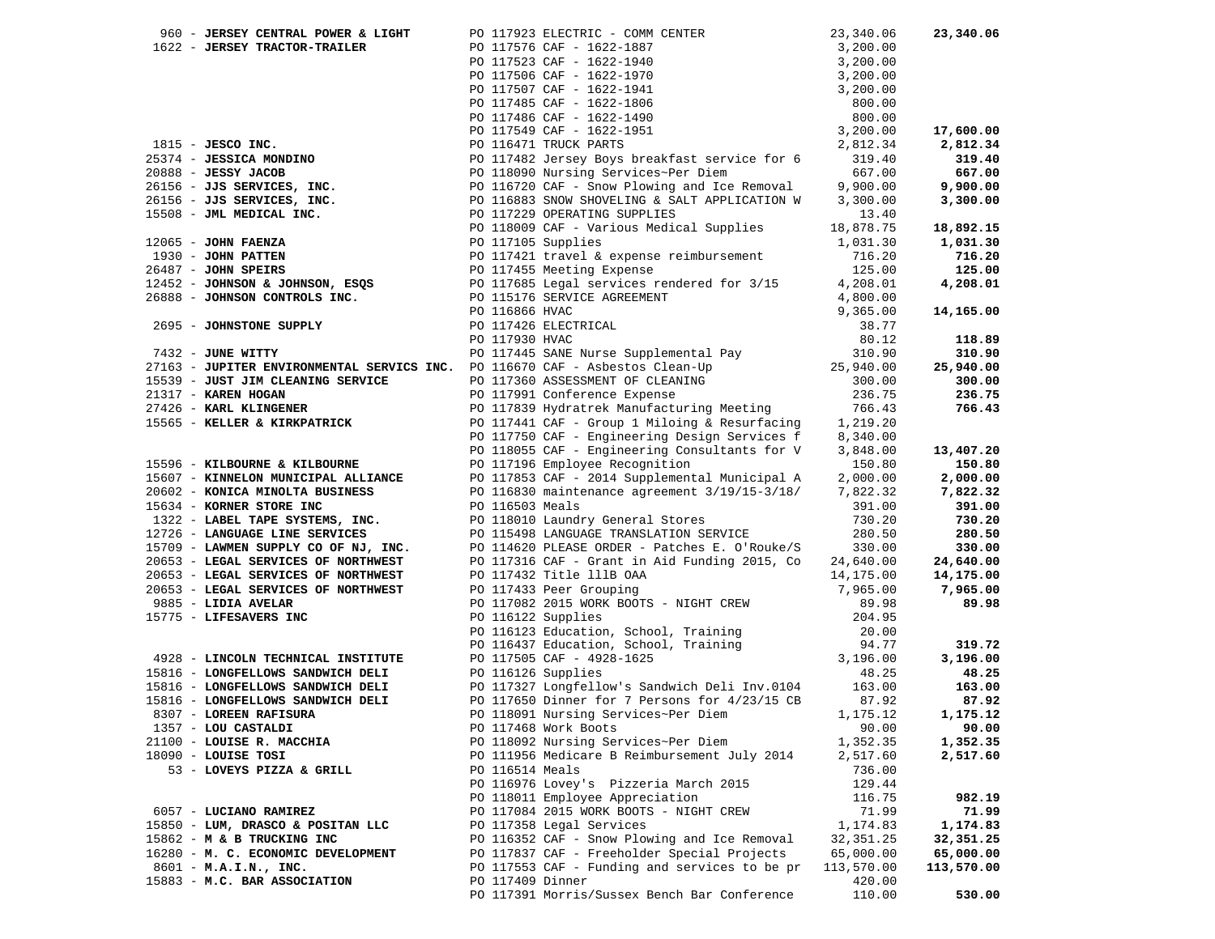| Vendor | PO / Description | Amount | Total |
|---|---|---|---|
| 960 - **JERSEY CENTRAL POWER & LIGHT** | PO 117923 ELECTRIC - COMM CENTER | 23,340.06 | **23,340.06** |
| 1622 - **JERSEY TRACTOR-TRAILER** | PO 117576 CAF - 1622-1887 | 3,200.00 | |
| | PO 117523 CAF - 1622-1940 | 3,200.00 | |
| | PO 117506 CAF - 1622-1970 | 3,200.00 | |
| | PO 117507 CAF - 1622-1941 | 3,200.00 | |
| | PO 117485 CAF - 1622-1806 | 800.00 | |
| | PO 117486 CAF - 1622-1490 | 800.00 | |
| | PO 117549 CAF - 1622-1951 | 3,200.00 | **17,600.00** |
| 1815 - **JESCO INC.** | PO 116471 TRUCK PARTS | 2,812.34 | **2,812.34** |
| 25374 - **JESSICA MONDINO** | PO 117482 Jersey Boys breakfast service for 6 | 319.40 | **319.40** |
| 20888 - **JESSY JACOB** | PO 118090 Nursing Services~Per Diem | 667.00 | **667.00** |
| 26156 - **JJS SERVICES, INC.** | PO 116720 CAF - Snow Plowing and Ice Removal | 9,900.00 | **9,900.00** |
| 26156 - **JJS SERVICES, INC.** | PO 116883 SNOW SHOVELING & SALT APPLICATION W | 3,300.00 | **3,300.00** |
| 15508 - **JML MEDICAL INC.** | PO 117229 OPERATING SUPPLIES | 13.40 | |
| | PO 118009 CAF - Various Medical Supplies | 18,878.75 | **18,892.15** |
| 12065 - **JOHN FAENZA** | PO 117105 Supplies | 1,031.30 | **1,031.30** |
| 1930 - **JOHN PATTEN** | PO 117421 travel & expense reimbursement | 716.20 | **716.20** |
| 26487 - **JOHN SPEIRS** | PO 117455 Meeting Expense | 125.00 | **125.00** |
| 12452 - **JOHNSON & JOHNSON, ESQS** | PO 117685 Legal services rendered for 3/15 | 4,208.01 | **4,208.01** |
| 26888 - **JOHNSON CONTROLS INC.** | PO 115176 SERVICE AGREEMENT | 4,800.00 | |
| | PO 116866 HVAC | 9,365.00 | **14,165.00** |
| 2695 - **JOHNSTONE SUPPLY** | PO 117426 ELECTRICAL | 38.77 | |
| | PO 117930 HVAC | 80.12 | **118.89** |
| 7432 - **JUNE WITTY** | PO 117445 SANE Nurse Supplemental Pay | 310.90 | **310.90** |
| 27163 - **JUPITER ENVIRONMENTAL SERVICS INC.** | PO 116670 CAF - Asbestos Clean-Up | 25,940.00 | **25,940.00** |
| 15539 - **JUST JIM CLEANING SERVICE** | PO 117360 ASSESSMENT OF CLEANING | 300.00 | **300.00** |
| 21317 - **KAREN HOGAN** | PO 117991 Conference Expense | 236.75 | **236.75** |
| 27426 - **KARL KLINGENER** | PO 117839 Hydratrek Manufacturing Meeting | 766.43 | **766.43** |
| 15565 - **KELLER & KIRKPATRICK** | PO 117441 CAF - Group 1 Miloing & Resurfacing | 1,219.20 | |
| | PO 117750 CAF - Engineering Design Services f | 8,340.00 | |
| | PO 118055 CAF - Engineering Consultants for V | 3,848.00 | **13,407.20** |
| 15596 - **KILBOURNE & KILBOURNE** | PO 117196 Employee Recognition | 150.80 | **150.80** |
| 15607 - **KINNELON MUNICIPAL ALLIANCE** | PO 117853 CAF - 2014 Supplemental Municipal A | 2,000.00 | **2,000.00** |
| 20602 - **KONICA MINOLTA BUSINESS** | PO 116830 maintenance agreement 3/19/15-3/18/ | 7,822.32 | **7,822.32** |
| 15634 - **KORNER STORE INC** | PO 116503 Meals | 391.00 | **391.00** |
| 1322 - **LABEL TAPE SYSTEMS, INC.** | PO 118010 Laundry General Stores | 730.20 | **730.20** |
| 12726 - **LANGUAGE LINE SERVICES** | PO 115498 LANGUAGE TRANSLATION SERVICE | 280.50 | **280.50** |
| 15709 - **LAWMEN SUPPLY CO OF NJ, INC.** | PO 114620 PLEASE ORDER - Patches E. O'Rouke/S | 330.00 | **330.00** |
| 20653 - **LEGAL SERVICES OF NORTHWEST** | PO 117316 CAF - Grant in Aid Funding 2015, Co | 24,640.00 | **24,640.00** |
| 20653 - **LEGAL SERVICES OF NORTHWEST** | PO 117432 Title 111B OAA | 14,175.00 | **14,175.00** |
| 20653 - **LEGAL SERVICES OF NORTHWEST** | PO 117433 Peer Grouping | 7,965.00 | **7,965.00** |
| 9885 - **LIDIA AVELAR** | PO 117082 2015 WORK BOOTS - NIGHT CREW | 89.98 | **89.98** |
| 15775 - **LIFESAVERS INC** | PO 116122 Supplies | 204.95 | |
| | PO 116123 Education, School, Training | 20.00 | |
| | PO 116437 Education, School, Training | 94.77 | **319.72** |
| 4928 - **LINCOLN TECHNICAL INSTITUTE** | PO 117505 CAF - 4928-1625 | 3,196.00 | **3,196.00** |
| 15816 - **LONGFELLOWS SANDWICH DELI** | PO 116126 Supplies | 48.25 | **48.25** |
| 15816 - **LONGFELLOWS SANDWICH DELI** | PO 117327 Longfellow's Sandwich Deli Inv.0104 | 163.00 | **163.00** |
| 15816 - **LONGFELLOWS SANDWICH DELI** | PO 117650 Dinner for 7 Persons for 4/23/15 CB | 87.92 | **87.92** |
| 8307 - **LOREEN RAFISURA** | PO 118091 Nursing Services~Per Diem | 1,175.12 | **1,175.12** |
| 1357 - **LOU CASTALDI** | PO 117468 Work Boots | 90.00 | **90.00** |
| 21100 - **LOUISE R. MACCHIA** | PO 118092 Nursing Services~Per Diem | 1,352.35 | **1,352.35** |
| 18090 - **LOUISE TOSI** | PO 111956 Medicare B Reimbursement July 2014 | 2,517.60 | **2,517.60** |
| 53 - **LOVEYS PIZZA & GRILL** | PO 116514 Meals | 736.00 | |
| | PO 116976 Lovey's Pizzeria March 2015 | 129.44 | |
| | PO 118011 Employee Appreciation | 116.75 | **982.19** |
| 6057 - **LUCIANO RAMIREZ** | PO 117084 2015 WORK BOOTS - NIGHT CREW | 71.99 | **71.99** |
| 15850 - **LUM, DRASCO & POSITAN LLC** | PO 117358 Legal Services | 1,174.83 | **1,174.83** |
| 15862 - **M & B TRUCKING INC** | PO 116352 CAF - Snow Plowing and Ice Removal | 32,351.25 | **32,351.25** |
| 16280 - **M. C. ECONOMIC DEVELOPMENT** | PO 117837 CAF - Freeholder Special Projects | 65,000.00 | **65,000.00** |
| 8601 - **M.A.I.N., INC.** | PO 117553 CAF - Funding and services to be pr | 113,570.00 | **113,570.00** |
| 15883 - **M.C. BAR ASSOCIATION** | PO 117409 Dinner | 420.00 | |
| | PO 117391 Morris/Sussex Bench Bar Conference | 110.00 | **530.00** |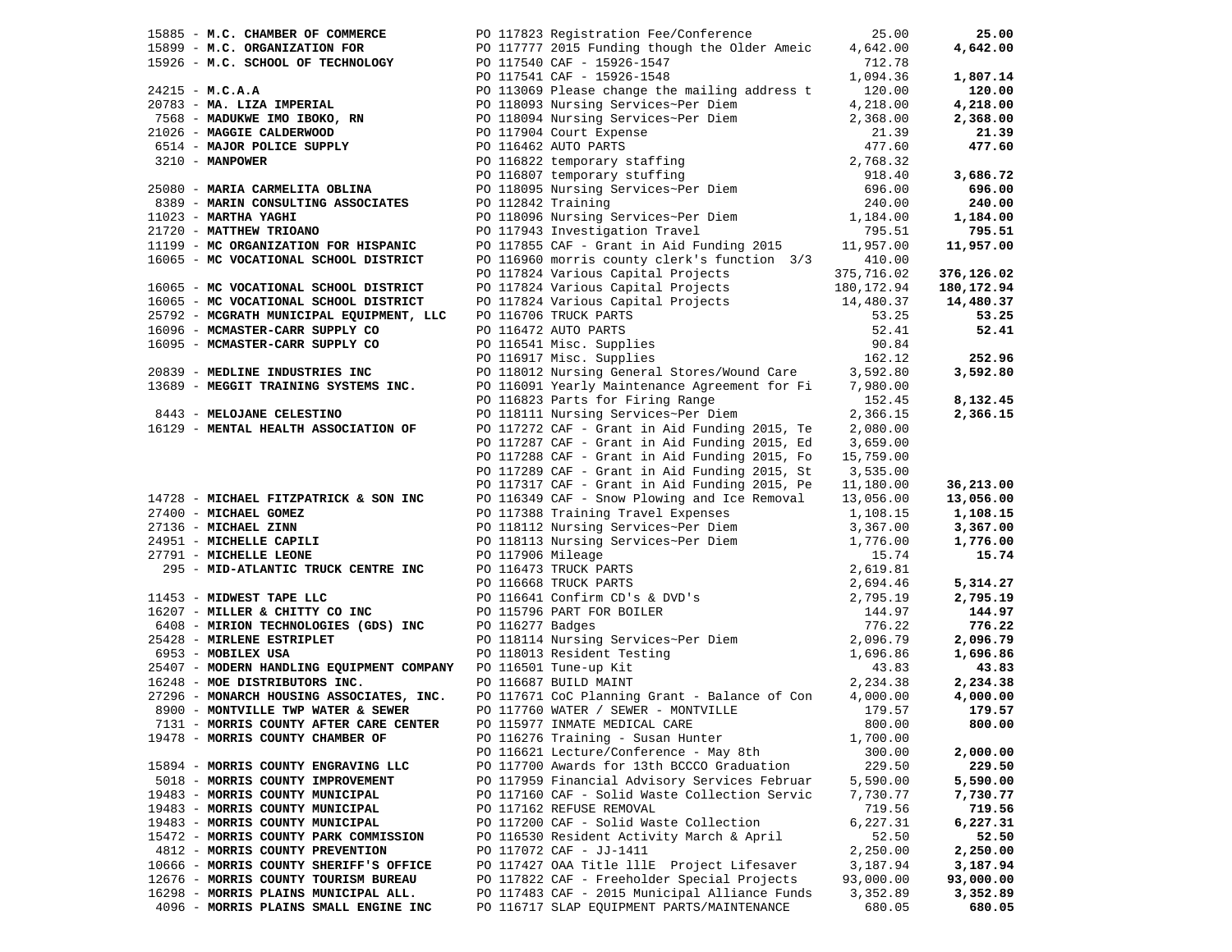| Vendor | PO / Description | Amount | Total |
|---|---|---|---|
| 15885 - **M.C. CHAMBER OF COMMERCE** | PO 117823 Registration Fee/Conference | 25.00 | **25.00** |
| 15899 - **M.C. ORGANIZATION FOR** | PO 117777 2015 Funding though the Older Ameic | 4,642.00 | **4,642.00** |
| 15926 - **M.C. SCHOOL OF TECHNOLOGY** | PO 117540 CAF - 15926-1547 | 712.78 | |
| | PO 117541 CAF - 15926-1548 | 1,094.36 | **1,807.14** |
| 24215 - **M.C.A.A** | PO 113069 Please change the mailing address t | 120.00 | **120.00** |
| 20783 - **MA. LIZA IMPERIAL** | PO 118093 Nursing Services~Per Diem | 4,218.00 | **4,218.00** |
| 7568 - **MADUKWE IMO IBOKO, RN** | PO 118094 Nursing Services~Per Diem | 2,368.00 | **2,368.00** |
| 21026 - **MAGGIE CALDERWOOD** | PO 117904 Court Expense | 21.39 | **21.39** |
| 6514 - **MAJOR POLICE SUPPLY** | PO 116462 AUTO PARTS | 477.60 | **477.60** |
| 3210 - **MANPOWER** | PO 116822 temporary staffing | 2,768.32 | |
| | PO 116807 temporary stuffing | 918.40 | **3,686.72** |
| 25080 - **MARIA CARMELITA OBLINA** | PO 118095 Nursing Services~Per Diem | 696.00 | **696.00** |
| 8389 - **MARIN CONSULTING ASSOCIATES** | PO 112842 Training | 240.00 | **240.00** |
| 11023 - **MARTHA YAGHI** | PO 118096 Nursing Services~Per Diem | 1,184.00 | **1,184.00** |
| 21720 - **MATTHEW TRIOANO** | PO 117943 Investigation Travel | 795.51 | **795.51** |
| 11199 - **MC ORGANIZATION FOR HISPANIC** | PO 117855 CAF - Grant in Aid Funding 2015 | 11,957.00 | **11,957.00** |
| 16065 - **MC VOCATIONAL SCHOOL DISTRICT** | PO 116960 morris county clerk's function 3/3 | 410.00 | |
| | PO 117824 Various Capital Projects | 375,716.02 | **376,126.02** |
| 16065 - **MC VOCATIONAL SCHOOL DISTRICT** | PO 117824 Various Capital Projects | 180,172.94 | **180,172.94** |
| 16065 - **MC VOCATIONAL SCHOOL DISTRICT** | PO 117824 Various Capital Projects | 14,480.37 | **14,480.37** |
| 25792 - **MCGRATH MUNICIPAL EQUIPMENT, LLC** | PO 116706 TRUCK PARTS | 53.25 | **53.25** |
| 16096 - **MCMASTER-CARR SUPPLY CO** | PO 116472 AUTO PARTS | 52.41 | **52.41** |
| 16095 - **MCMASTER-CARR SUPPLY CO** | PO 116541 Misc. Supplies | 90.84 | |
| | PO 116917 Misc. Supplies | 162.12 | **252.96** |
| 20839 - **MEDLINE INDUSTRIES INC** | PO 118012 Nursing General Stores/Wound Care | 3,592.80 | **3,592.80** |
| 13689 - **MEGGIT TRAINING SYSTEMS INC.** | PO 116091 Yearly Maintenance Agreement for Fi | 7,980.00 | |
| | PO 116823 Parts for Firing Range | 152.45 | **8,132.45** |
| 8443 - **MELOJANE CELESTINO** | PO 118111 Nursing Services~Per Diem | 2,366.15 | **2,366.15** |
| 16129 - **MENTAL HEALTH ASSOCIATION OF** | PO 117272 CAF - Grant in Aid Funding 2015, Te | 2,080.00 | |
| | PO 117287 CAF - Grant in Aid Funding 2015, Ed | 3,659.00 | |
| | PO 117288 CAF - Grant in Aid Funding 2015, Fo | 15,759.00 | |
| | PO 117289 CAF - Grant in Aid Funding 2015, St | 3,535.00 | |
| | PO 117317 CAF - Grant in Aid Funding 2015, Pe | 11,180.00 | **36,213.00** |
| 14728 - **MICHAEL FITZPATRICK & SON INC** | PO 116349 CAF - Snow Plowing and Ice Removal | 13,056.00 | **13,056.00** |
| 27400 - **MICHAEL GOMEZ** | PO 117388 Training Travel Expenses | 1,108.15 | **1,108.15** |
| 27136 - **MICHAEL ZINN** | PO 118112 Nursing Services~Per Diem | 3,367.00 | **3,367.00** |
| 24951 - **MICHELLE CAPILI** | PO 118113 Nursing Services~Per Diem | 1,776.00 | **1,776.00** |
| 27791 - **MICHELLE LEONE** | PO 117906 Mileage | 15.74 | **15.74** |
| 295 - **MID-ATLANTIC TRUCK CENTRE INC** | PO 116473 TRUCK PARTS | 2,619.81 | |
| | PO 116668 TRUCK PARTS | 2,694.46 | **5,314.27** |
| 11453 - **MIDWEST TAPE LLC** | PO 116641 Confirm CD's & DVD's | 2,795.19 | **2,795.19** |
| 16207 - **MILLER & CHITTY CO INC** | PO 115796 PART FOR BOILER | 144.97 | **144.97** |
| 6408 - **MIRION TECHNOLOGIES (GDS) INC** | PO 116277 Badges | 776.22 | **776.22** |
| 25428 - **MIRLENE ESTRIPLET** | PO 118114 Nursing Services~Per Diem | 2,096.79 | **2,096.79** |
| 6953 - **MOBILEX USA** | PO 118013 Resident Testing | 1,696.86 | **1,696.86** |
| 25407 - **MODERN HANDLING EQUIPMENT COMPANY** | PO 116501 Tune-up Kit | 43.83 | **43.83** |
| 16248 - **MOE DISTRIBUTORS INC.** | PO 116687 BUILD MAINT | 2,234.38 | **2,234.38** |
| 27296 - **MONARCH HOUSING ASSOCIATES, INC.** | PO 117671 CoC Planning Grant - Balance of Con | 4,000.00 | **4,000.00** |
| 8900 - **MONTVILLE TWP WATER & SEWER** | PO 117760 WATER / SEWER - MONTVILLE | 179.57 | **179.57** |
| 7131 - **MORRIS COUNTY AFTER CARE CENTER** | PO 115977 INMATE MEDICAL CARE | 800.00 | **800.00** |
| 19478 - **MORRIS COUNTY CHAMBER OF** | PO 116276 Training - Susan Hunter | 1,700.00 | |
| | PO 116621 Lecture/Conference - May 8th | 300.00 | **2,000.00** |
| 15894 - **MORRIS COUNTY ENGRAVING LLC** | PO 117700 Awards for 13th BCCCO Graduation | 229.50 | **229.50** |
| 5018 - **MORRIS COUNTY IMPROVEMENT** | PO 117959 Financial Advisory Services Februar | 5,590.00 | **5,590.00** |
| 19483 - **MORRIS COUNTY MUNICIPAL** | PO 117160 CAF - Solid Waste Collection Servic | 7,730.77 | **7,730.77** |
| 19483 - **MORRIS COUNTY MUNICIPAL** | PO 117162 REFUSE REMOVAL | 719.56 | **719.56** |
| 19483 - **MORRIS COUNTY MUNICIPAL** | PO 117200 CAF - Solid Waste Collection | 6,227.31 | **6,227.31** |
| 15472 - **MORRIS COUNTY PARK COMMISSION** | PO 116530 Resident Activity March & April | 52.50 | **52.50** |
| 4812 - **MORRIS COUNTY PREVENTION** | PO 117072 CAF - JJ-1411 | 2,250.00 | **2,250.00** |
| 10666 - **MORRIS COUNTY SHERIFF'S OFFICE** | PO 117427 OAA Title lllE Project Lifesaver | 3,187.94 | **3,187.94** |
| 12676 - **MORRIS COUNTY TOURISM BUREAU** | PO 117822 CAF - Freeholder Special Projects | 93,000.00 | **93,000.00** |
| 16298 - **MORRIS PLAINS MUNICIPAL ALL.** | PO 117483 CAF - 2015 Municipal Alliance Funds | 3,352.89 | **3,352.89** |
| 4096 - **MORRIS PLAINS SMALL ENGINE INC** | PO 116717 SLAP EQUIPMENT PARTS/MAINTENANCE | 680.05 | **680.05** |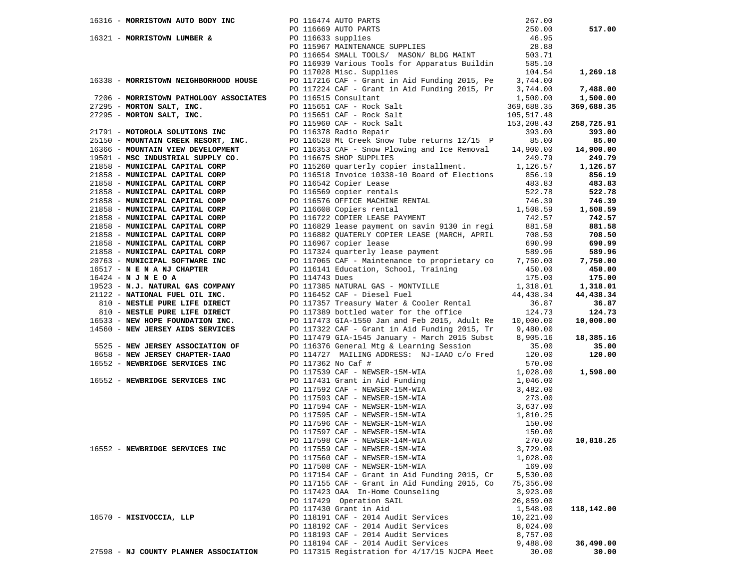| Vendor | PO / Description | Amount | Total |
|---|---|---|---|
| 16316 - **MORRISTOWN AUTO BODY INC** | PO 116474 AUTO PARTS | 267.00 | |
| | PO 116669 AUTO PARTS | 250.00 | **517.00** |
| 16321 - **MORRISTOWN LUMBER &** | PO 116633 supplies | 46.95 | |
| | PO 115967 MAINTENANCE SUPPLIES | 28.88 | |
| | PO 116654 SMALL TOOLS/ MASON/ BLDG MAINT | 503.71 | |
| | PO 116939 Various Tools for Apparatus Buildin | 585.10 | |
| | PO 117028 Misc. Supplies | 104.54 | **1,269.18** |
| 16338 - **MORRISTOWN NEIGHBORHOOD HOUSE** | PO 117216 CAF - Grant in Aid Funding 2015, Pe | 3,744.00 | |
| | PO 117224 CAF - Grant in Aid Funding 2015, Pr | 3,744.00 | **7,488.00** |
| 7206 - **MORRISTOWN PATHOLOGY ASSOCIATES** | PO 116515 Consultant | 1,500.00 | **1,500.00** |
| 27295 - **MORTON SALT, INC.** | PO 115651 CAF - Rock Salt | 369,688.35 | **369,688.35** |
| 27295 - **MORTON SALT, INC.** | PO 115651 CAF - Rock Salt | 105,517.48 | |
| | PO 115960 CAF - Rock Salt | 153,208.43 | **258,725.91** |
| 21791 - **MOTOROLA SOLUTIONS INC** | PO 116378 Radio Repair | 393.00 | **393.00** |
| 25150 - **MOUNTAIN CREEK RESORT, INC.** | PO 116528 Mt Creek Snow Tube returns 12/15 P | 85.00 | **85.00** |
| 16366 - **MOUNTAIN VIEW DEVELOPMENT** | PO 116353 CAF - Snow Plowing and Ice Removal | 14,900.00 | **14,900.00** |
| 19501 - **MSC INDUSTRIAL SUPPLY CO.** | PO 116675 SHOP SUPPLIES | 249.79 | **249.79** |
| 21858 - **MUNICIPAL CAPITAL CORP** | PO 115260 quarterly copier installment. | 1,126.57 | **1,126.57** |
| 21858 - **MUNICIPAL CAPITAL CORP** | PO 116518 Invoice 10338-10 Board of Elections | 856.19 | **856.19** |
| 21858 - **MUNICIPAL CAPITAL CORP** | PO 116542 Copier Lease | 483.83 | **483.83** |
| 21858 - **MUNICIPAL CAPITAL CORP** | PO 116569 copier rentals | 522.78 | **522.78** |
| 21858 - **MUNICIPAL CAPITAL CORP** | PO 116576 OFFICE MACHINE RENTAL | 746.39 | **746.39** |
| 21858 - **MUNICIPAL CAPITAL CORP** | PO 116608 Copiers rental | 1,508.59 | **1,508.59** |
| 21858 - **MUNICIPAL CAPITAL CORP** | PO 116722 COPIER LEASE PAYMENT | 742.57 | **742.57** |
| 21858 - **MUNICIPAL CAPITAL CORP** | PO 116829 lease payment on savin 9130 in regi | 881.58 | **881.58** |
| 21858 - **MUNICIPAL CAPITAL CORP** | PO 116882 QUATERLY COPIER LEASE (MARCH, APRIL | 708.50 | **708.50** |
| 21858 - **MUNICIPAL CAPITAL CORP** | PO 116967 copier lease | 690.99 | **690.99** |
| 21858 - **MUNICIPAL CAPITAL CORP** | PO 117324 quarterly lease payment | 589.96 | **589.96** |
| 20763 - **MUNICIPAL SOFTWARE INC** | PO 117065 CAF - Maintenance to proprietary co | 7,750.00 | **7,750.00** |
| 16517 - **N E N A NJ CHAPTER** | PO 116141 Education, School, Training | 450.00 | **450.00** |
| 16424 - **N J N E O A** | PO 114743 Dues | 175.00 | **175.00** |
| 19523 - **N.J. NATURAL GAS COMPANY** | PO 117385 NATURAL GAS - MONTVILLE | 1,318.01 | **1,318.01** |
| 21122 - **NATIONAL FUEL OIL INC.** | PO 116452 CAF - Diesel Fuel | 44,438.34 | **44,438.34** |
| 810 - **NESTLE PURE LIFE DIRECT** | PO 117357 Treasury Water & Cooler Rental | 36.87 | **36.87** |
| 810 - **NESTLE PURE LIFE DIRECT** | PO 117389 bottled water for the office | 124.73 | **124.73** |
| 16533 - **NEW HOPE FOUNDATION INC.** | PO 117473 GIA-1550 Jan and Feb 2015, Adult Re | 10,000.00 | **10,000.00** |
| 14560 - **NEW JERSEY AIDS SERVICES** | PO 117322 CAF - Grant in Aid Funding 2015, Tr | 9,480.00 | |
| | PO 117479 GIA-1545 January - March 2015 Subst | 8,905.16 | **18,385.16** |
| 5525 - **NEW JERSEY ASSOCIATION OF** | PO 116376 General Mtg & Learning Session | 35.00 | **35.00** |
| 8658 - **NEW JERSEY CHAPTER-IAAO** | PO 114727 MAILING ADDRESS: NJ-IAAO c/o Fred | 120.00 | **120.00** |
| 16552 - **NEWBRIDGE SERVICES INC** | PO 117362 No Caf # | 570.00 | |
| | PO 117539 CAF - NEWSER-15M-WIA | 1,028.00 | **1,598.00** |
| 16552 - **NEWBRIDGE SERVICES INC** | PO 117431 Grant in Aid Funding | 1,046.00 | |
| | PO 117592 CAF - NEWSER-15M-WIA | 3,482.00 | |
| | PO 117593 CAF - NEWSER-15M-WIA | 273.00 | |
| | PO 117594 CAF - NEWSER-15M-WIA | 3,637.00 | |
| | PO 117595 CAF - NEWSER-15M-WIA | 1,810.25 | |
| | PO 117596 CAF - NEWSER-15M-WIA | 150.00 | |
| | PO 117597 CAF - NEWSER-15M-WIA | 150.00 | |
| | PO 117598 CAF - NEWSER-14M-WIA | 270.00 | **10,818.25** |
| 16552 - **NEWBRIDGE SERVICES INC** | PO 117559 CAF - NEWSER-15M-WIA | 3,729.00 | |
| | PO 117560 CAF - NEWSER-15M-WIA | 1,028.00 | |
| | PO 117508 CAF - NEWSER-15M-WIA | 169.00 | |
| | PO 117154 CAF - Grant in Aid Funding 2015, Cr | 5,530.00 | |
| | PO 117155 CAF - Grant in Aid Funding 2015, Co | 75,356.00 | |
| | PO 117423 OAA In-Home Counseling | 3,923.00 | |
| | PO 117429 Operation SAIL | 26,859.00 | |
| | PO 117430 Grant in Aid | 1,548.00 | **118,142.00** |
| 16570 - **NISIVOCCIA, LLP** | PO 118191 CAF - 2014 Audit Services | 10,221.00 | |
| | PO 118192 CAF - 2014 Audit Services | 8,024.00 | |
| | PO 118193 CAF - 2014 Audit Services | 8,757.00 | |
| | PO 118194 CAF - 2014 Audit Services | 9,488.00 | **36,490.00** |
| 27598 - **NJ COUNTY PLANNER ASSOCIATION** | PO 117315 Registration for 4/17/15 NJCPA Meet | 30.00 | **30.00** |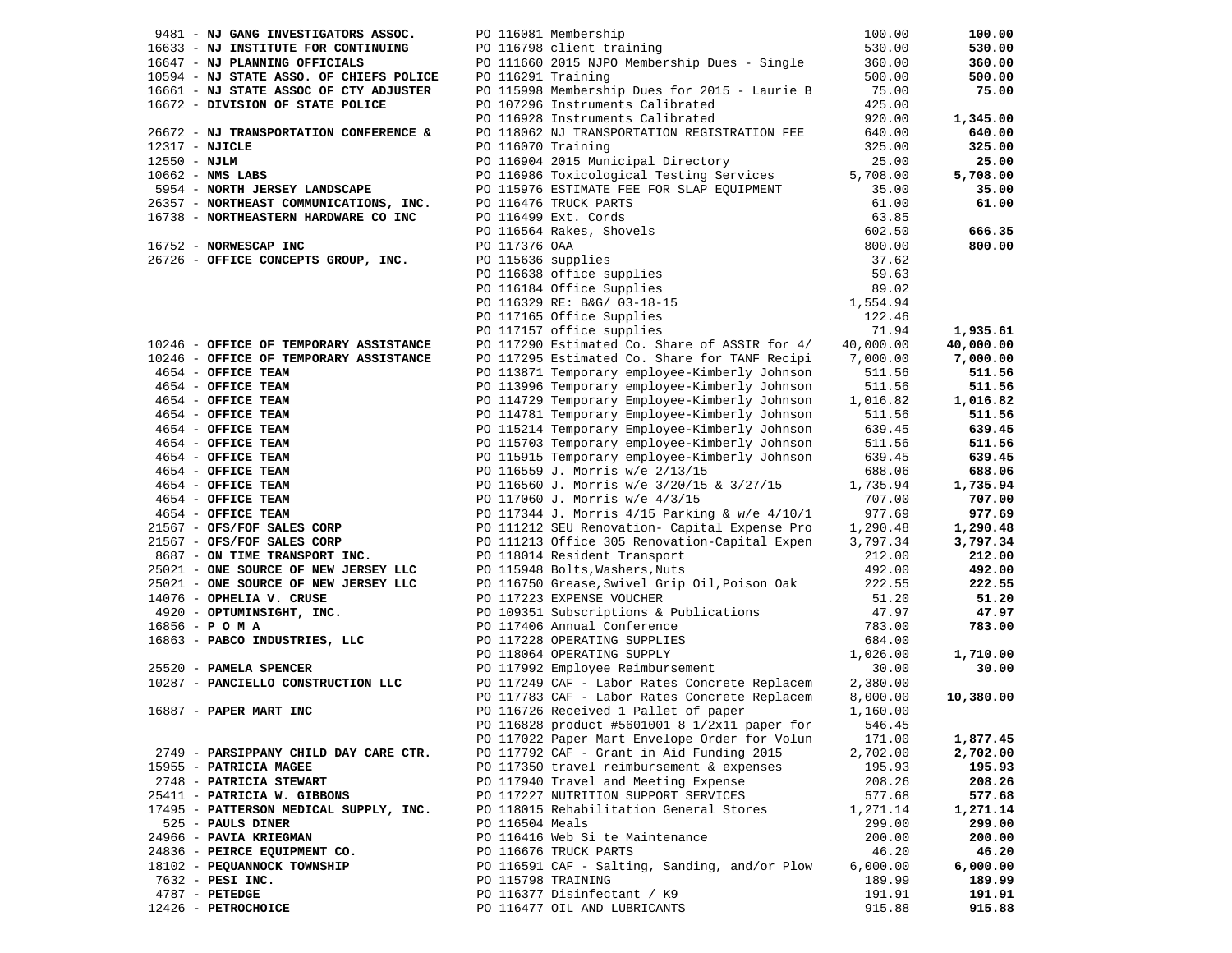| Vendor | PO / Description | Amount | Total |
|---|---|---|---|
| 9481 - **NJ GANG INVESTIGATORS ASSOC.** | PO 116081 Membership | 100.00 | **100.00** |
| 16633 - **NJ INSTITUTE FOR CONTINUING** | PO 116798 client training | 530.00 | **530.00** |
| 16647 - **NJ PLANNING OFFICIALS** | PO 111660 2015 NJPO Membership Dues - Single | 360.00 | **360.00** |
| 10594 - **NJ STATE ASSO. OF CHIEFS POLICE** | PO 116291 Training | 500.00 | **500.00** |
| 16661 - **NJ STATE ASSOC OF CTY ADJUSTER** | PO 115998 Membership Dues for 2015 - Laurie B | 75.00 | **75.00** |
| 16672 - **DIVISION OF STATE POLICE** | PO 107296 Instruments Calibrated | 425.00 | |
| | PO 116928 Instruments Calibrated | 920.00 | **1,345.00** |
| 26672 - **NJ TRANSPORTATION CONFERENCE &** | PO 118062 NJ TRANSPORTATION REGISTRATION FEE | 640.00 | **640.00** |
| 12317 - **NJICLE** | PO 116070 Training | 325.00 | **325.00** |
| 12550 - **NJLM** | PO 116904 2015 Municipal Directory | 25.00 | **25.00** |
| 10662 - **NMS LABS** | PO 116986 Toxicological Testing Services | 5,708.00 | **5,708.00** |
| 5954 - **NORTH JERSEY LANDSCAPE** | PO 115976 ESTIMATE FEE FOR SLAP EQUIPMENT | 35.00 | **35.00** |
| 26357 - **NORTHEAST COMMUNICATIONS, INC.** | PO 116476 TRUCK PARTS | 61.00 | **61.00** |
| 16738 - **NORTHEASTERN HARDWARE CO INC** | PO 116499 Ext. Cords | 63.85 | |
| | PO 116564 Rakes, Shovels | 602.50 | **666.35** |
| 16752 - **NORWESCAP INC** | PO 117376 OAA | 800.00 | **800.00** |
| 26726 - **OFFICE CONCEPTS GROUP, INC.** | PO 115636 supplies | 37.62 | |
| | PO 116638 office supplies | 59.63 | |
| | PO 116184 Office Supplies | 89.02 | |
| | PO 116329 RE: B&G/ 03-18-15 | 1,554.94 | |
| | PO 117165 Office Supplies | 122.46 | |
| | PO 117157 office supplies | 71.94 | **1,935.61** |
| 10246 - **OFFICE OF TEMPORARY ASSISTANCE** | PO 117290 Estimated Co. Share of ASSIR for 4/ | 40,000.00 | **40,000.00** |
| 10246 - **OFFICE OF TEMPORARY ASSISTANCE** | PO 117295 Estimated Co. Share for TANF Recipi | 7,000.00 | **7,000.00** |
| 4654 - **OFFICE TEAM** | PO 113871 Temporary employee-Kimberly Johnson | 511.56 | **511.56** |
| 4654 - **OFFICE TEAM** | PO 113996 Temporary employee-Kimberly Johnson | 511.56 | **511.56** |
| 4654 - **OFFICE TEAM** | PO 114729 Temporary Employee-Kimberly Johnson | 1,016.82 | **1,016.82** |
| 4654 - **OFFICE TEAM** | PO 114781 Temporary Employee-Kimberly Johnson | 511.56 | **511.56** |
| 4654 - **OFFICE TEAM** | PO 115214 Temporary Employee-Kimberly Johnson | 639.45 | **639.45** |
| 4654 - **OFFICE TEAM** | PO 115703 Temporary employee-Kimberly Johnson | 511.56 | **511.56** |
| 4654 - **OFFICE TEAM** | PO 115915 Temporary employee-Kimberly Johnson | 639.45 | **639.45** |
| 4654 - **OFFICE TEAM** | PO 116559 J. Morris w/e 2/13/15 | 688.06 | **688.06** |
| 4654 - **OFFICE TEAM** | PO 116560 J. Morris w/e 3/20/15 & 3/27/15 | 1,735.94 | **1,735.94** |
| 4654 - **OFFICE TEAM** | PO 117060 J. Morris w/e 4/3/15 | 707.00 | **707.00** |
| 4654 - **OFFICE TEAM** | PO 117344 J. Morris 4/15 Parking & w/e 4/10/1 | 977.69 | **977.69** |
| 21567 - **OFS/FOF SALES CORP** | PO 111212 SEU Renovation- Capital Expense Pro | 1,290.48 | **1,290.48** |
| 21567 - **OFS/FOF SALES CORP** | PO 111213 Office 305 Renovation-Capital Expen | 3,797.34 | **3,797.34** |
| 8687 - **ON TIME TRANSPORT INC.** | PO 118014 Resident Transport | 212.00 | **212.00** |
| 25021 - **ONE SOURCE OF NEW JERSEY LLC** | PO 115948 Bolts,Washers,Nuts | 492.00 | **492.00** |
| 25021 - **ONE SOURCE OF NEW JERSEY LLC** | PO 116750 Grease,Swivel Grip Oil,Poison Oak | 222.55 | **222.55** |
| 14076 - **OPHELIA V. CRUSE** | PO 117223 EXPENSE VOUCHER | 51.20 | **51.20** |
| 4920 - **OPTUMINSIGHT, INC.** | PO 109351 Subscriptions & Publications | 47.97 | **47.97** |
| 16856 - **P O M A** | PO 117406 Annual Conference | 783.00 | **783.00** |
| 16863 - **PABCO INDUSTRIES, LLC** | PO 117228 OPERATING SUPPLIES | 684.00 | |
| | PO 118064 OPERATING SUPPLY | 1,026.00 | **1,710.00** |
| 25520 - **PAMELA SPENCER** | PO 117992 Employee Reimbursement | 30.00 | **30.00** |
| 10287 - **PANCIELLO CONSTRUCTION LLC** | PO 117249 CAF - Labor Rates Concrete Replacem | 2,380.00 | |
| | PO 117783 CAF - Labor Rates Concrete Replacem | 8,000.00 | **10,380.00** |
| 16887 - **PAPER MART INC** | PO 116726 Received 1 Pallet of paper | 1,160.00 | |
| | PO 116828 product #5601001 8 1/2x11 paper for | 546.45 | |
| | PO 117022 Paper Mart Envelope Order for Volun | 171.00 | **1,877.45** |
| 2749 - **PARSIPPANY CHILD DAY CARE CTR.** | PO 117792 CAF - Grant in Aid Funding 2015 | 2,702.00 | **2,702.00** |
| 15955 - **PATRICIA MAGEE** | PO 117350 travel reimbursement & expenses | 195.93 | **195.93** |
| 2748 - **PATRICIA STEWART** | PO 117940 Travel and Meeting Expense | 208.26 | **208.26** |
| 25411 - **PATRICIA W. GIBBONS** | PO 117227 NUTRITION SUPPORT SERVICES | 577.68 | **577.68** |
| 17495 - **PATTERSON MEDICAL SUPPLY, INC.** | PO 118015 Rehabilitation General Stores | 1,271.14 | **1,271.14** |
| 525 - **PAULS DINER** | PO 116504 Meals | 299.00 | **299.00** |
| 24966 - **PAVIA KRIEGMAN** | PO 116416 Web Si te Maintenance | 200.00 | **200.00** |
| 24836 - **PEIRCE EQUIPMENT CO.** | PO 116676 TRUCK PARTS | 46.20 | **46.20** |
| 18102 - **PEQUANNOCK TOWNSHIP** | PO 116591 CAF - Salting, Sanding, and/or Plow | 6,000.00 | **6,000.00** |
| 7632 - **PESI INC.** | PO 115798 TRAINING | 189.99 | **189.99** |
| 4787 - **PETEDGE** | PO 116377 Disinfectant / K9 | 191.91 | **191.91** |
| 12426 - **PETROCHOICE** | PO 116477 OIL AND LUBRICANTS | 915.88 | **915.88** |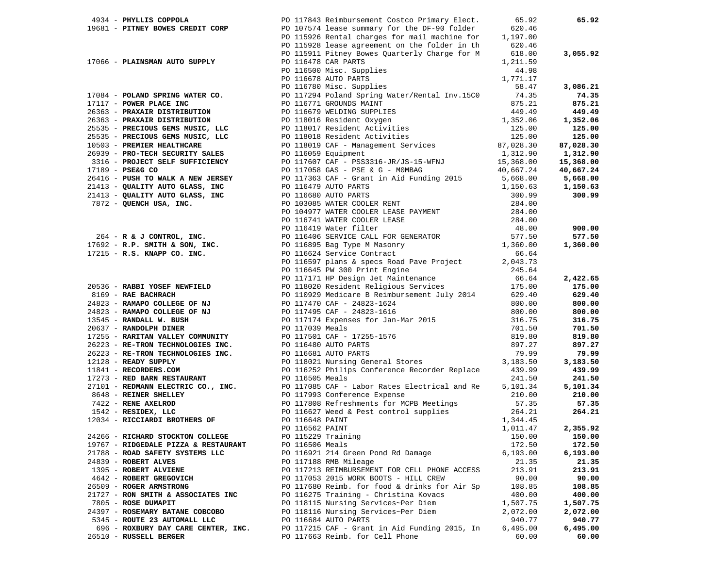| Vendor | PO / Description | Amount | Total |
|---|---|---|---|
| 4934 - **PHYLLIS COPPOLA** | PO 117843 Reimbursement Costco Primary Elect. | 65.92 | **65.92** |
| 19681 - **PITNEY BOWES CREDIT CORP** | PO 107574 lease summary for the DF-90 folder | 620.46 | |
| | PO 115926 Rental charges for mail machine for | 1,197.00 | |
| | PO 115928 lease agreement on the folder in th | 620.46 | |
| | PO 115911 Pitney Bowes Quarterly Charge for M | 618.00 | **3,055.92** |
| 17066 - **PLAINSMAN AUTO SUPPLY** | PO 116478 CAR PARTS | 1,211.59 | |
| | PO 116500 Misc. Supplies | 44.98 | |
| | PO 116678 AUTO PARTS | 1,771.17 | |
| | PO 116780 Misc. Supplies | 58.47 | **3,086.21** |
| 17084 - **POLAND SPRING WATER CO.** | PO 117294 Poland Spring Water/Rental Inv.15C0 | 74.35 | **74.35** |
| 17117 - **POWER PLACE INC** | PO 116771 GROUNDS MAINT | 875.21 | **875.21** |
| 26363 - **PRAXAIR DISTRIBUTION** | PO 116679 WELDING SUPPLIES | 449.49 | **449.49** |
| 26363 - **PRAXAIR DISTRIBUTION** | PO 118016 Resident Oxygen | 1,352.06 | **1,352.06** |
| 25535 - **PRECIOUS GEMS MUSIC, LLC** | PO 118017 Resident Activities | 125.00 | **125.00** |
| 25535 - **PRECIOUS GEMS MUSIC, LLC** | PO 118018 Resident Activities | 125.00 | **125.00** |
| 10503 - **PREMIER HEALTHCARE** | PO 118019 CAF - Management Services | 87,028.30 | **87,028.30** |
| 26939 - **PRO-TECH SECURITY SALES** | PO 116059 Equipment | 1,312.90 | **1,312.90** |
| 3316 - **PROJECT SELF SUFFICIENCY** | PO 117607 CAF - PSS3316-JR/JS-15-WFNJ | 15,368.00 | **15,368.00** |
| 17189 - **PSE&G CO** | PO 117058 GAS - PSE & G - M0MBAG | 40,667.24 | **40,667.24** |
| 26416 - **PUSH TO WALK A NEW JERSEY** | PO 117363 CAF - Grant in Aid Funding 2015 | 5,668.00 | **5,668.00** |
| 21413 - **QUALITY AUTO GLASS, INC** | PO 116479 AUTO PARTS | 1,150.63 | **1,150.63** |
| 21413 - **QUALITY AUTO GLASS, INC** | PO 116680 AUTO PARTS | 300.99 | **300.99** |
| 7872 - **QUENCH USA, INC.** | PO 103085 WATER COOLER RENT | 284.00 | |
| | PO 104977 WATER COOLER LEASE PAYMENT | 284.00 | |
| | PO 116741 WATER COOLER LEASE | 284.00 | |
| | PO 116419 Water filter | 48.00 | **900.00** |
| 264 - **R & J CONTROL, INC.** | PO 116406 SERVICE CALL FOR GENERATOR | 577.50 | **577.50** |
| 17692 - **R.P. SMITH & SON, INC.** | PO 116895 Bag Type M Masonry | 1,360.00 | **1,360.00** |
| 17215 - **R.S. KNAPP CO. INC.** | PO 116624 Service Contract | 66.64 | |
| | PO 116597 plans & specs Road Pave Project | 2,043.73 | |
| | PO 116645 PW 300 Print Engine | 245.64 | |
| | PO 117171 HP Design Jet Maintenance | 66.64 | **2,422.65** |
| 20536 - **RABBI YOSEF NEWFIELD** | PO 118020 Resident Religious Services | 175.00 | **175.00** |
| 8169 - **RAE BACHRACH** | PO 110929 Medicare B Reimbursement July 2014 | 629.40 | **629.40** |
| 24823 - **RAMAPO COLLEGE OF NJ** | PO 117470 CAF - 24823-1624 | 800.00 | **800.00** |
| 24823 - **RAMAPO COLLEGE OF NJ** | PO 117495 CAF - 24823-1616 | 800.00 | **800.00** |
| 13545 - **RANDALL W. BUSH** | PO 117174 Expenses for Jan-Mar 2015 | 316.75 | **316.75** |
| 20637 - **RANDOLPH DINER** | PO 117039 Meals | 701.50 | **701.50** |
| 17255 - **RARITAN VALLEY COMMUNITY** | PO 117501 CAF - 17255-1576 | 819.80 | **819.80** |
| 26223 - **RE-TRON TECHNOLOGIES INC.** | PO 116480 AUTO PARTS | 897.27 | **897.27** |
| 26223 - **RE-TRON TECHNOLOGIES INC.** | PO 116681 AUTO PARTS | 79.99 | **79.99** |
| 12128 - **READY SUPPLY** | PO 118021 Nursing General Stores | 3,183.50 | **3,183.50** |
| 11841 - **RECORDERS.COM** | PO 116252 Philips Conference Recorder Replace | 439.99 | **439.99** |
| 17273 - **RED BARN RESTAURANT** | PO 116505 Meals | 241.50 | **241.50** |
| 27101 - **REDMANN ELECTRIC CO., INC.** | PO 117085 CAF - Labor Rates Electrical and Re | 5,101.34 | **5,101.34** |
| 8648 - **REINER SHELLEY** | PO 117993 Conference Expense | 210.00 | **210.00** |
| 7422 - **RENE AXELROD** | PO 117808 Refreshments for MCPB Meetings | 57.35 | **57.35** |
| 1542 - **RESIDEX, LLC** | PO 116627 Weed & Pest control supplies | 264.21 | **264.21** |
| 12034 - **RICCIARDI BROTHERS OF** | PO 116648 PAINT | 1,344.45 | |
| | PO 116562 PAINT | 1,011.47 | **2,355.92** |
| 24266 - **RICHARD STOCKTON COLLEGE** | PO 115229 Training | 150.00 | **150.00** |
| 19767 - **RIDGEDALE PIZZA & RESTAURANT** | PO 116506 Meals | 172.50 | **172.50** |
| 21788 - **ROAD SAFETY SYSTEMS LLC** | PO 116921 214 Green Pond Rd Damage | 6,193.00 | **6,193.00** |
| 24839 - **ROBERT ALVES** | PO 117188 RMB Mileage | 21.35 | **21.35** |
| 1395 - **ROBERT ALVIENE** | PO 117213 REIMBURSEMENT FOR CELL PHONE ACCESS | 213.91 | **213.91** |
| 4642 - **ROBERT GREGOVICH** | PO 117053 2015 WORK BOOTS - HILL CREW | 90.00 | **90.00** |
| 26509 - **ROGER ARMSTRONG** | PO 117680 Reimb. for food & drinks for Air Sp | 108.85 | **108.85** |
| 21727 - **RON SMITH & ASSOCIATES INC** | PO 116275 Training - Christina Kovacs | 400.00 | **400.00** |
| 7805 - **ROSE DUMAPIT** | PO 118115 Nursing Services~Per Diem | 1,507.75 | **1,507.75** |
| 24397 - **ROSEMARY BATANE COBCOBO** | PO 118116 Nursing Services~Per Diem | 2,072.00 | **2,072.00** |
| 5345 - **ROUTE 23 AUTOMALL LLC** | PO 116684 AUTO PARTS | 940.77 | **940.77** |
| 696 - **ROXBURY DAY CARE CENTER, INC.** | PO 117215 CAF - Grant in Aid Funding 2015, In | 6,495.00 | **6,495.00** |
| 26510 - **RUSSELL BERGER** | PO 117663 Reimb. for Cell Phone | 60.00 | **60.00** |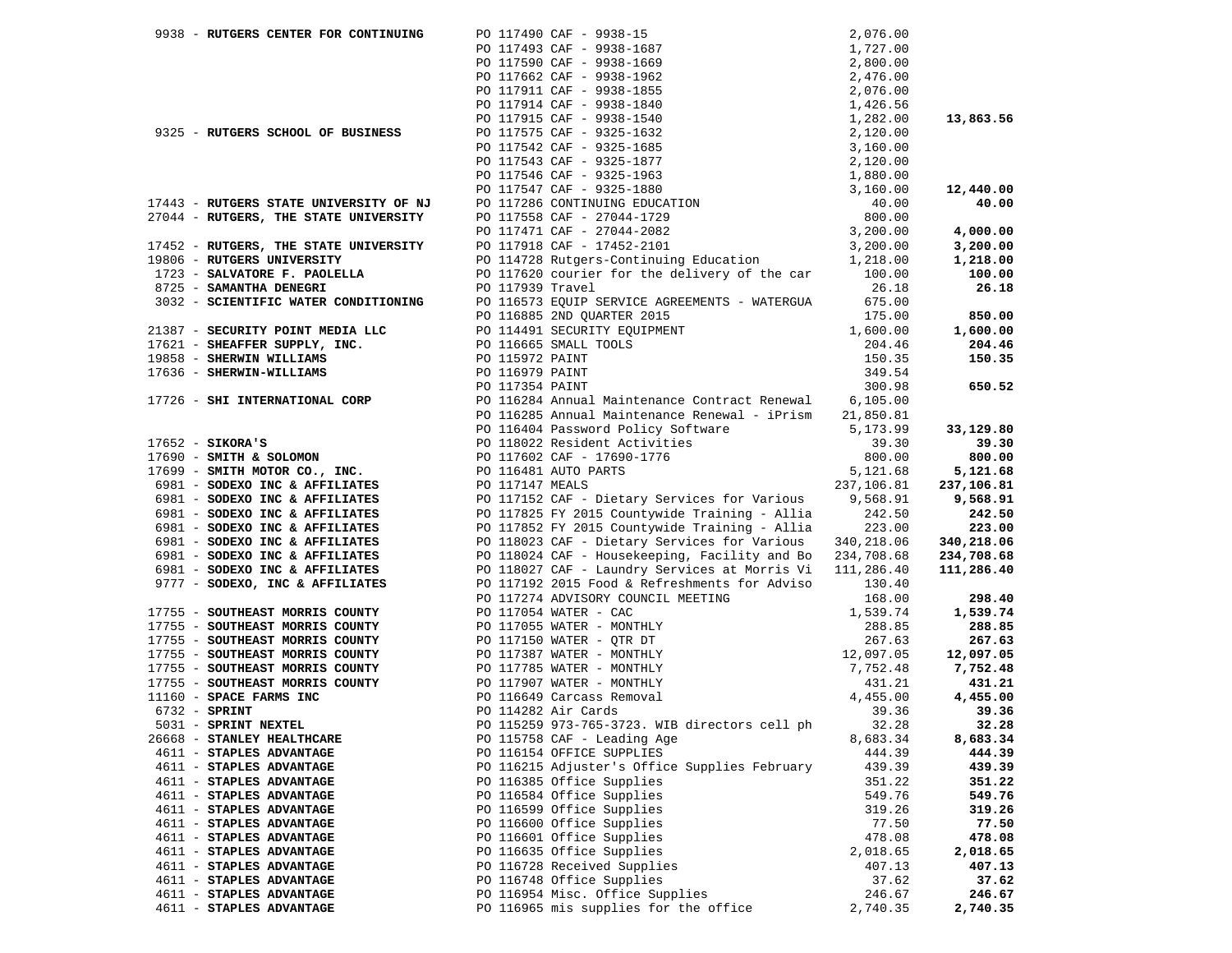| Vendor | PO / Description | Amount | Total |
|---|---|---|---|
| 9938 - **RUTGERS CENTER FOR CONTINUING** | PO 117490 CAF - 9938-15 | 2,076.00 | |
| | PO 117493 CAF - 9938-1687 | 1,727.00 | |
| | PO 117590 CAF - 9938-1669 | 2,800.00 | |
| | PO 117662 CAF - 9938-1962 | 2,476.00 | |
| | PO 117911 CAF - 9938-1855 | 2,076.00 | |
| | PO 117914 CAF - 9938-1840 | 1,426.56 | |
| | PO 117915 CAF - 9938-1540 | 1,282.00 | **13,863.56** |
| 9325 - **RUTGERS SCHOOL OF BUSINESS** | PO 117575 CAF - 9325-1632 | 2,120.00 | |
| | PO 117542 CAF - 9325-1685 | 3,160.00 | |
| | PO 117543 CAF - 9325-1877 | 2,120.00 | |
| | PO 117546 CAF - 9325-1963 | 1,880.00 | |
| | PO 117547 CAF - 9325-1880 | 3,160.00 | **12,440.00** |
| 17443 - **RUTGERS STATE UNIVERSITY OF NJ** | PO 117286 CONTINUING EDUCATION | 40.00 | **40.00** |
| 27044 - **RUTGERS, THE STATE UNIVERSITY** | PO 117558 CAF - 27044-1729 | 800.00 | |
| | PO 117471 CAF - 27044-2082 | 3,200.00 | **4,000.00** |
| 17452 - **RUTGERS, THE STATE UNIVERSITY** | PO 117918 CAF - 17452-2101 | 3,200.00 | **3,200.00** |
| 19806 - **RUTGERS UNIVERSITY** | PO 114728 Rutgers-Continuing Education | 1,218.00 | **1,218.00** |
| 1723 - **SALVATORE F. PAOLELLA** | PO 117620 courier for the delivery of the car | 100.00 | **100.00** |
| 8725 - **SAMANTHA DENEGRI** | PO 117939 Travel | 26.18 | **26.18** |
| 3032 - **SCIENTIFIC WATER CONDITIONING** | PO 116573 EQUIP SERVICE AGREEMENTS - WATERGUA | 675.00 | |
| | PO 116885 2ND QUARTER 2015 | 175.00 | **850.00** |
| 21387 - **SECURITY POINT MEDIA LLC** | PO 114491 SECURITY EQUIPMENT | 1,600.00 | **1,600.00** |
| 17621 - **SHEAFFER SUPPLY, INC.** | PO 116665 SMALL TOOLS | 204.46 | **204.46** |
| 19858 - **SHERWIN WILLIAMS** | PO 115972 PAINT | 150.35 | **150.35** |
| 17636 - **SHERWIN-WILLIAMS** | PO 116979 PAINT | 349.54 | |
| | PO 117354 PAINT | 300.98 | **650.52** |
| 17726 - **SHI INTERNATIONAL CORP** | PO 116284 Annual Maintenance Contract Renewal | 6,105.00 | |
| | PO 116285 Annual Maintenance Renewal - iPrism | 21,850.81 | |
| | PO 116404 Password Policy Software | 5,173.99 | **33,129.80** |
| 17652 - **SIKORA'S** | PO 118022 Resident Activities | 39.30 | **39.30** |
| 17690 - **SMITH & SOLOMON** | PO 117602 CAF - 17690-1776 | 800.00 | **800.00** |
| 17699 - **SMITH MOTOR CO., INC.** | PO 116481 AUTO PARTS | 5,121.68 | **5,121.68** |
| 6981 - **SODEXO INC & AFFILIATES** | PO 117147 MEALS | 237,106.81 | **237,106.81** |
| 6981 - **SODEXO INC & AFFILIATES** | PO 117152 CAF - Dietary Services for Various | 9,568.91 | **9,568.91** |
| 6981 - **SODEXO INC & AFFILIATES** | PO 117825 FY 2015 Countywide Training - Allia | 242.50 | **242.50** |
| 6981 - **SODEXO INC & AFFILIATES** | PO 117852 FY 2015 Countywide Training - Allia | 223.00 | **223.00** |
| 6981 - **SODEXO INC & AFFILIATES** | PO 118023 CAF - Dietary Services for Various | 340,218.06 | **340,218.06** |
| 6981 - **SODEXO INC & AFFILIATES** | PO 118024 CAF - Housekeeping, Facility and Bo | 234,708.68 | **234,708.68** |
| 6981 - **SODEXO INC & AFFILIATES** | PO 118027 CAF - Laundry Services at Morris Vi | 111,286.40 | **111,286.40** |
| 9777 - **SODEXO, INC & AFFILIATES** | PO 117192 2015 Food & Refreshments for Adviso | 130.40 | |
| | PO 117274 ADVISORY COUNCIL MEETING | 168.00 | **298.40** |
| 17755 - **SOUTHEAST MORRIS COUNTY** | PO 117054 WATER - CAC | 1,539.74 | **1,539.74** |
| 17755 - **SOUTHEAST MORRIS COUNTY** | PO 117055 WATER - MONTHLY | 288.85 | **288.85** |
| 17755 - **SOUTHEAST MORRIS COUNTY** | PO 117150 WATER - QTR DT | 267.63 | **267.63** |
| 17755 - **SOUTHEAST MORRIS COUNTY** | PO 117387 WATER - MONTHLY | 12,097.05 | **12,097.05** |
| 17755 - **SOUTHEAST MORRIS COUNTY** | PO 117785 WATER - MONTHLY | 7,752.48 | **7,752.48** |
| 17755 - **SOUTHEAST MORRIS COUNTY** | PO 117907 WATER - MONTHLY | 431.21 | **431.21** |
| 11160 - **SPACE FARMS INC** | PO 116649 Carcass Removal | 4,455.00 | **4,455.00** |
| 6732 - **SPRINT** | PO 114282 Air Cards | 39.36 | **39.36** |
| 5031 - **SPRINT NEXTEL** | PO 115259 973-765-3723. WIB directors cell ph | 32.28 | **32.28** |
| 26668 - **STANLEY HEALTHCARE** | PO 115758 CAF - Leading Age | 8,683.34 | **8,683.34** |
| 4611 - **STAPLES ADVANTAGE** | PO 116154 OFFICE SUPPLIES | 444.39 | **444.39** |
| 4611 - **STAPLES ADVANTAGE** | PO 116215 Adjuster's Office Supplies February | 439.39 | **439.39** |
| 4611 - **STAPLES ADVANTAGE** | PO 116385 Office Supplies | 351.22 | **351.22** |
| 4611 - **STAPLES ADVANTAGE** | PO 116584 Office Supplies | 549.76 | **549.76** |
| 4611 - **STAPLES ADVANTAGE** | PO 116599 Office Supplies | 319.26 | **319.26** |
| 4611 - **STAPLES ADVANTAGE** | PO 116600 Office Supplies | 77.50 | **77.50** |
| 4611 - **STAPLES ADVANTAGE** | PO 116601 Office Supplies | 478.08 | **478.08** |
| 4611 - **STAPLES ADVANTAGE** | PO 116635 Office Supplies | 2,018.65 | **2,018.65** |
| 4611 - **STAPLES ADVANTAGE** | PO 116728 Received Supplies | 407.13 | **407.13** |
| 4611 - **STAPLES ADVANTAGE** | PO 116748 Office Supplies | 37.62 | **37.62** |
| 4611 - **STAPLES ADVANTAGE** | PO 116954 Misc. Office Supplies | 246.67 | **246.67** |
| 4611 - **STAPLES ADVANTAGE** | PO 116965 mis supplies for the office | 2,740.35 | **2,740.35** |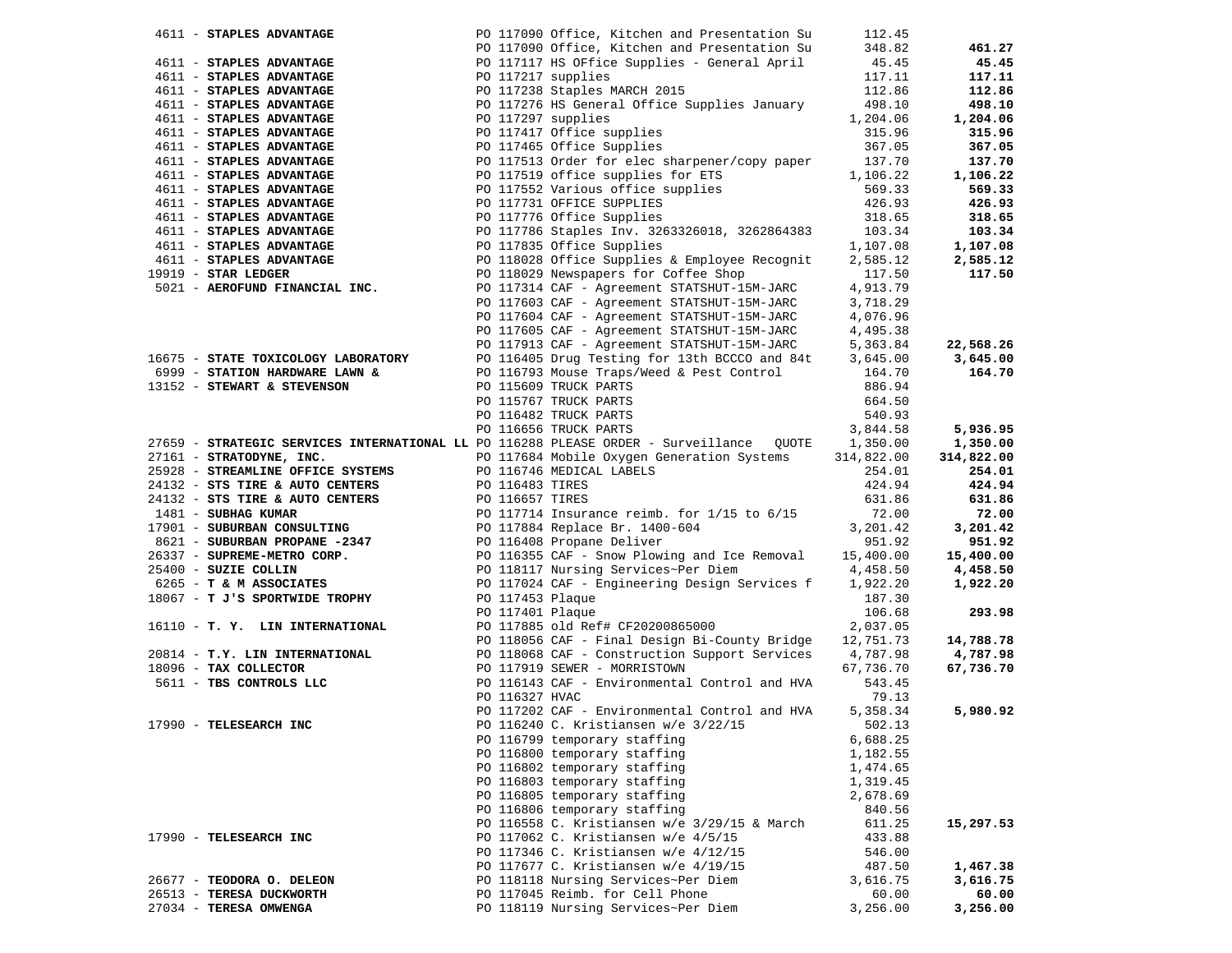| Vendor | PO / Description | Amount | Total |
|---|---|---|---|
| 4611 - **STAPLES ADVANTAGE** | PO 117090 Office, Kitchen and Presentation Su | 112.45 | |
| | PO 117090 Office, Kitchen and Presentation Su | 348.82 | **461.27** |
| 4611 - **STAPLES ADVANTAGE** | PO 117117 HS OFfice Supplies - General April | 45.45 | **45.45** |
| 4611 - **STAPLES ADVANTAGE** | PO 117217 supplies | 117.11 | **117.11** |
| 4611 - **STAPLES ADVANTAGE** | PO 117238 Staples MARCH 2015 | 112.86 | **112.86** |
| 4611 - **STAPLES ADVANTAGE** | PO 117276 HS General Office Supplies January | 498.10 | **498.10** |
| 4611 - **STAPLES ADVANTAGE** | PO 117297 supplies | 1,204.06 | **1,204.06** |
| 4611 - **STAPLES ADVANTAGE** | PO 117417 Office supplies | 315.96 | **315.96** |
| 4611 - **STAPLES ADVANTAGE** | PO 117465 Office Supplies | 367.05 | **367.05** |
| 4611 - **STAPLES ADVANTAGE** | PO 117513 Order for elec sharpener/copy paper | 137.70 | **137.70** |
| 4611 - **STAPLES ADVANTAGE** | PO 117519 office supplies for ETS | 1,106.22 | **1,106.22** |
| 4611 - **STAPLES ADVANTAGE** | PO 117552 Various office supplies | 569.33 | **569.33** |
| 4611 - **STAPLES ADVANTAGE** | PO 117731 OFFICE SUPPLIES | 426.93 | **426.93** |
| 4611 - **STAPLES ADVANTAGE** | PO 117776 Office Supplies | 318.65 | **318.65** |
| 4611 - **STAPLES ADVANTAGE** | PO 117786 Staples Inv. 3263326018, 3262864383 | 103.34 | **103.34** |
| 4611 - **STAPLES ADVANTAGE** | PO 117835 Office Supplies | 1,107.08 | **1,107.08** |
| 4611 - **STAPLES ADVANTAGE** | PO 118028 Office Supplies & Employee Recognit | 2,585.12 | **2,585.12** |
| 19919 - **STAR LEDGER** | PO 118029 Newspapers for Coffee Shop | 117.50 | **117.50** |
| 5021 - **AEROFUND FINANCIAL INC.** | PO 117314 CAF - Agreement STATSHUT-15M-JARC | 4,913.79 | |
| | PO 117603 CAF - Agreement STATSHUT-15M-JARC | 3,718.29 | |
| | PO 117604 CAF - Agreement STATSHUT-15M-JARC | 4,076.96 | |
| | PO 117605 CAF - Agreement STATSHUT-15M-JARC | 4,495.38 | |
| | PO 117913 CAF - Agreement STATSHUT-15M-JARC | 5,363.84 | **22,568.26** |
| 16675 - **STATE TOXICOLOGY LABORATORY** | PO 116405 Drug Testing for 13th BCCCO and 84t | 3,645.00 | **3,645.00** |
| 6999 - **STATION HARDWARE LAWN &** | PO 116793 Mouse Traps/Weed & Pest Control | 164.70 | **164.70** |
| 13152 - **STEWART & STEVENSON** | PO 115609 TRUCK PARTS | 886.94 | |
| | PO 115767 TRUCK PARTS | 664.50 | |
| | PO 116482 TRUCK PARTS | 540.93 | |
| | PO 116656 TRUCK PARTS | 3,844.58 | **5,936.95** |
| 27659 - **STRATEGIC SERVICES INTERNATIONAL LL** | PO 116288 PLEASE ORDER - Surveillance QUOTE | 1,350.00 | **1,350.00** |
| 27161 - **STRATODYNE, INC.** | PO 117684 Mobile Oxygen Generation Systems | 314,822.00 | **314,822.00** |
| 25928 - **STREAMLINE OFFICE SYSTEMS** | PO 116746 MEDICAL LABELS | 254.01 | **254.01** |
| 24132 - **STS TIRE & AUTO CENTERS** | PO 116483 TIRES | 424.94 | **424.94** |
| 24132 - **STS TIRE & AUTO CENTERS** | PO 116657 TIRES | 631.86 | **631.86** |
| 1481 - **SUBHAG KUMAR** | PO 117714 Insurance reimb. for 1/15 to 6/15 | 72.00 | **72.00** |
| 17901 - **SUBURBAN CONSULTING** | PO 117884 Replace Br. 1400-604 | 3,201.42 | **3,201.42** |
| 8621 - **SUBURBAN PROPANE -2347** | PO 116408 Propane Deliver | 951.92 | **951.92** |
| 26337 - **SUPREME-METRO CORP.** | PO 116355 CAF - Snow Plowing and Ice Removal | 15,400.00 | **15,400.00** |
| 25400 - **SUZIE COLLIN** | PO 118117 Nursing Services~Per Diem | 4,458.50 | **4,458.50** |
| 6265 - **T & M ASSOCIATES** | PO 117024 CAF - Engineering Design Services f | 1,922.20 | **1,922.20** |
| 18067 - **T J'S SPORTWIDE TROPHY** | PO 117453 Plaque | 187.30 | |
| | PO 117401 Plaque | 106.68 | **293.98** |
| 16110 - **T. Y. LIN INTERNATIONAL** | PO 117885 old Ref# CF20200865000 | 2,037.05 | |
| | PO 118056 CAF - Final Design Bi-County Bridge | 12,751.73 | **14,788.78** |
| 20814 - **T.Y. LIN INTERNATIONAL** | PO 118068 CAF - Construction Support Services | 4,787.98 | **4,787.98** |
| 18096 - **TAX COLLECTOR** | PO 117919 SEWER - MORRISTOWN | 67,736.70 | **67,736.70** |
| 5611 - **TBS CONTROLS LLC** | PO 116143 CAF - Environmental Control and HVA | 543.45 | |
| | PO 116327 HVAC | 79.13 | |
| | PO 117202 CAF - Environmental Control and HVA | 5,358.34 | **5,980.92** |
| 17990 - **TELESEARCH INC** | PO 116240 C. Kristiansen w/e 3/22/15 | 502.13 | |
| | PO 116799 temporary staffing | 6,688.25 | |
| | PO 116800 temporary staffing | 1,182.55 | |
| | PO 116802 temporary staffing | 1,474.65 | |
| | PO 116803 temporary staffing | 1,319.45 | |
| | PO 116805 temporary staffing | 2,678.69 | |
| | PO 116806 temporary staffing | 840.56 | |
| | PO 116558 C. Kristiansen w/e 3/29/15 & March | 611.25 | **15,297.53** |
| 17990 - **TELESEARCH INC** | PO 117062 C. Kristiansen w/e 4/5/15 | 433.88 | |
| | PO 117346 C. Kristiansen w/e 4/12/15 | 546.00 | |
| | PO 117677 C. Kristiansen w/e 4/19/15 | 487.50 | **1,467.38** |
| 26677 - **TEODORA O. DELEON** | PO 118118 Nursing Services~Per Diem | 3,616.75 | **3,616.75** |
| 26513 - **TERESA DUCKWORTH** | PO 117045 Reimb. for Cell Phone | 60.00 | **60.00** |
| 27034 - **TERESA OMWENGA** | PO 118119 Nursing Services~Per Diem | 3,256.00 | **3,256.00** |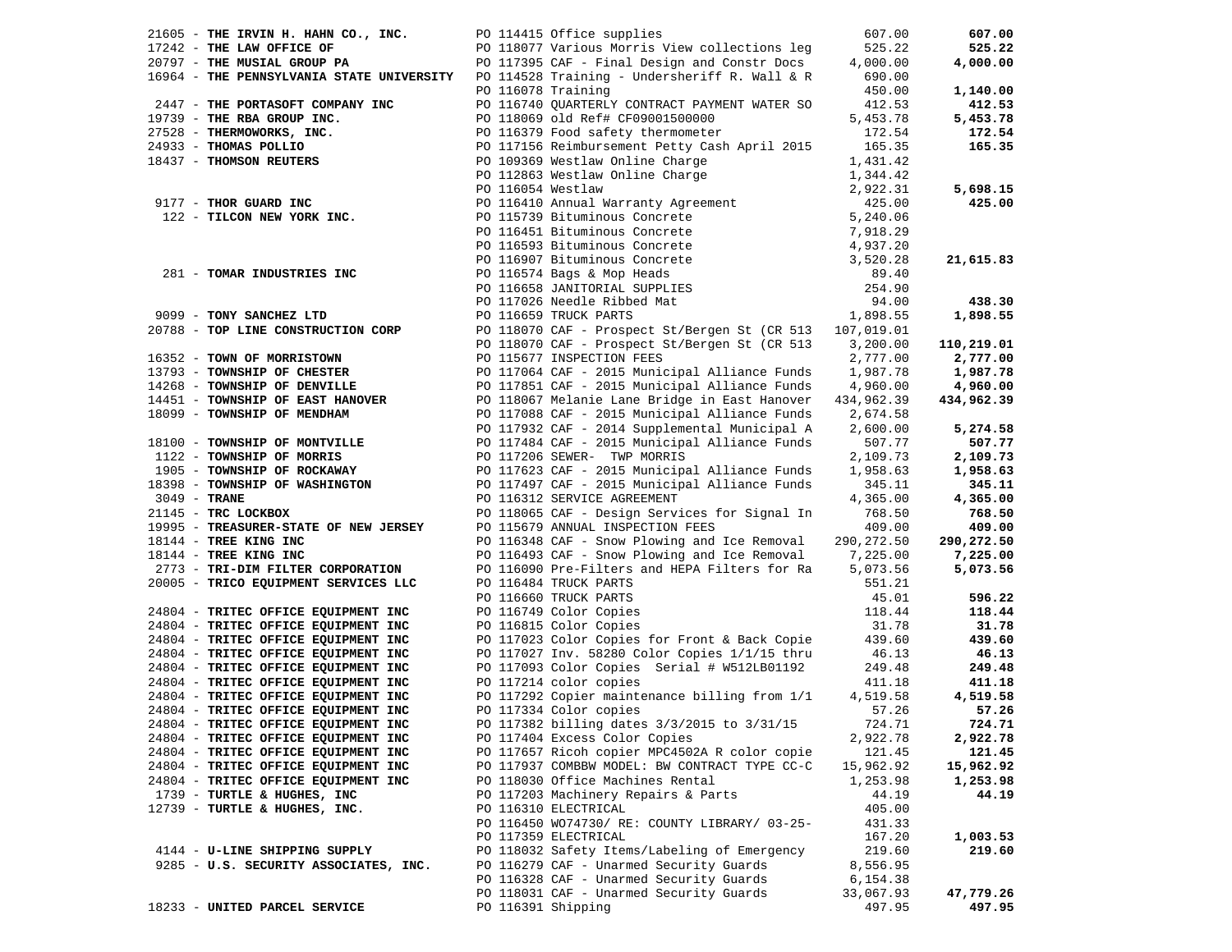| Vendor | PO / Description | Amount | Total |
|---|---|---|---|
| 21605 - **THE IRVIN H. HAHN CO., INC.** | PO 114415 Office supplies | 607.00 | **607.00** |
| 17242 - **THE LAW OFFICE OF** | PO 118077 Various Morris View collections leg | 525.22 | **525.22** |
| 20797 - **THE MUSIAL GROUP PA** | PO 117395 CAF - Final Design and Constr Docs | 4,000.00 | **4,000.00** |
| 16964 - **THE PENNSYLVANIA STATE UNIVERSITY** | PO 114528 Training - Undersheriff R. Wall & R | 690.00 | |
| | PO 116078 Training | 450.00 | **1,140.00** |
| 2447 - **THE PORTASOFT COMPANY INC** | PO 116740 QUARTERLY CONTRACT PAYMENT WATER SO | 412.53 | **412.53** |
| 19739 - **THE RBA GROUP INC.** | PO 118069 old Ref# CF09001500000 | 5,453.78 | **5,453.78** |
| 27528 - **THERMOWORKS, INC.** | PO 116379 Food safety thermometer | 172.54 | **172.54** |
| 24933 - **THOMAS POLLIO** | PO 117156 Reimbursement Petty Cash April 2015 | 165.35 | **165.35** |
| 18437 - **THOMSON REUTERS** | PO 109369 Westlaw Online Charge | 1,431.42 | |
| | PO 112863 Westlaw Online Charge | 1,344.42 | |
| | PO 116054 Westlaw | 2,922.31 | **5,698.15** |
| 9177 - **THOR GUARD INC** | PO 116410 Annual Warranty Agreement | 425.00 | **425.00** |
| 122 - **TILCON NEW YORK INC.** | PO 115739 Bituminous Concrete | 5,240.06 | |
| | PO 116451 Bituminous Concrete | 7,918.29 | |
| | PO 116593 Bituminous Concrete | 4,937.20 | |
| | PO 116907 Bituminous Concrete | 3,520.28 | **21,615.83** |
| 281 - **TOMAR INDUSTRIES INC** | PO 116574 Bags & Mop Heads | 89.40 | |
| | PO 116658 JANITORIAL SUPPLIES | 254.90 | |
| | PO 117026 Needle Ribbed Mat | 94.00 | **438.30** |
| 9099 - **TONY SANCHEZ LTD** | PO 116659 TRUCK PARTS | 1,898.55 | **1,898.55** |
| 20788 - **TOP LINE CONSTRUCTION CORP** | PO 118070 CAF - Prospect St/Bergen St (CR 513 | 107,019.01 | |
| | PO 118070 CAF - Prospect St/Bergen St (CR 513 | 3,200.00 | **110,219.01** |
| 16352 - **TOWN OF MORRISTOWN** | PO 115677 INSPECTION FEES | 2,777.00 | **2,777.00** |
| 13793 - **TOWNSHIP OF CHESTER** | PO 117064 CAF - 2015 Municipal Alliance Funds | 1,987.78 | **1,987.78** |
| 14268 - **TOWNSHIP OF DENVILLE** | PO 117851 CAF - 2015 Municipal Alliance Funds | 4,960.00 | **4,960.00** |
| 14451 - **TOWNSHIP OF EAST HANOVER** | PO 118067 Melanie Lane Bridge in East Hanover | 434,962.39 | **434,962.39** |
| 18099 - **TOWNSHIP OF MENDHAM** | PO 117088 CAF - 2015 Municipal Alliance Funds | 2,674.58 | |
| | PO 117932 CAF - 2014 Supplemental Municipal A | 2,600.00 | **5,274.58** |
| 18100 - **TOWNSHIP OF MONTVILLE** | PO 117484 CAF - 2015 Municipal Alliance Funds | 507.77 | **507.77** |
| 1122 - **TOWNSHIP OF MORRIS** | PO 117206 SEWER- TWP MORRIS | 2,109.73 | **2,109.73** |
| 1905 - **TOWNSHIP OF ROCKAWAY** | PO 117623 CAF - 2015 Municipal Alliance Funds | 1,958.63 | **1,958.63** |
| 18398 - **TOWNSHIP OF WASHINGTON** | PO 117497 CAF - 2015 Municipal Alliance Funds | 345.11 | **345.11** |
| 3049 - **TRANE** | PO 116312 SERVICE AGREEMENT | 4,365.00 | **4,365.00** |
| 21145 - **TRC LOCKBOX** | PO 118065 CAF - Design Services for Signal In | 768.50 | **768.50** |
| 19995 - **TREASURER-STATE OF NEW JERSEY** | PO 115679 ANNUAL INSPECTION FEES | 409.00 | **409.00** |
| 18144 - **TREE KING INC** | PO 116348 CAF - Snow Plowing and Ice Removal | 290,272.50 | **290,272.50** |
| 18144 - **TREE KING INC** | PO 116493 CAF - Snow Plowing and Ice Removal | 7,225.00 | **7,225.00** |
| 2773 - **TRI-DIM FILTER CORPORATION** | PO 116090 Pre-Filters and HEPA Filters for Ra | 5,073.56 | **5,073.56** |
| 20005 - **TRICO EQUIPMENT SERVICES LLC** | PO 116484 TRUCK PARTS | 551.21 | |
| | PO 116660 TRUCK PARTS | 45.01 | **596.22** |
| 24804 - **TRITEC OFFICE EQUIPMENT INC** | PO 116749 Color Copies | 118.44 | **118.44** |
| 24804 - **TRITEC OFFICE EQUIPMENT INC** | PO 116815 Color Copies | 31.78 | **31.78** |
| 24804 - **TRITEC OFFICE EQUIPMENT INC** | PO 117023 Color Copies for Front & Back Copie | 439.60 | **439.60** |
| 24804 - **TRITEC OFFICE EQUIPMENT INC** | PO 117027 Inv. 58280 Color Copies 1/1/15 thru | 46.13 | **46.13** |
| 24804 - **TRITEC OFFICE EQUIPMENT INC** | PO 117093 Color Copies Serial # W512LB01192 | 249.48 | **249.48** |
| 24804 - **TRITEC OFFICE EQUIPMENT INC** | PO 117214 color copies | 411.18 | **411.18** |
| 24804 - **TRITEC OFFICE EQUIPMENT INC** | PO 117292 Copier maintenance billing from 1/1 | 4,519.58 | **4,519.58** |
| 24804 - **TRITEC OFFICE EQUIPMENT INC** | PO 117334 Color copies | 57.26 | **57.26** |
| 24804 - **TRITEC OFFICE EQUIPMENT INC** | PO 117382 billing dates 3/3/2015 to 3/31/15 | 724.71 | **724.71** |
| 24804 - **TRITEC OFFICE EQUIPMENT INC** | PO 117404 Excess Color Copies | 2,922.78 | **2,922.78** |
| 24804 - **TRITEC OFFICE EQUIPMENT INC** | PO 117657 Ricoh copier MPC4502A R color copie | 121.45 | **121.45** |
| 24804 - **TRITEC OFFICE EQUIPMENT INC** | PO 117937 COMBBW MODEL: BW CONTRACT TYPE CC-C | 15,962.92 | **15,962.92** |
| 24804 - **TRITEC OFFICE EQUIPMENT INC** | PO 118030 Office Machines Rental | 1,253.98 | **1,253.98** |
| 1739 - **TURTLE & HUGHES, INC** | PO 117203 Machinery Repairs & Parts | 44.19 | **44.19** |
| 12739 - **TURTLE & HUGHES, INC.** | PO 116310 ELECTRICAL | 405.00 | |
| | PO 116450 WO74730/ RE: COUNTY LIBRARY/ 03-25- | 431.33 | |
| | PO 117359 ELECTRICAL | 167.20 | **1,003.53** |
| 4144 - **U-LINE SHIPPING SUPPLY** | PO 118032 Safety Items/Labeling of Emergency | 219.60 | **219.60** |
| 9285 - **U.S. SECURITY ASSOCIATES, INC.** | PO 116279 CAF - Unarmed Security Guards | 8,556.95 | |
| | PO 116328 CAF - Unarmed Security Guards | 6,154.38 | |
| | PO 118031 CAF - Unarmed Security Guards | 33,067.93 | **47,779.26** |
| 18233 - **UNITED PARCEL SERVICE** | PO 116391 Shipping | 497.95 | **497.95** |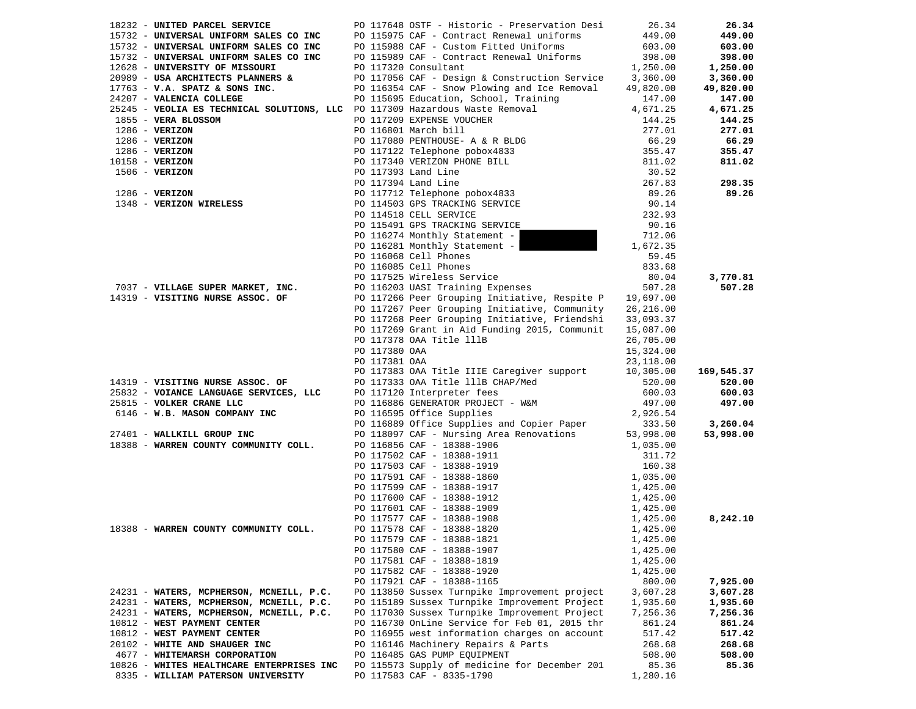| Vendor | PO / Description | Amount | Total |
|---|---|---|---|
| 18232 - **UNITED PARCEL SERVICE** | PO 117648 OSTF - Historic - Preservation Desi | 26.34 | **26.34** |
| 15732 - **UNIVERSAL UNIFORM SALES CO INC** | PO 115975 CAF - Contract Renewal uniforms | 449.00 | **449.00** |
| 15732 - **UNIVERSAL UNIFORM SALES CO INC** | PO 115988 CAF - Custom Fitted Uniforms | 603.00 | **603.00** |
| 15732 - **UNIVERSAL UNIFORM SALES CO INC** | PO 115989 CAF - Contract Renewal Uniforms | 398.00 | **398.00** |
| 12628 - **UNIVERSITY OF MISSOURI** | PO 117320 Consultant | 1,250.00 | **1,250.00** |
| 20989 - **USA ARCHITECTS PLANNERS &** | PO 117056 CAF - Design & Construction Service | 3,360.00 | **3,360.00** |
| 17763 - **V.A. SPATZ & SONS INC.** | PO 116354 CAF - Snow Plowing and Ice Removal | 49,820.00 | **49,820.00** |
| 24207 - **VALENCIA COLLEGE** | PO 115695 Education, School, Training | 147.00 | **147.00** |
| 25245 - **VEOLIA ES TECHNICAL SOLUTIONS, LLC** | PO 117309 Hazardous Waste Removal | 4,671.25 | **4,671.25** |
| 1855 - **VERA BLOSSOM** | PO 117209 EXPENSE VOUCHER | 144.25 | **144.25** |
| 1286 - **VERIZON** | PO 116801 March bill | 277.01 | **277.01** |
| 1286 - **VERIZON** | PO 117080 PENTHOUSE- A & R BLDG | 66.29 | **66.29** |
| 1286 - **VERIZON** | PO 117122 Telephone pobox4833 | 355.47 | **355.47** |
| 10158 - **VERIZON** | PO 117340 VERIZON PHONE BILL | 811.02 | **811.02** |
| 1506 - **VERIZON** | PO 117393 Land Line | 30.52 | |
| | PO 117394 Land Line | 267.83 | **298.35** |
| 1286 - **VERIZON** | PO 117712 Telephone pobox4833 | 89.26 | **89.26** |
| 1348 - **VERIZON WIRELESS** | PO 114503 GPS TRACKING SERVICE | 90.14 | |
| | PO 114518 CELL SERVICE | 232.93 | |
| | PO 115491 GPS TRACKING SERVICE | 90.16 | |
| | PO 116274 Monthly Statement - | 712.06 | |
| | PO 116281 Monthly Statement - | 1,672.35 | |
| | PO 116068 Cell Phones | 59.45 | |
| | PO 116085 Cell Phones | 833.68 | |
| | PO 117525 Wireless Service | 80.04 | **3,770.81** |
| 7037 - **VILLAGE SUPER MARKET, INC.** | PO 116203 UASI Training Expenses | 507.28 | **507.28** |
| 14319 - **VISITING NURSE ASSOC. OF** | PO 117266 Peer Grouping Initiative, Respite P | 19,697.00 | |
| | PO 117267 Peer Grouping Initiative, Community | 26,216.00 | |
| | PO 117268 Peer Grouping Initiative, Friendshi | 33,093.37 | |
| | PO 117269 Grant in Aid Funding 2015, Communit | 15,087.00 | |
| | PO 117378 OAA Title lllB | 26,705.00 | |
| | PO 117380 OAA | 15,324.00 | |
| | PO 117381 OAA | 23,118.00 | |
| | PO 117383 OAA Title IIIE Caregiver support | 10,305.00 | **169,545.37** |
| 14319 - **VISITING NURSE ASSOC. OF** | PO 117333 OAA Title lllB CHAP/Med | 520.00 | **520.00** |
| 25832 - **VOIANCE LANGUAGE SERVICES, LLC** | PO 117120 Interpreter fees | 600.03 | **600.03** |
| 25815 - **VOLKER CRANE LLC** | PO 116886 GENERATOR PROJECT - W&M | 497.00 | **497.00** |
| 6146 - **W.B. MASON COMPANY INC** | PO 116595 Office Supplies | 2,926.54 | |
| | PO 116889 Office Supplies and Copier Paper | 333.50 | **3,260.04** |
| 27401 - **WALLKILL GROUP INC** | PO 118097 CAF - Nursing Area Renovations | 53,998.00 | **53,998.00** |
| 18388 - **WARREN COUNTY COMMUNITY COLL.** | PO 116856 CAF - 18388-1906 | 1,035.00 | |
| | PO 117502 CAF - 18388-1911 | 311.72 | |
| | PO 117503 CAF - 18388-1919 | 160.38 | |
| | PO 117591 CAF - 18388-1860 | 1,035.00 | |
| | PO 117599 CAF - 18388-1917 | 1,425.00 | |
| | PO 117600 CAF - 18388-1912 | 1,425.00 | |
| | PO 117601 CAF - 18388-1909 | 1,425.00 | |
| | PO 117577 CAF - 18388-1908 | 1,425.00 | **8,242.10** |
| 18388 - **WARREN COUNTY COMMUNITY COLL.** | PO 117578 CAF - 18388-1820 | 1,425.00 | |
| | PO 117579 CAF - 18388-1821 | 1,425.00 | |
| | PO 117580 CAF - 18388-1907 | 1,425.00 | |
| | PO 117581 CAF - 18388-1819 | 1,425.00 | |
| | PO 117582 CAF - 18388-1920 | 1,425.00 | |
| | PO 117921 CAF - 18388-1165 | 800.00 | **7,925.00** |
| 24231 - **WATERS, MCPHERSON, MCNEILL, P.C.** | PO 113850 Sussex Turnpike Improvement project | 3,607.28 | **3,607.28** |
| 24231 - **WATERS, MCPHERSON, MCNEILL, P.C.** | PO 115189 Sussex Turnpike Improvement Project | 1,935.60 | **1,935.60** |
| 24231 - **WATERS, MCPHERSON, MCNEILL, P.C.** | PO 117030 Sussex Turnpike Improvement Project | 7,256.36 | **7,256.36** |
| 10812 - **WEST PAYMENT CENTER** | PO 116730 OnLine Service for Feb 01, 2015 thr | 861.24 | **861.24** |
| 10812 - **WEST PAYMENT CENTER** | PO 116955 west information charges on account | 517.42 | **517.42** |
| 20102 - **WHITE AND SHAUGER INC** | PO 116146 Machinery Repairs & Parts | 268.68 | **268.68** |
| 4677 - **WHITEMARSH CORPORATION** | PO 116485 GAS PUMP EQUIPMENT | 508.00 | **508.00** |
| 10826 - **WHITES HEALTHCARE ENTERPRISES INC** | PO 115573 Supply of medicine for December 201 | 85.36 | **85.36** |
| 8335 - **WILLIAM PATERSON UNIVERSITY** | PO 117583 CAF - 8335-1790 | 1,280.16 | |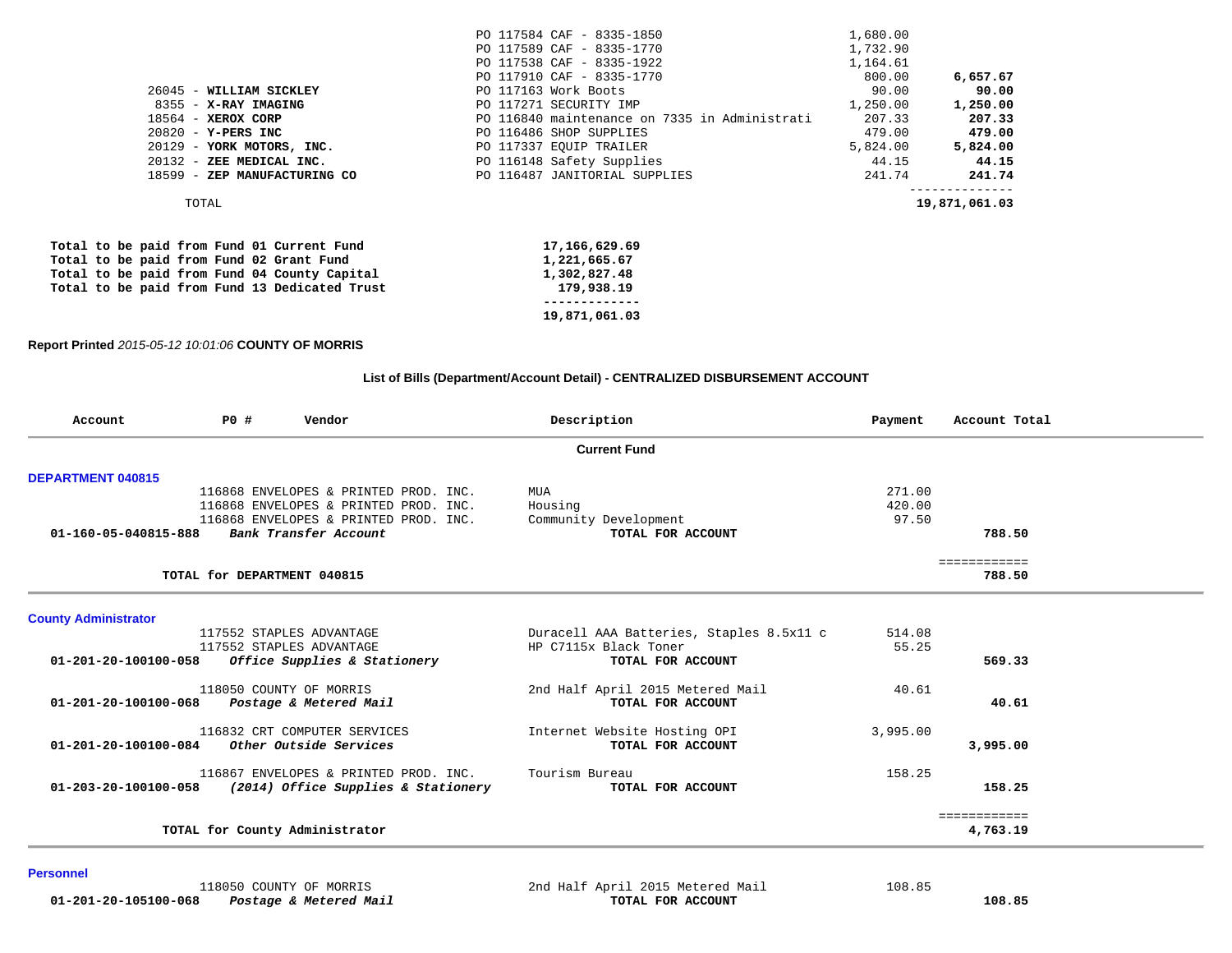| Vendor | Description | Payment | Total |
|---|---|---|---|
| | PO 117584 CAF - 8335-1850 | 1,680.00 | |
| | PO 117589 CAF - 8335-1770 | 1,732.90 | |
| | PO 117538 CAF - 8335-1922 | 1,164.61 | |
| | PO 117910 CAF - 8335-1770 | 800.00 | **6,657.67** |
| 26045 - **WILLIAM SICKLEY** | PO 117163 Work Boots | 90.00 | **90.00** |
| 8355 - **X-RAY IMAGING** | PO 117271 SECURITY IMP | 1,250.00 | **1,250.00** |
| 18564 - **XEROX CORP** | PO 116840 maintenance on 7335 in Administrati | 207.33 | **207.33** |
| 20820 - **Y-PERS INC** | PO 116486 SHOP SUPPLIES | 479.00 | **479.00** |
| 20129 - **YORK MOTORS, INC.** | PO 117337 EQUIP TRAILER | 5,824.00 | **5,824.00** |
| 20132 - **ZEE MEDICAL INC.** | PO 116148 Safety Supplies | 44.15 | **44.15** |
| 18599 - **ZEP MANUFACTURING CO** | PO 116487 JANITORIAL SUPPLIES | 241.74 | **241.74** |
| TOTAL | | | **19,871,061.03** |

| | Amount |
|---|---|
| **Total to be paid from Fund 01 Current Fund** | **17,166,629.69** |
| **Total to be paid from Fund 02 Grant Fund** | **1,221,665.67** |
| **Total to be paid from Fund 04 County Capital** | **1,302,827.48** |
| **Total to be paid from Fund 13 Dedicated Trust** | **179,938.19** |
| | **19,871,061.03** |

**Report Printed** *2015-05-12 10:01:06* **COUNTY OF MORRIS**

**List of Bills (Department/Account Detail) - CENTRALIZED DISBURSEMENT ACCOUNT**

| Account | PO # | Vendor | Description | Payment | Account Total |
|---|---|---|---|---|---|
| | | | **Current Fund** | | |
| **DEPARTMENT 040815** | | | | | |
| | 116868 | ENVELOPES & PRINTED PROD. INC. | MUA | 271.00 | |
| | 116868 | ENVELOPES & PRINTED PROD. INC. | Housing | 420.00 | |
| | 116868 | ENVELOPES & PRINTED PROD. INC. | Community Development | 97.50 | |
| **01-160-05-040815-888** | | ***Bank Transfer Account*** | **TOTAL FOR ACCOUNT** | | **788.50** |
| | | **TOTAL for DEPARTMENT 040815** | | | **788.50** |
| **County Administrator** | | | | | |
| | 117552 | STAPLES ADVANTAGE | Duracell AAA Batteries, Staples 8.5x11 c | 514.08 | |
| | 117552 | STAPLES ADVANTAGE | HP C7115x Black Toner | 55.25 | |
| **01-201-20-100100-058** | | ***Office Supplies & Stationery*** | **TOTAL FOR ACCOUNT** | | **569.33** |
| | 118050 | COUNTY OF MORRIS | 2nd Half April 2015 Metered Mail | 40.61 | |
| **01-201-20-100100-068** | | ***Postage & Metered Mail*** | **TOTAL FOR ACCOUNT** | | **40.61** |
| | 116832 | CRT COMPUTER SERVICES | Internet Website Hosting OPI | 3,995.00 | |
| **01-201-20-100100-084** | | ***Other Outside Services*** | **TOTAL FOR ACCOUNT** | | **3,995.00** |
| | 116867 | ENVELOPES & PRINTED PROD. INC. | Tourism Bureau | 158.25 | |
| **01-203-20-100100-058** | | ***(2014) Office Supplies & Stationery*** | **TOTAL FOR ACCOUNT** | | **158.25** |
| | | **TOTAL for County Administrator** | | | **4,763.19** |
| **Personnel** | | | | | |
| | 118050 | COUNTY OF MORRIS | 2nd Half April 2015 Metered Mail | 108.85 | |
| **01-201-20-105100-068** | | ***Postage & Metered Mail*** | **TOTAL FOR ACCOUNT** | | **108.85** |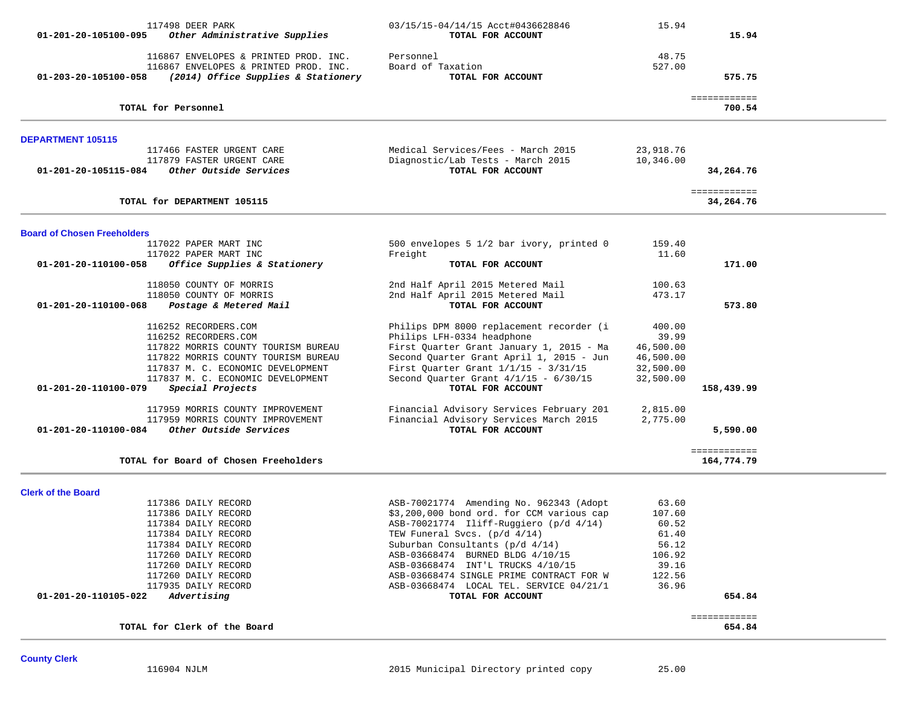| Vendor | Description | Amount | Total |
|---|---|---|---|
| 117498 DEER PARK | 03/15/15-04/14/15 Acct#0436628846 | 15.94 | |
| **01-201-20-105100-095** ***Other Administrative Supplies*** | **TOTAL FOR ACCOUNT** | | **15.94** |
| 116867 ENVELOPES & PRINTED PROD. INC. | Personnel | 48.75 | |
| 116867 ENVELOPES & PRINTED PROD. INC. | Board of Taxation | 527.00 | |
| **01-203-20-105100-058** ***(2014) Office Supplies & Stationery*** | **TOTAL FOR ACCOUNT** | | **575.75** |
| **TOTAL for Personnel** | | | **700.54** |

### DEPARTMENT 105115

| Vendor | Description | Amount | Total |
|---|---|---|---|
| 117466 FASTER URGENT CARE | Medical Services/Fees - March 2015 | 23,918.76 | |
| 117879 FASTER URGENT CARE | Diagnostic/Lab Tests - March 2015 | 10,346.00 | |
| **01-201-20-105115-084** ***Other Outside Services*** | **TOTAL FOR ACCOUNT** | | **34,264.76** |
| **TOTAL for DEPARTMENT 105115** | | | **34,264.76** |

### Board of Chosen Freeholders

| Vendor | Description | Amount | Total |
|---|---|---|---|
| 117022 PAPER MART INC | 500 envelopes 5 1/2 bar ivory, printed 0 | 159.40 | |
| 117022 PAPER MART INC | Freight | 11.60 | |
| **01-201-20-110100-058** ***Office Supplies & Stationery*** | **TOTAL FOR ACCOUNT** | | **171.00** |
| 118050 COUNTY OF MORRIS | 2nd Half April 2015 Metered Mail | 100.63 | |
| 118050 COUNTY OF MORRIS | 2nd Half April 2015 Metered Mail | 473.17 | |
| **01-201-20-110100-068** ***Postage & Metered Mail*** | **TOTAL FOR ACCOUNT** | | **573.80** |
| 116252 RECORDERS.COM | Philips DPM 8000 replacement recorder (i | 400.00 | |
| 116252 RECORDERS.COM | Philips LFH-0334 headphone | 39.99 | |
| 117822 MORRIS COUNTY TOURISM BUREAU | First Quarter Grant January 1, 2015 - Ma | 46,500.00 | |
| 117822 MORRIS COUNTY TOURISM BUREAU | Second Quarter Grant April 1, 2015 - Jun | 46,500.00 | |
| 117837 M. C. ECONOMIC DEVELOPMENT | First Quarter Grant 1/1/15 - 3/31/15 | 32,500.00 | |
| 117837 M. C. ECONOMIC DEVELOPMENT | Second Quarter Grant 4/1/15 - 6/30/15 | 32,500.00 | |
| **01-201-20-110100-079** ***Special Projects*** | **TOTAL FOR ACCOUNT** | | **158,439.99** |
| 117959 MORRIS COUNTY IMPROVEMENT | Financial Advisory Services February 201 | 2,815.00 | |
| 117959 MORRIS COUNTY IMPROVEMENT | Financial Advisory Services March 2015 | 2,775.00 | |
| **01-201-20-110100-084** ***Other Outside Services*** | **TOTAL FOR ACCOUNT** | | **5,590.00** |
| **TOTAL for Board of Chosen Freeholders** | | | **164,774.79** |

### Clerk of the Board

| Vendor | Description | Amount | Total |
|---|---|---|---|
| 117386 DAILY RECORD | ASB-70021774 Amending No. 962343 (Adopt | 63.60 | |
| 117386 DAILY RECORD | $3,200,000 bond ord. for CCM various cap | 107.60 | |
| 117384 DAILY RECORD | ASB-70021774 Iliff-Ruggiero (p/d 4/14) | 60.52 | |
| 117384 DAILY RECORD | TEW Funeral Svcs. (p/d 4/14) | 61.40 | |
| 117384 DAILY RECORD | Suburban Consultants (p/d 4/14) | 56.12 | |
| 117260 DAILY RECORD | ASB-03668474 BURNED BLDG 4/10/15 | 106.92 | |
| 117260 DAILY RECORD | ASB-03668474 INT'L TRUCKS 4/10/15 | 39.16 | |
| 117260 DAILY RECORD | ASB-03668474 SINGLE PRIME CONTRACT FOR W | 122.56 | |
| 117935 DAILY RECORD | ASB-03668474 LOCAL TEL. SERVICE 04/21/1 | 36.96 | |
| **01-201-20-110105-022** ***Advertising*** | **TOTAL FOR ACCOUNT** | | **654.84** |
| **TOTAL for Clerk of the Board** | | | **654.84** |

### County Clerk

| Vendor | Description | Amount | Total |
|---|---|---|---|
| 116904 NJLM | 2015 Municipal Directory printed copy | 25.00 | |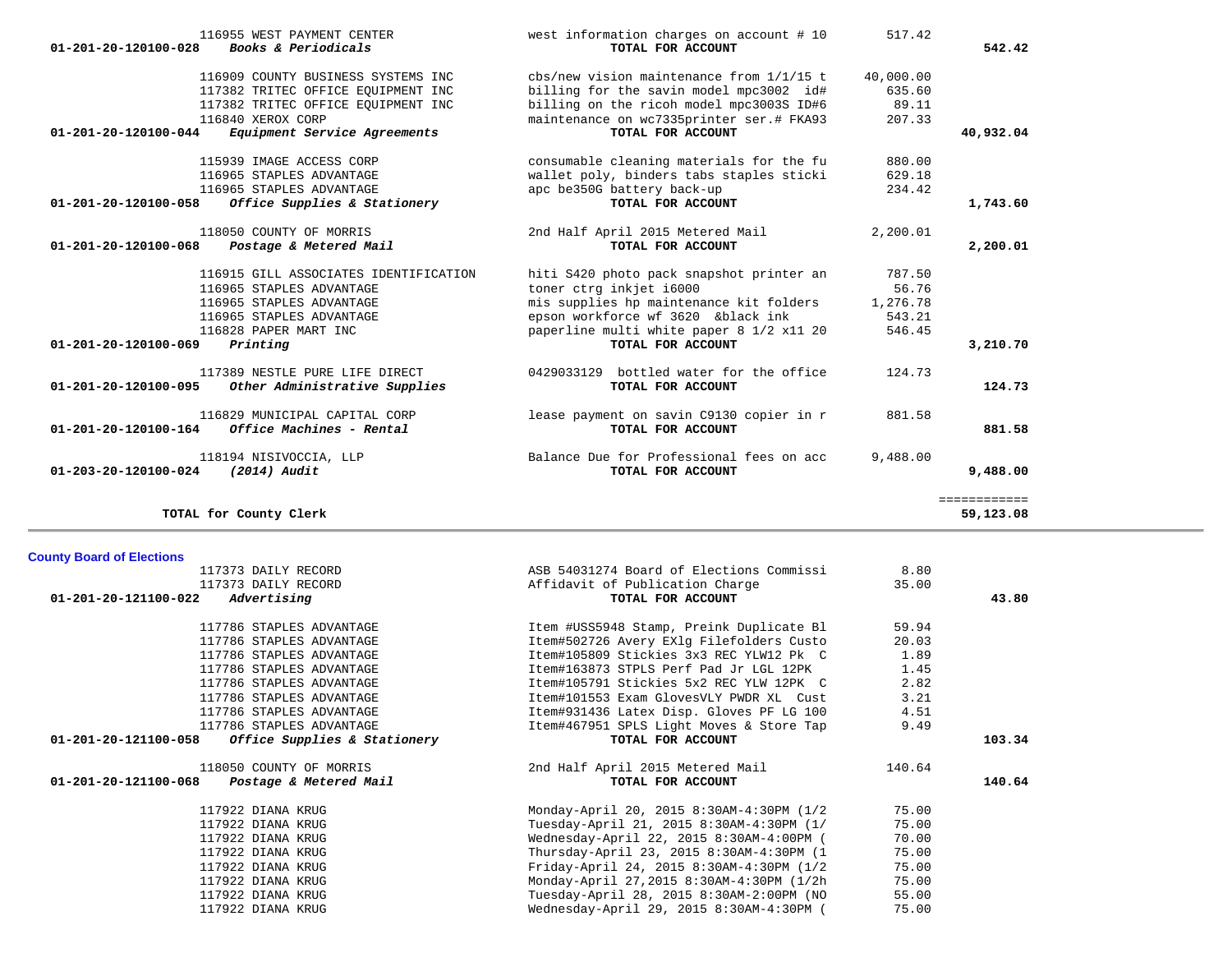| Account | Vendor | Description | Amount | Total |
|---|---|---|---|---|
| | 116955 WEST PAYMENT CENTER | west information charges on account # 10 | 517.42 | |
| 01-201-20-120100-028 | *Books & Periodicals* | **TOTAL FOR ACCOUNT** | | **542.42** |
| | 116909 COUNTY BUSINESS SYSTEMS INC | cbs/new vision maintenance from 1/1/15 t | 40,000.00 | |
| | 117382 TRITEC OFFICE EQUIPMENT INC | billing for the savin model mpc3002 id# | 635.60 | |
| | 117382 TRITEC OFFICE EQUIPMENT INC | billing on the ricoh model mpc3003S ID#6 | 89.11 | |
| | 116840 XEROX CORP | maintenance on wc7335printer ser.# FKA93 | 207.33 | |
| 01-201-20-120100-044 | *Equipment Service Agreements* | **TOTAL FOR ACCOUNT** | | **40,932.04** |
| | 115939 IMAGE ACCESS CORP | consumable cleaning materials for the fu | 880.00 | |
| | 116965 STAPLES ADVANTAGE | wallet poly, binders tabs staples sticki | 629.18 | |
| | 116965 STAPLES ADVANTAGE | apc be350G battery back-up | 234.42 | |
| 01-201-20-120100-058 | *Office Supplies & Stationery* | **TOTAL FOR ACCOUNT** | | **1,743.60** |
| | 118050 COUNTY OF MORRIS | 2nd Half April 2015 Metered Mail | 2,200.01 | |
| 01-201-20-120100-068 | *Postage & Metered Mail* | **TOTAL FOR ACCOUNT** | | **2,200.01** |
| | 116915 GILL ASSOCIATES IDENTIFICATION | hiti S420 photo pack snapshot printer an | 787.50 | |
| | 116965 STAPLES ADVANTAGE | toner ctrg inkjet i6000 | 56.76 | |
| | 116965 STAPLES ADVANTAGE | mis supplies hp maintenance kit folders | 1,276.78 | |
| | 116965 STAPLES ADVANTAGE | epson workforce wf 3620 &black ink | 543.21 | |
| | 116828 PAPER MART INC | paperline multi white paper 8 1/2 x11 20 | 546.45 | |
| 01-201-20-120100-069 | *Printing* | **TOTAL FOR ACCOUNT** | | **3,210.70** |
| | 117389 NESTLE PURE LIFE DIRECT | 0429033129 bottled water for the office | 124.73 | |
| 01-201-20-120100-095 | *Other Administrative Supplies* | **TOTAL FOR ACCOUNT** | | **124.73** |
| | 116829 MUNICIPAL CAPITAL CORP | lease payment on savin C9130 copier in r | 881.58 | |
| 01-201-20-120100-164 | *Office Machines - Rental* | **TOTAL FOR ACCOUNT** | | **881.58** |
| | 118194 NISIVOCCIA, LLP | Balance Due for Professional fees on acc | 9,488.00 | |
| 01-203-20-120100-024 | *(2014) Audit* | **TOTAL FOR ACCOUNT** | | **9,488.00** |
| | | | | ============ |
| | **TOTAL for County Clerk** | | | **59,123.08** |

**County Board of Elections**

| Account | Vendor | Description | Amount | Total |
|---|---|---|---|---|
| | 117373 DAILY RECORD | ASB 54031274 Board of Elections Commissi | 8.80 | |
| | 117373 DAILY RECORD | Affidavit of Publication Charge | 35.00 | |
| 01-201-20-121100-022 | *Advertising* | **TOTAL FOR ACCOUNT** | | **43.80** |
| | 117786 STAPLES ADVANTAGE | Item #USS5948 Stamp, Preink Duplicate Bl | 59.94 | |
| | 117786 STAPLES ADVANTAGE | Item#502726 Avery EXlg Filefolders Custo | 20.03 | |
| | 117786 STAPLES ADVANTAGE | Item#105809 Stickies 3x3 REC YLW12 Pk C | 1.89 | |
| | 117786 STAPLES ADVANTAGE | Item#163873 STPLS Perf Pad Jr LGL 12PK | 1.45 | |
| | 117786 STAPLES ADVANTAGE | Item#105791 Stickies 5x2 REC YLW 12PK C | 2.82 | |
| | 117786 STAPLES ADVANTAGE | Item#101553 Exam GlovesVLY PWDR XL Cust | 3.21 | |
| | 117786 STAPLES ADVANTAGE | Item#931436 Latex Disp. Gloves PF LG 100 | 4.51 | |
| | 117786 STAPLES ADVANTAGE | Item#467951 SPLS Light Moves & Store Tap | 9.49 | |
| 01-201-20-121100-058 | *Office Supplies & Stationery* | **TOTAL FOR ACCOUNT** | | **103.34** |
| | 118050 COUNTY OF MORRIS | 2nd Half April 2015 Metered Mail | 140.64 | |
| 01-201-20-121100-068 | *Postage & Metered Mail* | **TOTAL FOR ACCOUNT** | | **140.64** |
| | 117922 DIANA KRUG | Monday-April 20, 2015 8:30AM-4:30PM (1/2 | 75.00 | |
| | 117922 DIANA KRUG | Tuesday-April 21, 2015 8:30AM-4:30PM (1/ | 75.00 | |
| | 117922 DIANA KRUG | Wednesday-April 22, 2015 8:30AM-4:00PM ( | 70.00 | |
| | 117922 DIANA KRUG | Thursday-April 23, 2015 8:30AM-4:30PM (1 | 75.00 | |
| | 117922 DIANA KRUG | Friday-April 24, 2015 8:30AM-4:30PM (1/2 | 75.00 | |
| | 117922 DIANA KRUG | Monday-April 27,2015 8:30AM-4:30PM (1/2h | 75.00 | |
| | 117922 DIANA KRUG | Tuesday-April 28, 2015 8:30AM-2:00PM (NO | 55.00 | |
| | 117922 DIANA KRUG | Wednesday-April 29, 2015 8:30AM-4:30PM ( | 75.00 | |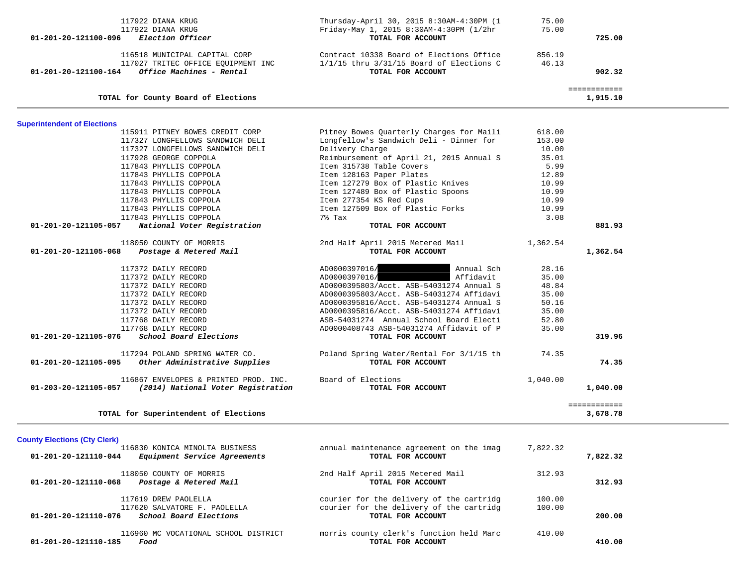| Account | Vendor / Description | Detail | Amount | Total |
|---|---|---|---|---|
| | 117922 DIANA KRUG | Thursday-April 30, 2015 8:30AM-4:30PM (1 | 75.00 | |
| | 117922 DIANA KRUG | Friday-May 1, 2015 8:30AM-4:30PM (1/2hr | 75.00 | |
| **01-201-20-121100-096** | ***Election Officer*** | **TOTAL FOR ACCOUNT** | | **725.00** |
| | 116518 MUNICIPAL CAPITAL CORP | Contract 10338 Board of Elections Office | 856.19 | |
| | 117027 TRITEC OFFICE EQUIPMENT INC | 1/1/15 thru 3/31/15 Board of Elections C | 46.13 | |
| **01-201-20-121100-164** | ***Office Machines - Rental*** | **TOTAL FOR ACCOUNT** | | **902.32** |
| | **TOTAL for County Board of Elections** | | | **1,915.10** |

## Superintendent of Elections

| Account | Vendor / Description | Detail | Amount | Total |
|---|---|---|---|---|
| | 115911 PITNEY BOWES CREDIT CORP | Pitney Bowes Quarterly Charges for Maili | 618.00 | |
| | 117327 LONGFELLOWS SANDWICH DELI | Longfellow's Sandwich Deli - Dinner for | 153.00 | |
| | 117327 LONGFELLOWS SANDWICH DELI | Delivery Charge | 10.00 | |
| | 117928 GEORGE COPPOLA | Reimbursement of April 21, 2015 Annual S | 35.01 | |
| | 117843 PHYLLIS COPPOLA | Item 315738 Table Covers | 5.99 | |
| | 117843 PHYLLIS COPPOLA | Item 128163 Paper Plates | 12.89 | |
| | 117843 PHYLLIS COPPOLA | Item 127279 Box of Plastic Knives | 10.99 | |
| | 117843 PHYLLIS COPPOLA | Item 127489 Box of Plastic Spoons | 10.99 | |
| | 117843 PHYLLIS COPPOLA | Item 277354 KS Red Cups | 10.99 | |
| | 117843 PHYLLIS COPPOLA | Item 127509 Box of Plastic Forks | 10.99 | |
| | 117843 PHYLLIS COPPOLA | 7% Tax | 3.08 | |
| **01-201-20-121105-057** | ***National Voter Registration*** | **TOTAL FOR ACCOUNT** | | **881.93** |
| | 118050 COUNTY OF MORRIS | 2nd Half April 2015 Metered Mail | 1,362.54 | |
| **01-201-20-121105-068** | ***Postage & Metered Mail*** | **TOTAL FOR ACCOUNT** | | **1,362.54** |
| | 117372 DAILY RECORD | AD0000397016/[REDACTED] Annual Sch | 28.16 | |
| | 117372 DAILY RECORD | AD0000397016/[REDACTED] Affidavit | 35.00 | |
| | 117372 DAILY RECORD | AD0000395803/Acct. ASB-54031274 Annual S | 48.84 | |
| | 117372 DAILY RECORD | AD0000395803/Acct. ASB-54031274 Affidavi | 35.00 | |
| | 117372 DAILY RECORD | AD0000395816/Acct. ASB-54031274 Annual S | 50.16 | |
| | 117372 DAILY RECORD | AD0000395816/Acct. ASB-54031274 Affidavi | 35.00 | |
| | 117768 DAILY RECORD | ASB-54031274 Annual School Board Electi | 52.80 | |
| | 117768 DAILY RECORD | AD0000408743 ASB-54031274 Affidavit of P | 35.00 | |
| **01-201-20-121105-076** | ***School Board Elections*** | **TOTAL FOR ACCOUNT** | | **319.96** |
| | 117294 POLAND SPRING WATER CO. | Poland Spring Water/Rental For 3/1/15 th | 74.35 | |
| **01-201-20-121105-095** | ***Other Administrative Supplies*** | **TOTAL FOR ACCOUNT** | | **74.35** |
| | 116867 ENVELOPES & PRINTED PROD. INC. | Board of Elections | 1,040.00 | |
| **01-203-20-121105-057** | ***(2014) National Voter Registration*** | **TOTAL FOR ACCOUNT** | | **1,040.00** |
| | **TOTAL for Superintendent of Elections** | | | **3,678.78** |

## County Elections (Cty Clerk)

| Account | Vendor / Description | Detail | Amount | Total |
|---|---|---|---|---|
| | 116830 KONICA MINOLTA BUSINESS | annual maintenance agreement on the imag | 7,822.32 | |
| **01-201-20-121110-044** | ***Equipment Service Agreements*** | **TOTAL FOR ACCOUNT** | | **7,822.32** |
| | 118050 COUNTY OF MORRIS | 2nd Half April 2015 Metered Mail | 312.93 | |
| **01-201-20-121110-068** | ***Postage & Metered Mail*** | **TOTAL FOR ACCOUNT** | | **312.93** |
| | 117619 DREW PAOLELLA | courier for the delivery of the cartridg | 100.00 | |
| | 117620 SALVATORE F. PAOLELLA | courier for the delivery of the cartridg | 100.00 | |
| **01-201-20-121110-076** | ***School Board Elections*** | **TOTAL FOR ACCOUNT** | | **200.00** |
| | 116960 MC VOCATIONAL SCHOOL DISTRICT | morris county clerk's function held Marc | 410.00 | |
| **01-201-20-121110-185** | ***Food*** | **TOTAL FOR ACCOUNT** | | **410.00** |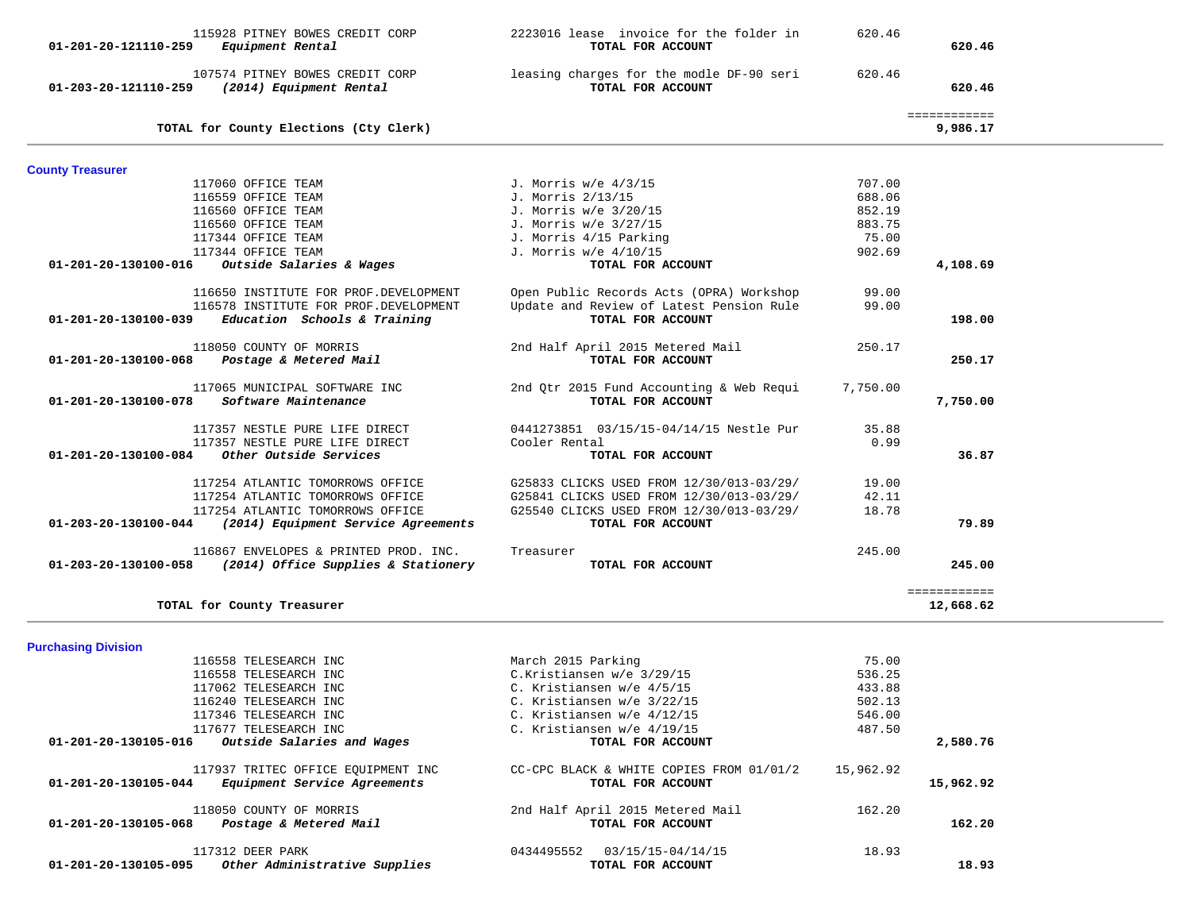| Account / Vendor | Description | Amount | Total |
|---|---|---|---|
| 115928 PITNEY BOWES CREDIT CORP | 2223016 lease invoice for the folder in | 620.46 | |
| **01-201-20-121110-259** ***Equipment Rental*** | **TOTAL FOR ACCOUNT** | | **620.46** |
| 107574 PITNEY BOWES CREDIT CORP | leasing charges for the modle DF-90 seri | 620.46 | |
| **01-203-20-121110-259** ***(2014) Equipment Rental*** | **TOTAL FOR ACCOUNT** | | **620.46** |
| | | | ============ |
| **TOTAL for County Elections (Cty Clerk)** | | | **9,986.17** |

## County Treasurer

| Account / Vendor | Description | Amount | Total |
|---|---|---|---|
| 117060 OFFICE TEAM | J. Morris w/e 4/3/15 | 707.00 | |
| 116559 OFFICE TEAM | J. Morris 2/13/15 | 688.06 | |
| 116560 OFFICE TEAM | J. Morris w/e 3/20/15 | 852.19 | |
| 116560 OFFICE TEAM | J. Morris w/e 3/27/15 | 883.75 | |
| 117344 OFFICE TEAM | J. Morris 4/15 Parking | 75.00 | |
| 117344 OFFICE TEAM | J. Morris w/e 4/10/15 | 902.69 | |
| **01-201-20-130100-016** ***Outside Salaries & Wages*** | **TOTAL FOR ACCOUNT** | | **4,108.69** |
| 116650 INSTITUTE FOR PROF.DEVELOPMENT | Open Public Records Acts (OPRA) Workshop | 99.00 | |
| 116578 INSTITUTE FOR PROF.DEVELOPMENT | Update and Review of Latest Pension Rule | 99.00 | |
| **01-201-20-130100-039** ***Education Schools & Training*** | **TOTAL FOR ACCOUNT** | | **198.00** |
| 118050 COUNTY OF MORRIS | 2nd Half April 2015 Metered Mail | 250.17 | |
| **01-201-20-130100-068** ***Postage & Metered Mail*** | **TOTAL FOR ACCOUNT** | | **250.17** |
| 117065 MUNICIPAL SOFTWARE INC | 2nd Qtr 2015 Fund Accounting & Web Requi | 7,750.00 | |
| **01-201-20-130100-078** ***Software Maintenance*** | **TOTAL FOR ACCOUNT** | | **7,750.00** |
| 117357 NESTLE PURE LIFE DIRECT | 0441273851 03/15/15-04/14/15 Nestle Pur | 35.88 | |
| 117357 NESTLE PURE LIFE DIRECT | Cooler Rental | 0.99 | |
| **01-201-20-130100-084** ***Other Outside Services*** | **TOTAL FOR ACCOUNT** | | **36.87** |
| 117254 ATLANTIC TOMORROWS OFFICE | G25833 CLICKS USED FROM 12/30/013-03/29/ | 19.00 | |
| 117254 ATLANTIC TOMORROWS OFFICE | G25841 CLICKS USED FROM 12/30/013-03/29/ | 42.11 | |
| 117254 ATLANTIC TOMORROWS OFFICE | G25540 CLICKS USED FROM 12/30/013-03/29/ | 18.78 | |
| **01-203-20-130100-044** ***(2014) Equipment Service Agreements*** | **TOTAL FOR ACCOUNT** | | **79.89** |
| 116867 ENVELOPES & PRINTED PROD. INC. | Treasurer | 245.00 | |
| **01-203-20-130100-058** ***(2014) Office Supplies & Stationery*** | **TOTAL FOR ACCOUNT** | | **245.00** |
| | | | ============ |
| **TOTAL for County Treasurer** | | | **12,668.62** |

## Purchasing Division

| Account / Vendor | Description | Amount | Total |
|---|---|---|---|
| 116558 TELESEARCH INC | March 2015 Parking | 75.00 | |
| 116558 TELESEARCH INC | C.Kristiansen w/e 3/29/15 | 536.25 | |
| 117062 TELESEARCH INC | C. Kristiansen w/e 4/5/15 | 433.88 | |
| 116240 TELESEARCH INC | C. Kristiansen w/e 3/22/15 | 502.13 | |
| 117346 TELESEARCH INC | C. Kristiansen w/e 4/12/15 | 546.00 | |
| 117677 TELESEARCH INC | C. Kristiansen w/e 4/19/15 | 487.50 | |
| **01-201-20-130105-016** ***Outside Salaries and Wages*** | **TOTAL FOR ACCOUNT** | | **2,580.76** |
| 117937 TRITEC OFFICE EQUIPMENT INC | CC-CPC BLACK & WHITE COPIES FROM 01/01/2 | 15,962.92 | |
| **01-201-20-130105-044** ***Equipment Service Agreements*** | **TOTAL FOR ACCOUNT** | | **15,962.92** |
| 118050 COUNTY OF MORRIS | 2nd Half April 2015 Metered Mail | 162.20 | |
| **01-201-20-130105-068** ***Postage & Metered Mail*** | **TOTAL FOR ACCOUNT** | | **162.20** |
| 117312 DEER PARK | 0434495552 03/15/15-04/14/15 | 18.93 | |
| **01-201-20-130105-095** ***Other Administrative Supplies*** | **TOTAL FOR ACCOUNT** | | **18.93** |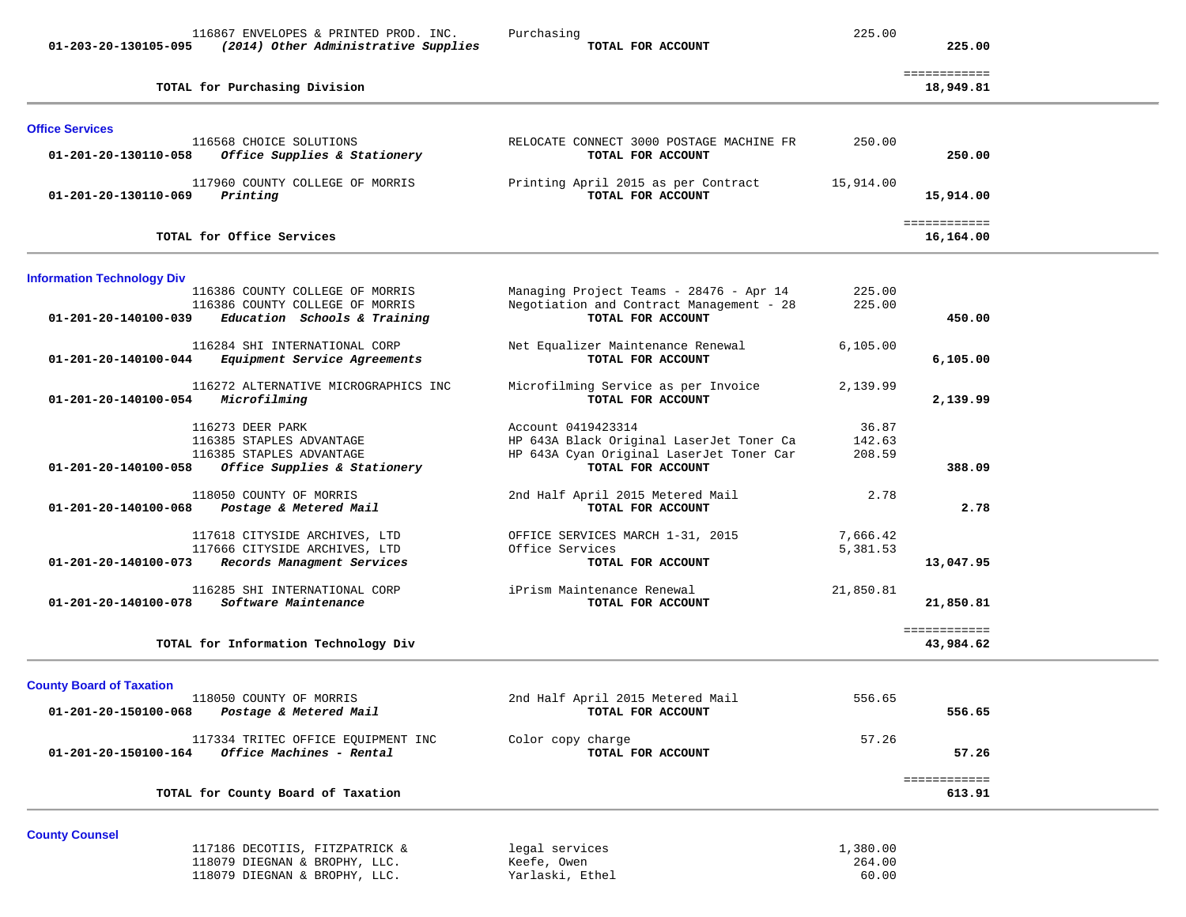| Account | Vendor / Account Description | Description | Amount | Total |
|---|---|---|---|---|
| | 116867 ENVELOPES & PRINTED PROD. INC. | Purchasing | 225.00 | |
| 01-203-20-130105-095 | *(2014) Other Administrative Supplies* | **TOTAL FOR ACCOUNT** | | **225.00** |
| | | | | ============ |
| | **TOTAL for Purchasing Division** | | | **18,949.81** |

**Office Services**

| Account | Vendor / Account Description | Description | Amount | Total |
|---|---|---|---|---|
| | 116568 CHOICE SOLUTIONS | RELOCATE CONNECT 3000 POSTAGE MACHINE FR | 250.00 | |
| 01-201-20-130110-058 | *Office Supplies & Stationery* | **TOTAL FOR ACCOUNT** | | **250.00** |
| | 117960 COUNTY COLLEGE OF MORRIS | Printing April 2015 as per Contract | 15,914.00 | |
| 01-201-20-130110-069 | *Printing* | **TOTAL FOR ACCOUNT** | | **15,914.00** |
| | | | | ============ |
| | **TOTAL for Office Services** | | | **16,164.00** |

**Information Technology Div**

| Account | Vendor / Account Description | Description | Amount | Total |
|---|---|---|---|---|
| | 116386 COUNTY COLLEGE OF MORRIS | Managing Project Teams - 28476 - Apr 14 | 225.00 | |
| | 116386 COUNTY COLLEGE OF MORRIS | Negotiation and Contract Management - 28 | 225.00 | |
| 01-201-20-140100-039 | *Education Schools & Training* | **TOTAL FOR ACCOUNT** | | **450.00** |
| | 116284 SHI INTERNATIONAL CORP | Net Equalizer Maintenance Renewal | 6,105.00 | |
| 01-201-20-140100-044 | *Equipment Service Agreements* | **TOTAL FOR ACCOUNT** | | **6,105.00** |
| | 116272 ALTERNATIVE MICROGRAPHICS INC | Microfilming Service as per Invoice | 2,139.99 | |
| 01-201-20-140100-054 | *Microfilming* | **TOTAL FOR ACCOUNT** | | **2,139.99** |
| | 116273 DEER PARK | Account 0419423314 | 36.87 | |
| | 116385 STAPLES ADVANTAGE | HP 643A Black Original LaserJet Toner Ca | 142.63 | |
| | 116385 STAPLES ADVANTAGE | HP 643A Cyan Original LaserJet Toner Car | 208.59 | |
| 01-201-20-140100-058 | *Office Supplies & Stationery* | **TOTAL FOR ACCOUNT** | | **388.09** |
| | 118050 COUNTY OF MORRIS | 2nd Half April 2015 Metered Mail | 2.78 | |
| 01-201-20-140100-068 | *Postage & Metered Mail* | **TOTAL FOR ACCOUNT** | | **2.78** |
| | 117618 CITYSIDE ARCHIVES, LTD | OFFICE SERVICES MARCH 1-31, 2015 | 7,666.42 | |
| | 117666 CITYSIDE ARCHIVES, LTD | Office Services | 5,381.53 | |
| 01-201-20-140100-073 | *Records Managment Services* | **TOTAL FOR ACCOUNT** | | **13,047.95** |
| | 116285 SHI INTERNATIONAL CORP | iPrism Maintenance Renewal | 21,850.81 | |
| 01-201-20-140100-078 | *Software Maintenance* | **TOTAL FOR ACCOUNT** | | **21,850.81** |
| | | | | ============ |
| | **TOTAL for Information Technology Div** | | | **43,984.62** |

**County Board of Taxation**

| Account | Vendor / Account Description | Description | Amount | Total |
|---|---|---|---|---|
| | 118050 COUNTY OF MORRIS | 2nd Half April 2015 Metered Mail | 556.65 | |
| 01-201-20-150100-068 | *Postage & Metered Mail* | **TOTAL FOR ACCOUNT** | | **556.65** |
| | 117334 TRITEC OFFICE EQUIPMENT INC | Color copy charge | 57.26 | |
| 01-201-20-150100-164 | *Office Machines - Rental* | **TOTAL FOR ACCOUNT** | | **57.26** |
| | | | | ============ |
| | **TOTAL for County Board of Taxation** | | | **613.91** |

**County Counsel**

| Account | Vendor / Account Description | Description | Amount | Total |
|---|---|---|---|---|
| | 117186 DECOTIIS, FITZPATRICK & | legal services | 1,380.00 | |
| | 118079 DIEGNAN & BROPHY, LLC. | Keefe, Owen | 264.00 | |
| | 118079 DIEGNAN & BROPHY, LLC. | Yarlaski, Ethel | 60.00 | |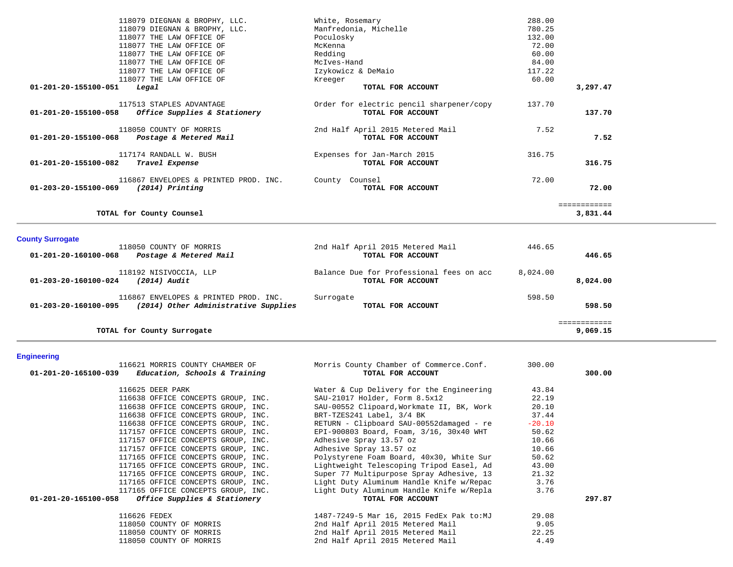| Account | Vendor | Description | Amount | Total |
|---|---|---|---|---|
| | 118079 DIEGNAN & BROPHY, LLC. | White, Rosemary | 288.00 | |
| | 118079 DIEGNAN & BROPHY, LLC. | Manfredonia, Michelle | 780.25 | |
| | 118077 THE LAW OFFICE OF | Poculosky | 132.00 | |
| | 118077 THE LAW OFFICE OF | McKenna | 72.00 | |
| | 118077 THE LAW OFFICE OF | Redding | 60.00 | |
| | 118077 THE LAW OFFICE OF | McIves-Hand | 84.00 | |
| | 118077 THE LAW OFFICE OF | Izykowicz & DeMaio | 117.22 | |
| | 118077 THE LAW OFFICE OF | Kreeger | 60.00 | |
| **01-201-20-155100-051** | ***Legal*** | **TOTAL FOR ACCOUNT** | | **3,297.47** |
| | 117513 STAPLES ADVANTAGE | Order for electric pencil sharpener/copy | 137.70 | |
| **01-201-20-155100-058** | ***Office Supplies & Stationery*** | **TOTAL FOR ACCOUNT** | | **137.70** |
| | 118050 COUNTY OF MORRIS | 2nd Half April 2015 Metered Mail | 7.52 | |
| **01-201-20-155100-068** | ***Postage & Metered Mail*** | **TOTAL FOR ACCOUNT** | | **7.52** |
| | 117174 RANDALL W. BUSH | Expenses for Jan-March 2015 | 316.75 | |
| **01-201-20-155100-082** | ***Travel Expense*** | **TOTAL FOR ACCOUNT** | | **316.75** |
| | 116867 ENVELOPES & PRINTED PROD. INC. | County Counsel | 72.00 | |
| **01-203-20-155100-069** | ***(2014) Printing*** | **TOTAL FOR ACCOUNT** | | **72.00** |
| | | | | ============ |
| | **TOTAL for County Counsel** | | | **3,831.44** |

## County Surrogate

| Account | Vendor | Description | Amount | Total |
|---|---|---|---|---|
| | 118050 COUNTY OF MORRIS | 2nd Half April 2015 Metered Mail | 446.65 | |
| **01-201-20-160100-068** | ***Postage & Metered Mail*** | **TOTAL FOR ACCOUNT** | | **446.65** |
| | 118192 NISIVOCCIA, LLP | Balance Due for Professional fees on acc | 8,024.00 | |
| **01-203-20-160100-024** | ***(2014) Audit*** | **TOTAL FOR ACCOUNT** | | **8,024.00** |
| | 116867 ENVELOPES & PRINTED PROD. INC. | Surrogate | 598.50 | |
| **01-203-20-160100-095** | ***(2014) Other Administrative Supplies*** | **TOTAL FOR ACCOUNT** | | **598.50** |
| | | | | ============ |
| | **TOTAL for County Surrogate** | | | **9,069.15** |

## Engineering

| Account | Vendor | Description | Amount | Total |
|---|---|---|---|---|
| | 116621 MORRIS COUNTY CHAMBER OF | Morris County Chamber of Commerce.Conf. | 300.00 | |
| **01-201-20-165100-039** | ***Education, Schools & Training*** | **TOTAL FOR ACCOUNT** | | **300.00** |
| | 116625 DEER PARK | Water & Cup Delivery for the Engineering | 43.84 | |
| | 116638 OFFICE CONCEPTS GROUP, INC. | SAU-21017 Holder, Form 8.5x12 | 22.19 | |
| | 116638 OFFICE CONCEPTS GROUP, INC. | SAU-00552 Clipoard,Workmate II, BK, Work | 20.10 | |
| | 116638 OFFICE CONCEPTS GROUP, INC. | BRT-TZES241 Label, 3/4 BK | 37.44 | |
| | 116638 OFFICE CONCEPTS GROUP, INC. | RETURN - Clipboard SAU-00552damaged - re | -20.10 | |
| | 117157 OFFICE CONCEPTS GROUP, INC. | EPI-900803 Board, Foam, 3/16, 30x40 WHT | 50.62 | |
| | 117157 OFFICE CONCEPTS GROUP, INC. | Adhesive Spray 13.57 oz | 10.66 | |
| | 117157 OFFICE CONCEPTS GROUP, INC. | Adhesive Spray 13.57 oz | 10.66 | |
| | 117165 OFFICE CONCEPTS GROUP, INC. | Polystyrene Foam Board, 40x30, White Sur | 50.62 | |
| | 117165 OFFICE CONCEPTS GROUP, INC. | Lightweight Telescoping Tripod Easel, Ad | 43.00 | |
| | 117165 OFFICE CONCEPTS GROUP, INC. | Super 77 Multipurpose Spray Adhesive, 13 | 21.32 | |
| | 117165 OFFICE CONCEPTS GROUP, INC. | Light Duty Aluminum Handle Knife w/Repac | 3.76 | |
| | 117165 OFFICE CONCEPTS GROUP, INC. | Light Duty Aluminum Handle Knife w/Repla | 3.76 | |
| **01-201-20-165100-058** | ***Office Supplies & Stationery*** | **TOTAL FOR ACCOUNT** | | **297.87** |
| | 116626 FEDEX | 1487-7249-5 Mar 16, 2015 FedEx Pak to:MJ | 29.08 | |
| | 118050 COUNTY OF MORRIS | 2nd Half April 2015 Metered Mail | 9.05 | |
| | 118050 COUNTY OF MORRIS | 2nd Half April 2015 Metered Mail | 22.25 | |
| | 118050 COUNTY OF MORRIS | 2nd Half April 2015 Metered Mail | 4.49 | |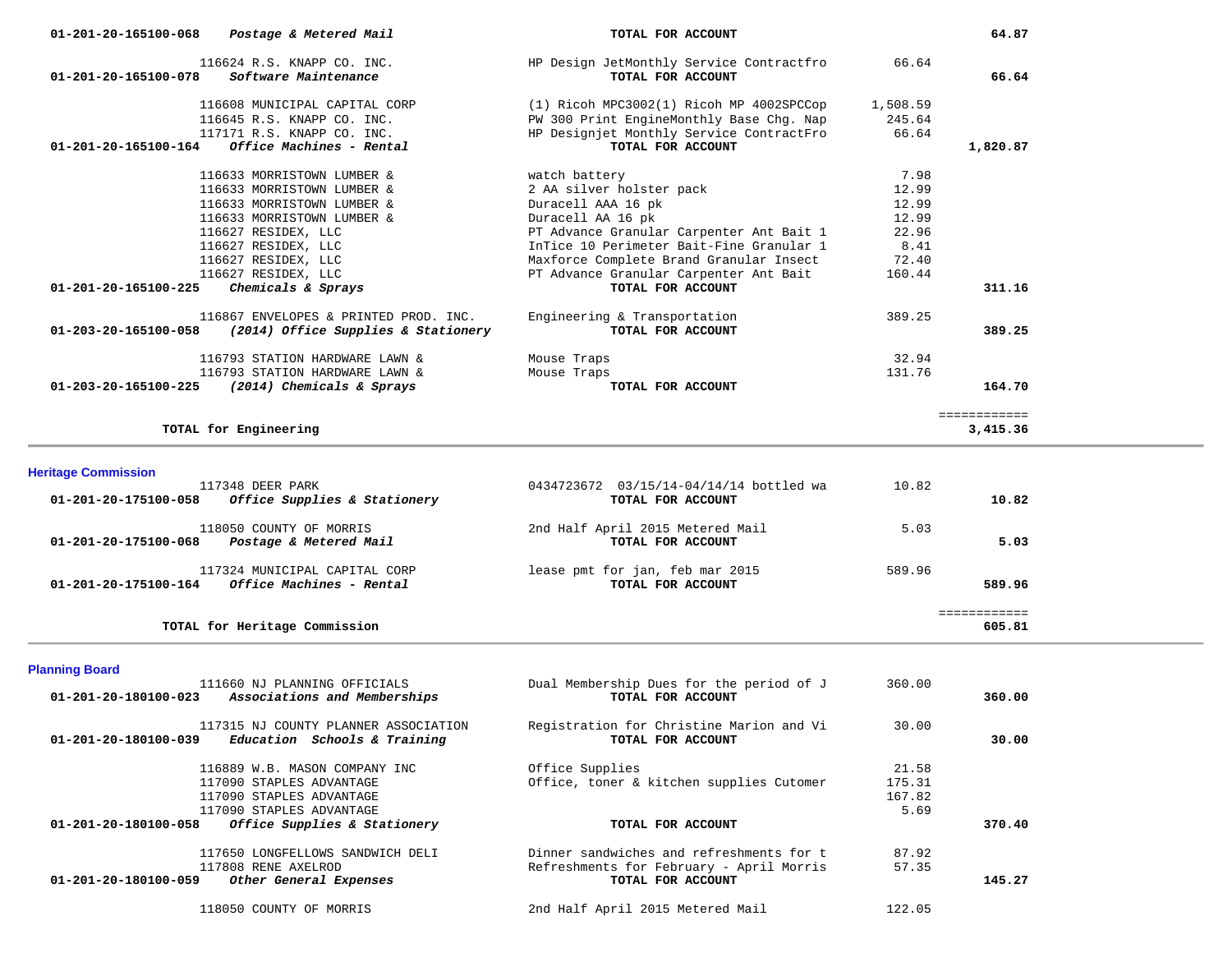| Account | Vendor / Account Name | Description | Amount | Total |
|---|---|---|---|---|
| 01-201-20-165100-068 | *Postage & Metered Mail* | **TOTAL FOR ACCOUNT** | | **64.87** |
| | 116624 R.S. KNAPP CO. INC. | HP Design JetMonthly Service Contractfro | 66.64 | |
| 01-201-20-165100-078 | *Software Maintenance* | **TOTAL FOR ACCOUNT** | | **66.64** |
| | 116608 MUNICIPAL CAPITAL CORP | (1) Ricoh MPC3002(1) Ricoh MP 4002SPCCop | 1,508.59 | |
| | 116645 R.S. KNAPP CO. INC. | PW 300 Print EngineMonthly Base Chg. Nap | 245.64 | |
| | 117171 R.S. KNAPP CO. INC. | HP Designjet Monthly Service ContractFro | 66.64 | |
| 01-201-20-165100-164 | *Office Machines - Rental* | **TOTAL FOR ACCOUNT** | | **1,820.87** |
| | 116633 MORRISTOWN LUMBER & | watch battery | 7.98 | |
| | 116633 MORRISTOWN LUMBER & | 2 AA silver holster pack | 12.99 | |
| | 116633 MORRISTOWN LUMBER & | Duracell AAA 16 pk | 12.99 | |
| | 116633 MORRISTOWN LUMBER & | Duracell AA 16 pk | 12.99 | |
| | 116627 RESIDEX, LLC | PT Advance Granular Carpenter Ant Bait 1 | 22.96 | |
| | 116627 RESIDEX, LLC | InTice 10 Perimeter Bait-Fine Granular 1 | 8.41 | |
| | 116627 RESIDEX, LLC | Maxforce Complete Brand Granular Insect | 72.40 | |
| | 116627 RESIDEX, LLC | PT Advance Granular Carpenter Ant Bait | 160.44 | |
| 01-201-20-165100-225 | *Chemicals & Sprays* | **TOTAL FOR ACCOUNT** | | **311.16** |
| | 116867 ENVELOPES & PRINTED PROD. INC. | Engineering & Transportation | 389.25 | |
| 01-203-20-165100-058 | *(2014) Office Supplies & Stationery* | **TOTAL FOR ACCOUNT** | | **389.25** |
| | 116793 STATION HARDWARE LAWN & | Mouse Traps | 32.94 | |
| | 116793 STATION HARDWARE LAWN & | Mouse Traps | 131.76 | |
| 01-203-20-165100-225 | *(2014) Chemicals & Sprays* | **TOTAL FOR ACCOUNT** | | **164.70** |
| | **TOTAL for Engineering** | | | **3,415.36** |

## Heritage Commission

| Account | Vendor / Account Name | Description | Amount | Total |
|---|---|---|---|---|
| | 117348 DEER PARK | 0434723672 03/15/14-04/14/14 bottled wa | 10.82 | |
| 01-201-20-175100-058 | *Office Supplies & Stationery* | **TOTAL FOR ACCOUNT** | | **10.82** |
| | 118050 COUNTY OF MORRIS | 2nd Half April 2015 Metered Mail | 5.03 | |
| 01-201-20-175100-068 | *Postage & Metered Mail* | **TOTAL FOR ACCOUNT** | | **5.03** |
| | 117324 MUNICIPAL CAPITAL CORP | lease pmt for jan, feb mar 2015 | 589.96 | |
| 01-201-20-175100-164 | *Office Machines - Rental* | **TOTAL FOR ACCOUNT** | | **589.96** |
| | **TOTAL for Heritage Commission** | | | **605.81** |

## Planning Board

| Account | Vendor / Account Name | Description | Amount | Total |
|---|---|---|---|---|
| | 111660 NJ PLANNING OFFICIALS | Dual Membership Dues for the period of J | 360.00 | |
| 01-201-20-180100-023 | *Associations and Memberships* | **TOTAL FOR ACCOUNT** | | **360.00** |
| | 117315 NJ COUNTY PLANNER ASSOCIATION | Registration for Christine Marion and Vi | 30.00 | |
| 01-201-20-180100-039 | *Education Schools & Training* | **TOTAL FOR ACCOUNT** | | **30.00** |
| | 116889 W.B. MASON COMPANY INC | Office Supplies | 21.58 | |
| | 117090 STAPLES ADVANTAGE | Office, toner & kitchen supplies Cutomer | 175.31 | |
| | 117090 STAPLES ADVANTAGE | | 167.82 | |
| | 117090 STAPLES ADVANTAGE | | 5.69 | |
| 01-201-20-180100-058 | *Office Supplies & Stationery* | **TOTAL FOR ACCOUNT** | | **370.40** |
| | 117650 LONGFELLOWS SANDWICH DELI | Dinner sandwiches and refreshments for t | 87.92 | |
| | 117808 RENE AXELROD | Refreshments for February - April Morris | 57.35 | |
| 01-201-20-180100-059 | *Other General Expenses* | **TOTAL FOR ACCOUNT** | | **145.27** |
| | 118050 COUNTY OF MORRIS | 2nd Half April 2015 Metered Mail | 122.05 | |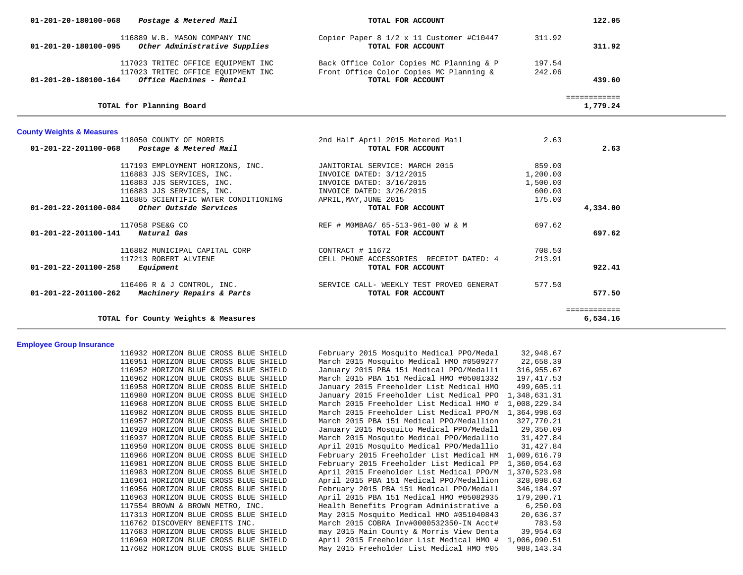| Account | Description | Vendor / Item | Amount | Total |
|---|---|---|---|---|
| 01-201-20-180100-068 | *Postage & Metered Mail* | **TOTAL FOR ACCOUNT** | | **122.05** |
| | 116889 W.B. MASON COMPANY INC | Copier Paper 8 1/2 x 11 Customer #C10447 | 311.92 | |
| 01-201-20-180100-095 | *Other Administrative Supplies* | **TOTAL FOR ACCOUNT** | | **311.92** |
| | 117023 TRITEC OFFICE EQUIPMENT INC | Back Office Color Copies MC Planning & P | 197.54 | |
| | 117023 TRITEC OFFICE EQUIPMENT INC | Front Office Color Copies MC Planning & | 242.06 | |
| 01-201-20-180100-164 | *Office Machines - Rental* | **TOTAL FOR ACCOUNT** | | **439.60** |
| | **TOTAL for Planning Board** | | | **1,779.24** |

## County Weights & Measures

| Account | Description | Vendor / Item | Amount | Total |
|---|---|---|---|---|
| | 118050 COUNTY OF MORRIS | 2nd Half April 2015 Metered Mail | 2.63 | |
| 01-201-22-201100-068 | *Postage & Metered Mail* | **TOTAL FOR ACCOUNT** | | **2.63** |
| | 117193 EMPLOYMENT HORIZONS, INC. | JANITORIAL SERVICE: MARCH 2015 | 859.00 | |
| | 116883 JJS SERVICES, INC. | INVOICE DATED: 3/12/2015 | 1,200.00 | |
| | 116883 JJS SERVICES, INC. | INVOICE DATED: 3/16/2015 | 1,500.00 | |
| | 116883 JJS SERVICES, INC. | INVOICE DATED: 3/26/2015 | 600.00 | |
| | 116885 SCIENTIFIC WATER CONDITIONING | APRIL,MAY,JUNE 2015 | 175.00 | |
| 01-201-22-201100-084 | *Other Outside Services* | **TOTAL FOR ACCOUNT** | | **4,334.00** |
| | 117058 PSE&G CO | REF # M0MBAG/ 65-513-961-00 W & M | 697.62 | |
| 01-201-22-201100-141 | *Natural Gas* | **TOTAL FOR ACCOUNT** | | **697.62** |
| | 116882 MUNICIPAL CAPITAL CORP | CONTRACT # 11672 | 708.50 | |
| | 117213 ROBERT ALVIENE | CELL PHONE ACCESSORIES RECEIPT DATED: 4 | 213.91 | |
| 01-201-22-201100-258 | *Equipment* | **TOTAL FOR ACCOUNT** | | **922.41** |
| | 116406 R & J CONTROL, INC. | SERVICE CALL- WEEKLY TEST PROVED GENERAT | 577.50 | |
| 01-201-22-201100-262 | *Machinery Repairs & Parts* | **TOTAL FOR ACCOUNT** | | **577.50** |
| | **TOTAL for County Weights & Measures** | | | **6,534.16** |

## Employee Group Insurance

| Vendor | Description | Amount |
|---|---|---|
| 116932 HORIZON BLUE CROSS BLUE SHIELD | February 2015 Mosquito Medical PPO/Medal | 32,948.67 |
| 116951 HORIZON BLUE CROSS BLUE SHIELD | March 2015 Mosquito Medical HMO #0509277 | 22,658.39 |
| 116952 HORIZON BLUE CROSS BLUE SHIELD | January 2015 PBA 151 Medical PPO/Medalli | 316,955.67 |
| 116962 HORIZON BLUE CROSS BLUE SHIELD | March 2015 PBA 151 Medical HMO #05081332 | 197,417.53 |
| 116958 HORIZON BLUE CROSS BLUE SHIELD | January 2015 Freeholder List Medical HMO | 499,605.11 |
| 116980 HORIZON BLUE CROSS BLUE SHIELD | January 2015 Freeholder List Medical PPO | 1,348,631.31 |
| 116968 HORIZON BLUE CROSS BLUE SHIELD | March 2015 Freeholder List Medical HMO # | 1,008,229.34 |
| 116982 HORIZON BLUE CROSS BLUE SHIELD | March 2015 Freeholder List Medical PPO/M | 1,364,998.60 |
| 116957 HORIZON BLUE CROSS BLUE SHIELD | March 2015 PBA 151 Medical PPO/Medallion | 327,770.21 |
| 116920 HORIZON BLUE CROSS BLUE SHIELD | January 2015 Mosquito Medical PPO/Medall | 29,350.09 |
| 116937 HORIZON BLUE CROSS BLUE SHIELD | March 2015 Mosquito Medical PPO/Medallio | 31,427.84 |
| 116950 HORIZON BLUE CROSS BLUE SHIELD | April 2015 Mosquito Medical PPO/Medallio | 31,427.84 |
| 116966 HORIZON BLUE CROSS BLUE SHIELD | February 2015 Freeholder List Medical HM | 1,009,616.79 |
| 116981 HORIZON BLUE CROSS BLUE SHIELD | February 2015 Freeholder List Medical PP | 1,360,054.60 |
| 116983 HORIZON BLUE CROSS BLUE SHIELD | April 2015 Freeholder List Medical PPO/M | 1,370,523.98 |
| 116961 HORIZON BLUE CROSS BLUE SHIELD | April 2015 PBA 151 Medical PPO/Medallion | 328,098.63 |
| 116956 HORIZON BLUE CROSS BLUE SHIELD | February 2015 PBA 151 Medical PPO/Medall | 346,184.97 |
| 116963 HORIZON BLUE CROSS BLUE SHIELD | April 2015 PBA 151 Medical HMO #05082935 | 179,200.71 |
| 117554 BROWN & BROWN METRO, INC. | Health Benefits Program Administrative a | 6,250.00 |
| 117313 HORIZON BLUE CROSS BLUE SHIELD | May 2015 Mosquito Medical HMO #051040843 | 20,636.37 |
| 116762 DISCOVERY BENEFITS INC. | March 2015 COBRA Inv#0000532350-IN Acct# | 783.50 |
| 117683 HORIZON BLUE CROSS BLUE SHIELD | may 2015 Main County & Morris View Denta | 39,954.60 |
| 116969 HORIZON BLUE CROSS BLUE SHIELD | April 2015 Freeholder List Medical HMO # | 1,006,090.51 |
| 117682 HORIZON BLUE CROSS BLUE SHIELD | May 2015 Freeholder List Medical HMO #05 | 988,143.34 |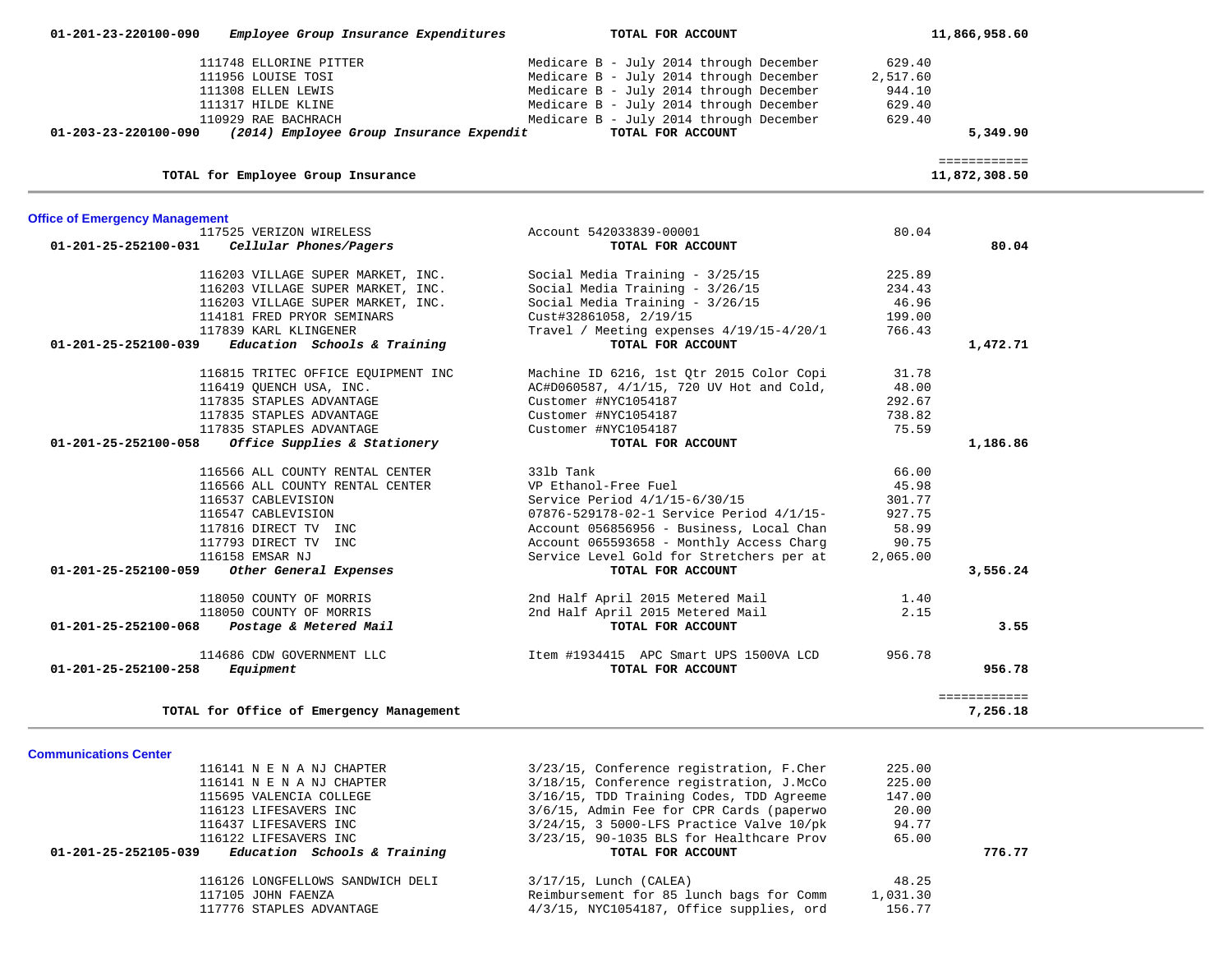**01-201-23-220100-090** ***Employee Group Insurance Expenditures*** **TOTAL FOR ACCOUNT** **11,866,958.60**

| | | | |
|---|---|---|---|
| 111748 ELLORINE PITTER | Medicare B - July 2014 through December | 629.40 | |
| 111956 LOUISE TOSI | Medicare B - July 2014 through December | 2,517.60 | |
| 111308 ELLEN LEWIS | Medicare B - July 2014 through December | 944.10 | |
| 111317 HILDE KLINE | Medicare B - July 2014 through December | 629.40 | |
| 110929 RAE BACHRACH | Medicare B - July 2014 through December | 629.40 | |
| **01-203-23-220100-090** ***(2014) Employee Group Insurance Expendit*** | **TOTAL FOR ACCOUNT** | | **5,349.90** |

============

**TOTAL for Employee Group Insurance** **11,872,308.50**

## Office of Emergency Management

| | | | |
|---|---|---|---|
| 117525 VERIZON WIRELESS | Account 542033839-00001 | 80.04 | |
| **01-201-25-252100-031** ***Cellular Phones/Pagers*** | **TOTAL FOR ACCOUNT** | | **80.04** |
| 116203 VILLAGE SUPER MARKET, INC. | Social Media Training - 3/25/15 | 225.89 | |
| 116203 VILLAGE SUPER MARKET, INC. | Social Media Training - 3/26/15 | 234.43 | |
| 116203 VILLAGE SUPER MARKET, INC. | Social Media Training - 3/26/15 | 46.96 | |
| 114181 FRED PRYOR SEMINARS | Cust#32861058, 2/19/15 | 199.00 | |
| 117839 KARL KLINGENER | Travel / Meeting expenses 4/19/15-4/20/1 | 766.43 | |
| **01-201-25-252100-039** ***Education Schools & Training*** | **TOTAL FOR ACCOUNT** | | **1,472.71** |
| 116815 TRITEC OFFICE EQUIPMENT INC | Machine ID 6216, 1st Qtr 2015 Color Copi | 31.78 | |
| 116419 QUENCH USA, INC. | AC#D060587, 4/1/15, 720 UV Hot and Cold, | 48.00 | |
| 117835 STAPLES ADVANTAGE | Customer #NYC1054187 | 292.67 | |
| 117835 STAPLES ADVANTAGE | Customer #NYC1054187 | 738.82 | |
| 117835 STAPLES ADVANTAGE | Customer #NYC1054187 | 75.59 | |
| **01-201-25-252100-058** ***Office Supplies & Stationery*** | **TOTAL FOR ACCOUNT** | | **1,186.86** |
| 116566 ALL COUNTY RENTAL CENTER | 33lb Tank | 66.00 | |
| 116566 ALL COUNTY RENTAL CENTER | VP Ethanol-Free Fuel | 45.98 | |
| 116537 CABLEVISION | Service Period 4/1/15-6/30/15 | 301.77 | |
| 116547 CABLEVISION | 07876-529178-02-1 Service Period 4/1/15- | 927.75 | |
| 117816 DIRECT TV INC | Account 056856956 - Business, Local Chan | 58.99 | |
| 117793 DIRECT TV INC | Account 065593658 - Monthly Access Charg | 90.75 | |
| 116158 EMSAR NJ | Service Level Gold for Stretchers per at | 2,065.00 | |
| **01-201-25-252100-059** ***Other General Expenses*** | **TOTAL FOR ACCOUNT** | | **3,556.24** |
| 118050 COUNTY OF MORRIS | 2nd Half April 2015 Metered Mail | 1.40 | |
| 118050 COUNTY OF MORRIS | 2nd Half April 2015 Metered Mail | 2.15 | |
| **01-201-25-252100-068** ***Postage & Metered Mail*** | **TOTAL FOR ACCOUNT** | | **3.55** |
| 114686 CDW GOVERNMENT LLC | Item #1934415 APC Smart UPS 1500VA LCD | 956.78 | |
| **01-201-25-252100-258** ***Equipment*** | **TOTAL FOR ACCOUNT** | | **956.78** |

============

**TOTAL for Office of Emergency Management** **7,256.18**

## Communications Center

| | | | |
|---|---|---|---|
| 116141 N E N A NJ CHAPTER | 3/23/15, Conference registration, F.Cher | 225.00 | |
| 116141 N E N A NJ CHAPTER | 3/18/15, Conference registration, J.McCo | 225.00 | |
| 115695 VALENCIA COLLEGE | 3/16/15, TDD Training Codes, TDD Agreeme | 147.00 | |
| 116123 LIFESAVERS INC | 3/6/15, Admin Fee for CPR Cards (paperwo | 20.00 | |
| 116437 LIFESAVERS INC | 3/24/15, 3 5000-LFS Practice Valve 10/pk | 94.77 | |
| 116122 LIFESAVERS INC | 3/23/15, 90-1035 BLS for Healthcare Prov | 65.00 | |
| **01-201-25-252105-039** ***Education Schools & Training*** | **TOTAL FOR ACCOUNT** | | **776.77** |
| 116126 LONGFELLOWS SANDWICH DELI | 3/17/15, Lunch (CALEA) | 48.25 | |
| 117105 JOHN FAENZA | Reimbursement for 85 lunch bags for Comm | 1,031.30 | |
| 117776 STAPLES ADVANTAGE | 4/3/15, NYC1054187, Office supplies, ord | 156.77 | |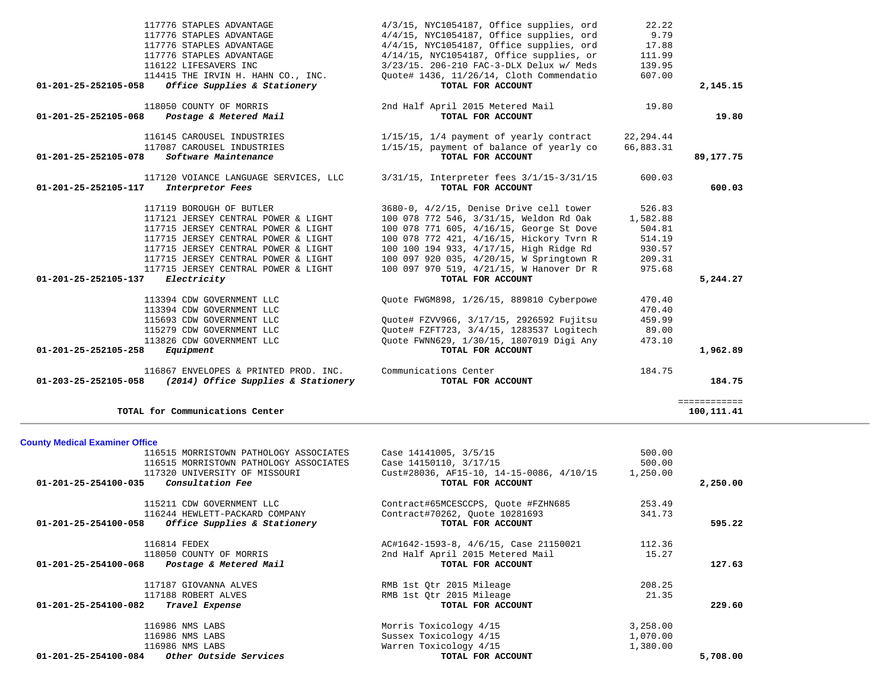| Account | Vendor / Account Name | Description | Amount | Total |
|---|---|---|---|---|
| | 117776 STAPLES ADVANTAGE | 4/3/15, NYC1054187, Office supplies, ord | 22.22 | |
| | 117776 STAPLES ADVANTAGE | 4/4/15, NYC1054187, Office supplies, ord | 9.79 | |
| | 117776 STAPLES ADVANTAGE | 4/4/15, NYC1054187, Office supplies, ord | 17.88 | |
| | 117776 STAPLES ADVANTAGE | 4/14/15, NYC1054187, Office supplies, or | 111.99 | |
| | 116122 LIFESAVERS INC | 3/23/15. 206-210 FAC-3-DLX Delux w/ Meds | 139.95 | |
| | 114415 THE IRVIN H. HAHN CO., INC. | Quote# 1436, 11/26/14, Cloth Commendatio | 607.00 | |
| **01-201-25-252105-058** | ***Office Supplies & Stationery*** | **TOTAL FOR ACCOUNT** | | **2,145.15** |
| | 118050 COUNTY OF MORRIS | 2nd Half April 2015 Metered Mail | 19.80 | |
| **01-201-25-252105-068** | ***Postage & Metered Mail*** | **TOTAL FOR ACCOUNT** | | **19.80** |
| | 116145 CAROUSEL INDUSTRIES | 1/15/15, 1/4 payment of yearly contract | 22,294.44 | |
| | 117087 CAROUSEL INDUSTRIES | 1/15/15, payment of balance of yearly co | 66,883.31 | |
| **01-201-25-252105-078** | ***Software Maintenance*** | **TOTAL FOR ACCOUNT** | | **89,177.75** |
| | 117120 VOIANCE LANGUAGE SERVICES, LLC | 3/31/15, Interpreter fees 3/1/15-3/31/15 | 600.03 | |
| **01-201-25-252105-117** | ***Interpretor Fees*** | **TOTAL FOR ACCOUNT** | | **600.03** |
| | 117119 BOROUGH OF BUTLER | 3680-0, 4/2/15, Denise Drive cell tower | 526.83 | |
| | 117121 JERSEY CENTRAL POWER & LIGHT | 100 078 772 546, 3/31/15, Weldon Rd Oak | 1,582.88 | |
| | 117715 JERSEY CENTRAL POWER & LIGHT | 100 078 771 605, 4/16/15, George St Dove | 504.81 | |
| | 117715 JERSEY CENTRAL POWER & LIGHT | 100 078 772 421, 4/16/15, Hickory Tvrn R | 514.19 | |
| | 117715 JERSEY CENTRAL POWER & LIGHT | 100 100 194 933, 4/17/15, High Ridge Rd | 930.57 | |
| | 117715 JERSEY CENTRAL POWER & LIGHT | 100 097 920 035, 4/20/15, W Springtown R | 209.31 | |
| | 117715 JERSEY CENTRAL POWER & LIGHT | 100 097 970 519, 4/21/15, W Hanover Dr R | 975.68 | |
| **01-201-25-252105-137** | ***Electricity*** | **TOTAL FOR ACCOUNT** | | **5,244.27** |
| | 113394 CDW GOVERNMENT LLC | Quote FWGM898, 1/26/15, 889810 Cyberpowe | 470.40 | |
| | 113394 CDW GOVERNMENT LLC | | 470.40 | |
| | 115693 CDW GOVERNMENT LLC | Quote# FZVV966, 3/17/15, 2926592 Fujitsu | 459.99 | |
| | 115279 CDW GOVERNMENT LLC | Quote# FZFT723, 3/4/15, 1283537 Logitech | 89.00 | |
| | 113826 CDW GOVERNMENT LLC | Quote FWNN629, 1/30/15, 1807019 Digi Any | 473.10 | |
| **01-201-25-252105-258** | ***Equipment*** | **TOTAL FOR ACCOUNT** | | **1,962.89** |
| | 116867 ENVELOPES & PRINTED PROD. INC. | Communications Center | 184.75 | |
| **01-203-25-252105-058** | ***(2014) Office Supplies & Stationery*** | **TOTAL FOR ACCOUNT** | | **184.75** |
| | | | | ============ |
| | **TOTAL for Communications Center** | | | **100,111.41** |

## County Medical Examiner Office

| Account | Vendor / Account Name | Description | Amount | Total |
|---|---|---|---|---|
| | 116515 MORRISTOWN PATHOLOGY ASSOCIATES | Case 14141005, 3/5/15 | 500.00 | |
| | 116515 MORRISTOWN PATHOLOGY ASSOCIATES | Case 14150110, 3/17/15 | 500.00 | |
| | 117320 UNIVERSITY OF MISSOURI | Cust#28036, AF15-10, 14-15-0086, 4/10/15 | 1,250.00 | |
| **01-201-25-254100-035** | ***Consultation Fee*** | **TOTAL FOR ACCOUNT** | | **2,250.00** |
| | 115211 CDW GOVERNMENT LLC | Contract#65MCESCCPS, Quote #FZHN685 | 253.49 | |
| | 116244 HEWLETT-PACKARD COMPANY | Contract#70262, Quote 10281693 | 341.73 | |
| **01-201-25-254100-058** | ***Office Supplies & Stationery*** | **TOTAL FOR ACCOUNT** | | **595.22** |
| | 116814 FEDEX | AC#1642-1593-8, 4/6/15, Case 21150021 | 112.36 | |
| | 118050 COUNTY OF MORRIS | 2nd Half April 2015 Metered Mail | 15.27 | |
| **01-201-25-254100-068** | ***Postage & Metered Mail*** | **TOTAL FOR ACCOUNT** | | **127.63** |
| | 117187 GIOVANNA ALVES | RMB 1st Qtr 2015 Mileage | 208.25 | |
| | 117188 ROBERT ALVES | RMB 1st Qtr 2015 Mileage | 21.35 | |
| **01-201-25-254100-082** | ***Travel Expense*** | **TOTAL FOR ACCOUNT** | | **229.60** |
| | 116986 NMS LABS | Morris Toxicology 4/15 | 3,258.00 | |
| | 116986 NMS LABS | Sussex Toxicology 4/15 | 1,070.00 | |
| | 116986 NMS LABS | Warren Toxicology 4/15 | 1,380.00 | |
| **01-201-25-254100-084** | ***Other Outside Services*** | **TOTAL FOR ACCOUNT** | | **5,708.00** |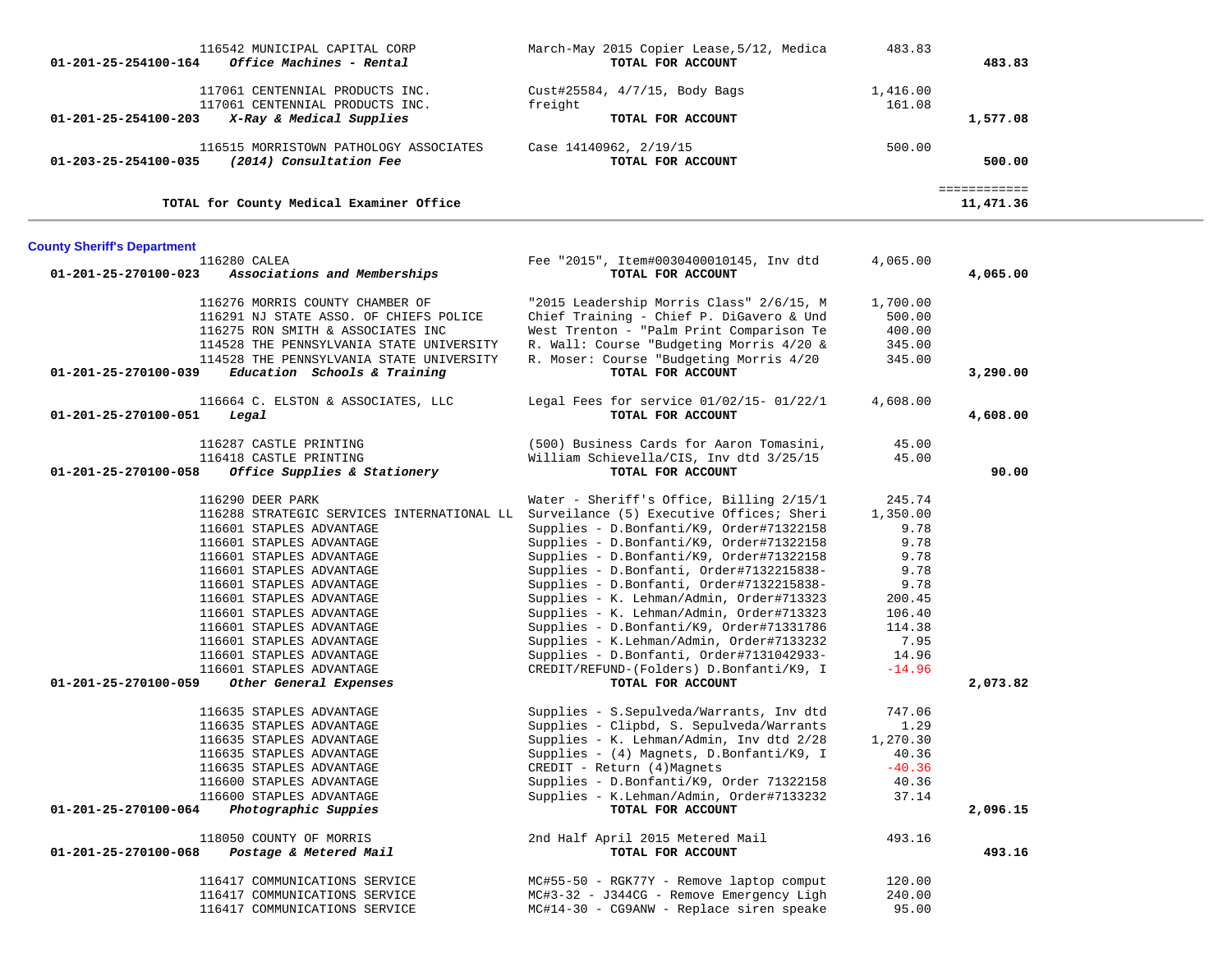| Account | Vendor | Description | Amount | Total |
|---|---|---|---|---|
| | 116542 MUNICIPAL CAPITAL CORP | March-May 2015 Copier Lease,5/12, Medica | 483.83 | |
| 01-201-25-254100-164 | *Office Machines - Rental* | **TOTAL FOR ACCOUNT** | | **483.83** |
| | 117061 CENTENNIAL PRODUCTS INC. | Cust#25584, 4/7/15, Body Bags | 1,416.00 | |
| | 117061 CENTENNIAL PRODUCTS INC. | freight | 161.08 | |
| 01-201-25-254100-203 | *X-Ray & Medical Supplies* | **TOTAL FOR ACCOUNT** | | **1,577.08** |
| | 116515 MORRISTOWN PATHOLOGY ASSOCIATES | Case 14140962, 2/19/15 | 500.00 | |
| 01-203-25-254100-035 | *(2014) Consultation Fee* | **TOTAL FOR ACCOUNT** | | **500.00** |
| | | | | ============ |
| | **TOTAL for County Medical Examiner Office** | | | **11,471.36** |

## County Sheriff's Department

| Account | Vendor | Description | Amount | Total |
|---|---|---|---|---|
| | 116280 CALEA | Fee "2015", Item#0030400010145, Inv dtd | 4,065.00 | |
| 01-201-25-270100-023 | *Associations and Memberships* | **TOTAL FOR ACCOUNT** | | **4,065.00** |
| | 116276 MORRIS COUNTY CHAMBER OF | "2015 Leadership Morris Class" 2/6/15, M | 1,700.00 | |
| | 116291 NJ STATE ASSO. OF CHIEFS POLICE | Chief Training - Chief P. DiGavero & Und | 500.00 | |
| | 116275 RON SMITH & ASSOCIATES INC | West Trenton - "Palm Print Comparison Te | 400.00 | |
| | 114528 THE PENNSYLVANIA STATE UNIVERSITY | R. Wall: Course "Budgeting Morris 4/20 & | 345.00 | |
| | 114528 THE PENNSYLVANIA STATE UNIVERSITY | R. Moser: Course "Budgeting Morris 4/20 | 345.00 | |
| 01-201-25-270100-039 | *Education  Schools & Training* | **TOTAL FOR ACCOUNT** | | **3,290.00** |
| | 116664 C. ELSTON & ASSOCIATES, LLC | Legal Fees for service 01/02/15- 01/22/1 | 4,608.00 | |
| 01-201-25-270100-051 | *Legal* | **TOTAL FOR ACCOUNT** | | **4,608.00** |
| | 116287 CASTLE PRINTING | (500) Business Cards for Aaron Tomasini, | 45.00 | |
| | 116418 CASTLE PRINTING | William Schievella/CIS, Inv dtd 3/25/15 | 45.00 | |
| 01-201-25-270100-058 | *Office Supplies & Stationery* | **TOTAL FOR ACCOUNT** | | **90.00** |
| | 116290 DEER PARK | Water - Sheriff's Office, Billing 2/15/1 | 245.74 | |
| | 116288 STRATEGIC SERVICES INTERNATIONAL LL | Surveilance (5) Executive Offices; Sheri | 1,350.00 | |
| | 116601 STAPLES ADVANTAGE | Supplies - D.Bonfanti/K9, Order#71322158 | 9.78 | |
| | 116601 STAPLES ADVANTAGE | Supplies - D.Bonfanti/K9, Order#71322158 | 9.78 | |
| | 116601 STAPLES ADVANTAGE | Supplies - D.Bonfanti/K9, Order#71322158 | 9.78 | |
| | 116601 STAPLES ADVANTAGE | Supplies - D.Bonfanti, Order#7132215838- | 9.78 | |
| | 116601 STAPLES ADVANTAGE | Supplies - D.Bonfanti, Order#7132215838- | 9.78 | |
| | 116601 STAPLES ADVANTAGE | Supplies - K. Lehman/Admin, Order#713323 | 200.45 | |
| | 116601 STAPLES ADVANTAGE | Supplies - K. Lehman/Admin, Order#713323 | 106.40 | |
| | 116601 STAPLES ADVANTAGE | Supplies - D.Bonfanti/K9, Order#71331786 | 114.38 | |
| | 116601 STAPLES ADVANTAGE | Supplies - K.Lehman/Admin, Order#7133232 | 7.95 | |
| | 116601 STAPLES ADVANTAGE | Supplies - D.Bonfanti, Order#7131042933- | 14.96 | |
| | 116601 STAPLES ADVANTAGE | CREDIT/REFUND-(Folders) D.Bonfanti/K9, I | -14.96 | |
| 01-201-25-270100-059 | *Other General Expenses* | **TOTAL FOR ACCOUNT** | | **2,073.82** |
| | 116635 STAPLES ADVANTAGE | Supplies - S.Sepulveda/Warrants, Inv dtd | 747.06 | |
| | 116635 STAPLES ADVANTAGE | Supplies - Clipbd, S. Sepulveda/Warrants | 1.29 | |
| | 116635 STAPLES ADVANTAGE | Supplies - K. Lehman/Admin, Inv dtd 2/28 | 1,270.30 | |
| | 116635 STAPLES ADVANTAGE | Supplies - (4) Magnets, D.Bonfanti/K9, I | 40.36 | |
| | 116635 STAPLES ADVANTAGE | CREDIT - Return (4)Magnets | -40.36 | |
| | 116600 STAPLES ADVANTAGE | Supplies - D.Bonfanti/K9, Order 71322158 | 40.36 | |
| | 116600 STAPLES ADVANTAGE | Supplies - K.Lehman/Admin, Order#7133232 | 37.14 | |
| 01-201-25-270100-064 | *Photographic Suppies* | **TOTAL FOR ACCOUNT** | | **2,096.15** |
| | 118050 COUNTY OF MORRIS | 2nd Half April 2015 Metered Mail | 493.16 | |
| 01-201-25-270100-068 | *Postage & Metered Mail* | **TOTAL FOR ACCOUNT** | | **493.16** |
| | 116417 COMMUNICATIONS SERVICE | MC#55-50 - RGK77Y - Remove laptop comput | 120.00 | |
| | 116417 COMMUNICATIONS SERVICE | MC#3-32 - J344CG - Remove Emergency Ligh | 240.00 | |
| | 116417 COMMUNICATIONS SERVICE | MC#14-30 - CG9ANW - Replace siren speake | 95.00 | |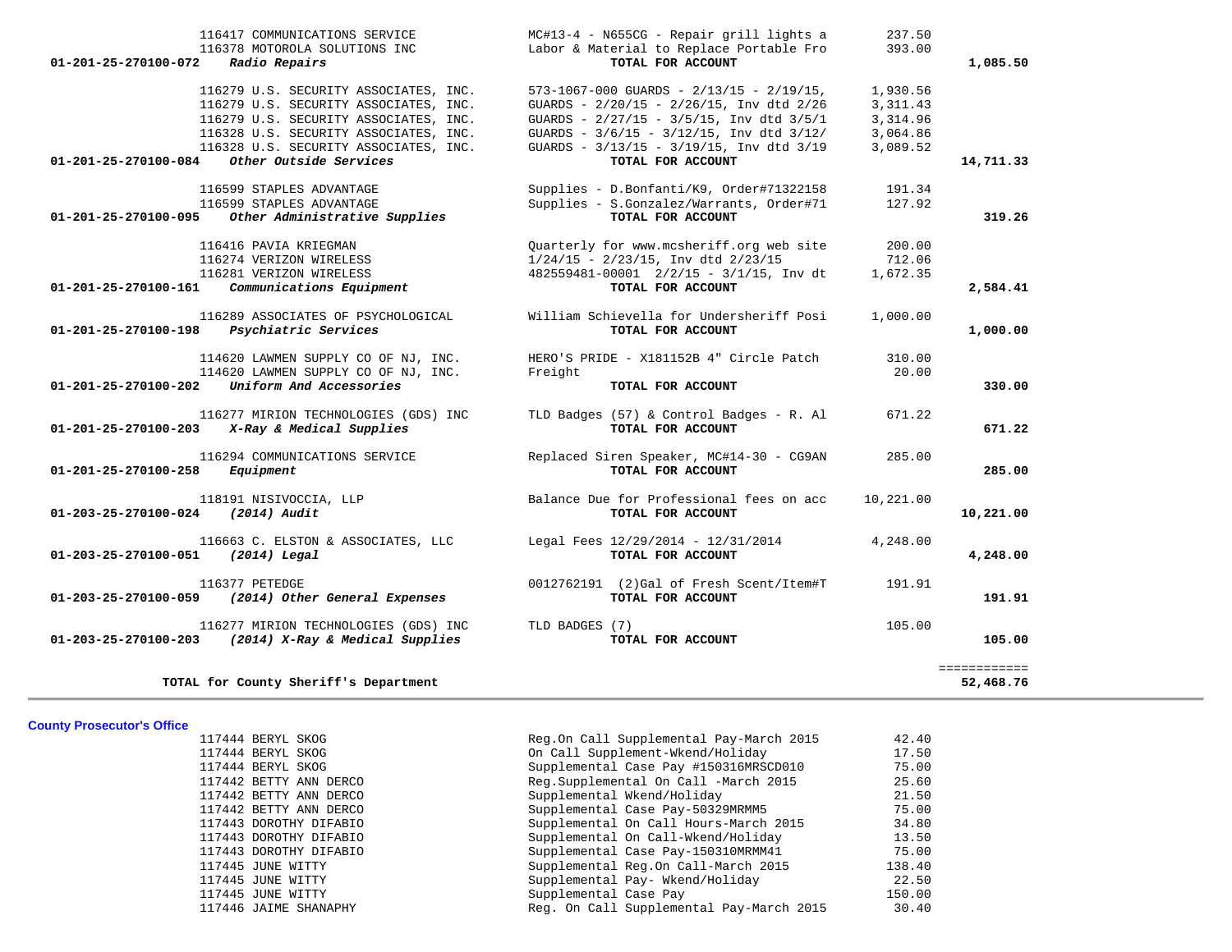| Account | Vendor | Description | Amount | Total |
|---|---|---|---|---|
| | 116417 COMMUNICATIONS SERVICE | MC#13-4 - N655CG - Repair grill lights a | 237.50 | |
| | 116378 MOTOROLA SOLUTIONS INC | Labor & Material to Replace Portable Fro | 393.00 | |
| 01-201-25-270100-072 | *Radio Repairs* | **TOTAL FOR ACCOUNT** | | **1,085.50** |
| | 116279 U.S. SECURITY ASSOCIATES, INC. | 573-1067-000 GUARDS - 2/13/15 - 2/19/15, | 1,930.56 | |
| | 116279 U.S. SECURITY ASSOCIATES, INC. | GUARDS - 2/20/15 - 2/26/15, Inv dtd 2/26 | 3,311.43 | |
| | 116279 U.S. SECURITY ASSOCIATES, INC. | GUARDS - 2/27/15 - 3/5/15, Inv dtd 3/5/1 | 3,314.96 | |
| | 116328 U.S. SECURITY ASSOCIATES, INC. | GUARDS - 3/6/15 - 3/12/15, Inv dtd 3/12/ | 3,064.86 | |
| | 116328 U.S. SECURITY ASSOCIATES, INC. | GUARDS - 3/13/15 - 3/19/15, Inv dtd 3/19 | 3,089.52 | |
| 01-201-25-270100-084 | *Other Outside Services* | **TOTAL FOR ACCOUNT** | | **14,711.33** |
| | 116599 STAPLES ADVANTAGE | Supplies - D.Bonfanti/K9, Order#71322158 | 191.34 | |
| | 116599 STAPLES ADVANTAGE | Supplies - S.Gonzalez/Warrants, Order#71 | 127.92 | |
| 01-201-25-270100-095 | *Other Administrative Supplies* | **TOTAL FOR ACCOUNT** | | **319.26** |
| | 116416 PAVIA KRIEGMAN | Quarterly for www.mcsheriff.org web site | 200.00 | |
| | 116274 VERIZON WIRELESS | 1/24/15 - 2/23/15, Inv dtd 2/23/15 | 712.06 | |
| | 116281 VERIZON WIRELESS | 482559481-00001 2/2/15 - 3/1/15, Inv dt | 1,672.35 | |
| 01-201-25-270100-161 | *Communications Equipment* | **TOTAL FOR ACCOUNT** | | **2,584.41** |
| | 116289 ASSOCIATES OF PSYCHOLOGICAL | William Schievella for Undersheriff Posi | 1,000.00 | |
| 01-201-25-270100-198 | *Psychiatric Services* | **TOTAL FOR ACCOUNT** | | **1,000.00** |
| | 114620 LAWMEN SUPPLY CO OF NJ, INC. | HERO'S PRIDE - X181152B 4" Circle Patch | 310.00 | |
| | 114620 LAWMEN SUPPLY CO OF NJ, INC. | Freight | 20.00 | |
| 01-201-25-270100-202 | *Uniform And Accessories* | **TOTAL FOR ACCOUNT** | | **330.00** |
| | 116277 MIRION TECHNOLOGIES (GDS) INC | TLD Badges (57) & Control Badges - R. Al | 671.22 | |
| 01-201-25-270100-203 | *X-Ray & Medical Supplies* | **TOTAL FOR ACCOUNT** | | **671.22** |
| | 116294 COMMUNICATIONS SERVICE | Replaced Siren Speaker, MC#14-30 - CG9AN | 285.00 | |
| 01-201-25-270100-258 | *Equipment* | **TOTAL FOR ACCOUNT** | | **285.00** |
| | 118191 NISIVOCCIA, LLP | Balance Due for Professional fees on acc | 10,221.00 | |
| 01-203-25-270100-024 | *(2014) Audit* | **TOTAL FOR ACCOUNT** | | **10,221.00** |
| | 116663 C. ELSTON & ASSOCIATES, LLC | Legal Fees 12/29/2014 - 12/31/2014 | 4,248.00 | |
| 01-203-25-270100-051 | *(2014) Legal* | **TOTAL FOR ACCOUNT** | | **4,248.00** |
| | 116377 PETEDGE | 0012762191 (2)Gal of Fresh Scent/Item#T | 191.91 | |
| 01-203-25-270100-059 | *(2014) Other General Expenses* | **TOTAL FOR ACCOUNT** | | **191.91** |
| | 116277 MIRION TECHNOLOGIES (GDS) INC | TLD BADGES (7) | 105.00 | |
| 01-203-25-270100-203 | *(2014) X-Ray & Medical Supplies* | **TOTAL FOR ACCOUNT** | | **105.00** |
| | | | | ============ |
| | **TOTAL for County Sheriff's Department** | | | **52,468.76** |

**County Prosecutor's Office**

| Vendor | Description | Amount |
|---|---|---|
| 117444 BERYL SKOG | Reg.On Call Supplemental Pay-March 2015 | 42.40 |
| 117444 BERYL SKOG | On Call Supplement-Wkend/Holiday | 17.50 |
| 117444 BERYL SKOG | Supplemental Case Pay #150316MRSCD010 | 75.00 |
| 117442 BETTY ANN DERCO | Reg.Supplemental On Call -March 2015 | 25.60 |
| 117442 BETTY ANN DERCO | Supplemental Wkend/Holiday | 21.50 |
| 117442 BETTY ANN DERCO | Supplemental Case Pay-50329MRMM5 | 75.00 |
| 117443 DOROTHY DIFABIO | Supplemental On Call Hours-March 2015 | 34.80 |
| 117443 DOROTHY DIFABIO | Supplemental On Call-Wkend/Holiday | 13.50 |
| 117443 DOROTHY DIFABIO | Supplemental Case Pay-150310MRMM41 | 75.00 |
| 117445 JUNE WITTY | Supplemental Reg.On Call-March 2015 | 138.40 |
| 117445 JUNE WITTY | Supplemental Pay- Wkend/Holiday | 22.50 |
| 117445 JUNE WITTY | Supplemental Case Pay | 150.00 |
| 117446 JAIME SHANAPHY | Reg. On Call Supplemental Pay-March 2015 | 30.40 |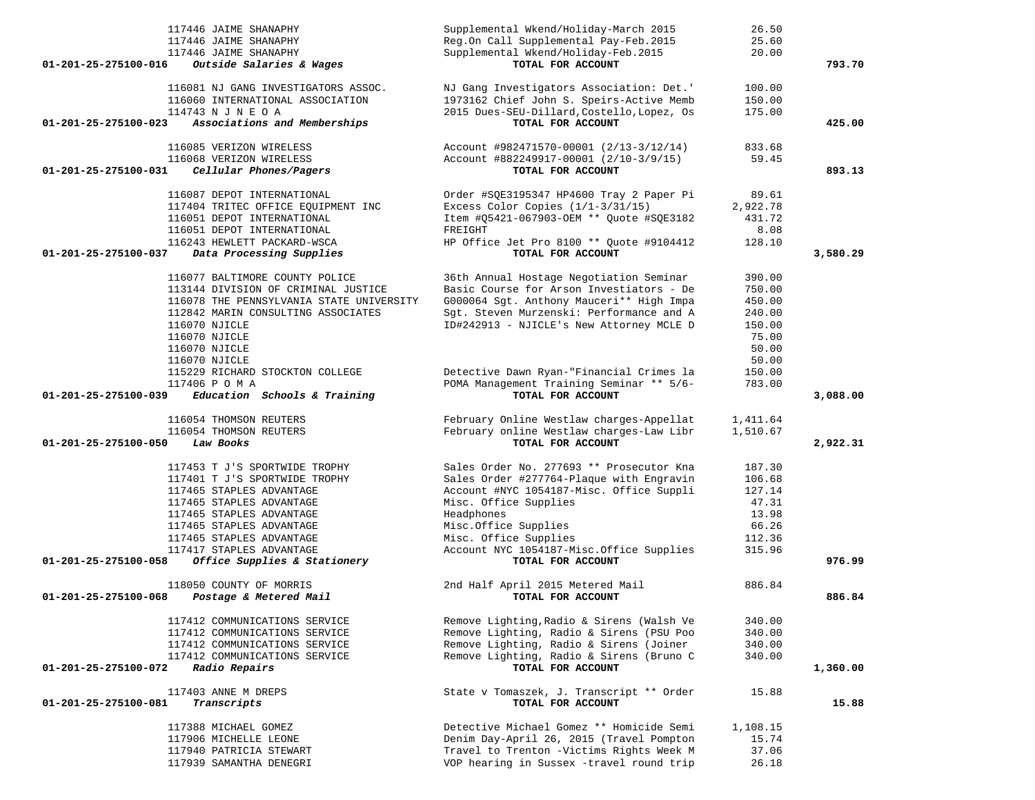| Account | Vendor | Description | Amount | Total |
|---|---|---|---|---|
| | 117446 JAIME SHANAPHY | Supplemental Wkend/Holiday-March 2015 | 26.50 | |
| | 117446 JAIME SHANAPHY | Reg.On Call Supplemental Pay-Feb.2015 | 25.60 | |
| | 117446 JAIME SHANAPHY | Supplemental Wkend/Holiday-Feb.2015 | 20.00 | |
| **01-201-25-275100-016** | ***Outside Salaries & Wages*** | **TOTAL FOR ACCOUNT** | | **793.70** |
| | 116081 NJ GANG INVESTIGATORS ASSOC. | NJ Gang Investigators Association: Det.' | 100.00 | |
| | 116060 INTERNATIONAL ASSOCIATION | 1973162 Chief John S. Speirs-Active Memb | 150.00 | |
| | 114743 N J N E O A | 2015 Dues-SEU-Dillard,Costello,Lopez, Os | 175.00 | |
| **01-201-25-275100-023** | ***Associations and Memberships*** | **TOTAL FOR ACCOUNT** | | **425.00** |
| | 116085 VERIZON WIRELESS | Account #982471570-00001 (2/13-3/12/14) | 833.68 | |
| | 116068 VERIZON WIRELESS | Account #882249917-00001 (2/10-3/9/15) | 59.45 | |
| **01-201-25-275100-031** | ***Cellular Phones/Pagers*** | **TOTAL FOR ACCOUNT** | | **893.13** |
| | 116087 DEPOT INTERNATIONAL | Order #SQE3195347 HP4600 Tray 2 Paper Pi | 89.61 | |
| | 117404 TRITEC OFFICE EQUIPMENT INC | Excess Color Copies (1/1-3/31/15) | 2,922.78 | |
| | 116051 DEPOT INTERNATIONAL | Item #Q5421-067903-OEM ** Quote #SQE3182 | 431.72 | |
| | 116051 DEPOT INTERNATIONAL | FREIGHT | 8.08 | |
| | 116243 HEWLETT PACKARD-WSCA | HP Office Jet Pro 8100 ** Quote #9104412 | 128.10 | |
| **01-201-25-275100-037** | ***Data Processing Supplies*** | **TOTAL FOR ACCOUNT** | | **3,580.29** |
| | 116077 BALTIMORE COUNTY POLICE | 36th Annual Hostage Negotiation Seminar | 390.00 | |
| | 113144 DIVISION OF CRIMINAL JUSTICE | Basic Course for Arson Investiators - De | 750.00 | |
| | 116078 THE PENNSYLVANIA STATE UNIVERSITY | G000064 Sgt. Anthony Mauceri** High Impa | 450.00 | |
| | 112842 MARIN CONSULTING ASSOCIATES | Sgt. Steven Murzenski: Performance and A | 240.00 | |
| | 116070 NJICLE | ID#242913 - NJICLE's New Attorney MCLE D | 150.00 | |
| | 116070 NJICLE | | 75.00 | |
| | 116070 NJICLE | | 50.00 | |
| | 116070 NJICLE | | 50.00 | |
| | 115229 RICHARD STOCKTON COLLEGE | Detective Dawn Ryan-"Financial Crimes la | 150.00 | |
| | 117406 P O M A | POMA Management Training Seminar ** 5/6- | 783.00 | |
| **01-201-25-275100-039** | ***Education Schools & Training*** | **TOTAL FOR ACCOUNT** | | **3,088.00** |
| | 116054 THOMSON REUTERS | February Online Westlaw charges-Appellat | 1,411.64 | |
| | 116054 THOMSON REUTERS | February online Westlaw charges-Law Libr | 1,510.67 | |
| **01-201-25-275100-050** | ***Law Books*** | **TOTAL FOR ACCOUNT** | | **2,922.31** |
| | 117453 T J'S SPORTWIDE TROPHY | Sales Order No. 277693 ** Prosecutor Kna | 187.30 | |
| | 117401 T J'S SPORTWIDE TROPHY | Sales Order #277764-Plaque with Engravin | 106.68 | |
| | 117465 STAPLES ADVANTAGE | Account #NYC 1054187-Misc. Office Suppli | 127.14 | |
| | 117465 STAPLES ADVANTAGE | Misc. Office Supplies | 47.31 | |
| | 117465 STAPLES ADVANTAGE | Headphones | 13.98 | |
| | 117465 STAPLES ADVANTAGE | Misc.Office Supplies | 66.26 | |
| | 117465 STAPLES ADVANTAGE | Misc. Office Supplies | 112.36 | |
| | 117417 STAPLES ADVANTAGE | Account NYC 1054187-Misc.Office Supplies | 315.96 | |
| **01-201-25-275100-058** | ***Office Supplies & Stationery*** | **TOTAL FOR ACCOUNT** | | **976.99** |
| | 118050 COUNTY OF MORRIS | 2nd Half April 2015 Metered Mail | 886.84 | |
| **01-201-25-275100-068** | ***Postage & Metered Mail*** | **TOTAL FOR ACCOUNT** | | **886.84** |
| | 117412 COMMUNICATIONS SERVICE | Remove Lighting,Radio & Sirens (Walsh Ve | 340.00 | |
| | 117412 COMMUNICATIONS SERVICE | Remove Lighting, Radio & Sirens (PSU Poo | 340.00 | |
| | 117412 COMMUNICATIONS SERVICE | Remove Lighting, Radio & Sirens (Joiner | 340.00 | |
| | 117412 COMMUNICATIONS SERVICE | Remove Lighting, Radio & Sirens (Bruno C | 340.00 | |
| **01-201-25-275100-072** | ***Radio Repairs*** | **TOTAL FOR ACCOUNT** | | **1,360.00** |
| | 117403 ANNE M DREPS | State v Tomaszek, J. Transcript ** Order | 15.88 | |
| **01-201-25-275100-081** | ***Transcripts*** | **TOTAL FOR ACCOUNT** | | **15.88** |
| | 117388 MICHAEL GOMEZ | Detective Michael Gomez ** Homicide Semi | 1,108.15 | |
| | 117906 MICHELLE LEONE | Denim Day-April 26, 2015 (Travel Pompton | 15.74 | |
| | 117940 PATRICIA STEWART | Travel to Trenton -Victims Rights Week M | 37.06 | |
| | 117939 SAMANTHA DENEGRI | VOP hearing in Sussex -travel round trip | 26.18 | |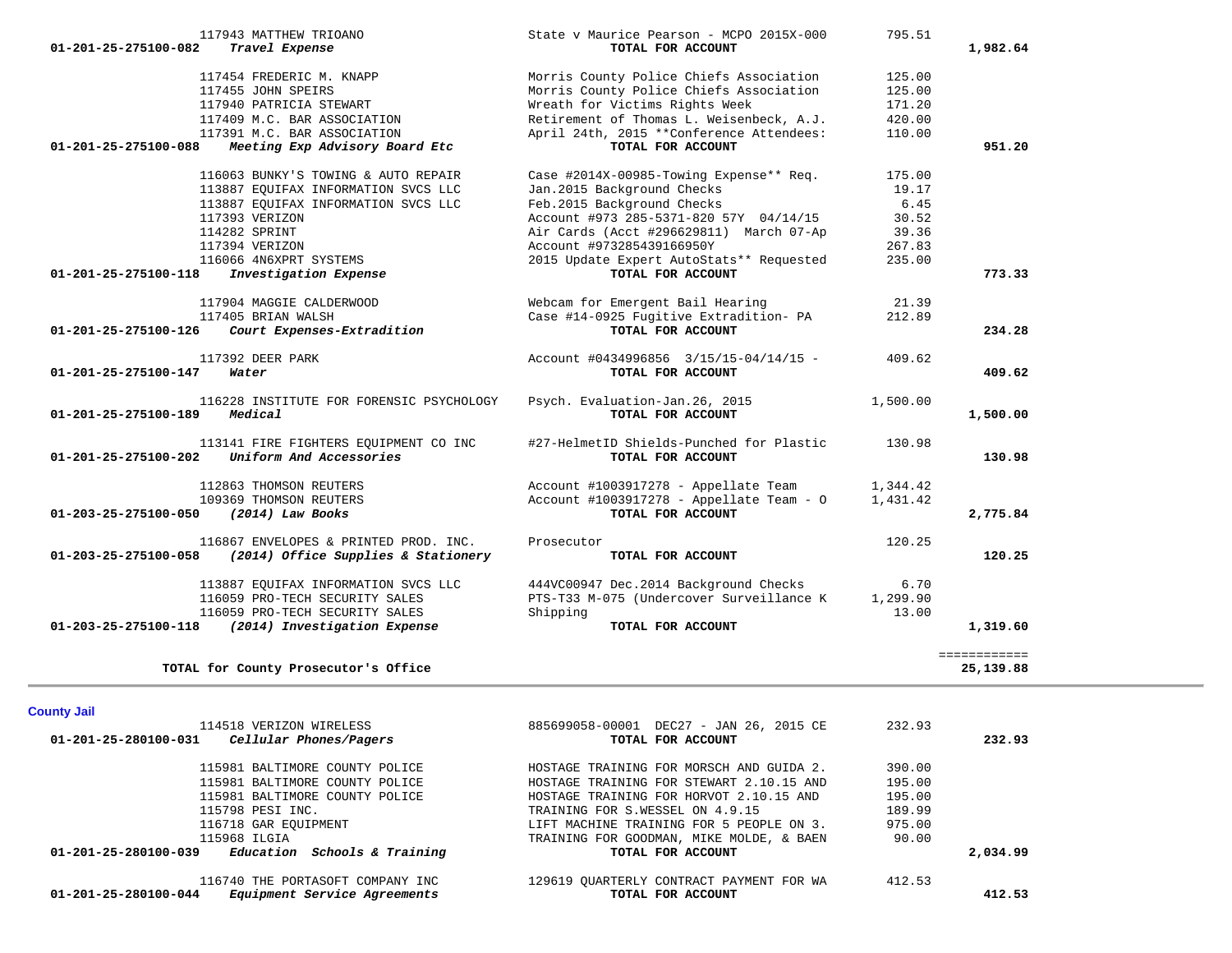| Account | Vendor / Description | Details | Amount | Total |
|---|---|---|---|---|
| | 117943 MATTHEW TRIOANO | State v Maurice Pearson - MCPO 2015X-000 | 795.51 | |
| **01-201-25-275100-082** | ***Travel Expense*** | **TOTAL FOR ACCOUNT** | | **1,982.64** |
| | 117454 FREDERIC M. KNAPP | Morris County Police Chiefs Association | 125.00 | |
| | 117455 JOHN SPEIRS | Morris County Police Chiefs Association | 125.00 | |
| | 117940 PATRICIA STEWART | Wreath for Victims Rights Week | 171.20 | |
| | 117409 M.C. BAR ASSOCIATION | Retirement of Thomas L. Weisenbeck, A.J. | 420.00 | |
| | 117391 M.C. BAR ASSOCIATION | April 24th, 2015 **Conference Attendees: | 110.00 | |
| **01-201-25-275100-088** | ***Meeting Exp Advisory Board Etc*** | **TOTAL FOR ACCOUNT** | | **951.20** |
| | 116063 BUNKY'S TOWING & AUTO REPAIR | Case #2014X-00985-Towing Expense** Req. | 175.00 | |
| | 113887 EQUIFAX INFORMATION SVCS LLC | Jan.2015 Background Checks | 19.17 | |
| | 113887 EQUIFAX INFORMATION SVCS LLC | Feb.2015 Background Checks | 6.45 | |
| | 117393 VERIZON | Account #973 285-5371-820 57Y 04/14/15 | 30.52 | |
| | 114282 SPRINT | Air Cards (Acct #296629811) March 07-Ap | 39.36 | |
| | 117394 VERIZON | Account #973285439166950Y | 267.83 | |
| | 116066 4N6XPRT SYSTEMS | 2015 Update Expert AutoStats** Requested | 235.00 | |
| **01-201-25-275100-118** | ***Investigation Expense*** | **TOTAL FOR ACCOUNT** | | **773.33** |
| | 117904 MAGGIE CALDERWOOD | Webcam for Emergent Bail Hearing | 21.39 | |
| | 117405 BRIAN WALSH | Case #14-0925 Fugitive Extradition- PA | 212.89 | |
| **01-201-25-275100-126** | ***Court Expenses-Extradition*** | **TOTAL FOR ACCOUNT** | | **234.28** |
| | 117392 DEER PARK | Account #0434996856 3/15/15-04/14/15 - | 409.62 | |
| **01-201-25-275100-147** | ***Water*** | **TOTAL FOR ACCOUNT** | | **409.62** |
| | 116228 INSTITUTE FOR FORENSIC PSYCHOLOGY | Psych. Evaluation-Jan.26, 2015 | 1,500.00 | |
| **01-201-25-275100-189** | ***Medical*** | **TOTAL FOR ACCOUNT** | | **1,500.00** |
| | 113141 FIRE FIGHTERS EQUIPMENT CO INC | #27-HelmetID Shields-Punched for Plastic | 130.98 | |
| **01-201-25-275100-202** | ***Uniform And Accessories*** | **TOTAL FOR ACCOUNT** | | **130.98** |
| | 112863 THOMSON REUTERS | Account #1003917278 - Appellate Team | 1,344.42 | |
| | 109369 THOMSON REUTERS | Account #1003917278 - Appellate Team - O | 1,431.42 | |
| **01-203-25-275100-050** | ***(2014) Law Books*** | **TOTAL FOR ACCOUNT** | | **2,775.84** |
| | 116867 ENVELOPES & PRINTED PROD. INC. | Prosecutor | 120.25 | |
| **01-203-25-275100-058** | ***(2014) Office Supplies & Stationery*** | **TOTAL FOR ACCOUNT** | | **120.25** |
| | 113887 EQUIFAX INFORMATION SVCS LLC | 444VC00947 Dec.2014 Background Checks | 6.70 | |
| | 116059 PRO-TECH SECURITY SALES | PTS-T33 M-075 (Undercover Surveillance K | 1,299.90 | |
| | 116059 PRO-TECH SECURITY SALES | Shipping | 13.00 | |
| **01-203-25-275100-118** | ***(2014) Investigation Expense*** | **TOTAL FOR ACCOUNT** | | **1,319.60** |
| | **TOTAL for County Prosecutor's Office** | | | **25,139.88** |

## County Jail

| Account | Vendor / Description | Details | Amount | Total |
|---|---|---|---|---|
| | 114518 VERIZON WIRELESS | 885699058-00001 DEC27 - JAN 26, 2015 CE | 232.93 | |
| **01-201-25-280100-031** | ***Cellular Phones/Pagers*** | **TOTAL FOR ACCOUNT** | | **232.93** |
| | 115981 BALTIMORE COUNTY POLICE | HOSTAGE TRAINING FOR MORSCH AND GUIDA 2. | 390.00 | |
| | 115981 BALTIMORE COUNTY POLICE | HOSTAGE TRAINING FOR STEWART 2.10.15 AND | 195.00 | |
| | 115981 BALTIMORE COUNTY POLICE | HOSTAGE TRAINING FOR HORVOT 2.10.15 AND | 195.00 | |
| | 115798 PESI INC. | TRAINING FOR S.WESSEL ON 4.9.15 | 189.99 | |
| | 116718 GAR EQUIPMENT | LIFT MACHINE TRAINING FOR 5 PEOPLE ON 3. | 975.00 | |
| | 115968 ILGIA | TRAINING FOR GOODMAN, MIKE MOLDE, & BAEN | 90.00 | |
| **01-201-25-280100-039** | ***Education Schools & Training*** | **TOTAL FOR ACCOUNT** | | **2,034.99** |
| | 116740 THE PORTASOFT COMPANY INC | 129619 QUARTERLY CONTRACT PAYMENT FOR WA | 412.53 | |
| **01-201-25-280100-044** | ***Equipment Service Agreements*** | **TOTAL FOR ACCOUNT** | | **412.53** |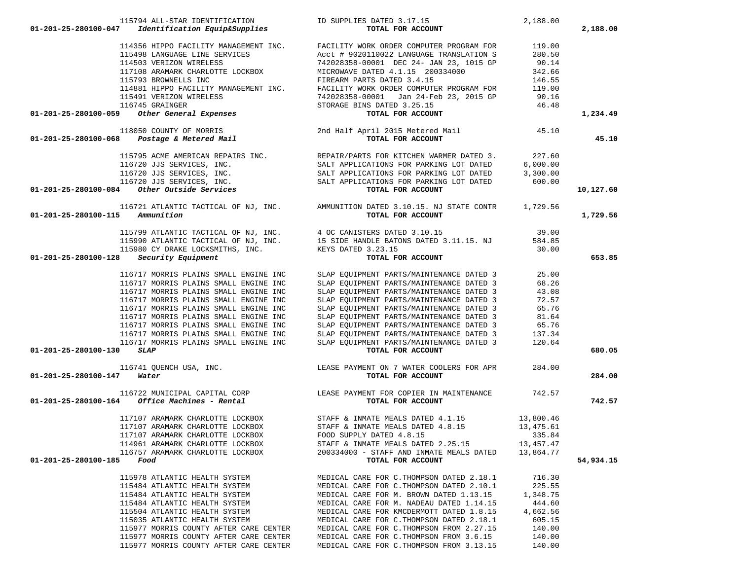| Account | Vendor | Description | Amount | Total |
|---|---|---|---|---|
| | 115794 ALL-STAR IDENTIFICATION | ID SUPPLIES DATED 3.17.15 | 2,188.00 | |
| **01-201-25-280100-047** *Identification Equip&Supplies* | | **TOTAL FOR ACCOUNT** | | **2,188.00** |
| | 114356 HIPPO FACILITY MANAGEMENT INC. | FACILITY WORK ORDER COMPUTER PROGRAM FOR | 119.00 | |
| | 115498 LANGUAGE LINE SERVICES | Acct # 9020110022 LANGUAGE TRANSLATION S | 280.50 | |
| | 114503 VERIZON WIRELESS | 742028358-00001 DEC 24- JAN 23, 1015 GP | 90.14 | |
| | 117108 ARAMARK CHARLOTTE LOCKBOX | MICROWAVE DATED 4.1.15 200334000 | 342.66 | |
| | 115793 BROWNELLS INC | FIREARM PARTS DATED 3.4.15 | 146.55 | |
| | 114881 HIPPO FACILITY MANAGEMENT INC. | FACILITY WORK ORDER COMPUTER PROGRAM FOR | 119.00 | |
| | 115491 VERIZON WIRELESS | 742028358-00001 Jan 24-Feb 23, 2015 GP | 90.16 | |
| | 116745 GRAINGER | STORAGE BINS DATED 3.25.15 | 46.48 | |
| **01-201-25-280100-059** *Other General Expenses* | | **TOTAL FOR ACCOUNT** | | **1,234.49** |
| | 118050 COUNTY OF MORRIS | 2nd Half April 2015 Metered Mail | 45.10 | |
| **01-201-25-280100-068** *Postage & Metered Mail* | | **TOTAL FOR ACCOUNT** | | **45.10** |
| | 115795 ACME AMERICAN REPAIRS INC. | REPAIR/PARTS FOR KITCHEN WARMER DATED 3. | 227.60 | |
| | 116720 JJS SERVICES, INC. | SALT APPLICATIONS FOR PARKING LOT DATED | 6,000.00 | |
| | 116720 JJS SERVICES, INC. | SALT APPLICATIONS FOR PARKING LOT DATED | 3,300.00 | |
| | 116720 JJS SERVICES, INC. | SALT APPLICATIONS FOR PARKING LOT DATED | 600.00 | |
| **01-201-25-280100-084** *Other Outside Services* | | **TOTAL FOR ACCOUNT** | | **10,127.60** |
| | 116721 ATLANTIC TACTICAL OF NJ, INC. | AMMUNITION DATED 3.10.15. NJ STATE CONTR | 1,729.56 | |
| **01-201-25-280100-115** *Ammunition* | | **TOTAL FOR ACCOUNT** | | **1,729.56** |
| | 115799 ATLANTIC TACTICAL OF NJ, INC. | 4 OC CANISTERS DATED 3.10.15 | 39.00 | |
| | 115990 ATLANTIC TACTICAL OF NJ, INC. | 15 SIDE HANDLE BATONS DATED 3.11.15. NJ | 584.85 | |
| | 115980 CY DRAKE LOCKSMITHS, INC. | KEYS DATED 3.23.15 | 30.00 | |
| **01-201-25-280100-128** *Security Equipment* | | **TOTAL FOR ACCOUNT** | | **653.85** |
| | 116717 MORRIS PLAINS SMALL ENGINE INC | SLAP EQUIPMENT PARTS/MAINTENANCE DATED 3 | 25.00 | |
| | 116717 MORRIS PLAINS SMALL ENGINE INC | SLAP EQUIPMENT PARTS/MAINTENANCE DATED 3 | 68.26 | |
| | 116717 MORRIS PLAINS SMALL ENGINE INC | SLAP EQUIPMENT PARTS/MAINTENANCE DATED 3 | 43.08 | |
| | 116717 MORRIS PLAINS SMALL ENGINE INC | SLAP EQUIPMENT PARTS/MAINTENANCE DATED 3 | 72.57 | |
| | 116717 MORRIS PLAINS SMALL ENGINE INC | SLAP EQUIPMENT PARTS/MAINTENANCE DATED 3 | 65.76 | |
| | 116717 MORRIS PLAINS SMALL ENGINE INC | SLAP EQUIPMENT PARTS/MAINTENANCE DATED 3 | 81.64 | |
| | 116717 MORRIS PLAINS SMALL ENGINE INC | SLAP EQUIPMENT PARTS/MAINTENANCE DATED 3 | 65.76 | |
| | 116717 MORRIS PLAINS SMALL ENGINE INC | SLAP EQUIPMENT PARTS/MAINTENANCE DATED 3 | 137.34 | |
| | 116717 MORRIS PLAINS SMALL ENGINE INC | SLAP EQUIPMENT PARTS/MAINTENANCE DATED 3 | 120.64 | |
| **01-201-25-280100-130** *SLAP* | | **TOTAL FOR ACCOUNT** | | **680.05** |
| | 116741 QUENCH USA, INC. | LEASE PAYMENT ON 7 WATER COOLERS FOR APR | 284.00 | |
| **01-201-25-280100-147** *Water* | | **TOTAL FOR ACCOUNT** | | **284.00** |
| | 116722 MUNICIPAL CAPITAL CORP | LEASE PAYMENT FOR COPIER IN MAINTENANCE | 742.57 | |
| **01-201-25-280100-164** *Office Machines - Rental* | | **TOTAL FOR ACCOUNT** | | **742.57** |
| | 117107 ARAMARK CHARLOTTE LOCKBOX | STAFF & INMATE MEALS DATED 4.1.15 | 13,800.46 | |
| | 117107 ARAMARK CHARLOTTE LOCKBOX | STAFF & INMATE MEALS DATED 4.8.15 | 13,475.61 | |
| | 117107 ARAMARK CHARLOTTE LOCKBOX | FOOD SUPPLY DATED 4.8.15 | 335.84 | |
| | 114961 ARAMARK CHARLOTTE LOCKBOX | STAFF & INMATE MEALS DATED 2.25.15 | 13,457.47 | |
| | 116757 ARAMARK CHARLOTTE LOCKBOX | 200334000 - STAFF AND INMATE MEALS DATED | 13,864.77 | |
| **01-201-25-280100-185** *Food* | | **TOTAL FOR ACCOUNT** | | **54,934.15** |
| | 115978 ATLANTIC HEALTH SYSTEM | MEDICAL CARE FOR C.THOMPSON DATED 2.18.1 | 716.30 | |
| | 115484 ATLANTIC HEALTH SYSTEM | MEDICAL CARE FOR C.THOMPSON DATED 2.10.1 | 225.55 | |
| | 115484 ATLANTIC HEALTH SYSTEM | MEDICAL CARE FOR M. BROWN DATED 1.13.15 | 1,348.75 | |
| | 115484 ATLANTIC HEALTH SYSTEM | MEDICAL CARE FOR M. NADEAU DATED 1.14.15 | 444.60 | |
| | 115504 ATLANTIC HEALTH SYSTEM | MEDICAL CARE FOR KMCDERMOTT DATED 1.8.15 | 4,662.56 | |
| | 115035 ATLANTIC HEALTH SYSTEM | MEDICAL CARE FOR C.THOMPSON DATED 2.18.1 | 605.15 | |
| | 115977 MORRIS COUNTY AFTER CARE CENTER | MEDICAL CARE FOR C.THOMPSON FROM 2.27.15 | 140.00 | |
| | 115977 MORRIS COUNTY AFTER CARE CENTER | MEDICAL CARE FOR C.THOMPSON FROM 3.6.15 | 140.00 | |
| | 115977 MORRIS COUNTY AFTER CARE CENTER | MEDICAL CARE FOR C.THOMPSON FROM 3.13.15 | 140.00 | |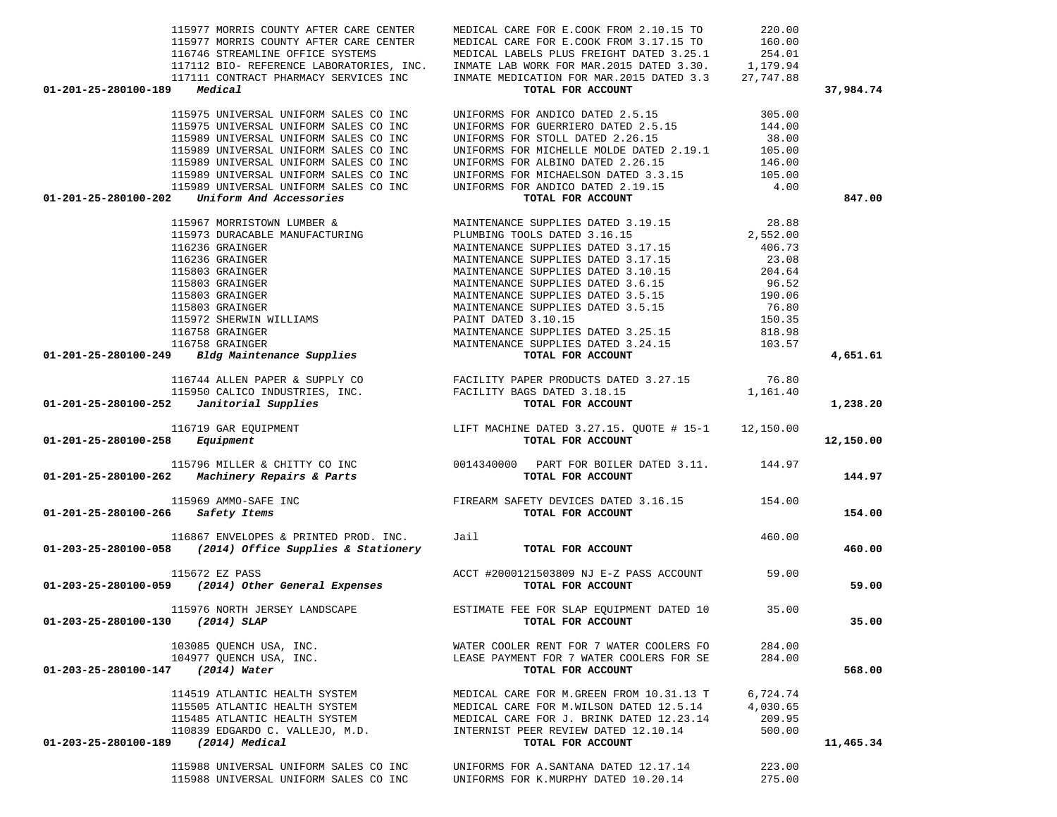| Account | Vendor | Description | Amount | Total |
|---|---|---|---|---|
| | 115977 MORRIS COUNTY AFTER CARE CENTER | MEDICAL CARE FOR E.COOK FROM 2.10.15 TO | 220.00 | |
| | 115977 MORRIS COUNTY AFTER CARE CENTER | MEDICAL CARE FOR E.COOK FROM 3.17.15 TO | 160.00 | |
| | 116746 STREAMLINE OFFICE SYSTEMS | MEDICAL LABELS PLUS FREIGHT DATED 3.25.1 | 254.01 | |
| | 117112 BIO- REFERENCE LABORATORIES, INC. | INMATE LAB WORK FOR MAR.2015 DATED 3.30. | 1,179.94 | |
| | 117111 CONTRACT PHARMACY SERVICES INC | INMATE MEDICATION FOR MAR.2015 DATED 3.3 | 27,747.88 | |
| **01-201-25-280100-189** *Medical* | | **TOTAL FOR ACCOUNT** | | **37,984.74** |
| | 115975 UNIVERSAL UNIFORM SALES CO INC | UNIFORMS FOR ANDICO DATED 2.5.15 | 305.00 | |
| | 115975 UNIVERSAL UNIFORM SALES CO INC | UNIFORMS FOR GUERRIERO DATED 2.5.15 | 144.00 | |
| | 115989 UNIVERSAL UNIFORM SALES CO INC | UNIFORMS FOR STOLL DATED 2.26.15 | 38.00 | |
| | 115989 UNIVERSAL UNIFORM SALES CO INC | UNIFORMS FOR MICHELLE MOLDE DATED 2.19.1 | 105.00 | |
| | 115989 UNIVERSAL UNIFORM SALES CO INC | UNIFORMS FOR ALBINO DATED 2.26.15 | 146.00 | |
| | 115989 UNIVERSAL UNIFORM SALES CO INC | UNIFORMS FOR MICHAELSON DATED 3.3.15 | 105.00 | |
| | 115989 UNIVERSAL UNIFORM SALES CO INC | UNIFORMS FOR ANDICO DATED 2.19.15 | 4.00 | |
| **01-201-25-280100-202** *Uniform And Accessories* | | **TOTAL FOR ACCOUNT** | | **847.00** |
| | 115967 MORRISTOWN LUMBER & | MAINTENANCE SUPPLIES DATED 3.19.15 | 28.88 | |
| | 115973 DURACABLE MANUFACTURING | PLUMBING TOOLS DATED 3.16.15 | 2,552.00 | |
| | 116236 GRAINGER | MAINTENANCE SUPPLIES DATED 3.17.15 | 406.73 | |
| | 116236 GRAINGER | MAINTENANCE SUPPLIES DATED 3.17.15 | 23.08 | |
| | 115803 GRAINGER | MAINTENANCE SUPPLIES DATED 3.10.15 | 204.64 | |
| | 115803 GRAINGER | MAINTENANCE SUPPLIES DATED 3.6.15 | 96.52 | |
| | 115803 GRAINGER | MAINTENANCE SUPPLIES DATED 3.5.15 | 190.06 | |
| | 115803 GRAINGER | MAINTENANCE SUPPLIES DATED 3.5.15 | 76.80 | |
| | 115972 SHERWIN WILLIAMS | PAINT DATED 3.10.15 | 150.35 | |
| | 116758 GRAINGER | MAINTENANCE SUPPLIES DATED 3.25.15 | 818.98 | |
| | 116758 GRAINGER | MAINTENANCE SUPPLIES DATED 3.24.15 | 103.57 | |
| **01-201-25-280100-249** *Bldg Maintenance Supplies* | | **TOTAL FOR ACCOUNT** | | **4,651.61** |
| | 116744 ALLEN PAPER & SUPPLY CO | FACILITY PAPER PRODUCTS DATED 3.27.15 | 76.80 | |
| | 115950 CALICO INDUSTRIES, INC. | FACILITY BAGS DATED 3.18.15 | 1,161.40 | |
| **01-201-25-280100-252** *Janitorial Supplies* | | **TOTAL FOR ACCOUNT** | | **1,238.20** |
| | 116719 GAR EQUIPMENT | LIFT MACHINE DATED 3.27.15. QUOTE # 15-1 | 12,150.00 | |
| **01-201-25-280100-258** *Equipment* | | **TOTAL FOR ACCOUNT** | | **12,150.00** |
| | 115796 MILLER & CHITTY CO INC | 0014340000 PART FOR BOILER DATED 3.11. | 144.97 | |
| **01-201-25-280100-262** *Machinery Repairs & Parts* | | **TOTAL FOR ACCOUNT** | | **144.97** |
| | 115969 AMMO-SAFE INC | FIREARM SAFETY DEVICES DATED 3.16.15 | 154.00 | |
| **01-201-25-280100-266** *Safety Items* | | **TOTAL FOR ACCOUNT** | | **154.00** |
| | 116867 ENVELOPES & PRINTED PROD. INC. | Jail | 460.00 | |
| **01-203-25-280100-058** *(2014) Office Supplies & Stationery* | | **TOTAL FOR ACCOUNT** | | **460.00** |
| | 115672 EZ PASS | ACCT #2000121503809 NJ E-Z PASS ACCOUNT | 59.00 | |
| **01-203-25-280100-059** *(2014) Other General Expenses* | | **TOTAL FOR ACCOUNT** | | **59.00** |
| | 115976 NORTH JERSEY LANDSCAPE | ESTIMATE FEE FOR SLAP EQUIPMENT DATED 10 | 35.00 | |
| **01-203-25-280100-130** *(2014) SLAP* | | **TOTAL FOR ACCOUNT** | | **35.00** |
| | 103085 QUENCH USA, INC. | WATER COOLER RENT FOR 7 WATER COOLERS FO | 284.00 | |
| | 104977 QUENCH USA, INC. | LEASE PAYMENT FOR 7 WATER COOLERS FOR SE | 284.00 | |
| **01-203-25-280100-147** *(2014) Water* | | **TOTAL FOR ACCOUNT** | | **568.00** |
| | 114519 ATLANTIC HEALTH SYSTEM | MEDICAL CARE FOR M.GREEN FROM 10.31.13 T | 6,724.74 | |
| | 115505 ATLANTIC HEALTH SYSTEM | MEDICAL CARE FOR M.WILSON DATED 12.5.14 | 4,030.65 | |
| | 115485 ATLANTIC HEALTH SYSTEM | MEDICAL CARE FOR J. BRINK DATED 12.23.14 | 209.95 | |
| | 110839 EDGARDO C. VALLEJO, M.D. | INTERNIST PEER REVIEW DATED 12.10.14 | 500.00 | |
| **01-203-25-280100-189** *(2014) Medical* | | **TOTAL FOR ACCOUNT** | | **11,465.34** |
| | 115988 UNIVERSAL UNIFORM SALES CO INC | UNIFORMS FOR A.SANTANA DATED 12.17.14 | 223.00 | |
| | 115988 UNIVERSAL UNIFORM SALES CO INC | UNIFORMS FOR K.MURPHY DATED 10.20.14 | 275.00 | |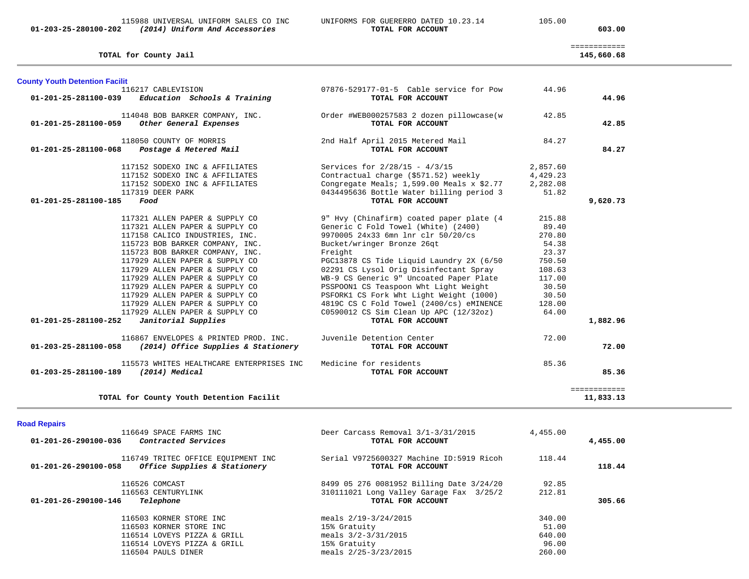| Account | Vendor / Account Name | Description | Amount | Total |
|---|---|---|---|---|
| | 115988 UNIVERSAL UNIFORM SALES CO INC | UNIFORMS FOR GUERERRO DATED 10.23.14 | 105.00 | |
| 01-203-25-280100-202 | *(2014) Uniform And Accessories* | **TOTAL FOR ACCOUNT** | | **603.00** |
| | | | | ============ |
| | **TOTAL for County Jail** | | | **145,660.68** |

## County Youth Detention Facilit

| Account | Vendor / Account Name | Description | Amount | Total |
|---|---|---|---|---|
| | 116217 CABLEVISION | 07876-529177-01-5 Cable service for Pow | 44.96 | |
| 01-201-25-281100-039 | *Education Schools & Training* | **TOTAL FOR ACCOUNT** | | **44.96** |
| | 114048 BOB BARKER COMPANY, INC. | Order #WEB000257583 2 dozen pillowcase(w | 42.85 | |
| 01-201-25-281100-059 | *Other General Expenses* | **TOTAL FOR ACCOUNT** | | **42.85** |
| | 118050 COUNTY OF MORRIS | 2nd Half April 2015 Metered Mail | 84.27 | |
| 01-201-25-281100-068 | *Postage & Metered Mail* | **TOTAL FOR ACCOUNT** | | **84.27** |
| | 117152 SODEXO INC & AFFILIATES | Services for 2/28/15 - 4/3/15 | 2,857.60 | |
| | 117152 SODEXO INC & AFFILIATES | Contractual charge ($571.52) weekly | 4,429.23 | |
| | 117152 SODEXO INC & AFFILIATES | Congregate Meals; 1,599.00 Meals x $2.77 | 2,282.08 | |
| | 117319 DEER PARK | 0434495636 Bottle Water billing period 3 | 51.82 | |
| 01-201-25-281100-185 | *Food* | **TOTAL FOR ACCOUNT** | | **9,620.73** |
| | 117321 ALLEN PAPER & SUPPLY CO | 9" Hvy (Chinafirm) coated paper plate (4 | 215.88 | |
| | 117321 ALLEN PAPER & SUPPLY CO | Generic C Fold Towel (White) (2400) | 89.40 | |
| | 117158 CALICO INDUSTRIES, INC. | 9970005 24x33 6mn lnr clr 50/20/cs | 270.80 | |
| | 115723 BOB BARKER COMPANY, INC. | Bucket/wringer Bronze 26qt | 54.38 | |
| | 115723 BOB BARKER COMPANY, INC. | Freight | 23.37 | |
| | 117929 ALLEN PAPER & SUPPLY CO | PGC13878 CS Tide Liquid Laundry 2X (6/50 | 750.50 | |
| | 117929 ALLEN PAPER & SUPPLY CO | 02291 CS Lysol Orig Disinfectant Spray | 108.63 | |
| | 117929 ALLEN PAPER & SUPPLY CO | WB-9 CS Generic 9" Uncoated Paper Plate | 117.00 | |
| | 117929 ALLEN PAPER & SUPPLY CO | PSSPOON1 CS Teaspoon Wht Light Weight | 30.50 | |
| | 117929 ALLEN PAPER & SUPPLY CO | PSFORK1 CS Fork Wht Light Weight (1000) | 30.50 | |
| | 117929 ALLEN PAPER & SUPPLY CO | 4819C CS C Fold Towel (2400/cs) eMINENCE | 128.00 | |
| | 117929 ALLEN PAPER & SUPPLY CO | C0590012 CS Sim Clean Up APC (12/32oz) | 64.00 | |
| 01-201-25-281100-252 | *Janitorial Supplies* | **TOTAL FOR ACCOUNT** | | **1,882.96** |
| | 116867 ENVELOPES & PRINTED PROD. INC. | Juvenile Detention Center | 72.00 | |
| 01-203-25-281100-058 | *(2014) Office Supplies & Stationery* | **TOTAL FOR ACCOUNT** | | **72.00** |
| | 115573 WHITES HEALTHCARE ENTERPRISES INC | Medicine for residents | 85.36 | |
| 01-203-25-281100-189 | *(2014) Medical* | **TOTAL FOR ACCOUNT** | | **85.36** |
| | | | | ============ |
| | **TOTAL for County Youth Detention Facilit** | | | **11,833.13** |

## Road Repairs

| Account | Vendor / Account Name | Description | Amount | Total |
|---|---|---|---|---|
| | 116649 SPACE FARMS INC | Deer Carcass Removal 3/1-3/31/2015 | 4,455.00 | |
| 01-201-26-290100-036 | *Contracted Services* | **TOTAL FOR ACCOUNT** | | **4,455.00** |
| | 116749 TRITEC OFFICE EQUIPMENT INC | Serial V9725600327 Machine ID:5919 Ricoh | 118.44 | |
| 01-201-26-290100-058 | *Office Supplies & Stationery* | **TOTAL FOR ACCOUNT** | | **118.44** |
| | 116526 COMCAST | 8499 05 276 0081952 Billing Date 3/24/20 | 92.85 | |
| | 116563 CENTURYLINK | 310111021 Long Valley Garage Fax 3/25/2 | 212.81 | |
| 01-201-26-290100-146 | *Telephone* | **TOTAL FOR ACCOUNT** | | **305.66** |
| | 116503 KORNER STORE INC | meals 2/19-3/24/2015 | 340.00 | |
| | 116503 KORNER STORE INC | 15% Gratuity | 51.00 | |
| | 116514 LOVEYS PIZZA & GRILL | meals 3/2-3/31/2015 | 640.00 | |
| | 116514 LOVEYS PIZZA & GRILL | 15% Gratuity | 96.00 | |
| | 116504 PAULS DINER | meals 2/25-3/23/2015 | 260.00 | |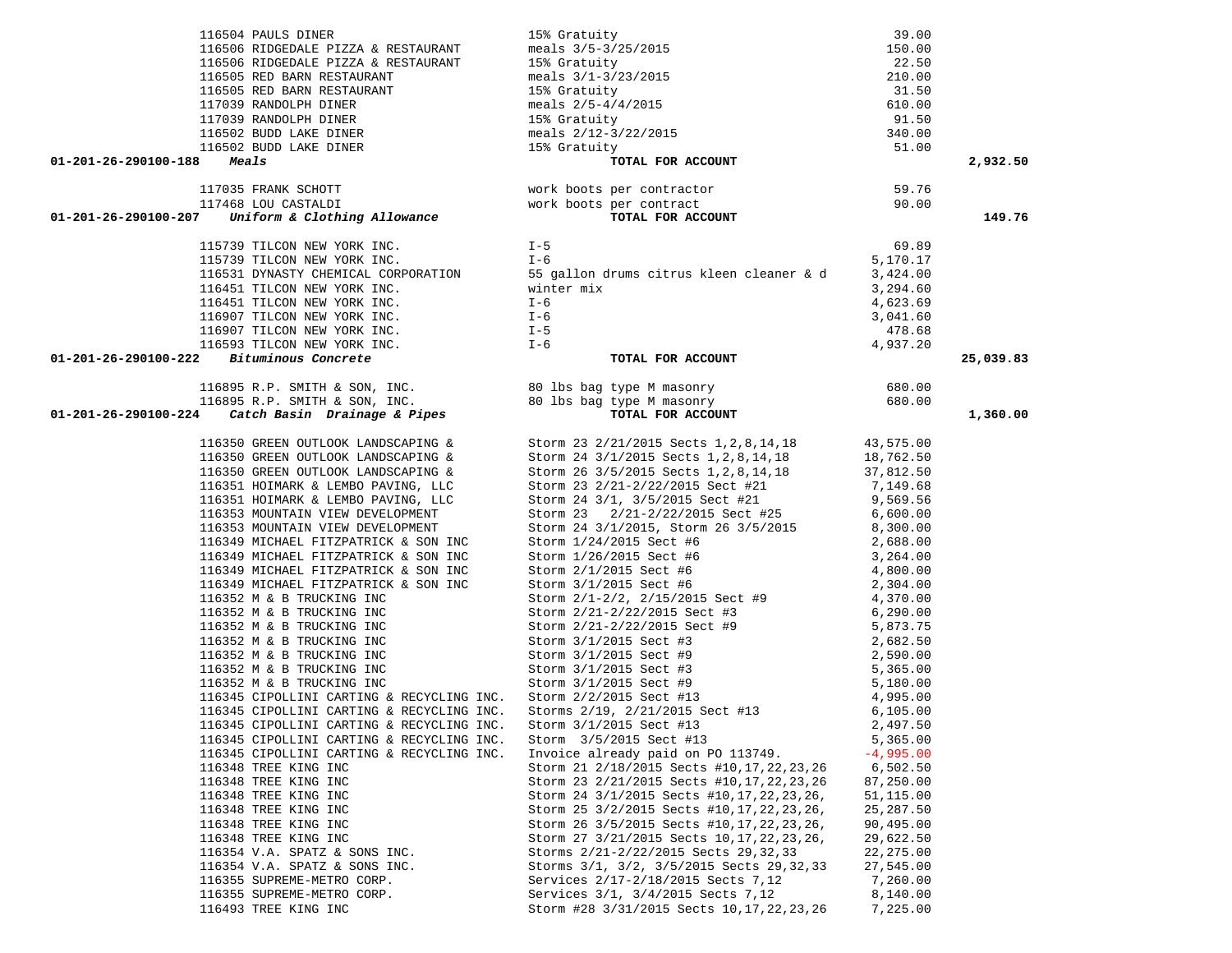| Account | Vendor | Description | Amount | Total |
|---|---|---|---|---|
| | 116504 PAULS DINER | 15% Gratuity | 39.00 | |
| | 116506 RIDGEDALE PIZZA & RESTAURANT | meals 3/5-3/25/2015 | 150.00 | |
| | 116506 RIDGEDALE PIZZA & RESTAURANT | 15% Gratuity | 22.50 | |
| | 116505 RED BARN RESTAURANT | meals 3/1-3/23/2015 | 210.00 | |
| | 116505 RED BARN RESTAURANT | 15% Gratuity | 31.50 | |
| | 117039 RANDOLPH DINER | meals 2/5-4/4/2015 | 610.00 | |
| | 117039 RANDOLPH DINER | 15% Gratuity | 91.50 | |
| | 116502 BUDD LAKE DINER | meals 2/12-3/22/2015 | 340.00 | |
| | 116502 BUDD LAKE DINER | 15% Gratuity | 51.00 | |
| **01-201-26-290100-188** *Meals* | | **TOTAL FOR ACCOUNT** | | **2,932.50** |
| | 117035 FRANK SCHOTT | work boots per contractor | 59.76 | |
| | 117468 LOU CASTALDI | work boots per contract | 90.00 | |
| **01-201-26-290100-207** *Uniform & Clothing Allowance* | | **TOTAL FOR ACCOUNT** | | **149.76** |
| | 115739 TILCON NEW YORK INC. | I-5 | 69.89 | |
| | 115739 TILCON NEW YORK INC. | I-6 | 5,170.17 | |
| | 116531 DYNASTY CHEMICAL CORPORATION | 55 gallon drums citrus kleen cleaner & d | 3,424.00 | |
| | 116451 TILCON NEW YORK INC. | winter mix | 3,294.60 | |
| | 116451 TILCON NEW YORK INC. | I-6 | 4,623.69 | |
| | 116907 TILCON NEW YORK INC. | I-6 | 3,041.60 | |
| | 116907 TILCON NEW YORK INC. | I-5 | 478.68 | |
| | 116593 TILCON NEW YORK INC. | I-6 | 4,937.20 | |
| **01-201-26-290100-222** *Bituminous Concrete* | | **TOTAL FOR ACCOUNT** | | **25,039.83** |
| | 116895 R.P. SMITH & SON, INC. | 80 lbs bag type M masonry | 680.00 | |
| | 116895 R.P. SMITH & SON, INC. | 80 lbs bag type M masonry | 680.00 | |
| **01-201-26-290100-224** *Catch Basin Drainage & Pipes* | | **TOTAL FOR ACCOUNT** | | **1,360.00** |
| | 116350 GREEN OUTLOOK LANDSCAPING & | Storm 23 2/21/2015 Sects 1,2,8,14,18 | 43,575.00 | |
| | 116350 GREEN OUTLOOK LANDSCAPING & | Storm 24 3/1/2015 Sects 1,2,8,14,18 | 18,762.50 | |
| | 116350 GREEN OUTLOOK LANDSCAPING & | Storm 26 3/5/2015 Sects 1,2,8,14,18 | 37,812.50 | |
| | 116351 HOIMARK & LEMBO PAVING, LLC | Storm 23 2/21-2/22/2015 Sect #21 | 7,149.68 | |
| | 116351 HOIMARK & LEMBO PAVING, LLC | Storm 24 3/1, 3/5/2015 Sect #21 | 9,569.56 | |
| | 116353 MOUNTAIN VIEW DEVELOPMENT | Storm 23 2/21-2/22/2015 Sect #25 | 6,600.00 | |
| | 116353 MOUNTAIN VIEW DEVELOPMENT | Storm 24 3/1/2015, Storm 26 3/5/2015 | 8,300.00 | |
| | 116349 MICHAEL FITZPATRICK & SON INC | Storm 1/24/2015 Sect #6 | 2,688.00 | |
| | 116349 MICHAEL FITZPATRICK & SON INC | Storm 1/26/2015 Sect #6 | 3,264.00 | |
| | 116349 MICHAEL FITZPATRICK & SON INC | Storm 2/1/2015 Sect #6 | 4,800.00 | |
| | 116349 MICHAEL FITZPATRICK & SON INC | Storm 3/1/2015 Sect #6 | 2,304.00 | |
| | 116352 M & B TRUCKING INC | Storm 2/1-2/2, 2/15/2015 Sect #9 | 4,370.00 | |
| | 116352 M & B TRUCKING INC | Storm 2/21-2/22/2015 Sect #3 | 6,290.00 | |
| | 116352 M & B TRUCKING INC | Storm 2/21-2/22/2015 Sect #9 | 5,873.75 | |
| | 116352 M & B TRUCKING INC | Storm 3/1/2015 Sect #3 | 2,682.50 | |
| | 116352 M & B TRUCKING INC | Storm 3/1/2015 Sect #9 | 2,590.00 | |
| | 116352 M & B TRUCKING INC | Storm 3/1/2015 Sect #3 | 5,365.00 | |
| | 116352 M & B TRUCKING INC | Storm 3/1/2015 Sect #9 | 5,180.00 | |
| | 116345 CIPOLLINI CARTING & RECYCLING INC. | Storm 2/2/2015 Sect #13 | 4,995.00 | |
| | 116345 CIPOLLINI CARTING & RECYCLING INC. | Storms 2/19, 2/21/2015 Sect #13 | 6,105.00 | |
| | 116345 CIPOLLINI CARTING & RECYCLING INC. | Storm 3/1/2015 Sect #13 | 2,497.50 | |
| | 116345 CIPOLLINI CARTING & RECYCLING INC. | Storm 3/5/2015 Sect #13 | 5,365.00 | |
| | 116345 CIPOLLINI CARTING & RECYCLING INC. | Invoice already paid on PO 113749. | -4,995.00 | |
| | 116348 TREE KING INC | Storm 21 2/18/2015 Sects #10,17,22,23,26 | 6,502.50 | |
| | 116348 TREE KING INC | Storm 23 2/21/2015 Sects #10,17,22,23,26 | 87,250.00 | |
| | 116348 TREE KING INC | Storm 24 3/1/2015 Sects #10,17,22,23,26, | 51,115.00 | |
| | 116348 TREE KING INC | Storm 25 3/2/2015 Sects #10,17,22,23,26, | 25,287.50 | |
| | 116348 TREE KING INC | Storm 26 3/5/2015 Sects #10,17,22,23,26, | 90,495.00 | |
| | 116348 TREE KING INC | Storm 27 3/21/2015 Sects 10,17,22,23,26, | 29,622.50 | |
| | 116354 V.A. SPATZ & SONS INC. | Storms 2/21-2/22/2015 Sects 29,32,33 | 22,275.00 | |
| | 116354 V.A. SPATZ & SONS INC. | Storms 3/1, 3/2, 3/5/2015 Sects 29,32,33 | 27,545.00 | |
| | 116355 SUPREME-METRO CORP. | Services 2/17-2/18/2015 Sects 7,12 | 7,260.00 | |
| | 116355 SUPREME-METRO CORP. | Services 3/1, 3/4/2015 Sects 7,12 | 8,140.00 | |
| | 116493 TREE KING INC | Storm #28 3/31/2015 Sects 10,17,22,23,26 | 7,225.00 | |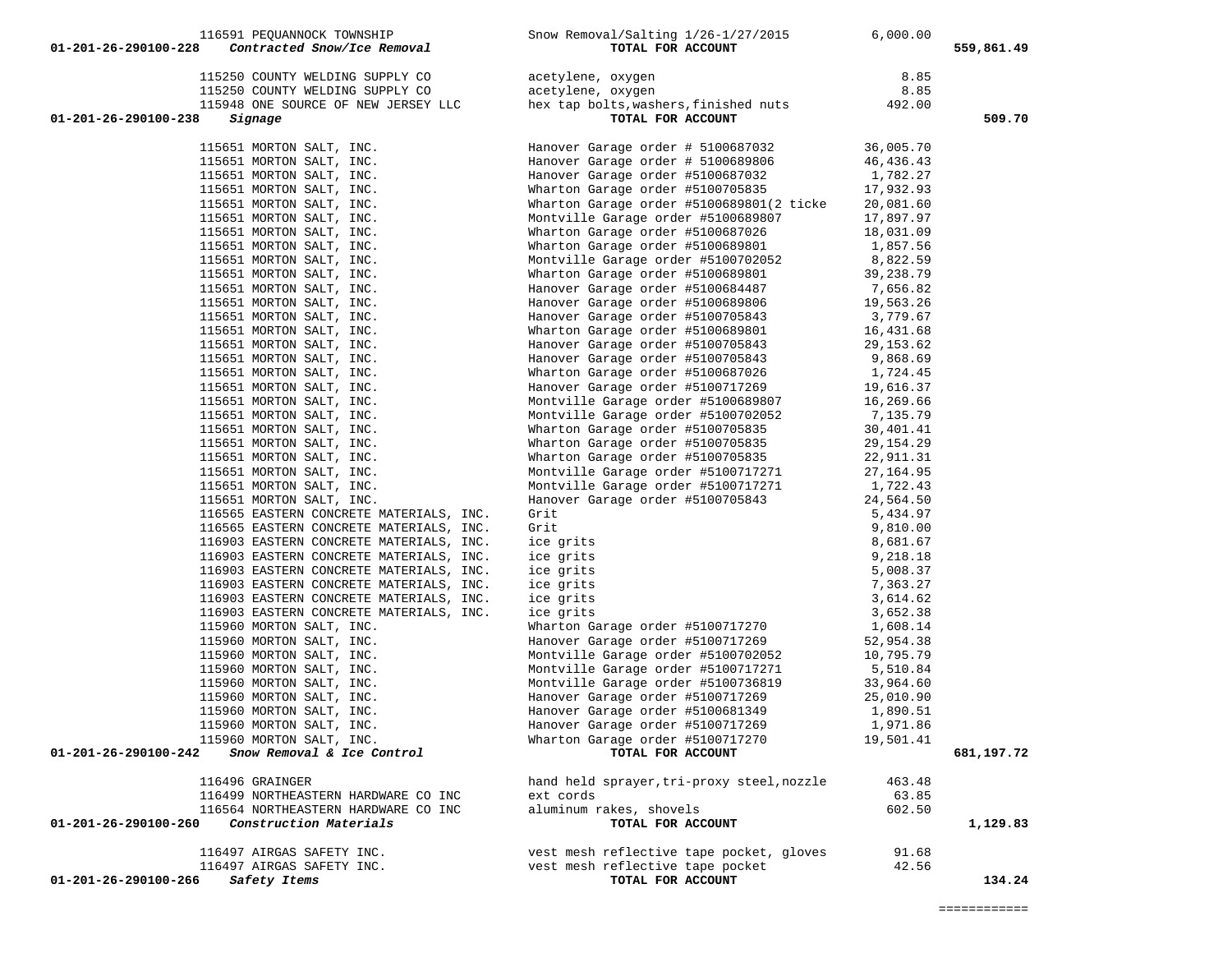| Account | Vendor | Description | Amount | Total |
|---|---|---|---|---|
| | 116591 PEQUANNOCK TOWNSHIP | Snow Removal/Salting 1/26-1/27/2015 | 6,000.00 | |
| **01-201-26-290100-228** | ***Contracted Snow/Ice Removal*** | **TOTAL FOR ACCOUNT** | | **559,861.49** |
| | 115250 COUNTY WELDING SUPPLY CO | acetylene, oxygen | 8.85 | |
| | 115250 COUNTY WELDING SUPPLY CO | acetylene, oxygen | 8.85 | |
| | 115948 ONE SOURCE OF NEW JERSEY LLC | hex tap bolts,washers,finished nuts | 492.00 | |
| **01-201-26-290100-238** | ***Signage*** | **TOTAL FOR ACCOUNT** | | **509.70** |
| | 115651 MORTON SALT, INC. | Hanover Garage order # 5100687032 | 36,005.70 | |
| | 115651 MORTON SALT, INC. | Hanover Garage order # 5100689806 | 46,436.43 | |
| | 115651 MORTON SALT, INC. | Hanover Garage order #5100687032 | 1,782.27 | |
| | 115651 MORTON SALT, INC. | Wharton Garage order #5100705835 | 17,932.93 | |
| | 115651 MORTON SALT, INC. | Wharton Garage order #5100689801(2 ticke | 20,081.60 | |
| | 115651 MORTON SALT, INC. | Montville Garage order #5100689807 | 17,897.97 | |
| | 115651 MORTON SALT, INC. | Wharton Garage order #5100687026 | 18,031.09 | |
| | 115651 MORTON SALT, INC. | Wharton Garage order #5100689801 | 1,857.56 | |
| | 115651 MORTON SALT, INC. | Montville Garage order #5100702052 | 8,822.59 | |
| | 115651 MORTON SALT, INC. | Wharton Garage order #5100689801 | 39,238.79 | |
| | 115651 MORTON SALT, INC. | Hanover Garage order #5100684487 | 7,656.82 | |
| | 115651 MORTON SALT, INC. | Hanover Garage order #5100689806 | 19,563.26 | |
| | 115651 MORTON SALT, INC. | Hanover Garage order #5100705843 | 3,779.67 | |
| | 115651 MORTON SALT, INC. | Wharton Garage order #5100689801 | 16,431.68 | |
| | 115651 MORTON SALT, INC. | Hanover Garage order #5100705843 | 29,153.62 | |
| | 115651 MORTON SALT, INC. | Hanover Garage order #5100705843 | 9,868.69 | |
| | 115651 MORTON SALT, INC. | Wharton Garage order #5100687026 | 1,724.45 | |
| | 115651 MORTON SALT, INC. | Hanover Garage order #5100717269 | 19,616.37 | |
| | 115651 MORTON SALT, INC. | Montville Garage order #5100689807 | 16,269.66 | |
| | 115651 MORTON SALT, INC. | Montville Garage order #5100702052 | 7,135.79 | |
| | 115651 MORTON SALT, INC. | Wharton Garage order #5100705835 | 30,401.41 | |
| | 115651 MORTON SALT, INC. | Wharton Garage order #5100705835 | 29,154.29 | |
| | 115651 MORTON SALT, INC. | Wharton Garage order #5100705835 | 22,911.31 | |
| | 115651 MORTON SALT, INC. | Montville Garage order #5100717271 | 27,164.95 | |
| | 115651 MORTON SALT, INC. | Montville Garage order #5100717271 | 1,722.43 | |
| | 115651 MORTON SALT, INC. | Hanover Garage order #5100705843 | 24,564.50 | |
| | 116565 EASTERN CONCRETE MATERIALS, INC. | Grit | 5,434.97 | |
| | 116565 EASTERN CONCRETE MATERIALS, INC. | Grit | 9,810.00 | |
| | 116903 EASTERN CONCRETE MATERIALS, INC. | ice grits | 8,681.67 | |
| | 116903 EASTERN CONCRETE MATERIALS, INC. | ice grits | 9,218.18 | |
| | 116903 EASTERN CONCRETE MATERIALS, INC. | ice grits | 5,008.37 | |
| | 116903 EASTERN CONCRETE MATERIALS, INC. | ice grits | 7,363.27 | |
| | 116903 EASTERN CONCRETE MATERIALS, INC. | ice grits | 3,614.62 | |
| | 116903 EASTERN CONCRETE MATERIALS, INC. | ice grits | 3,652.38 | |
| | 115960 MORTON SALT, INC. | Wharton Garage order #5100717270 | 1,608.14 | |
| | 115960 MORTON SALT, INC. | Hanover Garage order #5100717269 | 52,954.38 | |
| | 115960 MORTON SALT, INC. | Montville Garage order #5100702052 | 10,795.79 | |
| | 115960 MORTON SALT, INC. | Montville Garage order #5100717271 | 5,510.84 | |
| | 115960 MORTON SALT, INC. | Montville Garage order #5100736819 | 33,964.60 | |
| | 115960 MORTON SALT, INC. | Hanover Garage order #5100717269 | 25,010.90 | |
| | 115960 MORTON SALT, INC. | Hanover Garage order #5100681349 | 1,890.51 | |
| | 115960 MORTON SALT, INC. | Hanover Garage order #5100717269 | 1,971.86 | |
| | 115960 MORTON SALT, INC. | Wharton Garage order #5100717270 | 19,501.41 | |
| **01-201-26-290100-242** | ***Snow Removal & Ice Control*** | **TOTAL FOR ACCOUNT** | | **681,197.72** |
| | 116496 GRAINGER | hand held sprayer,tri-proxy steel,nozzle | 463.48 | |
| | 116499 NORTHEASTERN HARDWARE CO INC | ext cords | 63.85 | |
| | 116564 NORTHEASTERN HARDWARE CO INC | aluminum rakes, shovels | 602.50 | |
| **01-201-26-290100-260** | ***Construction Materials*** | **TOTAL FOR ACCOUNT** | | **1,129.83** |
| | 116497 AIRGAS SAFETY INC. | vest mesh reflective tape pocket, gloves | 91.68 | |
| | 116497 AIRGAS SAFETY INC. | vest mesh reflective tape pocket | 42.56 | |
| **01-201-26-290100-266** | ***Safety Items*** | **TOTAL FOR ACCOUNT** | | **134.24** |
| | | | | ============ |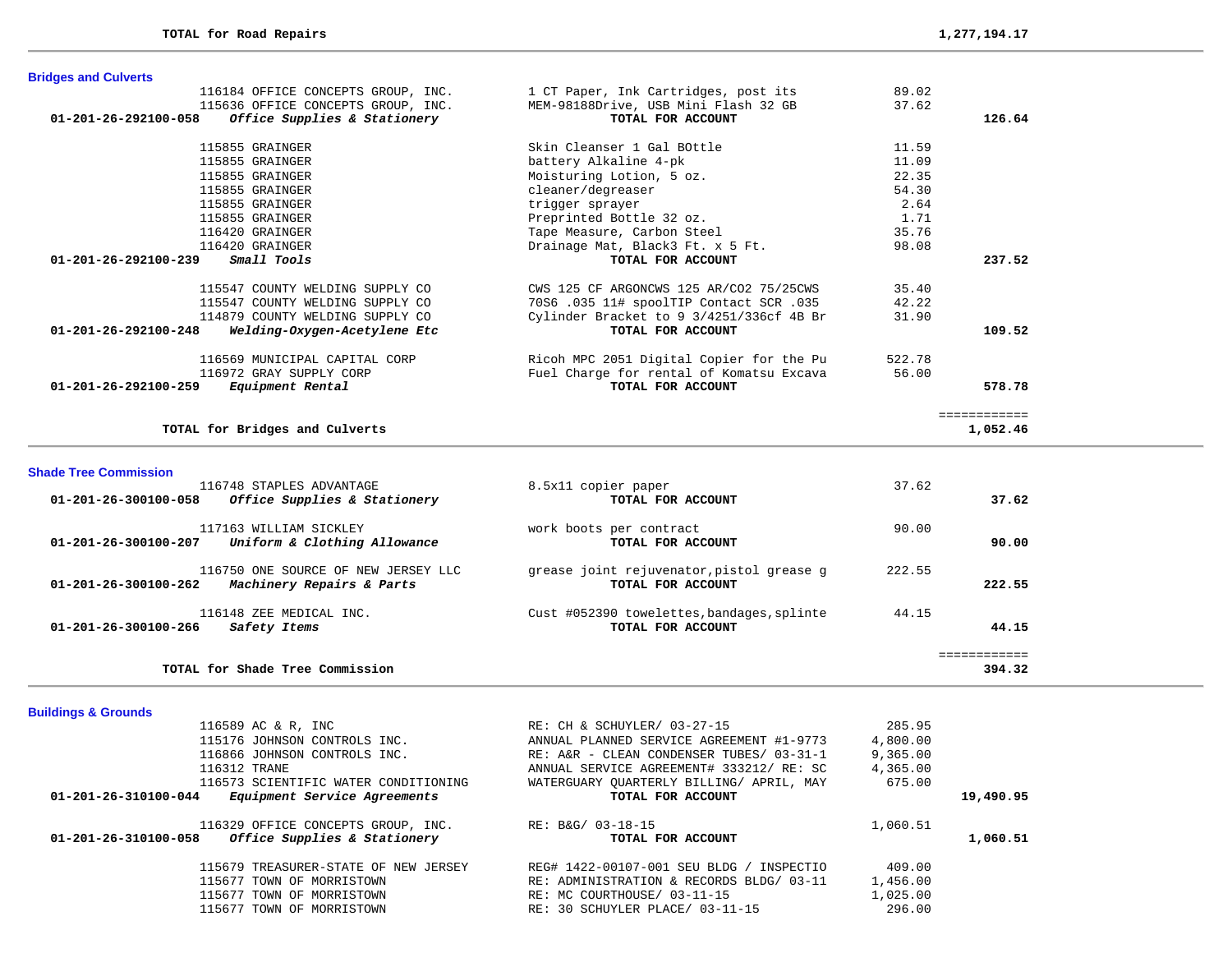**TOTAL for Road Repairs** **1,277,194.17**

## Bridges and Culverts

| Account / PO | Vendor / Description | Item Description | Amount | Total |
|---|---|---|---|---|
| 116184 | OFFICE CONCEPTS GROUP, INC. | 1 CT Paper, Ink Cartridges, post its | 89.02 | |
| 115636 | OFFICE CONCEPTS GROUP, INC. | MEM-98188Drive, USB Mini Flash 32 GB | 37.62 | |
| **01-201-26-292100-058** | ***Office Supplies & Stationery*** | **TOTAL FOR ACCOUNT** | | **126.64** |
| 115855 | GRAINGER | Skin Cleanser 1 Gal BOttle | 11.59 | |
| 115855 | GRAINGER | battery Alkaline 4-pk | 11.09 | |
| 115855 | GRAINGER | Moisturing Lotion, 5 oz. | 22.35 | |
| 115855 | GRAINGER | cleaner/degreaser | 54.30 | |
| 115855 | GRAINGER | trigger sprayer | 2.64 | |
| 115855 | GRAINGER | Preprinted Bottle 32 oz. | 1.71 | |
| 116420 | GRAINGER | Tape Measure, Carbon Steel | 35.76 | |
| 116420 | GRAINGER | Drainage Mat, Black3 Ft. x 5 Ft. | 98.08 | |
| **01-201-26-292100-239** | ***Small Tools*** | **TOTAL FOR ACCOUNT** | | **237.52** |
| 115547 | COUNTY WELDING SUPPLY CO | CWS 125 CF ARGONCWS 125 AR/CO2 75/25CWS | 35.40 | |
| 115547 | COUNTY WELDING SUPPLY CO | 70S6 .035 11# spoolTIP Contact SCR .035 | 42.22 | |
| 114879 | COUNTY WELDING SUPPLY CO | Cylinder Bracket to 9 3/4251/336cf 4B Br | 31.90 | |
| **01-201-26-292100-248** | ***Welding-Oxygen-Acetylene Etc*** | **TOTAL FOR ACCOUNT** | | **109.52** |
| 116569 | MUNICIPAL CAPITAL CORP | Ricoh MPC 2051 Digital Copier for the Pu | 522.78 | |
| 116972 | GRAY SUPPLY CORP | Fuel Charge for rental of Komatsu Excava | 56.00 | |
| **01-201-26-292100-259** | ***Equipment Rental*** | **TOTAL FOR ACCOUNT** | | **578.78** |

**TOTAL for Bridges and Culverts** **1,052.46**

## Shade Tree Commission

| Account / PO | Vendor / Description | Item Description | Amount | Total |
|---|---|---|---|---|
| 116748 | STAPLES ADVANTAGE | 8.5x11 copier paper | 37.62 | |
| **01-201-26-300100-058** | ***Office Supplies & Stationery*** | **TOTAL FOR ACCOUNT** | | **37.62** |
| 117163 | WILLIAM SICKLEY | work boots per contract | 90.00 | |
| **01-201-26-300100-207** | ***Uniform & Clothing Allowance*** | **TOTAL FOR ACCOUNT** | | **90.00** |
| 116750 | ONE SOURCE OF NEW JERSEY LLC | grease joint rejuvenator,pistol grease g | 222.55 | |
| **01-201-26-300100-262** | ***Machinery Repairs & Parts*** | **TOTAL FOR ACCOUNT** | | **222.55** |
| 116148 | ZEE MEDICAL INC. | Cust #052390 towelettes,bandages,splinte | 44.15 | |
| **01-201-26-300100-266** | ***Safety Items*** | **TOTAL FOR ACCOUNT** | | **44.15** |

**TOTAL for Shade Tree Commission** **394.32**

## Buildings & Grounds

| Account / PO | Vendor / Description | Item Description | Amount | Total |
|---|---|---|---|---|
| 116589 | AC & R, INC | RE: CH & SCHUYLER/ 03-27-15 | 285.95 | |
| 115176 | JOHNSON CONTROLS INC. | ANNUAL PLANNED SERVICE AGREEMENT #1-9773 | 4,800.00 | |
| 116866 | JOHNSON CONTROLS INC. | RE: A&R - CLEAN CONDENSER TUBES/ 03-31-1 | 9,365.00 | |
| 116312 | TRANE | ANNUAL SERVICE AGREEMENT# 333212/ RE: SC | 4,365.00 | |
| 116573 | SCIENTIFIC WATER CONDITIONING | WATERGUARY QUARTERLY BILLING/ APRIL, MAY | 675.00 | |
| **01-201-26-310100-044** | ***Equipment Service Agreements*** | **TOTAL FOR ACCOUNT** | | **19,490.95** |
| 116329 | OFFICE CONCEPTS GROUP, INC. | RE: B&G/ 03-18-15 | 1,060.51 | |
| **01-201-26-310100-058** | ***Office Supplies & Stationery*** | **TOTAL FOR ACCOUNT** | | **1,060.51** |
| 115679 | TREASURER-STATE OF NEW JERSEY | REG# 1422-00107-001 SEU BLDG / INSPECTIO | 409.00 | |
| 115677 | TOWN OF MORRISTOWN | RE: ADMINISTRATION & RECORDS BLDG/ 03-11 | 1,456.00 | |
| 115677 | TOWN OF MORRISTOWN | RE: MC COURTHOUSE/ 03-11-15 | 1,025.00 | |
| 115677 | TOWN OF MORRISTOWN | RE: 30 SCHUYLER PLACE/ 03-11-15 | 296.00 | |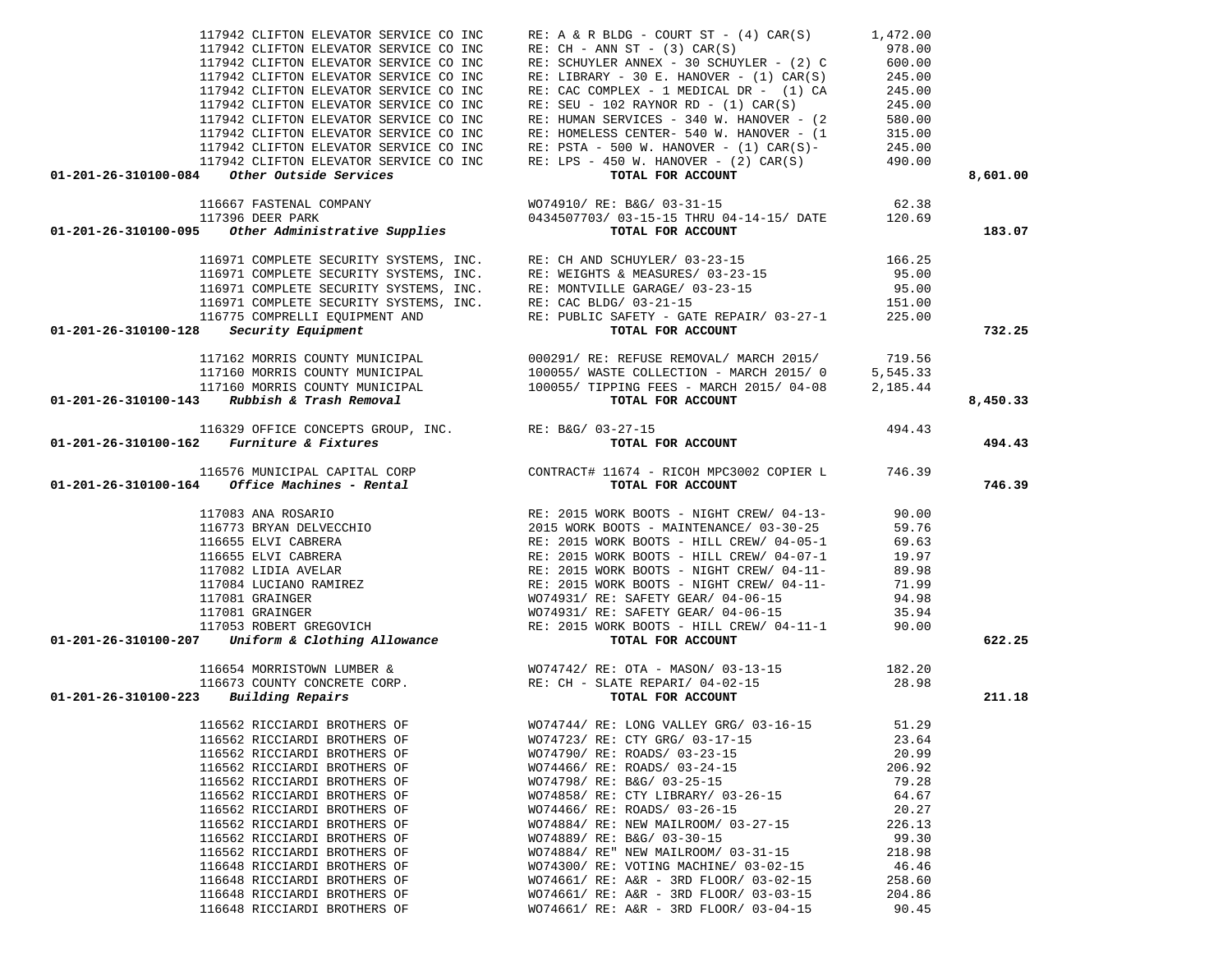| Account | Vendor | Description | Amount | Total |
|---|---|---|---|---|
| | 117942 CLIFTON ELEVATOR SERVICE CO INC | RE: A & R BLDG - COURT ST - (4) CAR(S) | 1,472.00 | |
| | 117942 CLIFTON ELEVATOR SERVICE CO INC | RE: CH - ANN ST - (3) CAR(S) | 978.00 | |
| | 117942 CLIFTON ELEVATOR SERVICE CO INC | RE: SCHUYLER ANNEX - 30 SCHUYLER - (2) C | 600.00 | |
| | 117942 CLIFTON ELEVATOR SERVICE CO INC | RE: LIBRARY - 30 E. HANOVER - (1) CAR(S) | 245.00 | |
| | 117942 CLIFTON ELEVATOR SERVICE CO INC | RE: CAC COMPLEX - 1 MEDICAL DR - (1) CA | 245.00 | |
| | 117942 CLIFTON ELEVATOR SERVICE CO INC | RE: SEU - 102 RAYNOR RD - (1) CAR(S) | 245.00 | |
| | 117942 CLIFTON ELEVATOR SERVICE CO INC | RE: HUMAN SERVICES - 340 W. HANOVER - (2 | 580.00 | |
| | 117942 CLIFTON ELEVATOR SERVICE CO INC | RE: HOMELESS CENTER- 540 W. HANOVER - (1 | 315.00 | |
| | 117942 CLIFTON ELEVATOR SERVICE CO INC | RE: PSTA - 500 W. HANOVER - (1) CAR(S)- | 245.00 | |
| | 117942 CLIFTON ELEVATOR SERVICE CO INC | RE: LPS - 450 W. HANOVER - (2) CAR(S) | 490.00 | |
| **01-201-26-310100-084** *Other Outside Services* | | **TOTAL FOR ACCOUNT** | | **8,601.00** |
| | 116667 FASTENAL COMPANY | WO74910/ RE: B&G/ 03-31-15 | 62.38 | |
| | 117396 DEER PARK | 0434507703/ 03-15-15 THRU 04-14-15/ DATE | 120.69 | |
| **01-201-26-310100-095** *Other Administrative Supplies* | | **TOTAL FOR ACCOUNT** | | **183.07** |
| | 116971 COMPLETE SECURITY SYSTEMS, INC. | RE: CH AND SCHUYLER/ 03-23-15 | 166.25 | |
| | 116971 COMPLETE SECURITY SYSTEMS, INC. | RE: WEIGHTS & MEASURES/ 03-23-15 | 95.00 | |
| | 116971 COMPLETE SECURITY SYSTEMS, INC. | RE: MONTVILLE GARAGE/ 03-23-15 | 95.00 | |
| | 116971 COMPLETE SECURITY SYSTEMS, INC. | RE: CAC BLDG/ 03-21-15 | 151.00 | |
| | 116775 COMPRELLI EQUIPMENT AND | RE: PUBLIC SAFETY - GATE REPAIR/ 03-27-1 | 225.00 | |
| **01-201-26-310100-128** *Security Equipment* | | **TOTAL FOR ACCOUNT** | | **732.25** |
| | 117162 MORRIS COUNTY MUNICIPAL | 000291/ RE: REFUSE REMOVAL/ MARCH 2015/ | 719.56 | |
| | 117160 MORRIS COUNTY MUNICIPAL | 100055/ WASTE COLLECTION - MARCH 2015/ 0 | 5,545.33 | |
| | 117160 MORRIS COUNTY MUNICIPAL | 100055/ TIPPING FEES - MARCH 2015/ 04-08 | 2,185.44 | |
| **01-201-26-310100-143** *Rubbish & Trash Removal* | | **TOTAL FOR ACCOUNT** | | **8,450.33** |
| | 116329 OFFICE CONCEPTS GROUP, INC. | RE: B&G/ 03-27-15 | 494.43 | |
| **01-201-26-310100-162** *Furniture & Fixtures* | | **TOTAL FOR ACCOUNT** | | **494.43** |
| | 116576 MUNICIPAL CAPITAL CORP | CONTRACT# 11674 - RICOH MPC3002 COPIER L | 746.39 | |
| **01-201-26-310100-164** *Office Machines - Rental* | | **TOTAL FOR ACCOUNT** | | **746.39** |
| | 117083 ANA ROSARIO | RE: 2015 WORK BOOTS - NIGHT CREW/ 04-13- | 90.00 | |
| | 116773 BRYAN DELVECCHIO | 2015 WORK BOOTS - MAINTENANCE/ 03-30-25 | 59.76 | |
| | 116655 ELVI CABRERA | RE: 2015 WORK BOOTS - HILL CREW/ 04-05-1 | 69.63 | |
| | 116655 ELVI CABRERA | RE: 2015 WORK BOOTS - HILL CREW/ 04-07-1 | 19.97 | |
| | 117082 LIDIA AVELAR | RE: 2015 WORK BOOTS - NIGHT CREW/ 04-11- | 89.98 | |
| | 117084 LUCIANO RAMIREZ | RE: 2015 WORK BOOTS - NIGHT CREW/ 04-11- | 71.99 | |
| | 117081 GRAINGER | WO74931/ RE: SAFETY GEAR/ 04-06-15 | 94.98 | |
| | 117081 GRAINGER | WO74931/ RE: SAFETY GEAR/ 04-06-15 | 35.94 | |
| | 117053 ROBERT GREGOVICH | RE: 2015 WORK BOOTS - HILL CREW/ 04-11-1 | 90.00 | |
| **01-201-26-310100-207** *Uniform & Clothing Allowance* | | **TOTAL FOR ACCOUNT** | | **622.25** |
| | 116654 MORRISTOWN LUMBER & | WO74742/ RE: OTA - MASON/ 03-13-15 | 182.20 | |
| | 116673 COUNTY CONCRETE CORP. | RE: CH - SLATE REPARI/ 04-02-15 | 28.98 | |
| **01-201-26-310100-223** *Building Repairs* | | **TOTAL FOR ACCOUNT** | | **211.18** |
| | 116562 RICCIARDI BROTHERS OF | WO74744/ RE: LONG VALLEY GRG/ 03-16-15 | 51.29 | |
| | 116562 RICCIARDI BROTHERS OF | WO74723/ RE: CTY GRG/ 03-17-15 | 23.64 | |
| | 116562 RICCIARDI BROTHERS OF | WO74790/ RE: ROADS/ 03-23-15 | 20.99 | |
| | 116562 RICCIARDI BROTHERS OF | WO74466/ RE: ROADS/ 03-24-15 | 206.92 | |
| | 116562 RICCIARDI BROTHERS OF | WO74798/ RE: B&G/ 03-25-15 | 79.28 | |
| | 116562 RICCIARDI BROTHERS OF | WO74858/ RE: CTY LIBRARY/ 03-26-15 | 64.67 | |
| | 116562 RICCIARDI BROTHERS OF | WO74466/ RE: ROADS/ 03-26-15 | 20.27 | |
| | 116562 RICCIARDI BROTHERS OF | WO74884/ RE: NEW MAILROOM/ 03-27-15 | 226.13 | |
| | 116562 RICCIARDI BROTHERS OF | WO74889/ RE: B&G/ 03-30-15 | 99.30 | |
| | 116562 RICCIARDI BROTHERS OF | WO74884/ RE" NEW MAILROOM/ 03-31-15 | 218.98 | |
| | 116648 RICCIARDI BROTHERS OF | WO74300/ RE: VOTING MACHINE/ 03-02-15 | 46.46 | |
| | 116648 RICCIARDI BROTHERS OF | WO74661/ RE: A&R - 3RD FLOOR/ 03-02-15 | 258.60 | |
| | 116648 RICCIARDI BROTHERS OF | WO74661/ RE: A&R - 3RD FLOOR/ 03-03-15 | 204.86 | |
| | 116648 RICCIARDI BROTHERS OF | WO74661/ RE: A&R - 3RD FLOOR/ 03-04-15 | 90.45 | |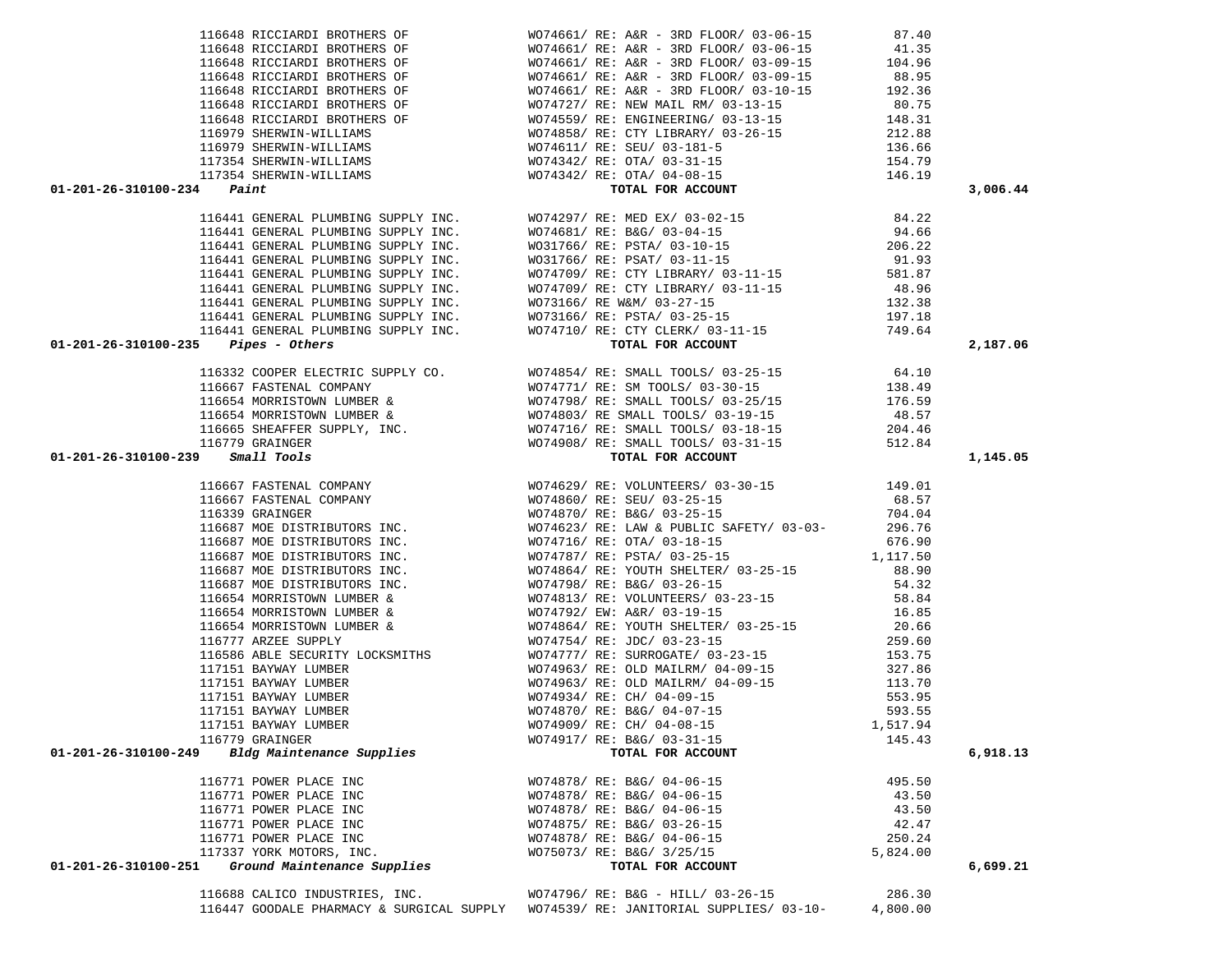| Account | Vendor | Description | Amount | Total |
|---|---|---|---|---|
| | 116648 RICCIARDI BROTHERS OF | WO74661/ RE: A&R - 3RD FLOOR/ 03-06-15 | 87.40 | |
| | 116648 RICCIARDI BROTHERS OF | WO74661/ RE: A&R - 3RD FLOOR/ 03-06-15 | 41.35 | |
| | 116648 RICCIARDI BROTHERS OF | WO74661/ RE: A&R - 3RD FLOOR/ 03-09-15 | 104.96 | |
| | 116648 RICCIARDI BROTHERS OF | WO74661/ RE: A&R - 3RD FLOOR/ 03-09-15 | 88.95 | |
| | 116648 RICCIARDI BROTHERS OF | WO74661/ RE: A&R - 3RD FLOOR/ 03-10-15 | 192.36 | |
| | 116648 RICCIARDI BROTHERS OF | WO74727/ RE: NEW MAIL RM/ 03-13-15 | 80.75 | |
| | 116648 RICCIARDI BROTHERS OF | WO74559/ RE: ENGINEERING/ 03-13-15 | 148.31 | |
| | 116979 SHERWIN-WILLIAMS | WO74858/ RE: CTY LIBRARY/ 03-26-15 | 212.88 | |
| | 116979 SHERWIN-WILLIAMS | WO74611/ RE: SEU/ 03-181-5 | 136.66 | |
| | 117354 SHERWIN-WILLIAMS | WO74342/ RE: OTA/ 03-31-15 | 154.79 | |
| | 117354 SHERWIN-WILLIAMS | WO74342/ RE: OTA/ 04-08-15 | 146.19 | |
| **01-201-26-310100-234** *Paint* | | TOTAL FOR ACCOUNT | | 3,006.44 |
| | 116441 GENERAL PLUMBING SUPPLY INC. | WO74297/ RE: MED EX/ 03-02-15 | 84.22 | |
| | 116441 GENERAL PLUMBING SUPPLY INC. | WO74681/ RE: B&G/ 03-04-15 | 94.66 | |
| | 116441 GENERAL PLUMBING SUPPLY INC. | WO31766/ RE: PSTA/ 03-10-15 | 206.22 | |
| | 116441 GENERAL PLUMBING SUPPLY INC. | WO31766/ RE: PSAT/ 03-11-15 | 91.93 | |
| | 116441 GENERAL PLUMBING SUPPLY INC. | WO74709/ RE: CTY LIBRARY/ 03-11-15 | 581.87 | |
| | 116441 GENERAL PLUMBING SUPPLY INC. | WO74709/ RE: CTY LIBRARY/ 03-11-15 | 48.96 | |
| | 116441 GENERAL PLUMBING SUPPLY INC. | WO73166/ RE W&M/ 03-27-15 | 132.38 | |
| | 116441 GENERAL PLUMBING SUPPLY INC. | WO73166/ RE: PSTA/ 03-25-15 | 197.18 | |
| | 116441 GENERAL PLUMBING SUPPLY INC. | WO74710/ RE: CTY CLERK/ 03-11-15 | 749.64 | |
| **01-201-26-310100-235** *Pipes - Others* | | TOTAL FOR ACCOUNT | | 2,187.06 |
| | 116332 COOPER ELECTRIC SUPPLY CO. | WO74854/ RE: SMALL TOOLS/ 03-25-15 | 64.10 | |
| | 116667 FASTENAL COMPANY | WO74771/ RE: SM TOOLS/ 03-30-15 | 138.49 | |
| | 116654 MORRISTOWN LUMBER & | WO74798/ RE: SMALL TOOLS/ 03-25/15 | 176.59 | |
| | 116654 MORRISTOWN LUMBER & | WO74803/ RE SMALL TOOLS/ 03-19-15 | 48.57 | |
| | 116665 SHEAFFER SUPPLY, INC. | WO74716/ RE: SMALL TOOLS/ 03-18-15 | 204.46 | |
| | 116779 GRAINGER | WO74908/ RE: SMALL TOOLS/ 03-31-15 | 512.84 | |
| **01-201-26-310100-239** *Small Tools* | | TOTAL FOR ACCOUNT | | 1,145.05 |
| | 116667 FASTENAL COMPANY | WO74629/ RE: VOLUNTEERS/ 03-30-15 | 149.01 | |
| | 116667 FASTENAL COMPANY | WO74860/ RE: SEU/ 03-25-15 | 68.57 | |
| | 116339 GRAINGER | WO74870/ RE: B&G/ 03-25-15 | 704.04 | |
| | 116687 MOE DISTRIBUTORS INC. | WO74623/ RE: LAW & PUBLIC SAFETY/ 03-03- | 296.76 | |
| | 116687 MOE DISTRIBUTORS INC. | WO74716/ RE: OTA/ 03-18-15 | 676.90 | |
| | 116687 MOE DISTRIBUTORS INC. | WO74787/ RE: PSTA/ 03-25-15 | 1,117.50 | |
| | 116687 MOE DISTRIBUTORS INC. | WO74864/ RE: YOUTH SHELTER/ 03-25-15 | 88.90 | |
| | 116687 MOE DISTRIBUTORS INC. | WO74798/ RE: B&G/ 03-26-15 | 54.32 | |
| | 116654 MORRISTOWN LUMBER & | WO74813/ RE: VOLUNTEERS/ 03-23-15 | 58.84 | |
| | 116654 MORRISTOWN LUMBER & | WO74792/ EW: A&R/ 03-19-15 | 16.85 | |
| | 116654 MORRISTOWN LUMBER & | WO74864/ RE: YOUTH SHELTER/ 03-25-15 | 20.66 | |
| | 116777 ARZEE SUPPLY | WO74754/ RE: JDC/ 03-23-15 | 259.60 | |
| | 116586 ABLE SECURITY LOCKSMITHS | WO74777/ RE: SURROGATE/ 03-23-15 | 153.75 | |
| | 117151 BAYWAY LUMBER | WO74963/ RE: OLD MAILRM/ 04-09-15 | 327.86 | |
| | 117151 BAYWAY LUMBER | WO74963/ RE: OLD MAILRM/ 04-09-15 | 113.70 | |
| | 117151 BAYWAY LUMBER | WO74934/ RE: CH/ 04-09-15 | 553.95 | |
| | 117151 BAYWAY LUMBER | WO74870/ RE: B&G/ 04-07-15 | 593.55 | |
| | 117151 BAYWAY LUMBER | WO74909/ RE: CH/ 04-08-15 | 1,517.94 | |
| | 116779 GRAINGER | WO74917/ RE: B&G/ 03-31-15 | 145.43 | |
| **01-201-26-310100-249** *Bldg Maintenance Supplies* | | TOTAL FOR ACCOUNT | | 6,918.13 |
| | 116771 POWER PLACE INC | WO74878/ RE: B&G/ 04-06-15 | 495.50 | |
| | 116771 POWER PLACE INC | WO74878/ RE: B&G/ 04-06-15 | 43.50 | |
| | 116771 POWER PLACE INC | WO74878/ RE: B&G/ 04-06-15 | 43.50 | |
| | 116771 POWER PLACE INC | WO74875/ RE: B&G/ 03-26-15 | 42.47 | |
| | 116771 POWER PLACE INC | WO74878/ RE: B&G/ 04-06-15 | 250.24 | |
| | 117337 YORK MOTORS, INC. | WO75073/ RE: B&G/ 3/25/15 | 5,824.00 | |
| **01-201-26-310100-251** *Ground Maintenance Supplies* | | TOTAL FOR ACCOUNT | | 6,699.21 |
| | 116688 CALICO INDUSTRIES, INC. | WO74796/ RE: B&G - HILL/ 03-26-15 | 286.30 | |
| | 116447 GOODALE PHARMACY & SURGICAL SUPPLY | WO74539/ RE: JANITORIAL SUPPLIES/ 03-10- | 4,800.00 | |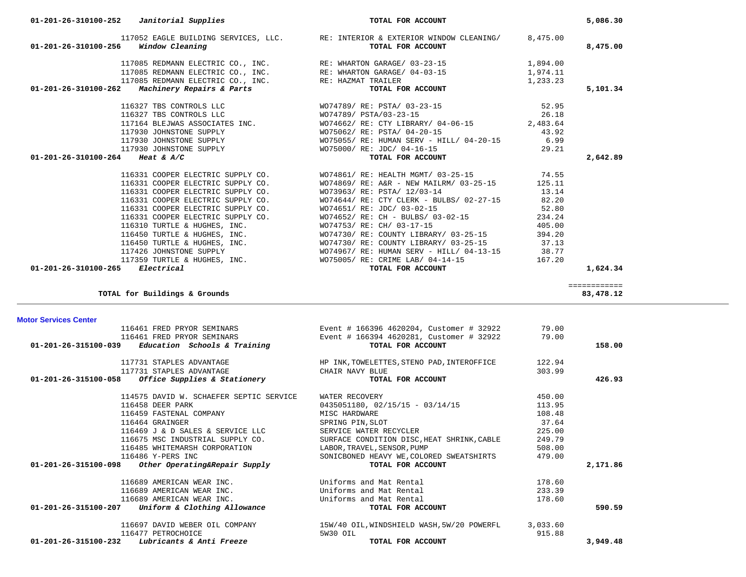| Account / Vendor | Description | Amount | Total |
|---|---|---|---|
| 01-201-26-310100-252 *Janitorial Supplies* | **TOTAL FOR ACCOUNT** | | **5,086.30** |
| 117052 EAGLE BUILDING SERVICES, LLC. | RE: INTERIOR & EXTERIOR WINDOW CLEANING/ | 8,475.00 | |
| 01-201-26-310100-256 *Window Cleaning* | **TOTAL FOR ACCOUNT** | | **8,475.00** |
| 117085 REDMANN ELECTRIC CO., INC. | RE: WHARTON GARAGE/ 03-23-15 | 1,894.00 | |
| 117085 REDMANN ELECTRIC CO., INC. | RE: WHARTON GARAGE/ 04-03-15 | 1,974.11 | |
| 117085 REDMANN ELECTRIC CO., INC. | RE: HAZMAT TRAILER | 1,233.23 | |
| 01-201-26-310100-262 *Machinery Repairs & Parts* | **TOTAL FOR ACCOUNT** | | **5,101.34** |
| 116327 TBS CONTROLS LLC | WO74789/ RE: PSTA/ 03-23-15 | 52.95 | |
| 116327 TBS CONTROLS LLC | WO74789/ PSTA/03-23-15 | 26.18 | |
| 117164 BLEJWAS ASSOCIATES INC. | WO74662/ RE: CTY LIBRARY/ 04-06-15 | 2,483.64 | |
| 117930 JOHNSTONE SUPPLY | WO75062/ RE: PSTA/ 04-20-15 | 43.92 | |
| 117930 JOHNSTONE SUPPLY | WO75055/ RE: HUMAN SERV - HILL/ 04-20-15 | 6.99 | |
| 117930 JOHNSTONE SUPPLY | WO75000/ RE: JDC/ 04-16-15 | 29.21 | |
| 01-201-26-310100-264 *Heat & A/C* | **TOTAL FOR ACCOUNT** | | **2,642.89** |
| 116331 COOPER ELECTRIC SUPPLY CO. | WO74861/ RE: HEALTH MGMT/ 03-25-15 | 74.55 | |
| 116331 COOPER ELECTRIC SUPPLY CO. | WO74869/ RE: A&R - NEW MAILRM/ 03-25-15 | 125.11 | |
| 116331 COOPER ELECTRIC SUPPLY CO. | WO73963/ RE: PSTA/ 12/03-14 | 13.14 | |
| 116331 COOPER ELECTRIC SUPPLY CO. | WO74644/ RE: CTY CLERK - BULBS/ 02-27-15 | 82.20 | |
| 116331 COOPER ELECTRIC SUPPLY CO. | WO74651/ RE: JDC/ 03-02-15 | 52.80 | |
| 116331 COOPER ELECTRIC SUPPLY CO. | WO74652/ RE: CH - BULBS/ 03-02-15 | 234.24 | |
| 116310 TURTLE & HUGHES, INC. | WO74753/ RE: CH/ 03-17-15 | 405.00 | |
| 116450 TURTLE & HUGHES, INC. | WO74730/ RE: COUNTY LIBRARY/ 03-25-15 | 394.20 | |
| 116450 TURTLE & HUGHES, INC. | WO74730/ RE: COUNTY LIBRARY/ 03-25-15 | 37.13 | |
| 117426 JOHNSTONE SUPPLY | WO74967/ RE: HUMAN SERV - HILL/ 04-13-15 | 38.77 | |
| 117359 TURTLE & HUGHES, INC. | WO75005/ RE: CRIME LAB/ 04-14-15 | 167.20 | |
| 01-201-26-310100-265 *Electrical* | **TOTAL FOR ACCOUNT** | | **1,624.34** |
| | | | ============ |
| **TOTAL for Buildings & Grounds** | | | **83,478.12** |

## Motor Services Center

| Account / Vendor | Description | Amount | Total |
|---|---|---|---|
| 116461 FRED PRYOR SEMINARS | Event # 166396 4620204, Customer # 32922 | 79.00 | |
| 116461 FRED PRYOR SEMINARS | Event # 166394 4620281, Customer # 32922 | 79.00 | |
| 01-201-26-315100-039 *Education Schools & Training* | **TOTAL FOR ACCOUNT** | | **158.00** |
| 117731 STAPLES ADVANTAGE | HP INK,TOWELETTES,STENO PAD,INTEROFFICE | 122.94 | |
| 117731 STAPLES ADVANTAGE | CHAIR NAVY BLUE | 303.99 | |
| 01-201-26-315100-058 *Office Supplies & Stationery* | **TOTAL FOR ACCOUNT** | | **426.93** |
| 114575 DAVID W. SCHAEFER SEPTIC SERVICE | WATER RECOVERY | 450.00 | |
| 116458 DEER PARK | 0435051180, 02/15/15 - 03/14/15 | 113.95 | |
| 116459 FASTENAL COMPANY | MISC HARDWARE | 108.48 | |
| 116464 GRAINGER | SPRING PIN,SLOT | 37.64 | |
| 116469 J & D SALES & SERVICE LLC | SERVICE WATER RECYCLER | 225.00 | |
| 116675 MSC INDUSTRIAL SUPPLY CO. | SURFACE CONDITION DISC,HEAT SHRINK,CABLE | 249.79 | |
| 116485 WHITEMARSH CORPORATION | LABOR,TRAVEL,SENSOR,PUMP | 508.00 | |
| 116486 Y-PERS INC | SONICBONED HEAVY WE,COLORED SWEATSHIRTS | 479.00 | |
| 01-201-26-315100-098 *Other Operating&Repair Supply* | **TOTAL FOR ACCOUNT** | | **2,171.86** |
| 116689 AMERICAN WEAR INC. | Uniforms and Mat Rental | 178.60 | |
| 116689 AMERICAN WEAR INC. | Uniforms and Mat Rental | 233.39 | |
| 116689 AMERICAN WEAR INC. | Uniforms and Mat Rental | 178.60 | |
| 01-201-26-315100-207 *Uniform & Clothing Allowance* | **TOTAL FOR ACCOUNT** | | **590.59** |
| 116697 DAVID WEBER OIL COMPANY | 15W/40 OIL,WINDSHIELD WASH,5W/20 POWERFL | 3,033.60 | |
| 116477 PETROCHOICE | 5W30 OIL | 915.88 | |
| 01-201-26-315100-232 *Lubricants & Anti Freeze* | **TOTAL FOR ACCOUNT** | | **3,949.48** |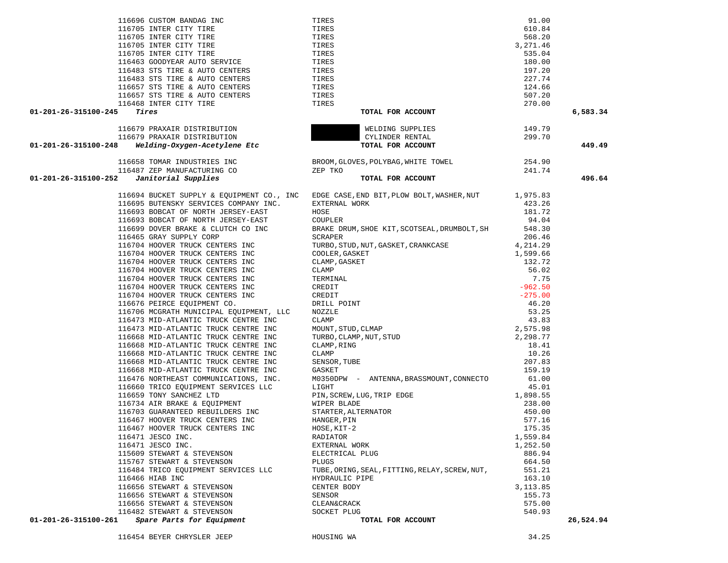| Account | PO / Vendor | Description | Amount | Total |
|---|---|---|---|---|
| | 116696 CUSTOM BANDAG INC | TIRES | 91.00 | |
| | 116705 INTER CITY TIRE | TIRES | 610.84 | |
| | 116705 INTER CITY TIRE | TIRES | 568.20 | |
| | 116705 INTER CITY TIRE | TIRES | 3,271.46 | |
| | 116705 INTER CITY TIRE | TIRES | 535.04 | |
| | 116463 GOODYEAR AUTO SERVICE | TIRES | 180.00 | |
| | 116483 STS TIRE & AUTO CENTERS | TIRES | 197.20 | |
| | 116483 STS TIRE & AUTO CENTERS | TIRES | 227.74 | |
| | 116657 STS TIRE & AUTO CENTERS | TIRES | 124.66 | |
| | 116657 STS TIRE & AUTO CENTERS | TIRES | 507.20 | |
| | 116468 INTER CITY TIRE | TIRES | 270.00 | |
| **01-201-26-315100-245** | ***Tires*** | **TOTAL FOR ACCOUNT** | | **6,583.34** |
| | 116679 PRAXAIR DISTRIBUTION | WELDING SUPPLIES | 149.79 | |
| | 116679 PRAXAIR DISTRIBUTION | CYLINDER RENTAL | 299.70 | |
| **01-201-26-315100-248** | ***Welding-Oxygen-Acetylene Etc*** | **TOTAL FOR ACCOUNT** | | **449.49** |
| | 116658 TOMAR INDUSTRIES INC | BROOM,GLOVES,POLYBAG,WHITE TOWEL | 254.90 | |
| | 116487 ZEP MANUFACTURING CO | ZEP TKO | 241.74 | |
| **01-201-26-315100-252** | ***Janitorial Supplies*** | **TOTAL FOR ACCOUNT** | | **496.64** |
| | 116694 BUCKET SUPPLY & EQUIPMENT CO., INC | EDGE CASE,END BIT,PLOW BOLT,WASHER,NUT | 1,975.83 | |
| | 116695 BUTENSKY SERVICES COMPANY INC. | EXTERNAL WORK | 423.26 | |
| | 116693 BOBCAT OF NORTH JERSEY-EAST | HOSE | 181.72 | |
| | 116693 BOBCAT OF NORTH JERSEY-EAST | COUPLER | 94.04 | |
| | 116699 DOVER BRAKE & CLUTCH CO INC | BRAKE DRUM,SHOE KIT,SCOTSEAL,DRUMBOLT,SH | 548.30 | |
| | 116465 GRAY SUPPLY CORP | SCRAPER | 206.46 | |
| | 116704 HOOVER TRUCK CENTERS INC | TURBO,STUD,NUT,GASKET,CRANKCASE | 4,214.29 | |
| | 116704 HOOVER TRUCK CENTERS INC | COOLER,GASKET | 1,599.66 | |
| | 116704 HOOVER TRUCK CENTERS INC | CLAMP,GASKET | 132.72 | |
| | 116704 HOOVER TRUCK CENTERS INC | CLAMP | 56.02 | |
| | 116704 HOOVER TRUCK CENTERS INC | TERMINAL | 7.75 | |
| | 116704 HOOVER TRUCK CENTERS INC | CREDIT | -962.50 | |
| | 116704 HOOVER TRUCK CENTERS INC | CREDIT | -275.00 | |
| | 116676 PEIRCE EQUIPMENT CO. | DRILL POINT | 46.20 | |
| | 116706 MCGRATH MUNICIPAL EQUIPMENT, LLC | NOZZLE | 53.25 | |
| | 116473 MID-ATLANTIC TRUCK CENTRE INC | CLAMP | 43.83 | |
| | 116473 MID-ATLANTIC TRUCK CENTRE INC | MOUNT,STUD,CLMAP | 2,575.98 | |
| | 116668 MID-ATLANTIC TRUCK CENTRE INC | TURBO,CLAMP,NUT,STUD | 2,298.77 | |
| | 116668 MID-ATLANTIC TRUCK CENTRE INC | CLAMP,RING | 18.41 | |
| | 116668 MID-ATLANTIC TRUCK CENTRE INC | CLAMP | 10.26 | |
| | 116668 MID-ATLANTIC TRUCK CENTRE INC | SENSOR,TUBE | 207.83 | |
| | 116668 MID-ATLANTIC TRUCK CENTRE INC | GASKET | 159.19 | |
| | 116476 NORTHEAST COMMUNICATIONS, INC. | M0350DPW - ANTENNA,BRASSMOUNT,CONNECTO | 61.00 | |
| | 116660 TRICO EQUIPMENT SERVICES LLC | LIGHT | 45.01 | |
| | 116659 TONY SANCHEZ LTD | PIN,SCREW,LUG,TRIP EDGE | 1,898.55 | |
| | 116734 AIR BRAKE & EQUIPMENT | WIPER BLADE | 238.00 | |
| | 116703 GUARANTEED REBUILDERS INC | STARTER,ALTERNATOR | 450.00 | |
| | 116467 HOOVER TRUCK CENTERS INC | HANGER,PIN | 577.16 | |
| | 116467 HOOVER TRUCK CENTERS INC | HOSE,KIT-2 | 175.35 | |
| | 116471 JESCO INC. | RADIATOR | 1,559.84 | |
| | 116471 JESCO INC. | EXTERNAL WORK | 1,252.50 | |
| | 115609 STEWART & STEVENSON | ELECTRICAL PLUG | 886.94 | |
| | 115767 STEWART & STEVENSON | PLUGS | 664.50 | |
| | 116484 TRICO EQUIPMENT SERVICES LLC | TUBE,ORING,SEAL,FITTING,RELAY,SCREW,NUT, | 551.21 | |
| | 116466 HIAB INC | HYDRAULIC PIPE | 163.10 | |
| | 116656 STEWART & STEVENSON | CENTER BODY | 3,113.85 | |
| | 116656 STEWART & STEVENSON | SENSOR | 155.73 | |
| | 116656 STEWART & STEVENSON | CLEAN&CRACK | 575.00 | |
| | 116482 STEWART & STEVENSON | SOCKET PLUG | 540.93 | |
| **01-201-26-315100-261** | ***Spare Parts for Equipment*** | **TOTAL FOR ACCOUNT** | | **26,524.94** |
| | 116454 BEYER CHRYSLER JEEP | HOUSING WA | 34.25 | |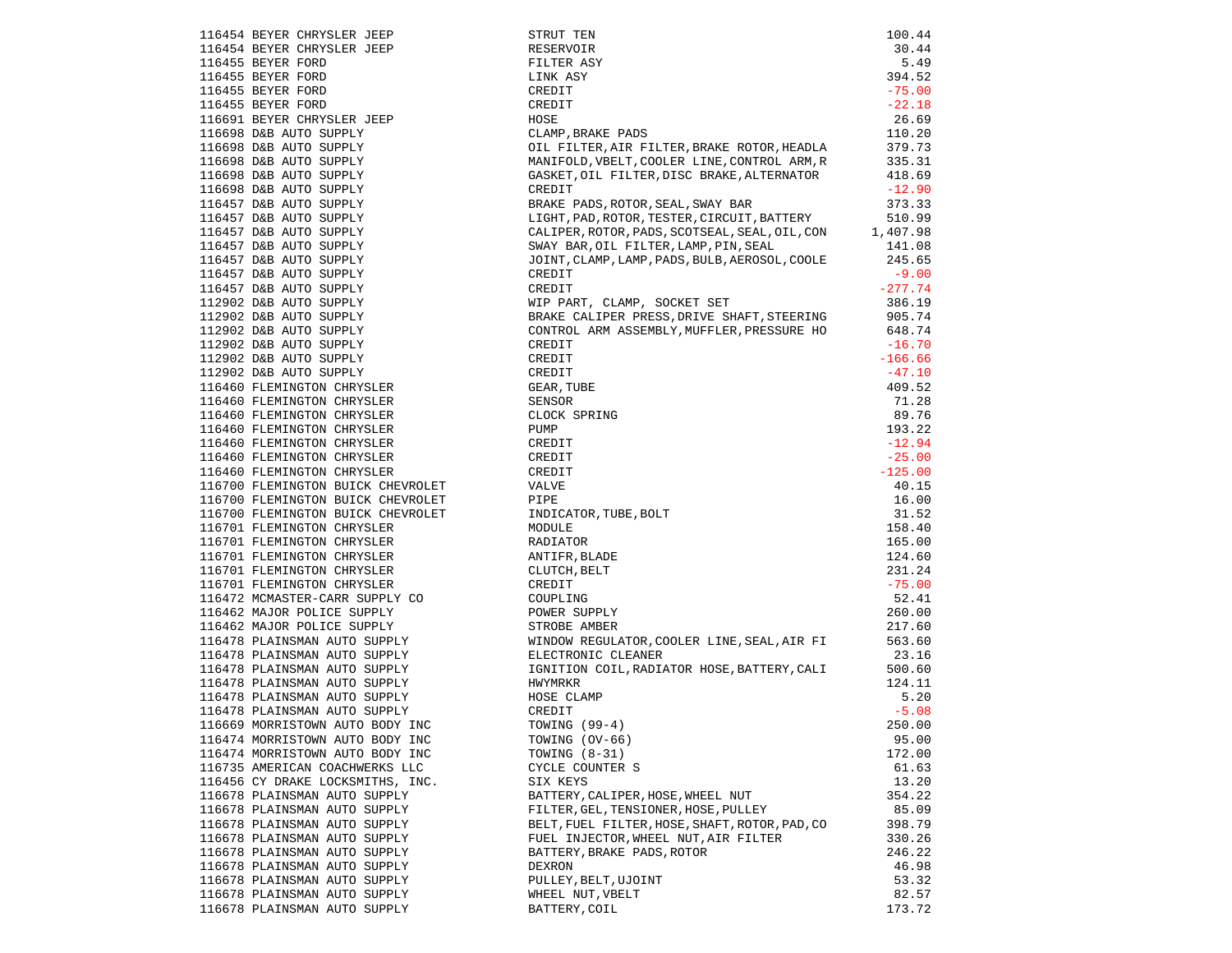| | | | |
|---|---|---|---|
| 116454 | BEYER CHRYSLER JEEP | STRUT TEN | 100.44 |
| 116454 | BEYER CHRYSLER JEEP | RESERVOIR | 30.44 |
| 116455 | BEYER FORD | FILTER ASY | 5.49 |
| 116455 | BEYER FORD | LINK ASY | 394.52 |
| 116455 | BEYER FORD | CREDIT | -75.00 |
| 116455 | BEYER FORD | CREDIT | -22.18 |
| 116691 | BEYER CHRYSLER JEEP | HOSE | 26.69 |
| 116698 | D&B AUTO SUPPLY | CLAMP,BRAKE PADS | 110.20 |
| 116698 | D&B AUTO SUPPLY | OIL FILTER,AIR FILTER,BRAKE ROTOR,HEADLA | 379.73 |
| 116698 | D&B AUTO SUPPLY | MANIFOLD,VBELT,COOLER LINE,CONTROL ARM,R | 335.31 |
| 116698 | D&B AUTO SUPPLY | GASKET,OIL FILTER,DISC BRAKE,ALTERNATOR | 418.69 |
| 116698 | D&B AUTO SUPPLY | CREDIT | -12.90 |
| 116457 | D&B AUTO SUPPLY | BRAKE PADS,ROTOR,SEAL,SWAY BAR | 373.33 |
| 116457 | D&B AUTO SUPPLY | LIGHT,PAD,ROTOR,TESTER,CIRCUIT,BATTERY | 510.99 |
| 116457 | D&B AUTO SUPPLY | CALIPER,ROTOR,PADS,SCOTSEAL,SEAL,OIL,CON | 1,407.98 |
| 116457 | D&B AUTO SUPPLY | SWAY BAR,OIL FILTER,LAMP,PIN,SEAL | 141.08 |
| 116457 | D&B AUTO SUPPLY | JOINT,CLAMP,LAMP,PADS,BULB,AEROSOL,COOLE | 245.65 |
| 116457 | D&B AUTO SUPPLY | CREDIT | -9.00 |
| 116457 | D&B AUTO SUPPLY | CREDIT | -277.74 |
| 112902 | D&B AUTO SUPPLY | WIP PART, CLAMP, SOCKET SET | 386.19 |
| 112902 | D&B AUTO SUPPLY | BRAKE CALIPER PRESS,DRIVE SHAFT,STEERING | 905.74 |
| 112902 | D&B AUTO SUPPLY | CONTROL ARM ASSEMBLY,MUFFLER,PRESSURE HO | 648.74 |
| 112902 | D&B AUTO SUPPLY | CREDIT | -16.70 |
| 112902 | D&B AUTO SUPPLY | CREDIT | -166.66 |
| 112902 | D&B AUTO SUPPLY | CREDIT | -47.10 |
| 116460 | FLEMINGTON CHRYSLER | GEAR,TUBE | 409.52 |
| 116460 | FLEMINGTON CHRYSLER | SENSOR | 71.28 |
| 116460 | FLEMINGTON CHRYSLER | CLOCK SPRING | 89.76 |
| 116460 | FLEMINGTON CHRYSLER | PUMP | 193.22 |
| 116460 | FLEMINGTON CHRYSLER | CREDIT | -12.94 |
| 116460 | FLEMINGTON CHRYSLER | CREDIT | -25.00 |
| 116460 | FLEMINGTON CHRYSLER | CREDIT | -125.00 |
| 116700 | FLEMINGTON BUICK CHEVROLET | VALVE | 40.15 |
| 116700 | FLEMINGTON BUICK CHEVROLET | PIPE | 16.00 |
| 116700 | FLEMINGTON BUICK CHEVROLET | INDICATOR,TUBE,BOLT | 31.52 |
| 116701 | FLEMINGTON CHRYSLER | MODULE | 158.40 |
| 116701 | FLEMINGTON CHRYSLER | RADIATOR | 165.00 |
| 116701 | FLEMINGTON CHRYSLER | ANTIFR,BLADE | 124.60 |
| 116701 | FLEMINGTON CHRYSLER | CLUTCH,BELT | 231.24 |
| 116701 | FLEMINGTON CHRYSLER | CREDIT | -75.00 |
| 116472 | MCMASTER-CARR SUPPLY CO | COUPLING | 52.41 |
| 116462 | MAJOR POLICE SUPPLY | POWER SUPPLY | 260.00 |
| 116462 | MAJOR POLICE SUPPLY | STROBE AMBER | 217.60 |
| 116478 | PLAINSMAN AUTO SUPPLY | WINDOW REGULATOR,COOLER LINE,SEAL,AIR FI | 563.60 |
| 116478 | PLAINSMAN AUTO SUPPLY | ELECTRONIC CLEANER | 23.16 |
| 116478 | PLAINSMAN AUTO SUPPLY | IGNITION COIL,RADIATOR HOSE,BATTERY,CALI | 500.60 |
| 116478 | PLAINSMAN AUTO SUPPLY | HWYMRKR | 124.11 |
| 116478 | PLAINSMAN AUTO SUPPLY | HOSE CLAMP | 5.20 |
| 116478 | PLAINSMAN AUTO SUPPLY | CREDIT | -5.08 |
| 116669 | MORRISTOWN AUTO BODY INC | TOWING (99-4) | 250.00 |
| 116474 | MORRISTOWN AUTO BODY INC | TOWING (OV-66) | 95.00 |
| 116474 | MORRISTOWN AUTO BODY INC | TOWING (8-31) | 172.00 |
| 116735 | AMERICAN COACHWERKS LLC | CYCLE COUNTER S | 61.63 |
| 116456 | CY DRAKE LOCKSMITHS, INC. | SIX KEYS | 13.20 |
| 116678 | PLAINSMAN AUTO SUPPLY | BATTERY,CALIPER,HOSE,WHEEL NUT | 354.22 |
| 116678 | PLAINSMAN AUTO SUPPLY | FILTER,GEL,TENSIONER,HOSE,PULLEY | 85.09 |
| 116678 | PLAINSMAN AUTO SUPPLY | BELT,FUEL FILTER,HOSE,SHAFT,ROTOR,PAD,CO | 398.79 |
| 116678 | PLAINSMAN AUTO SUPPLY | FUEL INJECTOR,WHEEL NUT,AIR FILTER | 330.26 |
| 116678 | PLAINSMAN AUTO SUPPLY | BATTERY,BRAKE PADS,ROTOR | 246.22 |
| 116678 | PLAINSMAN AUTO SUPPLY | DEXRON | 46.98 |
| 116678 | PLAINSMAN AUTO SUPPLY | PULLEY,BELT,UJOINT | 53.32 |
| 116678 | PLAINSMAN AUTO SUPPLY | WHEEL NUT,VBELT | 82.57 |
| 116678 | PLAINSMAN AUTO SUPPLY | BATTERY,COIL | 173.72 |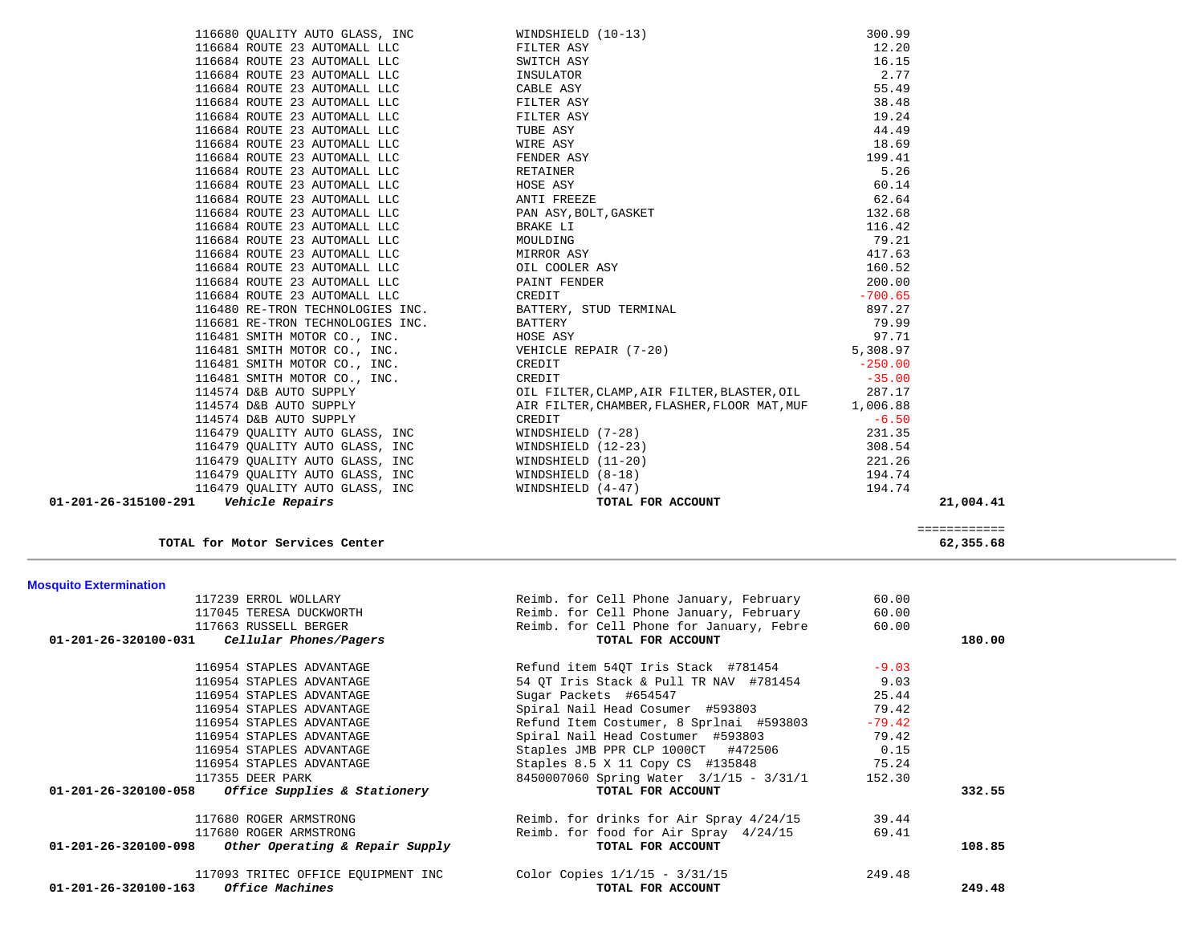| Account | Vendor | Description | Amount | Total |
|---|---|---|---|---|
| | 116680 QUALITY AUTO GLASS, INC | WINDSHIELD (10-13) | 300.99 | |
| | 116684 ROUTE 23 AUTOMALL LLC | FILTER ASY | 12.20 | |
| | 116684 ROUTE 23 AUTOMALL LLC | SWITCH ASY | 16.15 | |
| | 116684 ROUTE 23 AUTOMALL LLC | INSULATOR | 2.77 | |
| | 116684 ROUTE 23 AUTOMALL LLC | CABLE ASY | 55.49 | |
| | 116684 ROUTE 23 AUTOMALL LLC | FILTER ASY | 38.48 | |
| | 116684 ROUTE 23 AUTOMALL LLC | FILTER ASY | 19.24 | |
| | 116684 ROUTE 23 AUTOMALL LLC | TUBE ASY | 44.49 | |
| | 116684 ROUTE 23 AUTOMALL LLC | WIRE ASY | 18.69 | |
| | 116684 ROUTE 23 AUTOMALL LLC | FENDER ASY | 199.41 | |
| | 116684 ROUTE 23 AUTOMALL LLC | RETAINER | 5.26 | |
| | 116684 ROUTE 23 AUTOMALL LLC | HOSE ASY | 60.14 | |
| | 116684 ROUTE 23 AUTOMALL LLC | ANTI FREEZE | 62.64 | |
| | 116684 ROUTE 23 AUTOMALL LLC | PAN ASY,BOLT,GASKET | 132.68 | |
| | 116684 ROUTE 23 AUTOMALL LLC | BRAKE LI | 116.42 | |
| | 116684 ROUTE 23 AUTOMALL LLC | MOULDING | 79.21 | |
| | 116684 ROUTE 23 AUTOMALL LLC | MIRROR ASY | 417.63 | |
| | 116684 ROUTE 23 AUTOMALL LLC | OIL COOLER ASY | 160.52 | |
| | 116684 ROUTE 23 AUTOMALL LLC | PAINT FENDER | 200.00 | |
| | 116684 ROUTE 23 AUTOMALL LLC | CREDIT | -700.65 | |
| | 116480 RE-TRON TECHNOLOGIES INC. | BATTERY, STUD TERMINAL | 897.27 | |
| | 116681 RE-TRON TECHNOLOGIES INC. | BATTERY | 79.99 | |
| | 116481 SMITH MOTOR CO., INC. | HOSE ASY | 97.71 | |
| | 116481 SMITH MOTOR CO., INC. | VEHICLE REPAIR (7-20) | 5,308.97 | |
| | 116481 SMITH MOTOR CO., INC. | CREDIT | -250.00 | |
| | 116481 SMITH MOTOR CO., INC. | CREDIT | -35.00 | |
| | 114574 D&B AUTO SUPPLY | OIL FILTER,CLAMP,AIR FILTER,BLASTER,OIL | 287.17 | |
| | 114574 D&B AUTO SUPPLY | AIR FILTER,CHAMBER,FLASHER,FLOOR MAT,MUF | 1,006.88 | |
| | 114574 D&B AUTO SUPPLY | CREDIT | -6.50 | |
| | 116479 QUALITY AUTO GLASS, INC | WINDSHIELD (7-28) | 231.35 | |
| | 116479 QUALITY AUTO GLASS, INC | WINDSHIELD (12-23) | 308.54 | |
| | 116479 QUALITY AUTO GLASS, INC | WINDSHIELD (11-20) | 221.26 | |
| | 116479 QUALITY AUTO GLASS, INC | WINDSHIELD (8-18) | 194.74 | |
| | 116479 QUALITY AUTO GLASS, INC | WINDSHIELD (4-47) | 194.74 | |
| **01-201-26-315100-291** | ***Vehicle Repairs*** | **TOTAL FOR ACCOUNT** | | **21,004.41** |
| | **TOTAL for Motor Services Center** | | | **62,355.68** |

### Mosquito Extermination

| Account | Vendor | Description | Amount | Total |
|---|---|---|---|---|
| | 117239 ERROL WOLLARY | Reimb. for Cell Phone January, February | 60.00 | |
| | 117045 TERESA DUCKWORTH | Reimb. for Cell Phone January, February | 60.00 | |
| | 117663 RUSSELL BERGER | Reimb. for Cell Phone for January, Febre | 60.00 | |
| **01-201-26-320100-031** | ***Cellular Phones/Pagers*** | **TOTAL FOR ACCOUNT** | | **180.00** |
| | 116954 STAPLES ADVANTAGE | Refund item 54QT Iris Stack #781454 | -9.03 | |
| | 116954 STAPLES ADVANTAGE | 54 QT Iris Stack & Pull TR NAV #781454 | 9.03 | |
| | 116954 STAPLES ADVANTAGE | Sugar Packets #654547 | 25.44 | |
| | 116954 STAPLES ADVANTAGE | Spiral Nail Head Cosumer #593803 | 79.42 | |
| | 116954 STAPLES ADVANTAGE | Refund Item Costumer, 8 Sprlnai #593803 | -79.42 | |
| | 116954 STAPLES ADVANTAGE | Spiral Nail Head Costumer #593803 | 79.42 | |
| | 116954 STAPLES ADVANTAGE | Staples JMB PPR CLP 1000CT #472506 | 0.15 | |
| | 116954 STAPLES ADVANTAGE | Staples 8.5 X 11 Copy CS #135848 | 75.24 | |
| | 117355 DEER PARK | 8450007060 Spring Water 3/1/15 - 3/31/1 | 152.30 | |
| **01-201-26-320100-058** | ***Office Supplies & Stationery*** | **TOTAL FOR ACCOUNT** | | **332.55** |
| | 117680 ROGER ARMSTRONG | Reimb. for drinks for Air Spray 4/24/15 | 39.44 | |
| | 117680 ROGER ARMSTRONG | Reimb. for food for Air Spray 4/24/15 | 69.41 | |
| **01-201-26-320100-098** | ***Other Operating & Repair Supply*** | **TOTAL FOR ACCOUNT** | | **108.85** |
| | 117093 TRITEC OFFICE EQUIPMENT INC | Color Copies 1/1/15 - 3/31/15 | 249.48 | |
| **01-201-26-320100-163** | ***Office Machines*** | **TOTAL FOR ACCOUNT** | | **249.48** |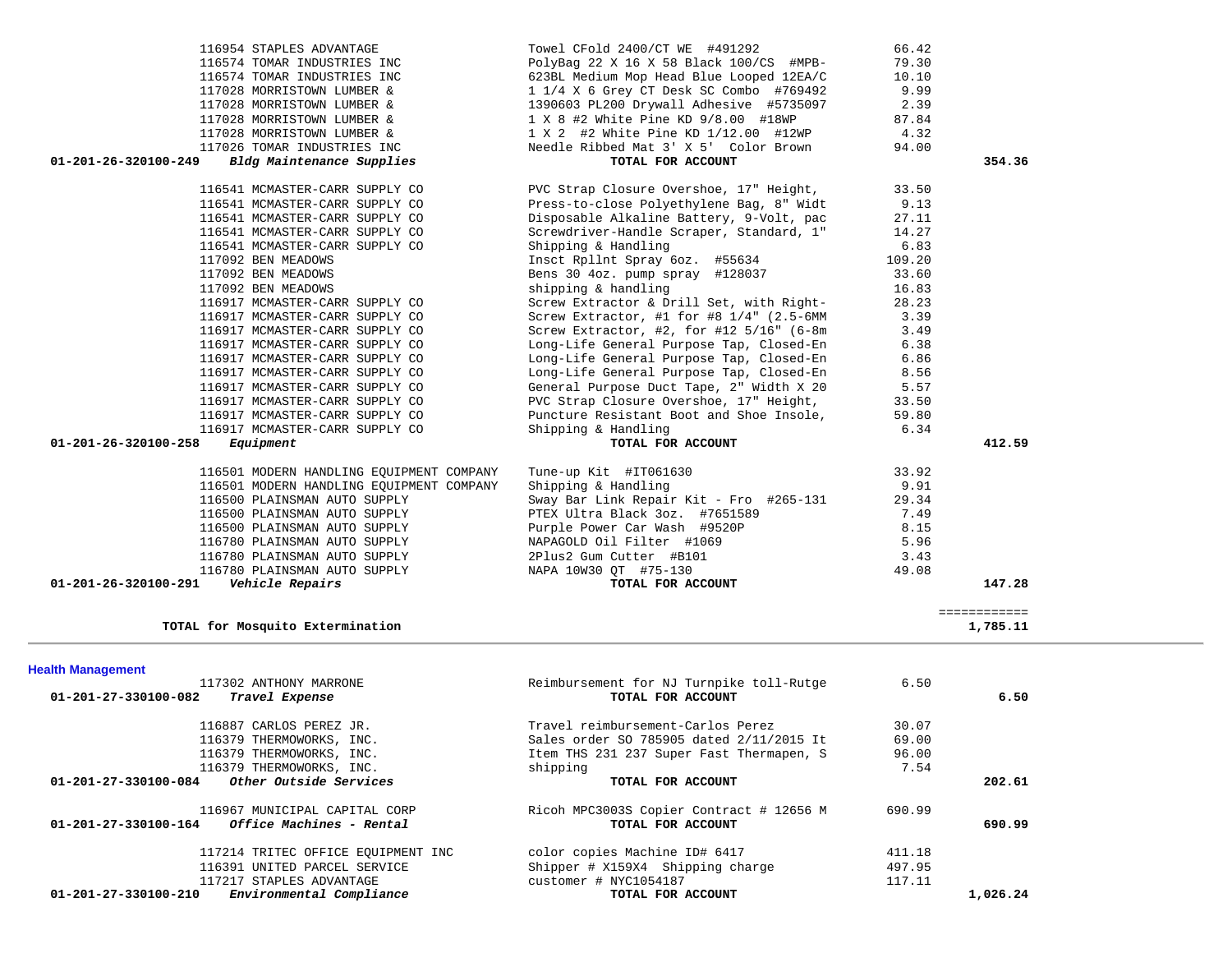| Account | Vendor | Description | Amount | Total |
|---|---|---|---|---|
| | 116954 STAPLES ADVANTAGE | Towel CFold 2400/CT WE #491292 | 66.42 | |
| | 116574 TOMAR INDUSTRIES INC | PolyBag 22 X 16 X 58 Black 100/CS #MPB- | 79.30 | |
| | 116574 TOMAR INDUSTRIES INC | 623BL Medium Mop Head Blue Looped 12EA/C | 10.10 | |
| | 117028 MORRISTOWN LUMBER & | 1 1/4 X 6 Grey CT Desk SC Combo #769492 | 9.99 | |
| | 117028 MORRISTOWN LUMBER & | 1390603 PL200 Drywall Adhesive #5735097 | 2.39 | |
| | 117028 MORRISTOWN LUMBER & | 1 X 8 #2 White Pine KD 9/8.00 #18WP | 87.84 | |
| | 117028 MORRISTOWN LUMBER & | 1 X 2 #2 White Pine KD 1/12.00 #12WP | 4.32 | |
| | 117026 TOMAR INDUSTRIES INC | Needle Ribbed Mat 3' X 5' Color Brown | 94.00 | |
| **01-201-26-320100-249** | ***Bldg Maintenance Supplies*** | **TOTAL FOR ACCOUNT** | | **354.36** |
| | 116541 MCMASTER-CARR SUPPLY CO | PVC Strap Closure Overshoe, 17" Height, | 33.50 | |
| | 116541 MCMASTER-CARR SUPPLY CO | Press-to-close Polyethylene Bag, 8" Widt | 9.13 | |
| | 116541 MCMASTER-CARR SUPPLY CO | Disposable Alkaline Battery, 9-Volt, pac | 27.11 | |
| | 116541 MCMASTER-CARR SUPPLY CO | Screwdriver-Handle Scraper, Standard, 1" | 14.27 | |
| | 116541 MCMASTER-CARR SUPPLY CO | Shipping & Handling | 6.83 | |
| | 117092 BEN MEADOWS | Insct Rpllnt Spray 6oz. #55634 | 109.20 | |
| | 117092 BEN MEADOWS | Bens 30 4oz. pump spray #128037 | 33.60 | |
| | 117092 BEN MEADOWS | shipping & handling | 16.83 | |
| | 116917 MCMASTER-CARR SUPPLY CO | Screw Extractor & Drill Set, with Right- | 28.23 | |
| | 116917 MCMASTER-CARR SUPPLY CO | Screw Extractor, #1 for #8 1/4" (2.5-6MM | 3.39 | |
| | 116917 MCMASTER-CARR SUPPLY CO | Screw Extractor, #2, for #12 5/16" (6-8m | 3.49 | |
| | 116917 MCMASTER-CARR SUPPLY CO | Long-Life General Purpose Tap, Closed-En | 6.38 | |
| | 116917 MCMASTER-CARR SUPPLY CO | Long-Life General Purpose Tap, Closed-En | 6.86 | |
| | 116917 MCMASTER-CARR SUPPLY CO | Long-Life General Purpose Tap, Closed-En | 8.56 | |
| | 116917 MCMASTER-CARR SUPPLY CO | General Purpose Duct Tape, 2" Width X 20 | 5.57 | |
| | 116917 MCMASTER-CARR SUPPLY CO | PVC Strap Closure Overshoe, 17" Height, | 33.50 | |
| | 116917 MCMASTER-CARR SUPPLY CO | Puncture Resistant Boot and Shoe Insole, | 59.80 | |
| | 116917 MCMASTER-CARR SUPPLY CO | Shipping & Handling | 6.34 | |
| **01-201-26-320100-258** | ***Equipment*** | **TOTAL FOR ACCOUNT** | | **412.59** |
| | 116501 MODERN HANDLING EQUIPMENT COMPANY | Tune-up Kit #IT061630 | 33.92 | |
| | 116501 MODERN HANDLING EQUIPMENT COMPANY | Shipping & Handling | 9.91 | |
| | 116500 PLAINSMAN AUTO SUPPLY | Sway Bar Link Repair Kit - Fro #265-131 | 29.34 | |
| | 116500 PLAINSMAN AUTO SUPPLY | PTEX Ultra Black 3oz. #7651589 | 7.49 | |
| | 116500 PLAINSMAN AUTO SUPPLY | Purple Power Car Wash #9520P | 8.15 | |
| | 116780 PLAINSMAN AUTO SUPPLY | NAPAGOLD Oil Filter #1069 | 5.96 | |
| | 116780 PLAINSMAN AUTO SUPPLY | 2Plus2 Gum Cutter #B101 | 3.43 | |
| | 116780 PLAINSMAN AUTO SUPPLY | NAPA 10W30 QT #75-130 | 49.08 | |
| **01-201-26-320100-291** | ***Vehicle Repairs*** | **TOTAL FOR ACCOUNT** | | **147.28** |
| | | | | ============ |
| | **TOTAL for Mosquito Extermination** | | | **1,785.11** |

**Health Management**

| Account | Vendor | Description | Amount | Total |
|---|---|---|---|---|
| | 117302 ANTHONY MARRONE | Reimbursement for NJ Turnpike toll-Rutge | 6.50 | |
| **01-201-27-330100-082** | ***Travel Expense*** | **TOTAL FOR ACCOUNT** | | **6.50** |
| | 116887 CARLOS PEREZ JR. | Travel reimbursement-Carlos Perez | 30.07 | |
| | 116379 THERMOWORKS, INC. | Sales order SO 785905 dated 2/11/2015 It | 69.00 | |
| | 116379 THERMOWORKS, INC. | Item THS 231 237 Super Fast Thermapen, S | 96.00 | |
| | 116379 THERMOWORKS, INC. | shipping | 7.54 | |
| **01-201-27-330100-084** | ***Other Outside Services*** | **TOTAL FOR ACCOUNT** | | **202.61** |
| | 116967 MUNICIPAL CAPITAL CORP | Ricoh MPC3003S Copier Contract # 12656 M | 690.99 | |
| **01-201-27-330100-164** | ***Office Machines - Rental*** | **TOTAL FOR ACCOUNT** | | **690.99** |
| | 117214 TRITEC OFFICE EQUIPMENT INC | color copies Machine ID# 6417 | 411.18 | |
| | 116391 UNITED PARCEL SERVICE | Shipper # X159X4 Shipping charge | 497.95 | |
| | 117217 STAPLES ADVANTAGE | customer # NYC1054187 | 117.11 | |
| **01-201-27-330100-210** | ***Environmental Compliance*** | **TOTAL FOR ACCOUNT** | | **1,026.24** |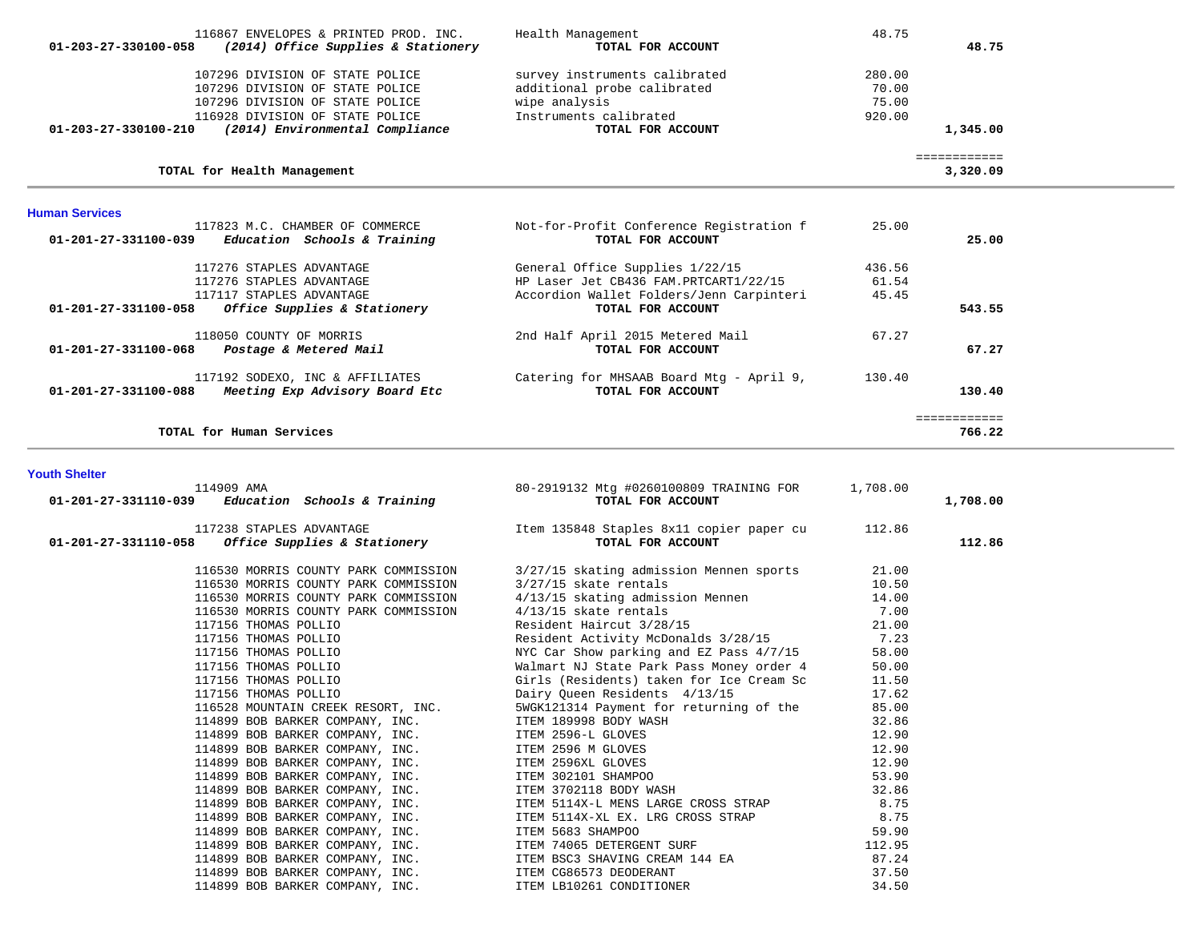| Account | Vendor / Description | Detail | Amount | Total |
|---|---|---|---|---|
| | 116867 ENVELOPES & PRINTED PROD. INC. | Health Management | 48.75 | |
| 01-203-27-330100-058 | *(2014) Office Supplies & Stationery* | **TOTAL FOR ACCOUNT** | | **48.75** |
| | 107296 DIVISION OF STATE POLICE | survey instruments calibrated | 280.00 | |
| | 107296 DIVISION OF STATE POLICE | additional probe calibrated | 70.00 | |
| | 107296 DIVISION OF STATE POLICE | wipe analysis | 75.00 | |
| | 116928 DIVISION OF STATE POLICE | Instruments calibrated | 920.00 | |
| 01-203-27-330100-210 | *(2014) Environmental Compliance* | **TOTAL FOR ACCOUNT** | | **1,345.00** |
| | **TOTAL for Health Management** | | | **3,320.09** |

## Human Services

| Account | Vendor / Description | Detail | Amount | Total |
|---|---|---|---|---|
| | 117823 M.C. CHAMBER OF COMMERCE | Not-for-Profit Conference Registration f | 25.00 | |
| 01-201-27-331100-039 | *Education Schools & Training* | **TOTAL FOR ACCOUNT** | | **25.00** |
| | 117276 STAPLES ADVANTAGE | General Office Supplies 1/22/15 | 436.56 | |
| | 117276 STAPLES ADVANTAGE | HP Laser Jet CB436 FAM.PRTCART1/22/15 | 61.54 | |
| | 117117 STAPLES ADVANTAGE | Accordion Wallet Folders/Jenn Carpinteri | 45.45 | |
| 01-201-27-331100-058 | *Office Supplies & Stationery* | **TOTAL FOR ACCOUNT** | | **543.55** |
| | 118050 COUNTY OF MORRIS | 2nd Half April 2015 Metered Mail | 67.27 | |
| 01-201-27-331100-068 | *Postage & Metered Mail* | **TOTAL FOR ACCOUNT** | | **67.27** |
| | 117192 SODEXO, INC & AFFILIATES | Catering for MHSAAB Board Mtg - April 9, | 130.40 | |
| 01-201-27-331100-088 | *Meeting Exp Advisory Board Etc* | **TOTAL FOR ACCOUNT** | | **130.40** |
| | **TOTAL for Human Services** | | | **766.22** |

## Youth Shelter

| Account | Vendor / Description | Detail | Amount | Total |
|---|---|---|---|---|
| | 114909 AMA | 80-2919132 Mtg #0260100809 TRAINING FOR | 1,708.00 | |
| 01-201-27-331110-039 | *Education Schools & Training* | **TOTAL FOR ACCOUNT** | | **1,708.00** |
| | 117238 STAPLES ADVANTAGE | Item 135848 Staples 8x11 copier paper cu | 112.86 | |
| 01-201-27-331110-058 | *Office Supplies & Stationery* | **TOTAL FOR ACCOUNT** | | **112.86** |
| | 116530 MORRIS COUNTY PARK COMMISSION | 3/27/15 skating admission Mennen sports | 21.00 | |
| | 116530 MORRIS COUNTY PARK COMMISSION | 3/27/15 skate rentals | 10.50 | |
| | 116530 MORRIS COUNTY PARK COMMISSION | 4/13/15 skating admission Mennen | 14.00 | |
| | 116530 MORRIS COUNTY PARK COMMISSION | 4/13/15 skate rentals | 7.00 | |
| | 117156 THOMAS POLLIO | Resident Haircut 3/28/15 | 21.00 | |
| | 117156 THOMAS POLLIO | Resident Activity McDonalds 3/28/15 | 7.23 | |
| | 117156 THOMAS POLLIO | NYC Car Show parking and EZ Pass 4/7/15 | 58.00 | |
| | 117156 THOMAS POLLIO | Walmart NJ State Park Pass Money order 4 | 50.00 | |
| | 117156 THOMAS POLLIO | Girls (Residents) taken for Ice Cream Sc | 11.50 | |
| | 117156 THOMAS POLLIO | Dairy Queen Residents 4/13/15 | 17.62 | |
| | 116528 MOUNTAIN CREEK RESORT, INC. | 5WGK121314 Payment for returning of the | 85.00 | |
| | 114899 BOB BARKER COMPANY, INC. | ITEM 189998 BODY WASH | 32.86 | |
| | 114899 BOB BARKER COMPANY, INC. | ITEM 2596-L GLOVES | 12.90 | |
| | 114899 BOB BARKER COMPANY, INC. | ITEM 2596 M GLOVES | 12.90 | |
| | 114899 BOB BARKER COMPANY, INC. | ITEM 2596XL GLOVES | 12.90 | |
| | 114899 BOB BARKER COMPANY, INC. | ITEM 302101 SHAMPOO | 53.90 | |
| | 114899 BOB BARKER COMPANY, INC. | ITEM 3702118 BODY WASH | 32.86 | |
| | 114899 BOB BARKER COMPANY, INC. | ITEM 5114X-L MENS LARGE CROSS STRAP | 8.75 | |
| | 114899 BOB BARKER COMPANY, INC. | ITEM 5114X-XL EX. LRG CROSS STRAP | 8.75 | |
| | 114899 BOB BARKER COMPANY, INC. | ITEM 5683 SHAMPOO | 59.90 | |
| | 114899 BOB BARKER COMPANY, INC. | ITEM 74065 DETERGENT SURF | 112.95 | |
| | 114899 BOB BARKER COMPANY, INC. | ITEM BSC3 SHAVING CREAM 144 EA | 87.24 | |
| | 114899 BOB BARKER COMPANY, INC. | ITEM CG86573 DEODERANT | 37.50 | |
| | 114899 BOB BARKER COMPANY, INC. | ITEM LB10261 CONDITIONER | 34.50 | |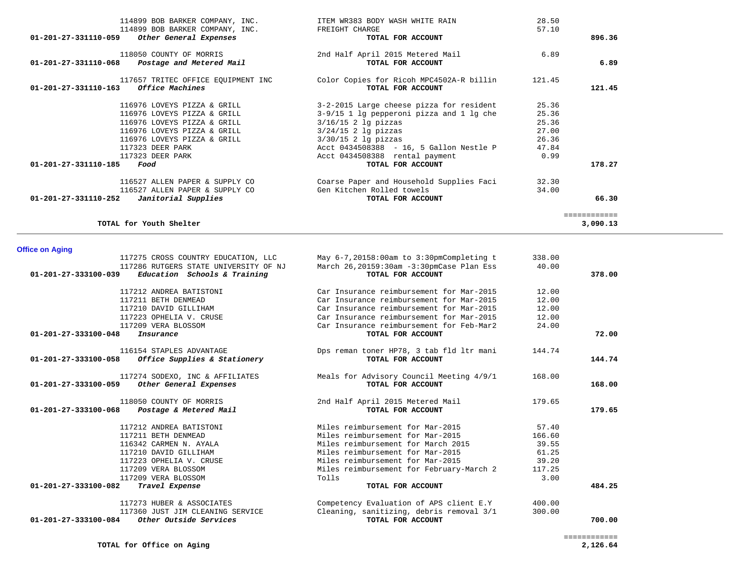| Account | Vendor | Description | Amount | Total |
|---|---|---|---|---|
| | 114899 BOB BARKER COMPANY, INC. | ITEM WR383 BODY WASH WHITE RAIN | 28.50 | |
| | 114899 BOB BARKER COMPANY, INC. | FREIGHT CHARGE | 57.10 | |
| **01-201-27-331110-059** | ***Other General Expenses*** | **TOTAL FOR ACCOUNT** | | **896.36** |
| | 118050 COUNTY OF MORRIS | 2nd Half April 2015 Metered Mail | 6.89 | |
| **01-201-27-331110-068** | ***Postage and Metered Mail*** | **TOTAL FOR ACCOUNT** | | **6.89** |
| | 117657 TRITEC OFFICE EQUIPMENT INC | Color Copies for Ricoh MPC4502A-R billin | 121.45 | |
| **01-201-27-331110-163** | ***Office Machines*** | **TOTAL FOR ACCOUNT** | | **121.45** |
| | 116976 LOVEYS PIZZA & GRILL | 3-2-2015 Large cheese pizza for resident | 25.36 | |
| | 116976 LOVEYS PIZZA & GRILL | 3-9/15 1 lg pepperoni pizza and 1 lg che | 25.36 | |
| | 116976 LOVEYS PIZZA & GRILL | 3/16/15 2 lg pizzas | 25.36 | |
| | 116976 LOVEYS PIZZA & GRILL | 3/24/15 2 lg pizzas | 27.00 | |
| | 116976 LOVEYS PIZZA & GRILL | 3/30/15 2 lg pizzas | 26.36 | |
| | 117323 DEER PARK | Acct 0434508388 - 16, 5 Gallon Nestle P | 47.84 | |
| | 117323 DEER PARK | Acct 0434508388 rental payment | 0.99 | |
| **01-201-27-331110-185** | ***Food*** | **TOTAL FOR ACCOUNT** | | **178.27** |
| | 116527 ALLEN PAPER & SUPPLY CO | Coarse Paper and Household Supplies Faci | 32.30 | |
| | 116527 ALLEN PAPER & SUPPLY CO | Gen Kitchen Rolled towels | 34.00 | |
| **01-201-27-331110-252** | ***Janitorial Supplies*** | **TOTAL FOR ACCOUNT** | | **66.30** |
| | **TOTAL for Youth Shelter** | | | **3,090.13** |

## Office on Aging

| Account | Vendor | Description | Amount | Total |
|---|---|---|---|---|
| | 117275 CROSS COUNTRY EDUCATION, LLC | May 6-7,20158:00am to 3:30pmCompleting t | 338.00 | |
| | 117286 RUTGERS STATE UNIVERSITY OF NJ | March 26,20159:30am -3:30pmCase Plan Ess | 40.00 | |
| **01-201-27-333100-039** | ***Education Schools & Training*** | **TOTAL FOR ACCOUNT** | | **378.00** |
| | 117212 ANDREA BATISTONI | Car Insurance reimbursement for Mar-2015 | 12.00 | |
| | 117211 BETH DENMEAD | Car Insurance reimbursement for Mar-2015 | 12.00 | |
| | 117210 DAVID GILLIHAM | Car Insurance reimbursement for Mar-2015 | 12.00 | |
| | 117223 OPHELIA V. CRUSE | Car Insurance reimbursement for Mar-2015 | 12.00 | |
| | 117209 VERA BLOSSOM | Car Insurance reimbursement for Feb-Mar2 | 24.00 | |
| **01-201-27-333100-048** | ***Insurance*** | **TOTAL FOR ACCOUNT** | | **72.00** |
| | 116154 STAPLES ADVANTAGE | Dps reman toner HP78, 3 tab fld ltr mani | 144.74 | |
| **01-201-27-333100-058** | ***Office Supplies & Stationery*** | **TOTAL FOR ACCOUNT** | | **144.74** |
| | 117274 SODEXO, INC & AFFILIATES | Meals for Advisory Council Meeting 4/9/1 | 168.00 | |
| **01-201-27-333100-059** | ***Other General Expenses*** | **TOTAL FOR ACCOUNT** | | **168.00** |
| | 118050 COUNTY OF MORRIS | 2nd Half April 2015 Metered Mail | 179.65 | |
| **01-201-27-333100-068** | ***Postage & Metered Mail*** | **TOTAL FOR ACCOUNT** | | **179.65** |
| | 117212 ANDREA BATISTONI | Miles reimbursement for Mar-2015 | 57.40 | |
| | 117211 BETH DENMEAD | Miles reimbursement for Mar-2015 | 166.60 | |
| | 116342 CARMEN N. AYALA | Miles reimbursement for March 2015 | 39.55 | |
| | 117210 DAVID GILLIHAM | Miles reimbursement for Mar-2015 | 61.25 | |
| | 117223 OPHELIA V. CRUSE | Miles reimbursement for Mar-2015 | 39.20 | |
| | 117209 VERA BLOSSOM | Miles reimbursement for February-March 2 | 117.25 | |
| | 117209 VERA BLOSSOM | Tolls | 3.00 | |
| **01-201-27-333100-082** | ***Travel Expense*** | **TOTAL FOR ACCOUNT** | | **484.25** |
| | 117273 HUBER & ASSOCIATES | Competency Evaluation of APS client E.Y | 400.00 | |
| | 117360 JUST JIM CLEANING SERVICE | Cleaning, sanitizing, debris removal 3/1 | 300.00 | |
| **01-201-27-333100-084** | ***Other Outside Services*** | **TOTAL FOR ACCOUNT** | | **700.00** |
| | **TOTAL for Office on Aging** | | | **2,126.64** |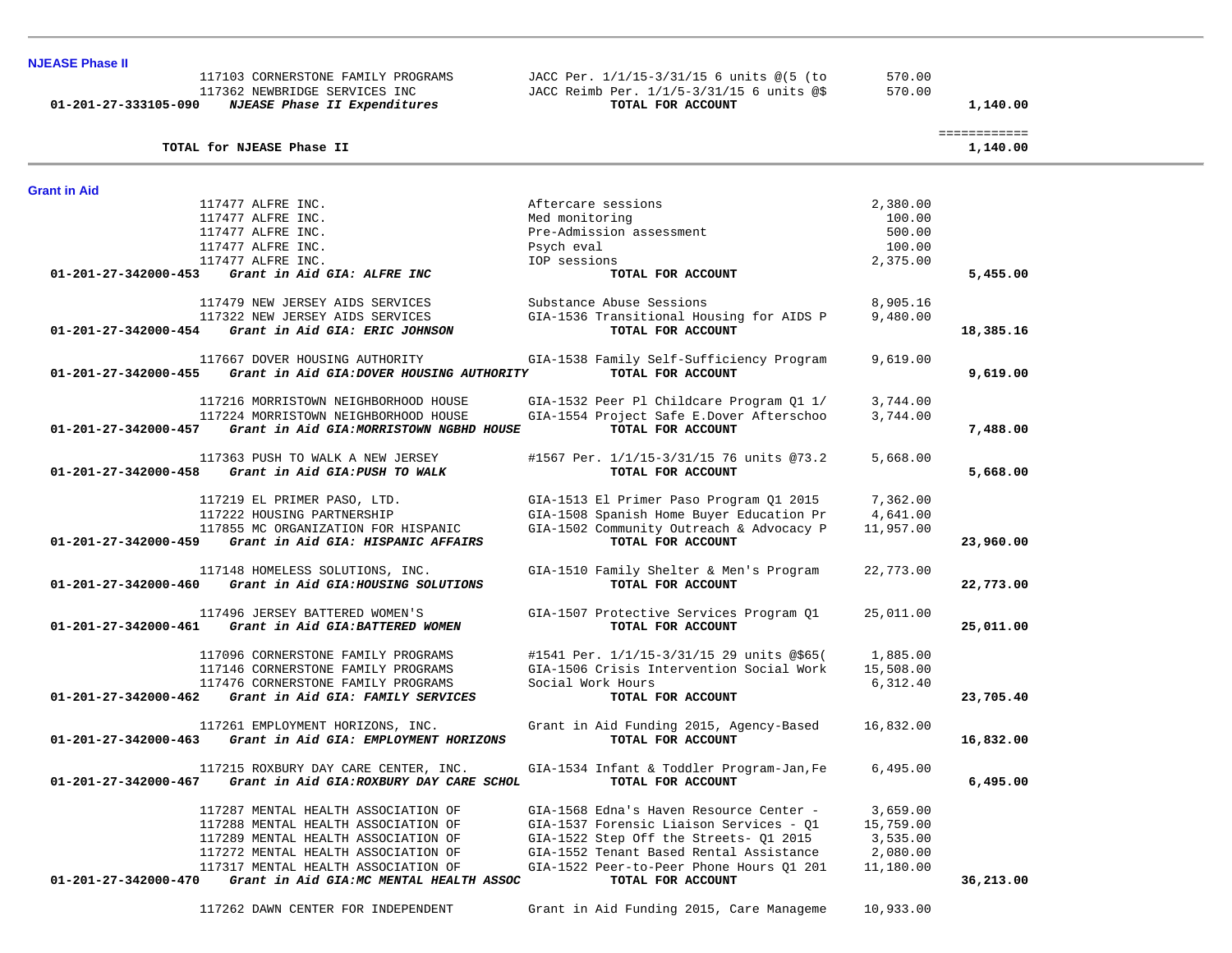**NJEASE Phase II**

| Account | Vendor | Description | Amount | Total |
|---|---|---|---|---|
| | 117103 CORNERSTONE FAMILY PROGRAMS | JACC Per. 1/1/15-3/31/15 6 units @(5 (to | 570.00 | |
| | 117362 NEWBRIDGE SERVICES INC | JACC Reimb Per. 1/1/5-3/31/15 6 units @$ | 570.00 | |
| **01-201-27-333105-090** | ***NJEASE Phase II Expenditures*** | **TOTAL FOR ACCOUNT** | | **1,140.00** |

| | | |
|---|---|---|
| **TOTAL for NJEASE Phase II** | | ============ **1,140.00** |

**Grant in Aid**

| Account | Vendor | Description | Amount | Total |
|---|---|---|---|---|
| | 117477 ALFRE INC. | Aftercare sessions | 2,380.00 | |
| | 117477 ALFRE INC. | Med monitoring | 100.00 | |
| | 117477 ALFRE INC. | Pre-Admission assessment | 500.00 | |
| | 117477 ALFRE INC. | Psych eval | 100.00 | |
| | 117477 ALFRE INC. | IOP sessions | 2,375.00 | |
| **01-201-27-342000-453** | ***Grant in Aid GIA: ALFRE INC*** | **TOTAL FOR ACCOUNT** | | **5,455.00** |
| | 117479 NEW JERSEY AIDS SERVICES | Substance Abuse Sessions | 8,905.16 | |
| | 117322 NEW JERSEY AIDS SERVICES | GIA-1536 Transitional Housing for AIDS P | 9,480.00 | |
| **01-201-27-342000-454** | ***Grant in Aid GIA: ERIC JOHNSON*** | **TOTAL FOR ACCOUNT** | | **18,385.16** |
| | 117667 DOVER HOUSING AUTHORITY | GIA-1538 Family Self-Sufficiency Program | 9,619.00 | |
| **01-201-27-342000-455** | ***Grant in Aid GIA:DOVER HOUSING AUTHORITY*** | **TOTAL FOR ACCOUNT** | | **9,619.00** |
| | 117216 MORRISTOWN NEIGHBORHOOD HOUSE | GIA-1532 Peer Pl Childcare Program Q1 1/ | 3,744.00 | |
| | 117224 MORRISTOWN NEIGHBORHOOD HOUSE | GIA-1554 Project Safe E.Dover Afterschoo | 3,744.00 | |
| **01-201-27-342000-457** | ***Grant in Aid GIA:MORRISTOWN NGBHD HOUSE*** | **TOTAL FOR ACCOUNT** | | **7,488.00** |
| | 117363 PUSH TO WALK A NEW JERSEY | #1567 Per. 1/1/15-3/31/15 76 units @73.2 | 5,668.00 | |
| **01-201-27-342000-458** | ***Grant in Aid GIA:PUSH TO WALK*** | **TOTAL FOR ACCOUNT** | | **5,668.00** |
| | 117219 EL PRIMER PASO, LTD. | GIA-1513 El Primer Paso Program Q1 2015 | 7,362.00 | |
| | 117222 HOUSING PARTNERSHIP | GIA-1508 Spanish Home Buyer Education Pr | 4,641.00 | |
| | 117855 MC ORGANIZATION FOR HISPANIC | GIA-1502 Community Outreach & Advocacy P | 11,957.00 | |
| **01-201-27-342000-459** | ***Grant in Aid GIA: HISPANIC AFFAIRS*** | **TOTAL FOR ACCOUNT** | | **23,960.00** |
| | 117148 HOMELESS SOLUTIONS, INC. | GIA-1510 Family Shelter & Men's Program | 22,773.00 | |
| **01-201-27-342000-460** | ***Grant in Aid GIA:HOUSING SOLUTIONS*** | **TOTAL FOR ACCOUNT** | | **22,773.00** |
| | 117496 JERSEY BATTERED WOMEN'S | GIA-1507 Protective Services Program Q1 | 25,011.00 | |
| **01-201-27-342000-461** | ***Grant in Aid GIA:BATTERED WOMEN*** | **TOTAL FOR ACCOUNT** | | **25,011.00** |
| | 117096 CORNERSTONE FAMILY PROGRAMS | #1541 Per. 1/1/15-3/31/15 29 units @$65( | 1,885.00 | |
| | 117146 CORNERSTONE FAMILY PROGRAMS | GIA-1506 Crisis Intervention Social Work | 15,508.00 | |
| | 117476 CORNERSTONE FAMILY PROGRAMS | Social Work Hours | 6,312.40 | |
| **01-201-27-342000-462** | ***Grant in Aid GIA: FAMILY SERVICES*** | **TOTAL FOR ACCOUNT** | | **23,705.40** |
| | 117261 EMPLOYMENT HORIZONS, INC. | Grant in Aid Funding 2015, Agency-Based | 16,832.00 | |
| **01-201-27-342000-463** | ***Grant in Aid GIA: EMPLOYMENT HORIZONS*** | **TOTAL FOR ACCOUNT** | | **16,832.00** |
| | 117215 ROXBURY DAY CARE CENTER, INC. | GIA-1534 Infant & Toddler Program-Jan,Fe | 6,495.00 | |
| **01-201-27-342000-467** | ***Grant in Aid GIA:ROXBURY DAY CARE SCHOL*** | **TOTAL FOR ACCOUNT** | | **6,495.00** |
| | 117287 MENTAL HEALTH ASSOCIATION OF | GIA-1568 Edna's Haven Resource Center - | 3,659.00 | |
| | 117288 MENTAL HEALTH ASSOCIATION OF | GIA-1537 Forensic Liaison Services - Q1 | 15,759.00 | |
| | 117289 MENTAL HEALTH ASSOCIATION OF | GIA-1522 Step Off the Streets- Q1 2015 | 3,535.00 | |
| | 117272 MENTAL HEALTH ASSOCIATION OF | GIA-1552 Tenant Based Rental Assistance | 2,080.00 | |
| | 117317 MENTAL HEALTH ASSOCIATION OF | GIA-1522 Peer-to-Peer Phone Hours Q1 201 | 11,180.00 | |
| **01-201-27-342000-470** | ***Grant in Aid GIA:MC MENTAL HEALTH ASSOC*** | **TOTAL FOR ACCOUNT** | | **36,213.00** |
| | 117262 DAWN CENTER FOR INDEPENDENT | Grant in Aid Funding 2015, Care Manageme | 10,933.00 | |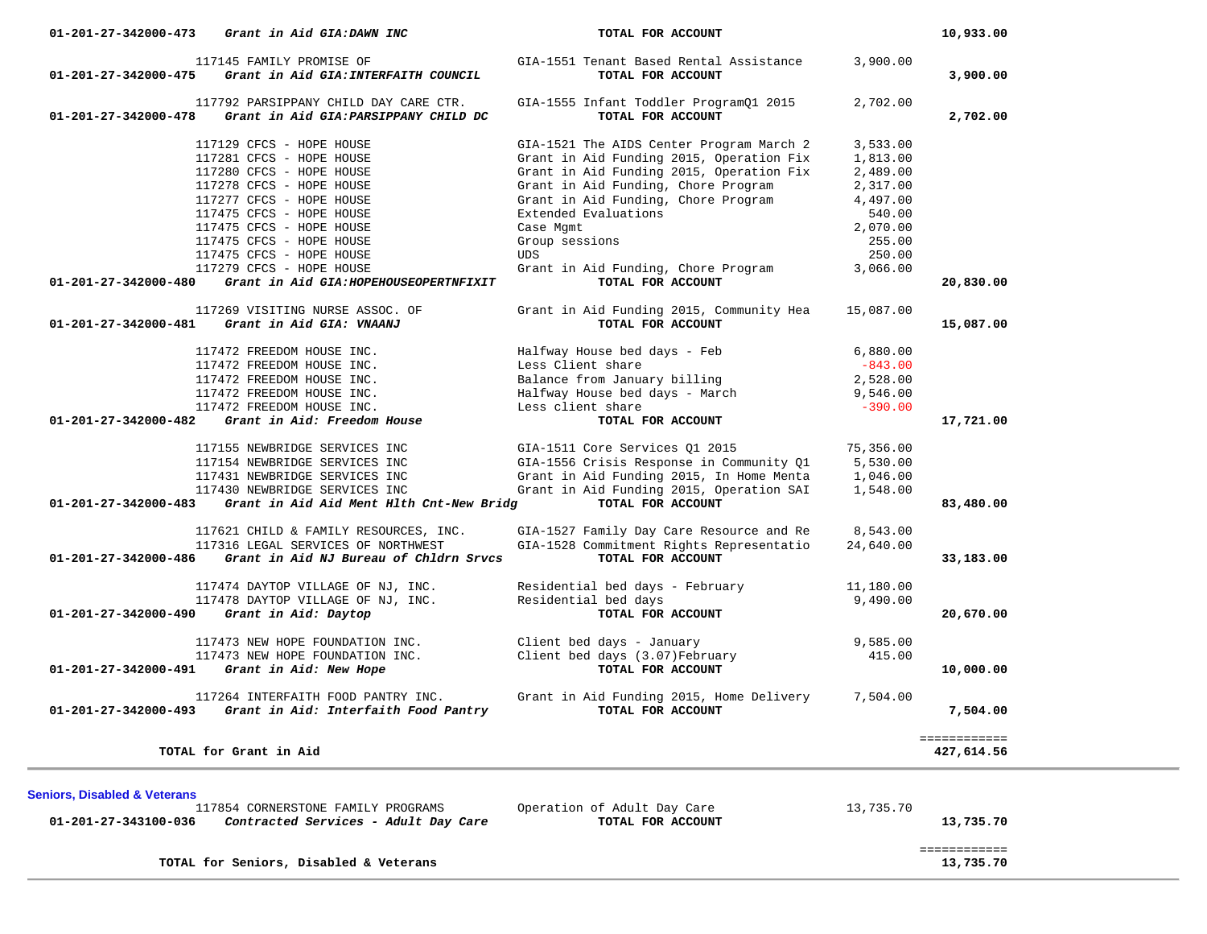| Account | Vendor / Description | Description | Amount | Total |
|---|---|---|---|---|
| 01-201-27-342000-473 | ***Grant in Aid GIA:DAWN INC*** | **TOTAL FOR ACCOUNT** | | **10,933.00** |
| | 117145 FAMILY PROMISE OF | GIA-1551 Tenant Based Rental Assistance | 3,900.00 | |
| 01-201-27-342000-475 | ***Grant in Aid GIA:INTERFAITH COUNCIL*** | **TOTAL FOR ACCOUNT** | | **3,900.00** |
| | 117792 PARSIPPANY CHILD DAY CARE CTR. | GIA-1555 Infant Toddler ProgramQ1 2015 | 2,702.00 | |
| 01-201-27-342000-478 | ***Grant in Aid GIA:PARSIPPANY CHILD DC*** | **TOTAL FOR ACCOUNT** | | **2,702.00** |
| | 117129 CFCS - HOPE HOUSE | GIA-1521 The AIDS Center Program March 2 | 3,533.00 | |
| | 117281 CFCS - HOPE HOUSE | Grant in Aid Funding 2015, Operation Fix | 1,813.00 | |
| | 117280 CFCS - HOPE HOUSE | Grant in Aid Funding 2015, Operation Fix | 2,489.00 | |
| | 117278 CFCS - HOPE HOUSE | Grant in Aid Funding, Chore Program | 2,317.00 | |
| | 117277 CFCS - HOPE HOUSE | Grant in Aid Funding, Chore Program | 4,497.00 | |
| | 117475 CFCS - HOPE HOUSE | Extended Evaluations | 540.00 | |
| | 117475 CFCS - HOPE HOUSE | Case Mgmt | 2,070.00 | |
| | 117475 CFCS - HOPE HOUSE | Group sessions | 255.00 | |
| | 117475 CFCS - HOPE HOUSE | UDS | 250.00 | |
| | 117279 CFCS - HOPE HOUSE | Grant in Aid Funding, Chore Program | 3,066.00 | |
| 01-201-27-342000-480 | ***Grant in Aid GIA:HOPEHOUSEOPERTNFIXIT*** | **TOTAL FOR ACCOUNT** | | **20,830.00** |
| | 117269 VISITING NURSE ASSOC. OF | Grant in Aid Funding 2015, Community Hea | 15,087.00 | |
| 01-201-27-342000-481 | ***Grant in Aid GIA: VNAANJ*** | **TOTAL FOR ACCOUNT** | | **15,087.00** |
| | 117472 FREEDOM HOUSE INC. | Halfway House bed days - Feb | 6,880.00 | |
| | 117472 FREEDOM HOUSE INC. | Less Client share | -843.00 | |
| | 117472 FREEDOM HOUSE INC. | Balance from January billing | 2,528.00 | |
| | 117472 FREEDOM HOUSE INC. | Halfway House bed days - March | 9,546.00 | |
| | 117472 FREEDOM HOUSE INC. | Less client share | -390.00 | |
| 01-201-27-342000-482 | ***Grant in Aid: Freedom House*** | **TOTAL FOR ACCOUNT** | | **17,721.00** |
| | 117155 NEWBRIDGE SERVICES INC | GIA-1511 Core Services Q1 2015 | 75,356.00 | |
| | 117154 NEWBRIDGE SERVICES INC | GIA-1556 Crisis Response in Community Q1 | 5,530.00 | |
| | 117431 NEWBRIDGE SERVICES INC | Grant in Aid Funding 2015, In Home Menta | 1,046.00 | |
| | 117430 NEWBRIDGE SERVICES INC | Grant in Aid Funding 2015, Operation SAI | 1,548.00 | |
| 01-201-27-342000-483 | ***Grant in Aid Aid Ment Hlth Cnt-New Bridg*** | **TOTAL FOR ACCOUNT** | | **83,480.00** |
| | 117621 CHILD & FAMILY RESOURCES, INC. | GIA-1527 Family Day Care Resource and Re | 8,543.00 | |
| | 117316 LEGAL SERVICES OF NORTHWEST | GIA-1528 Commitment Rights Representatio | 24,640.00 | |
| 01-201-27-342000-486 | ***Grant in Aid NJ Bureau of Chldrn Srvcs*** | **TOTAL FOR ACCOUNT** | | **33,183.00** |
| | 117474 DAYTOP VILLAGE OF NJ, INC. | Residential bed days - February | 11,180.00 | |
| | 117478 DAYTOP VILLAGE OF NJ, INC. | Residential bed days | 9,490.00 | |
| 01-201-27-342000-490 | ***Grant in Aid: Daytop*** | **TOTAL FOR ACCOUNT** | | **20,670.00** |
| | 117473 NEW HOPE FOUNDATION INC. | Client bed days - January | 9,585.00 | |
| | 117473 NEW HOPE FOUNDATION INC. | Client bed days (3.07)February | 415.00 | |
| 01-201-27-342000-491 | ***Grant in Aid: New Hope*** | **TOTAL FOR ACCOUNT** | | **10,000.00** |
| | 117264 INTERFAITH FOOD PANTRY INC. | Grant in Aid Funding 2015, Home Delivery | 7,504.00 | |
| 01-201-27-342000-493 | ***Grant in Aid: Interfaith Food Pantry*** | **TOTAL FOR ACCOUNT** | | **7,504.00** |
| | **TOTAL for Grant in Aid** | | | **427,614.56** |

**Seniors, Disabled & Veterans**

| Account | Vendor / Description | Description | Amount | Total |
|---|---|---|---|---|
| | 117854 CORNERSTONE FAMILY PROGRAMS | Operation of Adult Day Care | 13,735.70 | |
| 01-201-27-343100-036 | ***Contracted Services - Adult Day Care*** | **TOTAL FOR ACCOUNT** | | **13,735.70** |
| | **TOTAL for Seniors, Disabled & Veterans** | | | **13,735.70** |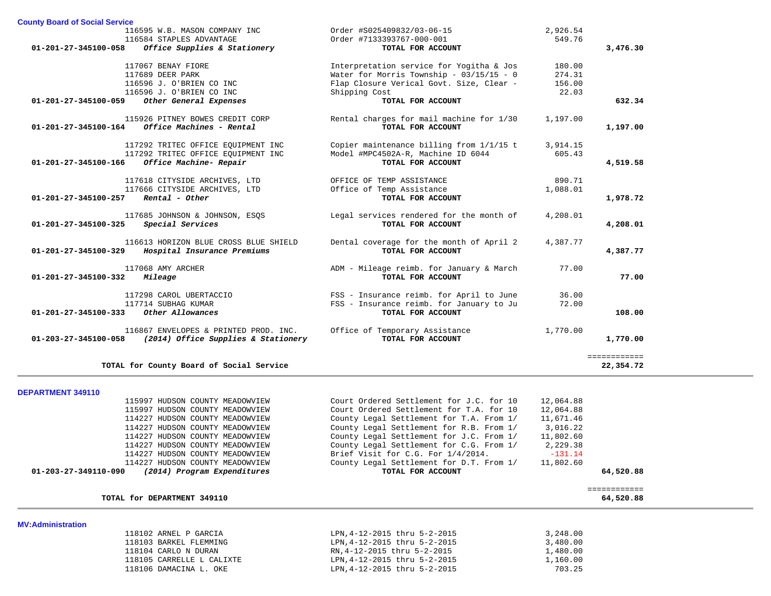### County Board of Social Service

| Account | Vendor | Description | Amount | Total |
|---|---|---|---|---|
| | 116595 W.B. MASON COMPANY INC | Order #S025409832/03-06-15 | 2,926.54 | |
| | 116584 STAPLES ADVANTAGE | Order #7133393767-000-001 | 549.76 | |
| 01-201-27-345100-058 | *Office Supplies & Stationery* | **TOTAL FOR ACCOUNT** | | **3,476.30** |
| | 117067 BENAY FIORE | Interpretation service for Yogitha & Jos | 180.00 | |
| | 117689 DEER PARK | Water for Morris Township - 03/15/15 - 0 | 274.31 | |
| | 116596 J. O'BRIEN CO INC | Flap Closure Verical Govt. Size, Clear - | 156.00 | |
| | 116596 J. O'BRIEN CO INC | Shipping Cost | 22.03 | |
| 01-201-27-345100-059 | *Other General Expenses* | **TOTAL FOR ACCOUNT** | | **632.34** |
| | 115926 PITNEY BOWES CREDIT CORP | Rental charges for mail machine for 1/30 | 1,197.00 | |
| 01-201-27-345100-164 | *Office Machines - Rental* | **TOTAL FOR ACCOUNT** | | **1,197.00** |
| | 117292 TRITEC OFFICE EQUIPMENT INC | Copier maintenance billing from 1/1/15 t | 3,914.15 | |
| | 117292 TRITEC OFFICE EQUIPMENT INC | Model #MPC4502A-R, Machine ID 6044 | 605.43 | |
| 01-201-27-345100-166 | *Office Machine- Repair* | **TOTAL FOR ACCOUNT** | | **4,519.58** |
| | 117618 CITYSIDE ARCHIVES, LTD | OFFICE OF TEMP ASSISTANCE | 890.71 | |
| | 117666 CITYSIDE ARCHIVES, LTD | Office of Temp Assistance | 1,088.01 | |
| 01-201-27-345100-257 | *Rental - Other* | **TOTAL FOR ACCOUNT** | | **1,978.72** |
| | 117685 JOHNSON & JOHNSON, ESQS | Legal services rendered for the month of | 4,208.01 | |
| 01-201-27-345100-325 | *Special Services* | **TOTAL FOR ACCOUNT** | | **4,208.01** |
| | 116613 HORIZON BLUE CROSS BLUE SHIELD | Dental coverage for the month of April 2 | 4,387.77 | |
| 01-201-27-345100-329 | *Hospital Insurance Premiums* | **TOTAL FOR ACCOUNT** | | **4,387.77** |
| | 117068 AMY ARCHER | ADM - Mileage reimb. for January & March | 77.00 | |
| 01-201-27-345100-332 | *Mileage* | **TOTAL FOR ACCOUNT** | | **77.00** |
| | 117298 CAROL UBERTACCIO | FSS - Insurance reimb. for April to June | 36.00 | |
| | 117714 SUBHAG KUMAR | FSS - Insurance reimb. for January to Ju | 72.00 | |
| 01-201-27-345100-333 | *Other Allowances* | **TOTAL FOR ACCOUNT** | | **108.00** |
| | 116867 ENVELOPES & PRINTED PROD. INC. | Office of Temporary Assistance | 1,770.00 | |
| 01-203-27-345100-058 | *(2014) Office Supplies & Stationery* | **TOTAL FOR ACCOUNT** | | **1,770.00** |
| | **TOTAL for County Board of Social Service** | | | **22,354.72** |

### DEPARTMENT 349110

| Account | Vendor | Description | Amount | Total |
|---|---|---|---|---|
| | 115997 HUDSON COUNTY MEADOWVIEW | Court Ordered Settlement for J.C. for 10 | 12,064.88 | |
| | 115997 HUDSON COUNTY MEADOWVIEW | Court Ordered Settlement for T.A. for 10 | 12,064.88 | |
| | 114227 HUDSON COUNTY MEADOWVIEW | County Legal Settlement for T.A. From 1/ | 11,671.46 | |
| | 114227 HUDSON COUNTY MEADOWVIEW | County Legal Settlement for R.B. From 1/ | 3,016.22 | |
| | 114227 HUDSON COUNTY MEADOWVIEW | County Legal Settlement for J.C. From 1/ | 11,802.60 | |
| | 114227 HUDSON COUNTY MEADOWVIEW | County Legal Settlement for C.G. From 1/ | 2,229.38 | |
| | 114227 HUDSON COUNTY MEADOWVIEW | Brief Visit for C.G. For 1/4/2014. | -131.14 | |
| | 114227 HUDSON COUNTY MEADOWVIEW | County Legal Settlement for D.T. From 1/ | 11,802.60 | |
| 01-203-27-349110-090 | *(2014) Program Expenditures* | **TOTAL FOR ACCOUNT** | | **64,520.88** |
| | **TOTAL for DEPARTMENT 349110** | | | **64,520.88** |

### MV:Administration

| Account | Vendor | Description | Amount | Total |
|---|---|---|---|---|
| | 118102 ARNEL P GARCIA | LPN,4-12-2015 thru 5-2-2015 | 3,248.00 | |
| | 118103 BARKEL FLEMMING | LPN,4-12-2015 thru 5-2-2015 | 3,480.00 | |
| | 118104 CARLO N DURAN | RN,4-12-2015 thru 5-2-2015 | 1,480.00 | |
| | 118105 CARRELLE L CALIXTE | LPN,4-12-2015 thru 5-2-2015 | 1,160.00 | |
| | 118106 DAMACINA L. OKE | LPN,4-12-2015 thru 5-2-2015 | 703.25 | |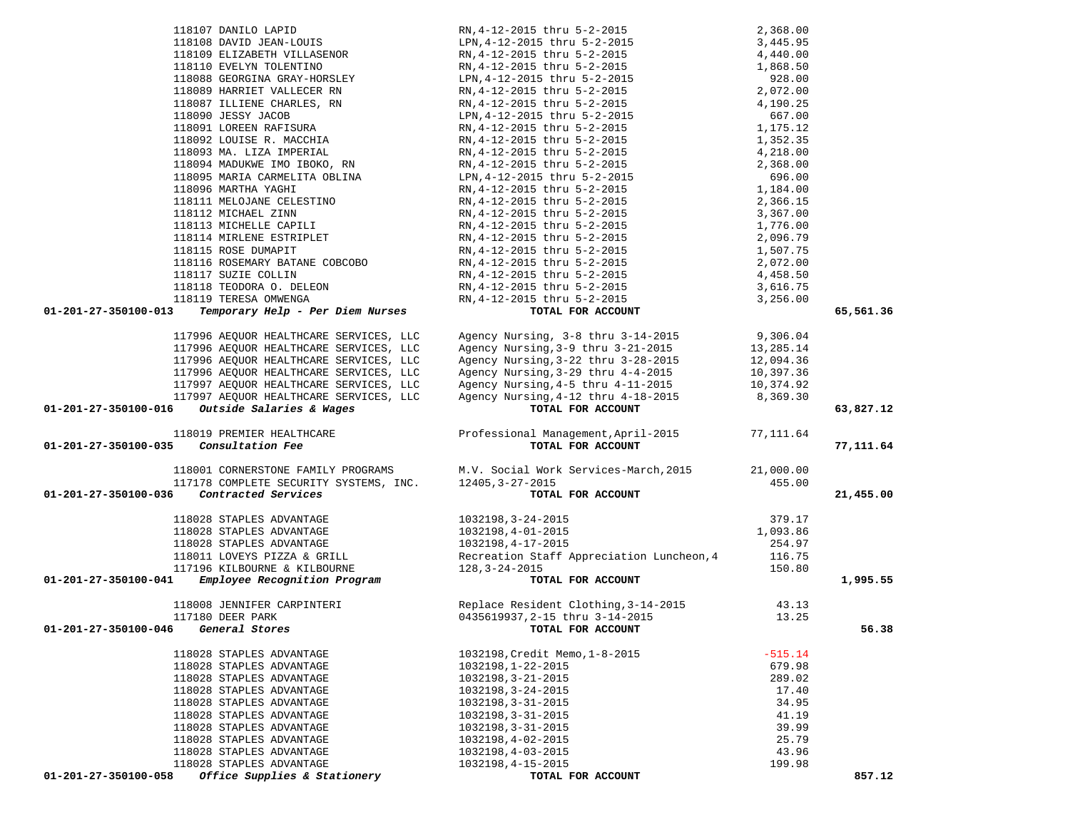| Account | Vendor | Description | Amount | Total |
|---|---|---|---|---|
| | 118107 DANILO LAPID | RN,4-12-2015 thru 5-2-2015 | 2,368.00 | |
| | 118108 DAVID JEAN-LOUIS | LPN,4-12-2015 thru 5-2-2015 | 3,445.95 | |
| | 118109 ELIZABETH VILLASENOR | RN,4-12-2015 thru 5-2-2015 | 4,440.00 | |
| | 118110 EVELYN TOLENTINO | RN,4-12-2015 thru 5-2-2015 | 1,868.50 | |
| | 118088 GEORGINA GRAY-HORSLEY | LPN,4-12-2015 thru 5-2-2015 | 928.00 | |
| | 118089 HARRIET VALLECER RN | RN,4-12-2015 thru 5-2-2015 | 2,072.00 | |
| | 118087 ILLIENE CHARLES, RN | RN,4-12-2015 thru 5-2-2015 | 4,190.25 | |
| | 118090 JESSY JACOB | LPN,4-12-2015 thru 5-2-2015 | 667.00 | |
| | 118091 LOREEN RAFISURA | RN,4-12-2015 thru 5-2-2015 | 1,175.12 | |
| | 118092 LOUISE R. MACCHIA | RN,4-12-2015 thru 5-2-2015 | 1,352.35 | |
| | 118093 MA. LIZA IMPERIAL | RN,4-12-2015 thru 5-2-2015 | 4,218.00 | |
| | 118094 MADUKWE IMO IBOKO, RN | RN,4-12-2015 thru 5-2-2015 | 2,368.00 | |
| | 118095 MARIA CARMELITA OBLINA | LPN,4-12-2015 thru 5-2-2015 | 696.00 | |
| | 118096 MARTHA YAGHI | RN,4-12-2015 thru 5-2-2015 | 1,184.00 | |
| | 118111 MELOJANE CELESTINO | RN,4-12-2015 thru 5-2-2015 | 2,366.15 | |
| | 118112 MICHAEL ZINN | RN,4-12-2015 thru 5-2-2015 | 3,367.00 | |
| | 118113 MICHELLE CAPILI | RN,4-12-2015 thru 5-2-2015 | 1,776.00 | |
| | 118114 MIRLENE ESTRIPLET | RN,4-12-2015 thru 5-2-2015 | 2,096.79 | |
| | 118115 ROSE DUMAPIT | RN,4-12-2015 thru 5-2-2015 | 1,507.75 | |
| | 118116 ROSEMARY BATANE COBCOBO | RN,4-12-2015 thru 5-2-2015 | 2,072.00 | |
| | 118117 SUZIE COLLIN | RN,4-12-2015 thru 5-2-2015 | 4,458.50 | |
| | 118118 TEODORA O. DELEON | RN,4-12-2015 thru 5-2-2015 | 3,616.75 | |
| | 118119 TERESA OMWENGA | RN,4-12-2015 thru 5-2-2015 | 3,256.00 | |
| **01-201-27-350100-013** | ***Temporary Help - Per Diem Nurses*** | **TOTAL FOR ACCOUNT** | | **65,561.36** |
| | 117996 AEQUOR HEALTHCARE SERVICES, LLC | Agency Nursing, 3-8 thru 3-14-2015 | 9,306.04 | |
| | 117996 AEQUOR HEALTHCARE SERVICES, LLC | Agency Nursing,3-9 thru 3-21-2015 | 13,285.14 | |
| | 117996 AEQUOR HEALTHCARE SERVICES, LLC | Agency Nursing,3-22 thru 3-28-2015 | 12,094.36 | |
| | 117996 AEQUOR HEALTHCARE SERVICES, LLC | Agency Nursing,3-29 thru 4-4-2015 | 10,397.36 | |
| | 117997 AEQUOR HEALTHCARE SERVICES, LLC | Agency Nursing,4-5 thru 4-11-2015 | 10,374.92 | |
| | 117997 AEQUOR HEALTHCARE SERVICES, LLC | Agency Nursing,4-12 thru 4-18-2015 | 8,369.30 | |
| **01-201-27-350100-016** | ***Outside Salaries & Wages*** | **TOTAL FOR ACCOUNT** | | **63,827.12** |
| | 118019 PREMIER HEALTHCARE | Professional Management,April-2015 | 77,111.64 | |
| **01-201-27-350100-035** | ***Consultation Fee*** | **TOTAL FOR ACCOUNT** | | **77,111.64** |
| | 118001 CORNERSTONE FAMILY PROGRAMS | M.V. Social Work Services-March,2015 | 21,000.00 | |
| | 117178 COMPLETE SECURITY SYSTEMS, INC. | 12405,3-27-2015 | 455.00 | |
| **01-201-27-350100-036** | ***Contracted Services*** | **TOTAL FOR ACCOUNT** | | **21,455.00** |
| | 118028 STAPLES ADVANTAGE | 1032198,3-24-2015 | 379.17 | |
| | 118028 STAPLES ADVANTAGE | 1032198,4-01-2015 | 1,093.86 | |
| | 118028 STAPLES ADVANTAGE | 1032198,4-17-2015 | 254.97 | |
| | 118011 LOVEYS PIZZA & GRILL | Recreation Staff Appreciation Luncheon,4 | 116.75 | |
| | 117196 KILBOURNE & KILBOURNE | 128,3-24-2015 | 150.80 | |
| **01-201-27-350100-041** | ***Employee Recognition Program*** | **TOTAL FOR ACCOUNT** | | **1,995.55** |
| | 118008 JENNIFER CARPINTERI | Replace Resident Clothing,3-14-2015 | 43.13 | |
| | 117180 DEER PARK | 0435619937,2-15 thru 3-14-2015 | 13.25 | |
| **01-201-27-350100-046** | ***General Stores*** | **TOTAL FOR ACCOUNT** | | **56.38** |
| | 118028 STAPLES ADVANTAGE | 1032198,Credit Memo,1-8-2015 | -515.14 | |
| | 118028 STAPLES ADVANTAGE | 1032198,1-22-2015 | 679.98 | |
| | 118028 STAPLES ADVANTAGE | 1032198,3-21-2015 | 289.02 | |
| | 118028 STAPLES ADVANTAGE | 1032198,3-24-2015 | 17.40 | |
| | 118028 STAPLES ADVANTAGE | 1032198,3-31-2015 | 34.95 | |
| | 118028 STAPLES ADVANTAGE | 1032198,3-31-2015 | 41.19 | |
| | 118028 STAPLES ADVANTAGE | 1032198,3-31-2015 | 39.99 | |
| | 118028 STAPLES ADVANTAGE | 1032198,4-02-2015 | 25.79 | |
| | 118028 STAPLES ADVANTAGE | 1032198,4-03-2015 | 43.96 | |
| | 118028 STAPLES ADVANTAGE | 1032198,4-15-2015 | 199.98 | |
| **01-201-27-350100-058** | ***Office Supplies & Stationery*** | **TOTAL FOR ACCOUNT** | | **857.12** |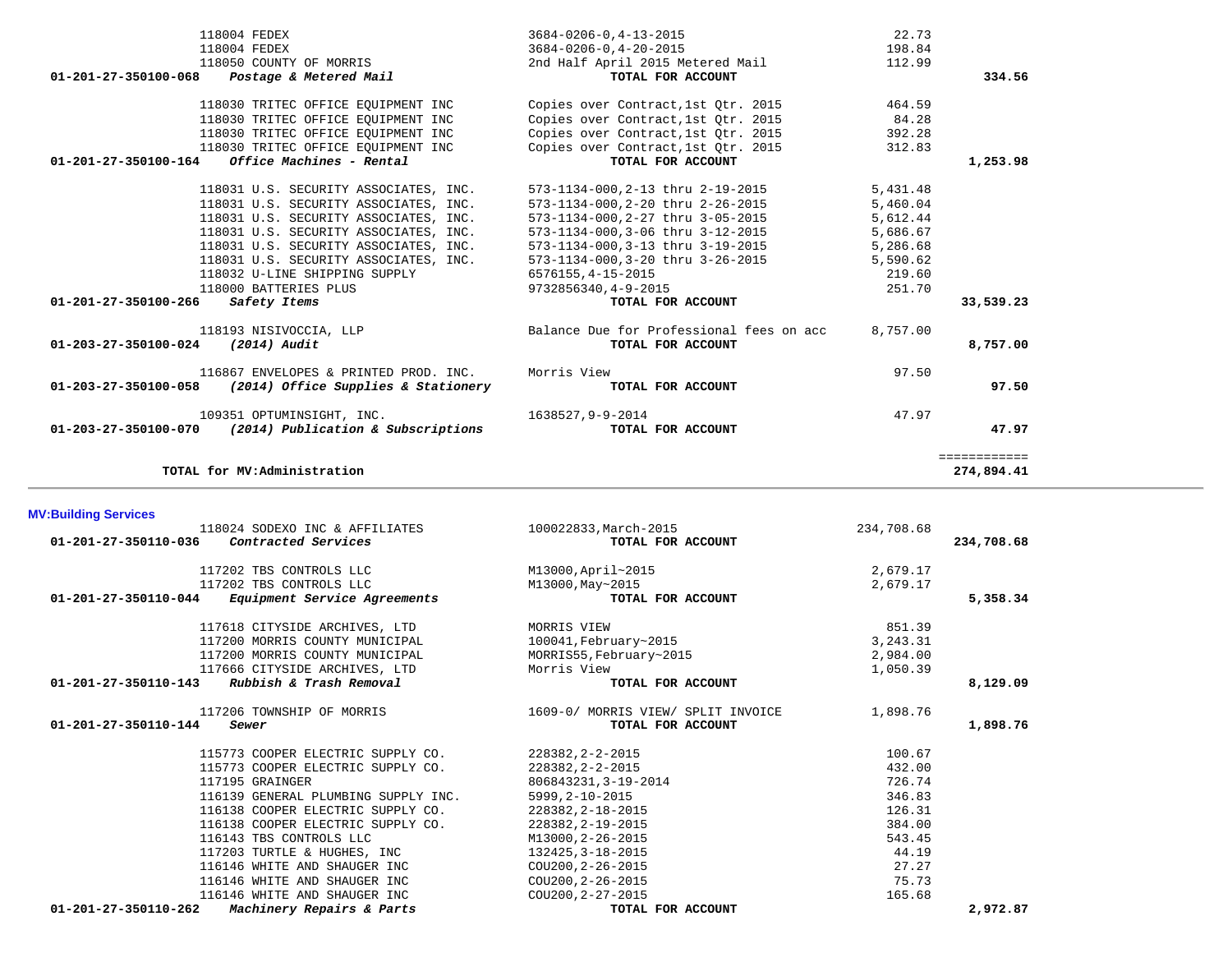| Account | Vendor | Description | Amount | Total |
|---|---|---|---|---|
| | 118004 FEDEX | 3684-0206-0,4-13-2015 | 22.73 | |
| | 118004 FEDEX | 3684-0206-0,4-20-2015 | 198.84 | |
| | 118050 COUNTY OF MORRIS | 2nd Half April 2015 Metered Mail | 112.99 | |
| **01-201-27-350100-068** | ***Postage & Metered Mail*** | **TOTAL FOR ACCOUNT** | | **334.56** |
| | 118030 TRITEC OFFICE EQUIPMENT INC | Copies over Contract,1st Qtr. 2015 | 464.59 | |
| | 118030 TRITEC OFFICE EQUIPMENT INC | Copies over Contract,1st Qtr. 2015 | 84.28 | |
| | 118030 TRITEC OFFICE EQUIPMENT INC | Copies over Contract,1st Qtr. 2015 | 392.28 | |
| | 118030 TRITEC OFFICE EQUIPMENT INC | Copies over Contract,1st Qtr. 2015 | 312.83 | |
| **01-201-27-350100-164** | ***Office Machines - Rental*** | **TOTAL FOR ACCOUNT** | | **1,253.98** |
| | 118031 U.S. SECURITY ASSOCIATES, INC. | 573-1134-000,2-13 thru 2-19-2015 | 5,431.48 | |
| | 118031 U.S. SECURITY ASSOCIATES, INC. | 573-1134-000,2-20 thru 2-26-2015 | 5,460.04 | |
| | 118031 U.S. SECURITY ASSOCIATES, INC. | 573-1134-000,2-27 thru 3-05-2015 | 5,612.44 | |
| | 118031 U.S. SECURITY ASSOCIATES, INC. | 573-1134-000,3-06 thru 3-12-2015 | 5,686.67 | |
| | 118031 U.S. SECURITY ASSOCIATES, INC. | 573-1134-000,3-13 thru 3-19-2015 | 5,286.68 | |
| | 118031 U.S. SECURITY ASSOCIATES, INC. | 573-1134-000,3-20 thru 3-26-2015 | 5,590.62 | |
| | 118032 U-LINE SHIPPING SUPPLY | 6576155,4-15-2015 | 219.60 | |
| | 118000 BATTERIES PLUS | 9732856340,4-9-2015 | 251.70 | |
| **01-201-27-350100-266** | ***Safety Items*** | **TOTAL FOR ACCOUNT** | | **33,539.23** |
| | 118193 NISIVOCCIA, LLP | Balance Due for Professional fees on acc | 8,757.00 | |
| **01-203-27-350100-024** | ***(2014) Audit*** | **TOTAL FOR ACCOUNT** | | **8,757.00** |
| | 116867 ENVELOPES & PRINTED PROD. INC. | Morris View | 97.50 | |
| **01-203-27-350100-058** | ***(2014) Office Supplies & Stationery*** | **TOTAL FOR ACCOUNT** | | **97.50** |
| | 109351 OPTUMINSIGHT, INC. | 1638527,9-9-2014 | 47.97 | |
| **01-203-27-350100-070** | ***(2014) Publication & Subscriptions*** | **TOTAL FOR ACCOUNT** | | **47.97** |
| | | | | ============ |
| | **TOTAL for MV:Administration** | | | **274,894.41** |

**MV:Building Services**

| Account | Vendor | Description | Amount | Total |
|---|---|---|---|---|
| | 118024 SODEXO INC & AFFILIATES | 100022833,March-2015 | 234,708.68 | |
| **01-201-27-350110-036** | ***Contracted Services*** | **TOTAL FOR ACCOUNT** | | **234,708.68** |
| | 117202 TBS CONTROLS LLC | M13000,April~2015 | 2,679.17 | |
| | 117202 TBS CONTROLS LLC | M13000,May~2015 | 2,679.17 | |
| **01-201-27-350110-044** | ***Equipment Service Agreements*** | **TOTAL FOR ACCOUNT** | | **5,358.34** |
| | 117618 CITYSIDE ARCHIVES, LTD | MORRIS VIEW | 851.39 | |
| | 117200 MORRIS COUNTY MUNICIPAL | 100041,February~2015 | 3,243.31 | |
| | 117200 MORRIS COUNTY MUNICIPAL | MORRIS55,February~2015 | 2,984.00 | |
| | 117666 CITYSIDE ARCHIVES, LTD | Morris View | 1,050.39 | |
| **01-201-27-350110-143** | ***Rubbish & Trash Removal*** | **TOTAL FOR ACCOUNT** | | **8,129.09** |
| | 117206 TOWNSHIP OF MORRIS | 1609-0/ MORRIS VIEW/ SPLIT INVOICE | 1,898.76 | |
| **01-201-27-350110-144** | ***Sewer*** | **TOTAL FOR ACCOUNT** | | **1,898.76** |
| | 115773 COOPER ELECTRIC SUPPLY CO. | 228382,2-2-2015 | 100.67 | |
| | 115773 COOPER ELECTRIC SUPPLY CO. | 228382,2-2-2015 | 432.00 | |
| | 117195 GRAINGER | 806843231,3-19-2014 | 726.74 | |
| | 116139 GENERAL PLUMBING SUPPLY INC. | 5999,2-10-2015 | 346.83 | |
| | 116138 COOPER ELECTRIC SUPPLY CO. | 228382,2-18-2015 | 126.31 | |
| | 116138 COOPER ELECTRIC SUPPLY CO. | 228382,2-19-2015 | 384.00 | |
| | 116143 TBS CONTROLS LLC | M13000,2-26-2015 | 543.45 | |
| | 117203 TURTLE & HUGHES, INC | 132425,3-18-2015 | 44.19 | |
| | 116146 WHITE AND SHAUGER INC | COU200,2-26-2015 | 27.27 | |
| | 116146 WHITE AND SHAUGER INC | COU200,2-26-2015 | 75.73 | |
| | 116146 WHITE AND SHAUGER INC | COU200,2-27-2015 | 165.68 | |
| **01-201-27-350110-262** | ***Machinery Repairs & Parts*** | **TOTAL FOR ACCOUNT** | | **2,972.87** |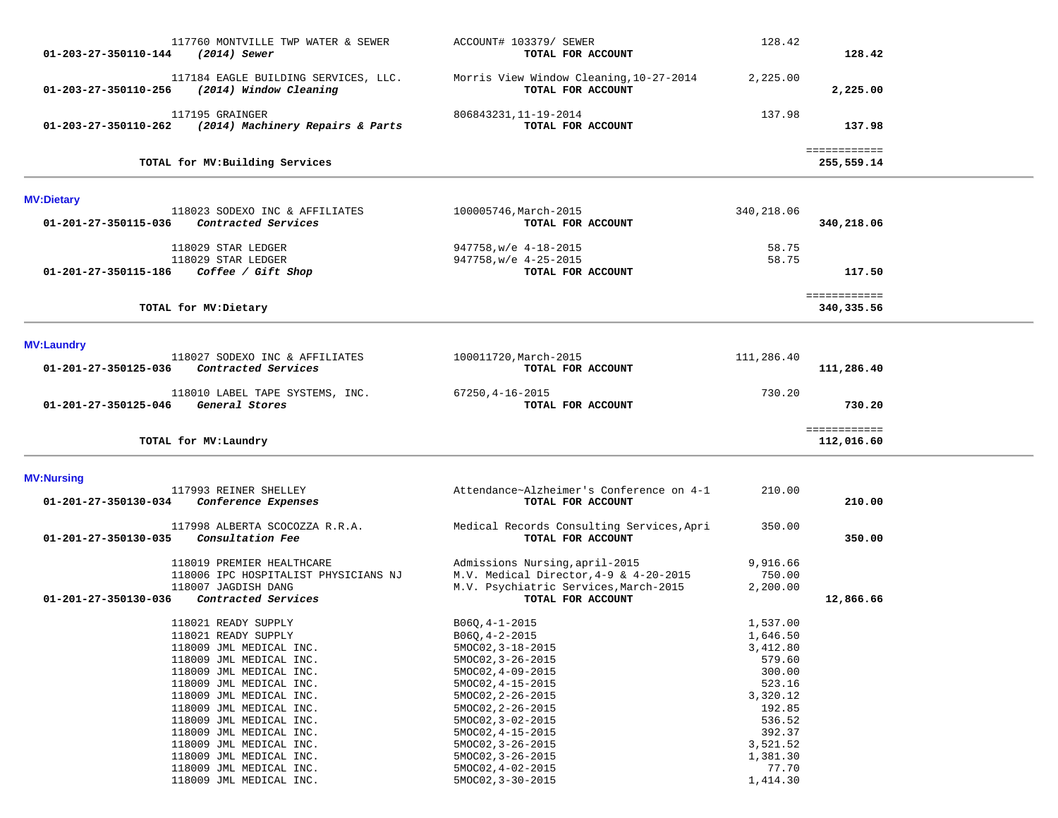| Account | Vendor / Description | Reference | Amount | Total |
|---|---|---|---|---|
| | 117760 MONTVILLE TWP WATER & SEWER | ACCOUNT# 103379/ SEWER | 128.42 | |
| **01-203-27-350110-144** | ***(2014) Sewer*** | **TOTAL FOR ACCOUNT** | | **128.42** |
| | 117184 EAGLE BUILDING SERVICES, LLC. | Morris View Window Cleaning,10-27-2014 | 2,225.00 | |
| **01-203-27-350110-256** | ***(2014) Window Cleaning*** | **TOTAL FOR ACCOUNT** | | **2,225.00** |
| | 117195 GRAINGER | 806843231,11-19-2014 | 137.98 | |
| **01-203-27-350110-262** | ***(2014) Machinery Repairs & Parts*** | **TOTAL FOR ACCOUNT** | | **137.98** |
| | **TOTAL for MV:Building Services** | | | ============ **255,559.14** |

## MV:Dietary

| Account | Vendor / Description | Reference | Amount | Total |
|---|---|---|---|---|
| | 118023 SODEXO INC & AFFILIATES | 100005746,March-2015 | 340,218.06 | |
| **01-201-27-350115-036** | ***Contracted Services*** | **TOTAL FOR ACCOUNT** | | **340,218.06** |
| | 118029 STAR LEDGER | 947758,w/e 4-18-2015 | 58.75 | |
| | 118029 STAR LEDGER | 947758,w/e 4-25-2015 | 58.75 | |
| **01-201-27-350115-186** | ***Coffee / Gift Shop*** | **TOTAL FOR ACCOUNT** | | **117.50** |
| | **TOTAL for MV:Dietary** | | | ============ **340,335.56** |

## MV:Laundry

| Account | Vendor / Description | Reference | Amount | Total |
|---|---|---|---|---|
| | 118027 SODEXO INC & AFFILIATES | 100011720,March-2015 | 111,286.40 | |
| **01-201-27-350125-036** | ***Contracted Services*** | **TOTAL FOR ACCOUNT** | | **111,286.40** |
| | 118010 LABEL TAPE SYSTEMS, INC. | 67250,4-16-2015 | 730.20 | |
| **01-201-27-350125-046** | ***General Stores*** | **TOTAL FOR ACCOUNT** | | **730.20** |
| | **TOTAL for MV:Laundry** | | | ============ **112,016.60** |

## MV:Nursing

| Account | Vendor / Description | Reference | Amount | Total |
|---|---|---|---|---|
| | 117993 REINER SHELLEY | Attendance~Alzheimer's Conference on 4-1 | 210.00 | |
| **01-201-27-350130-034** | ***Conference Expenses*** | **TOTAL FOR ACCOUNT** | | **210.00** |
| | 117998 ALBERTA SCOCOZZA R.R.A. | Medical Records Consulting Services,Apri | 350.00 | |
| **01-201-27-350130-035** | ***Consultation Fee*** | **TOTAL FOR ACCOUNT** | | **350.00** |
| | 118019 PREMIER HEALTHCARE | Admissions Nursing,april-2015 | 9,916.66 | |
| | 118006 IPC HOSPITALIST PHYSICIANS NJ | M.V. Medical Director,4-9 & 4-20-2015 | 750.00 | |
| | 118007 JAGDISH DANG | M.V. Psychiatric Services,March-2015 | 2,200.00 | |
| **01-201-27-350130-036** | ***Contracted Services*** | **TOTAL FOR ACCOUNT** | | **12,866.66** |
| | 118021 READY SUPPLY | B06Q,4-1-2015 | 1,537.00 | |
| | 118021 READY SUPPLY | B06Q,4-2-2015 | 1,646.50 | |
| | 118009 JML MEDICAL INC. | 5MOC02,3-18-2015 | 3,412.80 | |
| | 118009 JML MEDICAL INC. | 5MOC02,3-26-2015 | 579.60 | |
| | 118009 JML MEDICAL INC. | 5MOC02,4-09-2015 | 300.00 | |
| | 118009 JML MEDICAL INC. | 5MOC02,4-15-2015 | 523.16 | |
| | 118009 JML MEDICAL INC. | 5MOC02,2-26-2015 | 3,320.12 | |
| | 118009 JML MEDICAL INC. | 5MOC02,2-26-2015 | 192.85 | |
| | 118009 JML MEDICAL INC. | 5MOC02,3-02-2015 | 536.52 | |
| | 118009 JML MEDICAL INC. | 5MOC02,4-15-2015 | 392.37 | |
| | 118009 JML MEDICAL INC. | 5MOC02,3-26-2015 | 3,521.52 | |
| | 118009 JML MEDICAL INC. | 5MOC02,3-26-2015 | 1,381.30 | |
| | 118009 JML MEDICAL INC. | 5MOC02,4-02-2015 | 77.70 | |
| | 118009 JML MEDICAL INC. | 5MOC02,3-30-2015 | 1,414.30 | |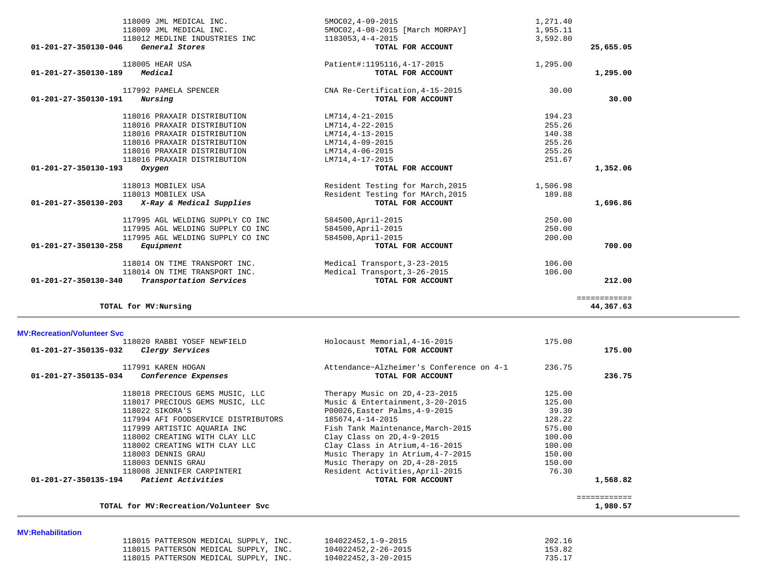| Account | Vendor | Description | Amount | Total |
|---|---|---|---|---|
| | 118009 JML MEDICAL INC. | 5MOC02,4-09-2015 | 1,271.40 | |
| | 118009 JML MEDICAL INC. | 5MOC02,4-08-2015 [March MORPAY] | 1,955.11 | |
| | 118012 MEDLINE INDUSTRIES INC | 1183053,4-4-2015 | 3,592.80 | |
| **01-201-27-350130-046** | ***General Stores*** | **TOTAL FOR ACCOUNT** | | **25,655.05** |
| | 118005 HEAR USA | Patient#:1195116,4-17-2015 | 1,295.00 | |
| **01-201-27-350130-189** | ***Medical*** | **TOTAL FOR ACCOUNT** | | **1,295.00** |
| | 117992 PAMELA SPENCER | CNA Re-Certification,4-15-2015 | 30.00 | |
| **01-201-27-350130-191** | ***Nursing*** | **TOTAL FOR ACCOUNT** | | **30.00** |
| | 118016 PRAXAIR DISTRIBUTION | LM714,4-21-2015 | 194.23 | |
| | 118016 PRAXAIR DISTRIBUTION | LM714,4-22-2015 | 255.26 | |
| | 118016 PRAXAIR DISTRIBUTION | LM714,4-13-2015 | 140.38 | |
| | 118016 PRAXAIR DISTRIBUTION | LM714,4-09-2015 | 255.26 | |
| | 118016 PRAXAIR DISTRIBUTION | LM714,4-06-2015 | 255.26 | |
| | 118016 PRAXAIR DISTRIBUTION | LM714,4-17-2015 | 251.67 | |
| **01-201-27-350130-193** | ***Oxygen*** | **TOTAL FOR ACCOUNT** | | **1,352.06** |
| | 118013 MOBILEX USA | Resident Testing for March,2015 | 1,506.98 | |
| | 118013 MOBILEX USA | Resident Testing for MArch,2015 | 189.88 | |
| **01-201-27-350130-203** | ***X-Ray & Medical Supplies*** | **TOTAL FOR ACCOUNT** | | **1,696.86** |
| | 117995 AGL WELDING SUPPLY CO INC | 584500,April-2015 | 250.00 | |
| | 117995 AGL WELDING SUPPLY CO INC | 584500,April-2015 | 250.00 | |
| | 117995 AGL WELDING SUPPLY CO INC | 584500,April-2015 | 200.00 | |
| **01-201-27-350130-258** | ***Equipment*** | **TOTAL FOR ACCOUNT** | | **700.00** |
| | 118014 ON TIME TRANSPORT INC. | Medical Transport,3-23-2015 | 106.00 | |
| | 118014 ON TIME TRANSPORT INC. | Medical Transport,3-26-2015 | 106.00 | |
| **01-201-27-350130-340** | ***Transportation Services*** | **TOTAL FOR ACCOUNT** | | **212.00** |
| | | | | ============ |
| **TOTAL for MV:Nursing** | | | | **44,367.63** |

## MV:Recreation/Volunteer Svc

| Account | Vendor | Description | Amount | Total |
|---|---|---|---|---|
| | 118020 RABBI YOSEF NEWFIELD | Holocaust Memorial,4-16-2015 | 175.00 | |
| **01-201-27-350135-032** | ***Clergy Services*** | **TOTAL FOR ACCOUNT** | | **175.00** |
| | 117991 KAREN HOGAN | Attendance~Alzheimer's Conference on 4-1 | 236.75 | |
| **01-201-27-350135-034** | ***Conference Expenses*** | **TOTAL FOR ACCOUNT** | | **236.75** |
| | 118018 PRECIOUS GEMS MUSIC, LLC | Therapy Music on 2D,4-23-2015 | 125.00 | |
| | 118017 PRECIOUS GEMS MUSIC, LLC | Music & Entertainment,3-20-2015 | 125.00 | |
| | 118022 SIKORA'S | P00026,Easter Palms,4-9-2015 | 39.30 | |
| | 117994 AFI FOODSERVICE DISTRIBUTORS | 185674,4-14-2015 | 128.22 | |
| | 117999 ARTISTIC AQUARIA INC | Fish Tank Maintenance,March-2015 | 575.00 | |
| | 118002 CREATING WITH CLAY LLC | Clay Class on 2D,4-9-2015 | 100.00 | |
| | 118002 CREATING WITH CLAY LLC | Clay Class in Atrium,4-16-2015 | 100.00 | |
| | 118003 DENNIS GRAU | Music Therapy in Atrium,4-7-2015 | 150.00 | |
| | 118003 DENNIS GRAU | Music Therapy on 2D,4-28-2015 | 150.00 | |
| | 118008 JENNIFER CARPINTERI | Resident Activities,April-2015 | 76.30 | |
| **01-201-27-350135-194** | ***Patient Activities*** | **TOTAL FOR ACCOUNT** | | **1,568.82** |
| | | | | ============ |
| **TOTAL for MV:Recreation/Volunteer Svc** | | | | **1,980.57** |

## MV:Rehabilitation

| Account | Vendor | Description | Amount | Total |
|---|---|---|---|---|
| | 118015 PATTERSON MEDICAL SUPPLY, INC. | 104022452,1-9-2015 | 202.16 | |
| | 118015 PATTERSON MEDICAL SUPPLY, INC. | 104022452,2-26-2015 | 153.82 | |
| | 118015 PATTERSON MEDICAL SUPPLY, INC. | 104022452,3-20-2015 | 735.17 | |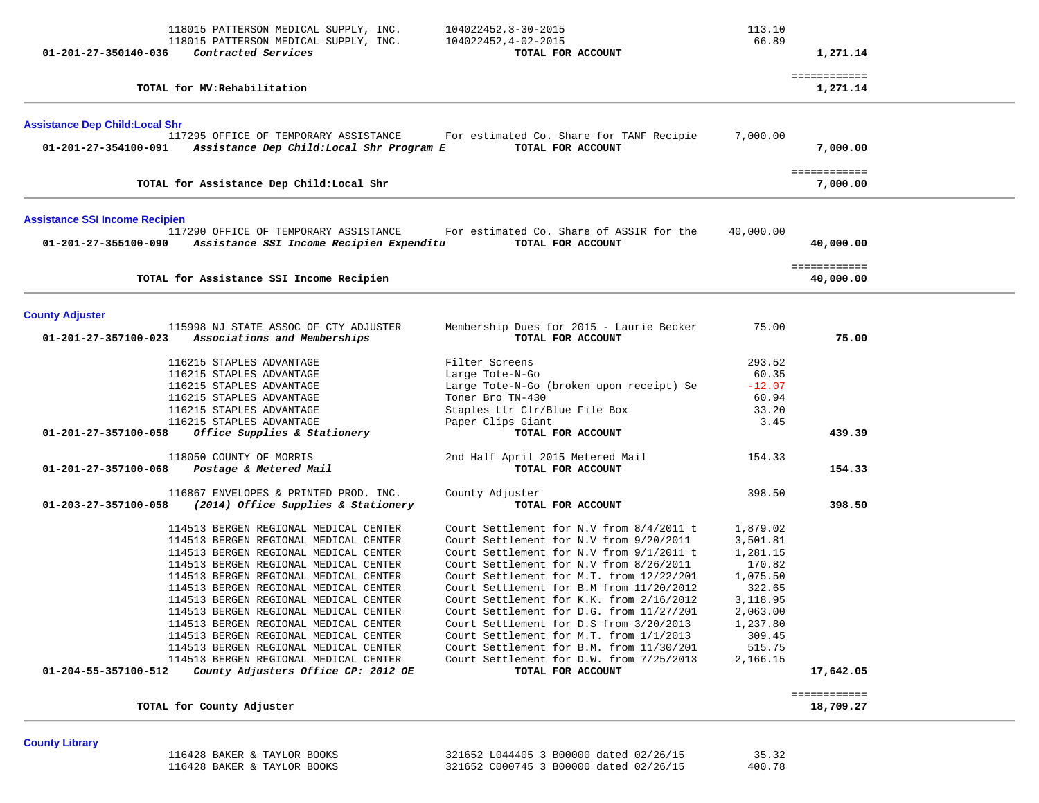| Account | Vendor | Description | Amount | Total |
|---|---|---|---|---|
| | 118015 PATTERSON MEDICAL SUPPLY, INC. | 104022452,3-30-2015 | 113.10 | |
| | 118015 PATTERSON MEDICAL SUPPLY, INC. | 104022452,4-02-2015 | 66.89 | |
| **01-201-27-350140-036** | ***Contracted Services*** | **TOTAL FOR ACCOUNT** | | **1,271.14** |
| | | | | ============ |
| | **TOTAL for MV:Rehabilitation** | | | **1,271.14** |

## Assistance Dep Child:Local Shr

| Account | Vendor | Description | Amount | Total |
|---|---|---|---|---|
| | 117295 OFFICE OF TEMPORARY ASSISTANCE | For estimated Co. Share for TANF Recipie | 7,000.00 | |
| **01-201-27-354100-091** | ***Assistance Dep Child:Local Shr Program E*** | **TOTAL FOR ACCOUNT** | | **7,000.00** |
| | | | | ============ |
| | **TOTAL for Assistance Dep Child:Local Shr** | | | **7,000.00** |

## Assistance SSI Income Recipien

| Account | Vendor | Description | Amount | Total |
|---|---|---|---|---|
| | 117290 OFFICE OF TEMPORARY ASSISTANCE | For estimated Co. Share of ASSIR for the | 40,000.00 | |
| **01-201-27-355100-090** | ***Assistance SSI Income Recipien Expenditu*** | **TOTAL FOR ACCOUNT** | | **40,000.00** |
| | | | | ============ |
| | **TOTAL for Assistance SSI Income Recipien** | | | **40,000.00** |

## County Adjuster

| Account | Vendor | Description | Amount | Total |
|---|---|---|---|---|
| | 115998 NJ STATE ASSOC OF CTY ADJUSTER | Membership Dues for 2015 - Laurie Becker | 75.00 | |
| **01-201-27-357100-023** | ***Associations and Memberships*** | **TOTAL FOR ACCOUNT** | | **75.00** |
| | 116215 STAPLES ADVANTAGE | Filter Screens | 293.52 | |
| | 116215 STAPLES ADVANTAGE | Large Tote-N-Go | 60.35 | |
| | 116215 STAPLES ADVANTAGE | Large Tote-N-Go (broken upon receipt) Se | -12.07 | |
| | 116215 STAPLES ADVANTAGE | Toner Bro TN-430 | 60.94 | |
| | 116215 STAPLES ADVANTAGE | Staples Ltr Clr/Blue File Box | 33.20 | |
| | 116215 STAPLES ADVANTAGE | Paper Clips Giant | 3.45 | |
| **01-201-27-357100-058** | ***Office Supplies & Stationery*** | **TOTAL FOR ACCOUNT** | | **439.39** |
| | 118050 COUNTY OF MORRIS | 2nd Half April 2015 Metered Mail | 154.33 | |
| **01-201-27-357100-068** | ***Postage & Metered Mail*** | **TOTAL FOR ACCOUNT** | | **154.33** |
| | 116867 ENVELOPES & PRINTED PROD. INC. | County Adjuster | 398.50 | |
| **01-203-27-357100-058** | ***(2014) Office Supplies & Stationery*** | **TOTAL FOR ACCOUNT** | | **398.50** |
| | 114513 BERGEN REGIONAL MEDICAL CENTER | Court Settlement for N.V from 8/4/2011 t | 1,879.02 | |
| | 114513 BERGEN REGIONAL MEDICAL CENTER | Court Settlement for N.V from 9/20/2011 | 3,501.81 | |
| | 114513 BERGEN REGIONAL MEDICAL CENTER | Court Settlement for N.V from 9/1/2011 t | 1,281.15 | |
| | 114513 BERGEN REGIONAL MEDICAL CENTER | Court Settlement for N.V from 8/26/2011 | 170.82 | |
| | 114513 BERGEN REGIONAL MEDICAL CENTER | Court Settlement for M.T. from 12/22/201 | 1,075.50 | |
| | 114513 BERGEN REGIONAL MEDICAL CENTER | Court Settlement for B.M from 11/20/2012 | 322.65 | |
| | 114513 BERGEN REGIONAL MEDICAL CENTER | Court Settlement for K.K. from 2/16/2012 | 3,118.95 | |
| | 114513 BERGEN REGIONAL MEDICAL CENTER | Court Settlement for D.G. from 11/27/201 | 2,063.00 | |
| | 114513 BERGEN REGIONAL MEDICAL CENTER | Court Settlement for D.S from 3/20/2013 | 1,237.80 | |
| | 114513 BERGEN REGIONAL MEDICAL CENTER | Court Settlement for M.T. from 1/1/2013 | 309.45 | |
| | 114513 BERGEN REGIONAL MEDICAL CENTER | Court Settlement for B.M. from 11/30/201 | 515.75 | |
| | 114513 BERGEN REGIONAL MEDICAL CENTER | Court Settlement for D.W. from 7/25/2013 | 2,166.15 | |
| **01-204-55-357100-512** | ***County Adjusters Office CP: 2012 OE*** | **TOTAL FOR ACCOUNT** | | **17,642.05** |
| | | | | ============ |
| | **TOTAL for County Adjuster** | | | **18,709.27** |

## County Library

| Account | Vendor | Description | Amount | Total |
|---|---|---|---|---|
| | 116428 BAKER & TAYLOR BOOKS | 321652 L044405 3 B00000 dated 02/26/15 | 35.32 | |
| | 116428 BAKER & TAYLOR BOOKS | 321652 C000745 3 B00000 dated 02/26/15 | 400.78 | |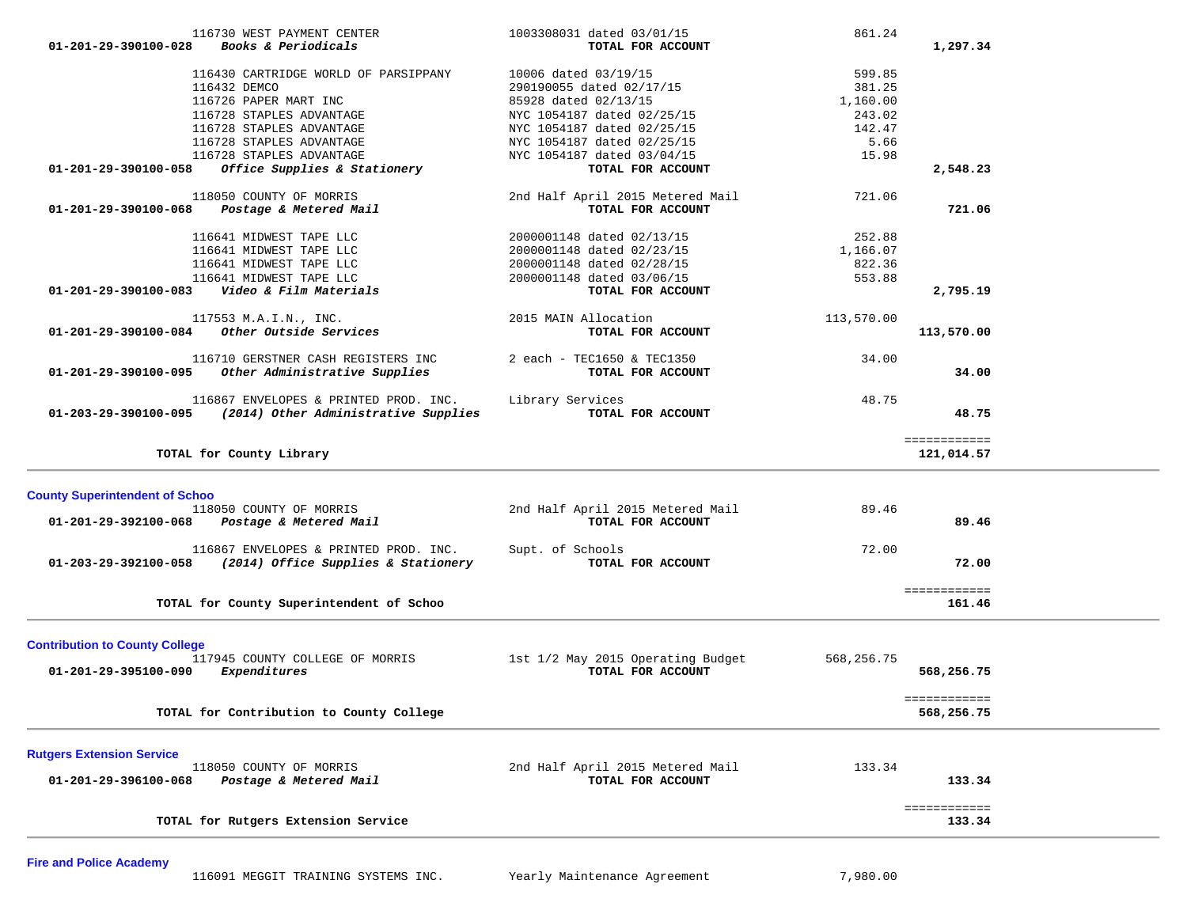| Account | Vendor / Description | Reference | Amount | Total |
|---|---|---|---|---|
| | 116730 WEST PAYMENT CENTER | 1003308031 dated 03/01/15 | 861.24 | |
| **01-201-29-390100-028** | ***Books & Periodicals*** | **TOTAL FOR ACCOUNT** | | **1,297.34** |
| | 116430 CARTRIDGE WORLD OF PARSIPPANY | 10006 dated 03/19/15 | 599.85 | |
| | 116432 DEMCO | 290190055 dated 02/17/15 | 381.25 | |
| | 116726 PAPER MART INC | 85928 dated 02/13/15 | 1,160.00 | |
| | 116728 STAPLES ADVANTAGE | NYC 1054187 dated 02/25/15 | 243.02 | |
| | 116728 STAPLES ADVANTAGE | NYC 1054187 dated 02/25/15 | 142.47 | |
| | 116728 STAPLES ADVANTAGE | NYC 1054187 dated 02/25/15 | 5.66 | |
| | 116728 STAPLES ADVANTAGE | NYC 1054187 dated 03/04/15 | 15.98 | |
| **01-201-29-390100-058** | ***Office Supplies & Stationery*** | **TOTAL FOR ACCOUNT** | | **2,548.23** |
| | 118050 COUNTY OF MORRIS | 2nd Half April 2015 Metered Mail | 721.06 | |
| **01-201-29-390100-068** | ***Postage & Metered Mail*** | **TOTAL FOR ACCOUNT** | | **721.06** |
| | 116641 MIDWEST TAPE LLC | 2000001148 dated 02/13/15 | 252.88 | |
| | 116641 MIDWEST TAPE LLC | 2000001148 dated 02/23/15 | 1,166.07 | |
| | 116641 MIDWEST TAPE LLC | 2000001148 dated 02/28/15 | 822.36 | |
| | 116641 MIDWEST TAPE LLC | 2000001148 dated 03/06/15 | 553.88 | |
| **01-201-29-390100-083** | ***Video & Film Materials*** | **TOTAL FOR ACCOUNT** | | **2,795.19** |
| | 117553 M.A.I.N., INC. | 2015 MAIN Allocation | 113,570.00 | |
| **01-201-29-390100-084** | ***Other Outside Services*** | **TOTAL FOR ACCOUNT** | | **113,570.00** |
| | 116710 GERSTNER CASH REGISTERS INC | 2 each - TEC1650 & TEC1350 | 34.00 | |
| **01-201-29-390100-095** | ***Other Administrative Supplies*** | **TOTAL FOR ACCOUNT** | | **34.00** |
| | 116867 ENVELOPES & PRINTED PROD. INC. | Library Services | 48.75 | |
| **01-203-29-390100-095** | ***(2014) Other Administrative Supplies*** | **TOTAL FOR ACCOUNT** | | **48.75** |
| | **TOTAL for County Library** | | | **121,014.57** |

**County Superintendent of Schoo**

| Account | Vendor / Description | Reference | Amount | Total |
|---|---|---|---|---|
| | 118050 COUNTY OF MORRIS | 2nd Half April 2015 Metered Mail | 89.46 | |
| **01-201-29-392100-068** | ***Postage & Metered Mail*** | **TOTAL FOR ACCOUNT** | | **89.46** |
| | 116867 ENVELOPES & PRINTED PROD. INC. | Supt. of Schools | 72.00 | |
| **01-203-29-392100-058** | ***(2014) Office Supplies & Stationery*** | **TOTAL FOR ACCOUNT** | | **72.00** |
| | **TOTAL for County Superintendent of Schoo** | | | **161.46** |

**Contribution to County College**

| Account | Vendor / Description | Reference | Amount | Total |
|---|---|---|---|---|
| | 117945 COUNTY COLLEGE OF MORRIS | 1st 1/2 May 2015 Operating Budget | 568,256.75 | |
| **01-201-29-395100-090** | ***Expenditures*** | **TOTAL FOR ACCOUNT** | | **568,256.75** |
| | **TOTAL for Contribution to County College** | | | **568,256.75** |

**Rutgers Extension Service**

| Account | Vendor / Description | Reference | Amount | Total |
|---|---|---|---|---|
| | 118050 COUNTY OF MORRIS | 2nd Half April 2015 Metered Mail | 133.34 | |
| **01-201-29-396100-068** | ***Postage & Metered Mail*** | **TOTAL FOR ACCOUNT** | | **133.34** |
| | **TOTAL for Rutgers Extension Service** | | | **133.34** |

**Fire and Police Academy**

| Account | Vendor / Description | Reference | Amount | Total |
|---|---|---|---|---|
| | 116091 MEGGIT TRAINING SYSTEMS INC. | Yearly Maintenance Agreement | 7,980.00 | |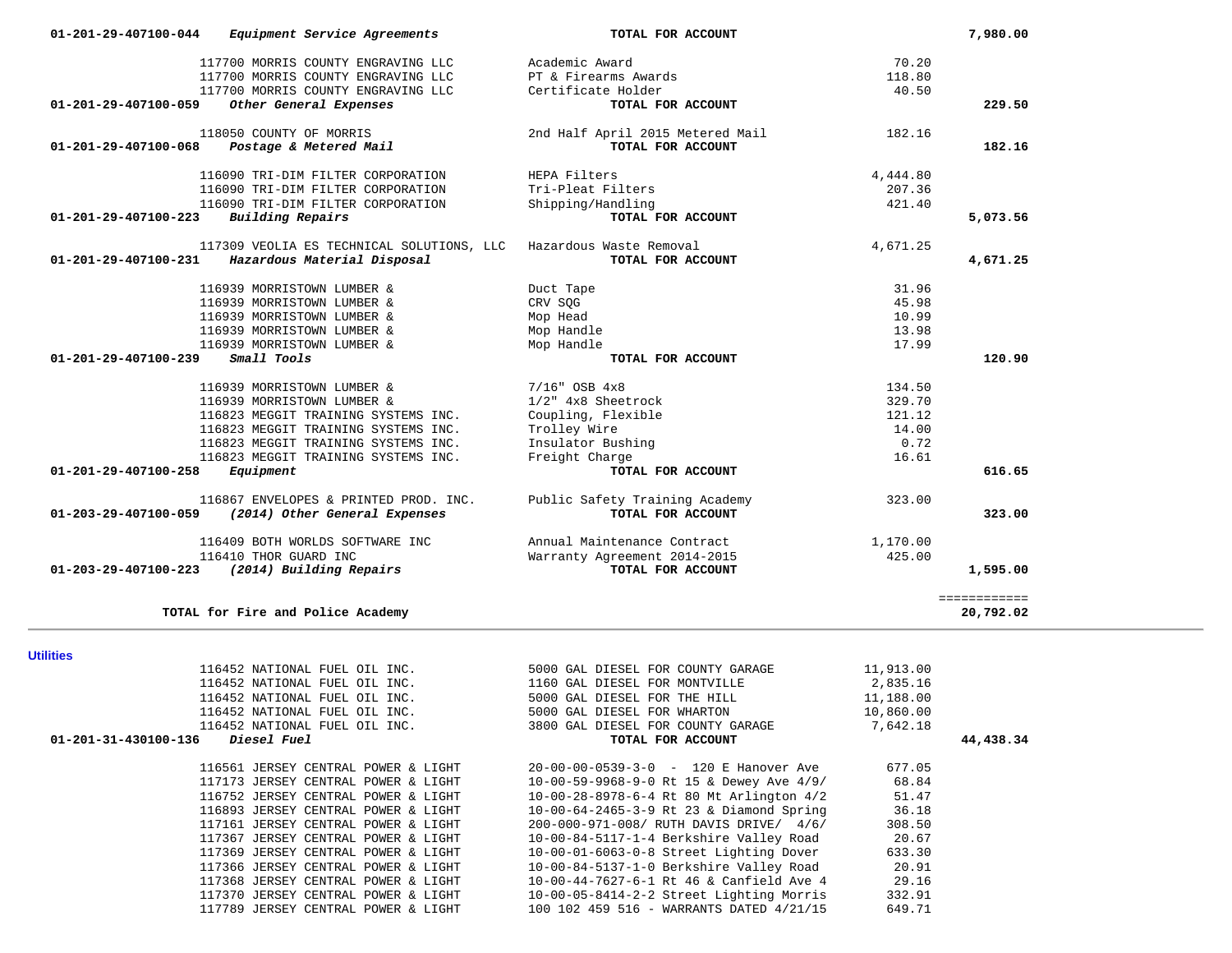| Account | Vendor | Description | Amount | Total |
|---|---|---|---|---|
| 01-201-29-407100-044 | ***Equipment Service Agreements*** | **TOTAL FOR ACCOUNT** | | **7,980.00** |
| | 117700 MORRIS COUNTY ENGRAVING LLC | Academic Award | 70.20 | |
| | 117700 MORRIS COUNTY ENGRAVING LLC | PT & Firearms Awards | 118.80 | |
| | 117700 MORRIS COUNTY ENGRAVING LLC | Certificate Holder | 40.50 | |
| 01-201-29-407100-059 | ***Other General Expenses*** | **TOTAL FOR ACCOUNT** | | **229.50** |
| | 118050 COUNTY OF MORRIS | 2nd Half April 2015 Metered Mail | 182.16 | |
| 01-201-29-407100-068 | ***Postage & Metered Mail*** | **TOTAL FOR ACCOUNT** | | **182.16** |
| | 116090 TRI-DIM FILTER CORPORATION | HEPA Filters | 4,444.80 | |
| | 116090 TRI-DIM FILTER CORPORATION | Tri-Pleat Filters | 207.36 | |
| | 116090 TRI-DIM FILTER CORPORATION | Shipping/Handling | 421.40 | |
| 01-201-29-407100-223 | ***Building Repairs*** | **TOTAL FOR ACCOUNT** | | **5,073.56** |
| | 117309 VEOLIA ES TECHNICAL SOLUTIONS, LLC | Hazardous Waste Removal | 4,671.25 | |
| 01-201-29-407100-231 | ***Hazardous Material Disposal*** | **TOTAL FOR ACCOUNT** | | **4,671.25** |
| | 116939 MORRISTOWN LUMBER & | Duct Tape | 31.96 | |
| | 116939 MORRISTOWN LUMBER & | CRV SQG | 45.98 | |
| | 116939 MORRISTOWN LUMBER & | Mop Head | 10.99 | |
| | 116939 MORRISTOWN LUMBER & | Mop Handle | 13.98 | |
| | 116939 MORRISTOWN LUMBER & | Mop Handle | 17.99 | |
| 01-201-29-407100-239 | ***Small Tools*** | **TOTAL FOR ACCOUNT** | | **120.90** |
| | 116939 MORRISTOWN LUMBER & | 7/16" OSB 4x8 | 134.50 | |
| | 116939 MORRISTOWN LUMBER & | 1/2" 4x8 Sheetrock | 329.70 | |
| | 116823 MEGGIT TRAINING SYSTEMS INC. | Coupling, Flexible | 121.12 | |
| | 116823 MEGGIT TRAINING SYSTEMS INC. | Trolley Wire | 14.00 | |
| | 116823 MEGGIT TRAINING SYSTEMS INC. | Insulator Bushing | 0.72 | |
| | 116823 MEGGIT TRAINING SYSTEMS INC. | Freight Charge | 16.61 | |
| 01-201-29-407100-258 | ***Equipment*** | **TOTAL FOR ACCOUNT** | | **616.65** |
| | 116867 ENVELOPES & PRINTED PROD. INC. | Public Safety Training Academy | 323.00 | |
| 01-203-29-407100-059 | ***(2014) Other General Expenses*** | **TOTAL FOR ACCOUNT** | | **323.00** |
| | 116409 BOTH WORLDS SOFTWARE INC | Annual Maintenance Contract | 1,170.00 | |
| | 116410 THOR GUARD INC | Warranty Agreement 2014-2015 | 425.00 | |
| 01-203-29-407100-223 | ***(2014) Building Repairs*** | **TOTAL FOR ACCOUNT** | | **1,595.00** |
| | | | | ============ |
| | **TOTAL for Fire and Police Academy** | | | **20,792.02** |

## Utilities

| Account | Vendor | Description | Amount | Total |
|---|---|---|---|---|
| | 116452 NATIONAL FUEL OIL INC. | 5000 GAL DIESEL FOR COUNTY GARAGE | 11,913.00 | |
| | 116452 NATIONAL FUEL OIL INC. | 1160 GAL DIESEL FOR MONTVILLE | 2,835.16 | |
| | 116452 NATIONAL FUEL OIL INC. | 5000 GAL DIESEL FOR THE HILL | 11,188.00 | |
| | 116452 NATIONAL FUEL OIL INC. | 5000 GAL DIESEL FOR WHARTON | 10,860.00 | |
| | 116452 NATIONAL FUEL OIL INC. | 3800 GAL DIESEL FOR COUNTY GARAGE | 7,642.18 | |
| 01-201-31-430100-136 | ***Diesel Fuel*** | **TOTAL FOR ACCOUNT** | | **44,438.34** |
| | 116561 JERSEY CENTRAL POWER & LIGHT | 20-00-00-0539-3-0 - 120 E Hanover Ave | 677.05 | |
| | 117173 JERSEY CENTRAL POWER & LIGHT | 10-00-59-9968-9-0 Rt 15 & Dewey Ave 4/9/ | 68.84 | |
| | 116752 JERSEY CENTRAL POWER & LIGHT | 10-00-28-8978-6-4 Rt 80 Mt Arlington 4/2 | 51.47 | |
| | 116893 JERSEY CENTRAL POWER & LIGHT | 10-00-64-2465-3-9 Rt 23 & Diamond Spring | 36.18 | |
| | 117161 JERSEY CENTRAL POWER & LIGHT | 200-000-971-008/ RUTH DAVIS DRIVE/ 4/6/ | 308.50 | |
| | 117367 JERSEY CENTRAL POWER & LIGHT | 10-00-84-5117-1-4 Berkshire Valley Road | 20.67 | |
| | 117369 JERSEY CENTRAL POWER & LIGHT | 10-00-01-6063-0-8 Street Lighting Dover | 633.30 | |
| | 117366 JERSEY CENTRAL POWER & LIGHT | 10-00-84-5137-1-0 Berkshire Valley Road | 20.91 | |
| | 117368 JERSEY CENTRAL POWER & LIGHT | 10-00-44-7627-6-1 Rt 46 & Canfield Ave 4 | 29.16 | |
| | 117370 JERSEY CENTRAL POWER & LIGHT | 10-00-05-8414-2-2 Street Lighting Morris | 332.91 | |
| | 117789 JERSEY CENTRAL POWER & LIGHT | 100 102 459 516 - WARRANTS DATED 4/21/15 | 649.71 | |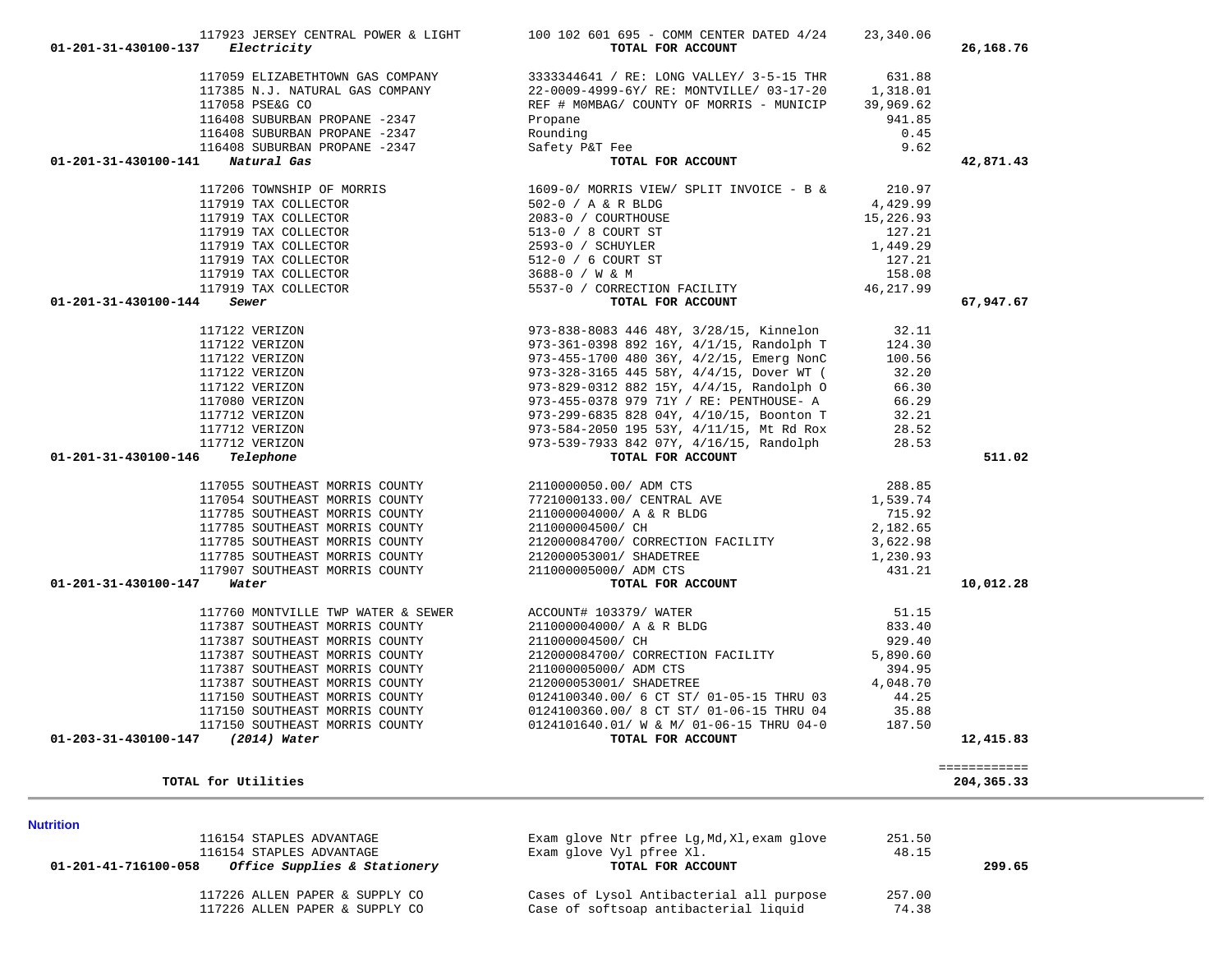| Account | Vendor | Description | Amount | Total |
|---|---|---|---|---|
| | 117923 JERSEY CENTRAL POWER & LIGHT | 100 102 601 695 - COMM CENTER DATED 4/24 | 23,340.06 | |
| 01-201-31-430100-137 | *Electricity* | TOTAL FOR ACCOUNT | | 26,168.76 |
| | 117059 ELIZABETHTOWN GAS COMPANY | 3333344641 / RE: LONG VALLEY/ 3-5-15 THR | 631.88 | |
| | 117385 N.J. NATURAL GAS COMPANY | 22-0009-4999-6Y/ RE: MONTVILLE/ 03-17-20 | 1,318.01 | |
| | 117058 PSE&G CO | REF # M0MBAG/ COUNTY OF MORRIS - MUNICIP | 39,969.62 | |
| | 116408 SUBURBAN PROPANE -2347 | Propane | 941.85 | |
| | 116408 SUBURBAN PROPANE -2347 | Rounding | 0.45 | |
| | 116408 SUBURBAN PROPANE -2347 | Safety P&T Fee | 9.62 | |
| 01-201-31-430100-141 | *Natural Gas* | TOTAL FOR ACCOUNT | | 42,871.43 |
| | 117206 TOWNSHIP OF MORRIS | 1609-0/ MORRIS VIEW/ SPLIT INVOICE - B & | 210.97 | |
| | 117919 TAX COLLECTOR | 502-0 / A & R BLDG | 4,429.99 | |
| | 117919 TAX COLLECTOR | 2083-0 / COURTHOUSE | 15,226.93 | |
| | 117919 TAX COLLECTOR | 513-0 / 8 COURT ST | 127.21 | |
| | 117919 TAX COLLECTOR | 2593-0 / SCHUYLER | 1,449.29 | |
| | 117919 TAX COLLECTOR | 512-0 / 6 COURT ST | 127.21 | |
| | 117919 TAX COLLECTOR | 3688-0 / W & M | 158.08 | |
| | 117919 TAX COLLECTOR | 5537-0 / CORRECTION FACILITY | 46,217.99 | |
| 01-201-31-430100-144 | *Sewer* | TOTAL FOR ACCOUNT | | 67,947.67 |
| | 117122 VERIZON | 973-838-8083 446 48Y, 3/28/15, Kinnelon | 32.11 | |
| | 117122 VERIZON | 973-361-0398 892 16Y, 4/1/15, Randolph T | 124.30 | |
| | 117122 VERIZON | 973-455-1700 480 36Y, 4/2/15, Emerg NonC | 100.56 | |
| | 117122 VERIZON | 973-328-3165 445 58Y, 4/4/15, Dover WT ( | 32.20 | |
| | 117122 VERIZON | 973-829-0312 882 15Y, 4/4/15, Randolph O | 66.30 | |
| | 117080 VERIZON | 973-455-0378 979 71Y / RE: PENTHOUSE- A | 66.29 | |
| | 117712 VERIZON | 973-299-6835 828 04Y, 4/10/15, Boonton T | 32.21 | |
| | 117712 VERIZON | 973-584-2050 195 53Y, 4/11/15, Mt Rd Rox | 28.52 | |
| | 117712 VERIZON | 973-539-7933 842 07Y, 4/16/15, Randolph | 28.53 | |
| 01-201-31-430100-146 | *Telephone* | TOTAL FOR ACCOUNT | | 511.02 |
| | 117055 SOUTHEAST MORRIS COUNTY | 2110000050.00/ ADM CTS | 288.85 | |
| | 117054 SOUTHEAST MORRIS COUNTY | 7721000133.00/ CENTRAL AVE | 1,539.74 | |
| | 117785 SOUTHEAST MORRIS COUNTY | 211000004000/ A & R BLDG | 715.92 | |
| | 117785 SOUTHEAST MORRIS COUNTY | 211000004500/ CH | 2,182.65 | |
| | 117785 SOUTHEAST MORRIS COUNTY | 212000084700/ CORRECTION FACILITY | 3,622.98 | |
| | 117785 SOUTHEAST MORRIS COUNTY | 212000053001/ SHADETREE | 1,230.93 | |
| | 117907 SOUTHEAST MORRIS COUNTY | 211000005000/ ADM CTS | 431.21 | |
| 01-201-31-430100-147 | *Water* | TOTAL FOR ACCOUNT | | 10,012.28 |
| | 117760 MONTVILLE TWP WATER & SEWER | ACCOUNT# 103379/ WATER | 51.15 | |
| | 117387 SOUTHEAST MORRIS COUNTY | 211000004000/ A & R BLDG | 833.40 | |
| | 117387 SOUTHEAST MORRIS COUNTY | 211000004500/ CH | 929.40 | |
| | 117387 SOUTHEAST MORRIS COUNTY | 212000084700/ CORRECTION FACILITY | 5,890.60 | |
| | 117387 SOUTHEAST MORRIS COUNTY | 211000005000/ ADM CTS | 394.95 | |
| | 117387 SOUTHEAST MORRIS COUNTY | 212000053001/ SHADETREE | 4,048.70 | |
| | 117150 SOUTHEAST MORRIS COUNTY | 0124100340.00/ 6 CT ST/ 01-05-15 THRU 03 | 44.25 | |
| | 117150 SOUTHEAST MORRIS COUNTY | 0124100360.00/ 8 CT ST/ 01-06-15 THRU 04 | 35.88 | |
| | 117150 SOUTHEAST MORRIS COUNTY | 0124101640.01/ W & M/ 01-06-15 THRU 04-0 | 187.50 | |
| 01-203-31-430100-147 | *(2014) Water* | TOTAL FOR ACCOUNT | | 12,415.83 |
| | | | | ============ |
| | **TOTAL for Utilities** | | | **204,365.33** |

## Nutrition

| Account | Vendor | Description | Amount | Total |
|---|---|---|---|---|
| | 116154 STAPLES ADVANTAGE | Exam glove Ntr pfree Lg,Md,Xl,exam glove | 251.50 | |
| | 116154 STAPLES ADVANTAGE | Exam glove Vyl pfree Xl. | 48.15 | |
| 01-201-41-716100-058 | *Office Supplies & Stationery* | TOTAL FOR ACCOUNT | | 299.65 |
| | 117226 ALLEN PAPER & SUPPLY CO | Cases of Lysol Antibacterial all purpose | 257.00 | |
| | 117226 ALLEN PAPER & SUPPLY CO | Case of softsoap antibacterial liquid | 74.38 | |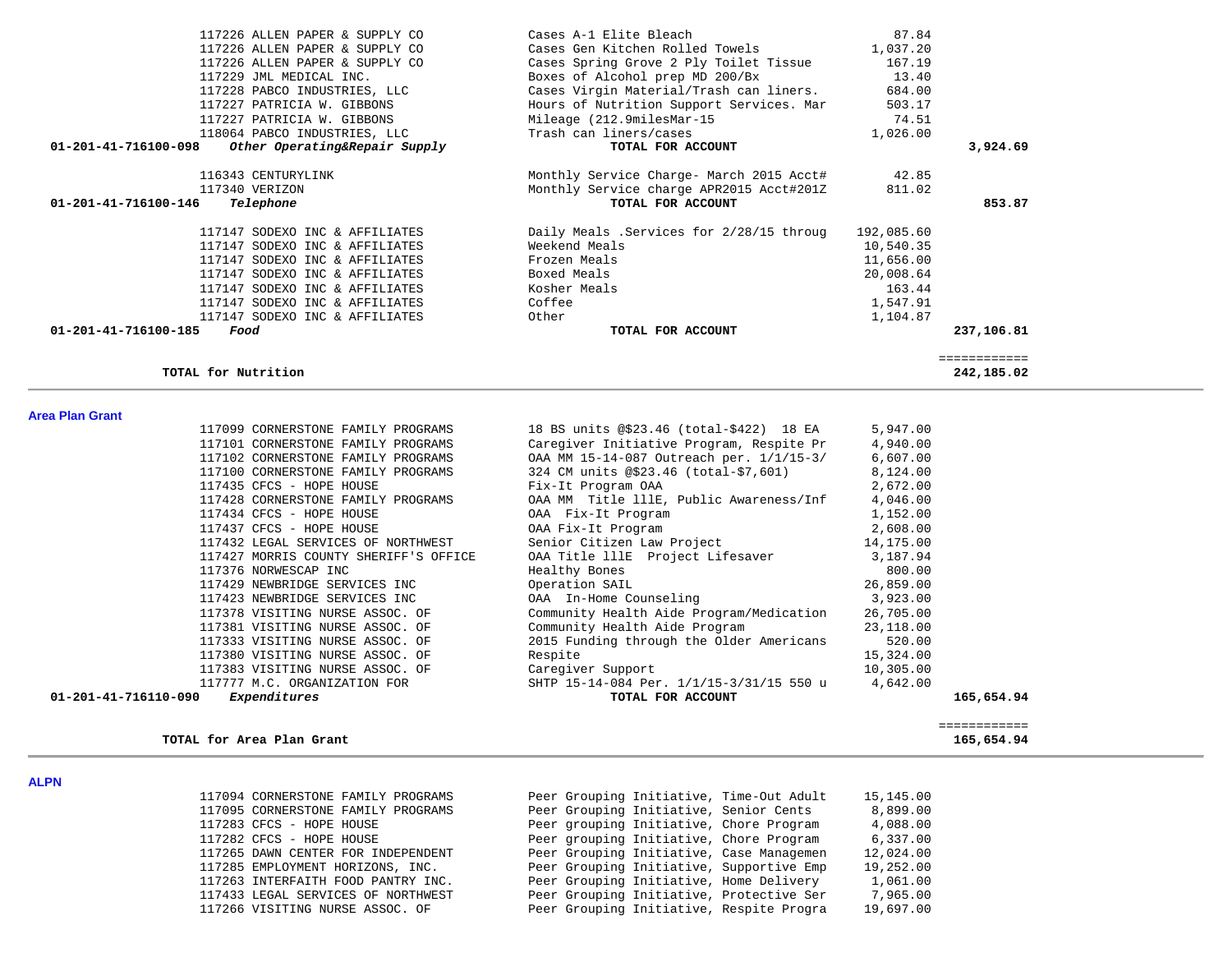| | Vendor | Description | Amount | Total |
|---|---|---|---|---|
| | 117226 ALLEN PAPER & SUPPLY CO | Cases A-1 Elite Bleach | 87.84 | |
| | 117226 ALLEN PAPER & SUPPLY CO | Cases Gen Kitchen Rolled Towels | 1,037.20 | |
| | 117226 ALLEN PAPER & SUPPLY CO | Cases Spring Grove 2 Ply Toilet Tissue | 167.19 | |
| | 117229 JML MEDICAL INC. | Boxes of Alcohol prep MD 200/Bx | 13.40 | |
| | 117228 PABCO INDUSTRIES, LLC | Cases Virgin Material/Trash can liners. | 684.00 | |
| | 117227 PATRICIA W. GIBBONS | Hours of Nutrition Support Services. Mar | 503.17 | |
| | 117227 PATRICIA W. GIBBONS | Mileage (212.9milesMar-15 | 74.51 | |
| | 118064 PABCO INDUSTRIES, LLC | Trash can liners/cases | 1,026.00 | |
| **01-201-41-716100-098** | ***Other Operating&Repair Supply*** | **TOTAL FOR ACCOUNT** | | **3,924.69** |
| | 116343 CENTURYLINK | Monthly Service Charge- March 2015 Acct# | 42.85 | |
| | 117340 VERIZON | Monthly Service charge APR2015 Acct#201Z | 811.02 | |
| **01-201-41-716100-146** | ***Telephone*** | **TOTAL FOR ACCOUNT** | | **853.87** |
| | 117147 SODEXO INC & AFFILIATES | Daily Meals .Services for 2/28/15 throug | 192,085.60 | |
| | 117147 SODEXO INC & AFFILIATES | Weekend Meals | 10,540.35 | |
| | 117147 SODEXO INC & AFFILIATES | Frozen Meals | 11,656.00 | |
| | 117147 SODEXO INC & AFFILIATES | Boxed Meals | 20,008.64 | |
| | 117147 SODEXO INC & AFFILIATES | Kosher Meals | 163.44 | |
| | 117147 SODEXO INC & AFFILIATES | Coffee | 1,547.91 | |
| | 117147 SODEXO INC & AFFILIATES | Other | 1,104.87 | |
| **01-201-41-716100-185** | ***Food*** | **TOTAL FOR ACCOUNT** | | **237,106.81** |
| | | | | ============ |
| | **TOTAL for Nutrition** | | | **242,185.02** |

**Area Plan Grant**

| | Vendor | Description | Amount | Total |
|---|---|---|---|---|
| | 117099 CORNERSTONE FAMILY PROGRAMS | 18 BS units @$23.46 (total-$422) 18 EA | 5,947.00 | |
| | 117101 CORNERSTONE FAMILY PROGRAMS | Caregiver Initiative Program, Respite Pr | 4,940.00 | |
| | 117102 CORNERSTONE FAMILY PROGRAMS | OAA MM 15-14-087 Outreach per. 1/1/15-3/ | 6,607.00 | |
| | 117100 CORNERSTONE FAMILY PROGRAMS | 324 CM units @$23.46 (total-$7,601) | 8,124.00 | |
| | 117435 CFCS - HOPE HOUSE | Fix-It Program OAA | 2,672.00 | |
| | 117428 CORNERSTONE FAMILY PROGRAMS | OAA MM Title lllE, Public Awareness/Inf | 4,046.00 | |
| | 117434 CFCS - HOPE HOUSE | OAA Fix-It Program | 1,152.00 | |
| | 117437 CFCS - HOPE HOUSE | OAA Fix-It Program | 2,608.00 | |
| | 117432 LEGAL SERVICES OF NORTHWEST | Senior Citizen Law Project | 14,175.00 | |
| | 117427 MORRIS COUNTY SHERIFF'S OFFICE | OAA Title lllE Project Lifesaver | 3,187.94 | |
| | 117376 NORWESCAP INC | Healthy Bones | 800.00 | |
| | 117429 NEWBRIDGE SERVICES INC | Operation SAIL | 26,859.00 | |
| | 117423 NEWBRIDGE SERVICES INC | OAA In-Home Counseling | 3,923.00 | |
| | 117378 VISITING NURSE ASSOC. OF | Community Health Aide Program/Medication | 26,705.00 | |
| | 117381 VISITING NURSE ASSOC. OF | Community Health Aide Program | 23,118.00 | |
| | 117333 VISITING NURSE ASSOC. OF | 2015 Funding through the Older Americans | 520.00 | |
| | 117380 VISITING NURSE ASSOC. OF | Respite | 15,324.00 | |
| | 117383 VISITING NURSE ASSOC. OF | Caregiver Support | 10,305.00 | |
| | 117777 M.C. ORGANIZATION FOR | SHTP 15-14-084 Per. 1/1/15-3/31/15 550 u | 4,642.00 | |
| **01-201-41-716110-090** | ***Expenditures*** | **TOTAL FOR ACCOUNT** | | **165,654.94** |
| | | | | ============ |
| | **TOTAL for Area Plan Grant** | | | **165,654.94** |

**ALPN**

| | Vendor | Description | Amount | Total |
|---|---|---|---|---|
| | 117094 CORNERSTONE FAMILY PROGRAMS | Peer Grouping Initiative, Time-Out Adult | 15,145.00 | |
| | 117095 CORNERSTONE FAMILY PROGRAMS | Peer Grouping Initiative, Senior Cents | 8,899.00 | |
| | 117283 CFCS - HOPE HOUSE | Peer grouping Initiative, Chore Program | 4,088.00 | |
| | 117282 CFCS - HOPE HOUSE | Peer grouping Initiative, Chore Program | 6,337.00 | |
| | 117265 DAWN CENTER FOR INDEPENDENT | Peer Grouping Initiative, Case Managemen | 12,024.00 | |
| | 117285 EMPLOYMENT HORIZONS, INC. | Peer Grouping Initiative, Supportive Emp | 19,252.00 | |
| | 117263 INTERFAITH FOOD PANTRY INC. | Peer Grouping Initiative, Home Delivery | 1,061.00 | |
| | 117433 LEGAL SERVICES OF NORTHWEST | Peer Grouping Initiative, Protective Ser | 7,965.00 | |
| | 117266 VISITING NURSE ASSOC. OF | Peer Grouping Initiative, Respite Progra | 19,697.00 | |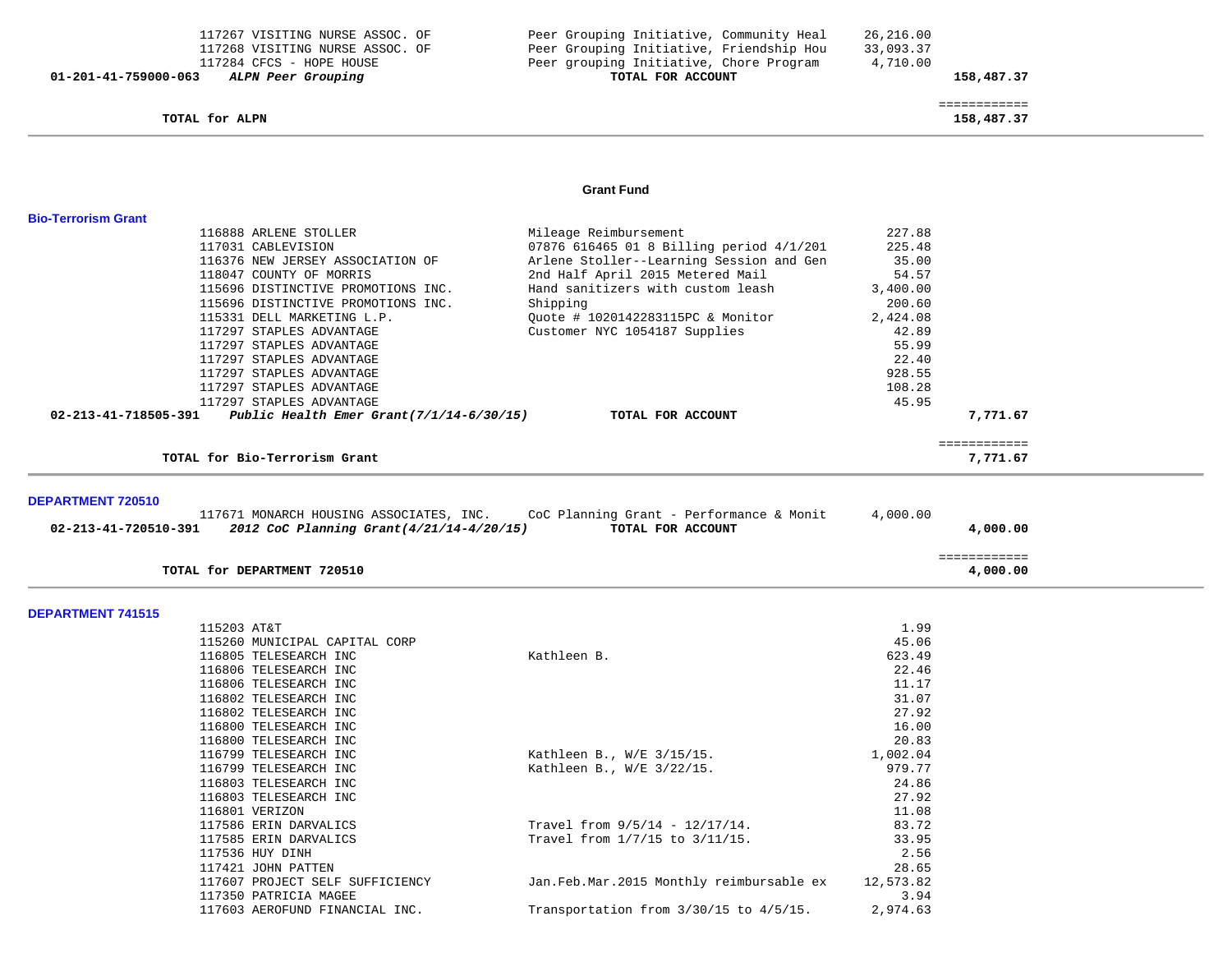| | | | | |
|---|---|---|---|---|
| | 117267 VISITING NURSE ASSOC. OF | Peer Grouping Initiative, Community Heal | 26,216.00 | |
| | 117268 VISITING NURSE ASSOC. OF | Peer Grouping Initiative, Friendship Hou | 33,093.37 | |
| | 117284 CFCS - HOPE HOUSE | Peer grouping Initiative, Chore Program | 4,710.00 | |
| **01-201-41-759000-063** | ***ALPN Peer Grouping*** | **TOTAL FOR ACCOUNT** | | **158,487.37** |
| | | | | ============ |
| | **TOTAL for ALPN** | | | **158,487.37** |

## Grant Fund

**Bio-Terrorism Grant**

| | | | | |
|---|---|---|---|---|
| | 116888 ARLENE STOLLER | Mileage Reimbursement | 227.88 | |
| | 117031 CABLEVISION | 07876 616465 01 8 Billing period 4/1/201 | 225.48 | |
| | 116376 NEW JERSEY ASSOCIATION OF | Arlene Stoller--Learning Session and Gen | 35.00 | |
| | 118047 COUNTY OF MORRIS | 2nd Half April 2015 Metered Mail | 54.57 | |
| | 115696 DISTINCTIVE PROMOTIONS INC. | Hand sanitizers with custom leash | 3,400.00 | |
| | 115696 DISTINCTIVE PROMOTIONS INC. | Shipping | 200.60 | |
| | 115331 DELL MARKETING L.P. | Quote # 1020142283115PC & Monitor | 2,424.08 | |
| | 117297 STAPLES ADVANTAGE | Customer NYC 1054187 Supplies | 42.89 | |
| | 117297 STAPLES ADVANTAGE | | 55.99 | |
| | 117297 STAPLES ADVANTAGE | | 22.40 | |
| | 117297 STAPLES ADVANTAGE | | 928.55 | |
| | 117297 STAPLES ADVANTAGE | | 108.28 | |
| | 117297 STAPLES ADVANTAGE | | 45.95 | |
| **02-213-41-718505-391** | ***Public Health Emer Grant(7/1/14-6/30/15)*** | **TOTAL FOR ACCOUNT** | | **7,771.67** |
| | | | | ============ |
| | **TOTAL for Bio-Terrorism Grant** | | | **7,771.67** |

**DEPARTMENT 720510**

| | | | | |
|---|---|---|---|---|
| | 117671 MONARCH HOUSING ASSOCIATES, INC. | CoC Planning Grant - Performance & Monit | 4,000.00 | |
| **02-213-41-720510-391** | ***2012 CoC Planning Grant(4/21/14-4/20/15)*** | **TOTAL FOR ACCOUNT** | | **4,000.00** |
| | | | | ============ |
| | **TOTAL for DEPARTMENT 720510** | | | **4,000.00** |

**DEPARTMENT 741515**

| | | | | |
|---|---|---|---|---|
| | 115203 AT&T | | 1.99 | |
| | 115260 MUNICIPAL CAPITAL CORP | | 45.06 | |
| | 116805 TELESEARCH INC | Kathleen B. | 623.49 | |
| | 116806 TELESEARCH INC | | 22.46 | |
| | 116806 TELESEARCH INC | | 11.17 | |
| | 116802 TELESEARCH INC | | 31.07 | |
| | 116802 TELESEARCH INC | | 27.92 | |
| | 116800 TELESEARCH INC | | 16.00 | |
| | 116800 TELESEARCH INC | | 20.83 | |
| | 116799 TELESEARCH INC | Kathleen B., W/E 3/15/15. | 1,002.04 | |
| | 116799 TELESEARCH INC | Kathleen B., W/E 3/22/15. | 979.77 | |
| | 116803 TELESEARCH INC | | 24.86 | |
| | 116803 TELESEARCH INC | | 27.92 | |
| | 116801 VERIZON | | 11.08 | |
| | 117586 ERIN DARVALICS | Travel from 9/5/14 - 12/17/14. | 83.72 | |
| | 117585 ERIN DARVALICS | Travel from 1/7/15 to 3/11/15. | 33.95 | |
| | 117536 HUY DINH | | 2.56 | |
| | 117421 JOHN PATTEN | | 28.65 | |
| | 117607 PROJECT SELF SUFFICIENCY | Jan.Feb.Mar.2015 Monthly reimbursable ex | 12,573.82 | |
| | 117350 PATRICIA MAGEE | | 3.94 | |
| | 117603 AEROFUND FINANCIAL INC. | Transportation from 3/30/15 to 4/5/15. | 2,974.63 | |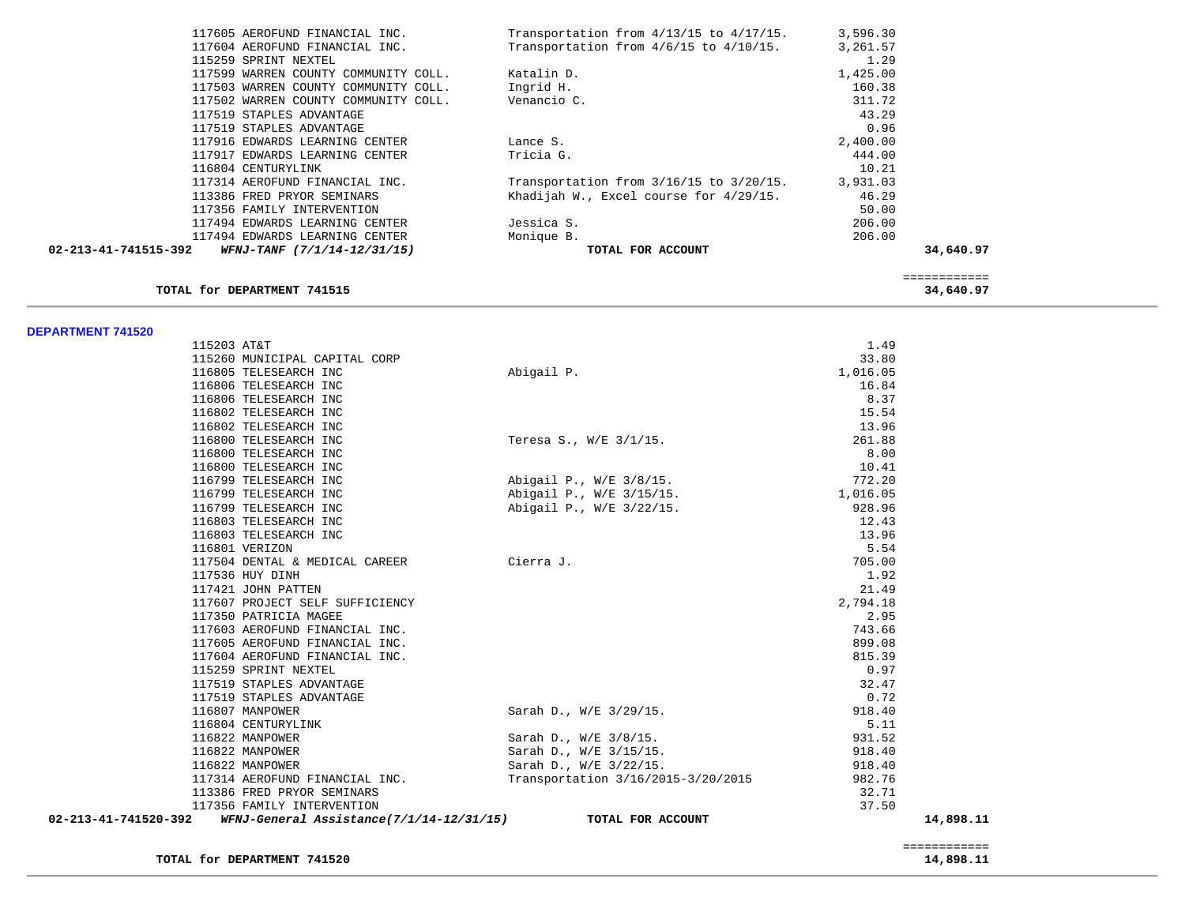| | | | | |
|---|---|---|---|---|
| | 117605 AEROFUND FINANCIAL INC. | Transportation from 4/13/15 to 4/17/15. | 3,596.30 | |
| | 117604 AEROFUND FINANCIAL INC. | Transportation from 4/6/15 to 4/10/15. | 3,261.57 | |
| | 115259 SPRINT NEXTEL | | 1.29 | |
| | 117599 WARREN COUNTY COMMUNITY COLL. | Katalin D. | 1,425.00 | |
| | 117503 WARREN COUNTY COMMUNITY COLL. | Ingrid H. | 160.38 | |
| | 117502 WARREN COUNTY COMMUNITY COLL. | Venancio C. | 311.72 | |
| | 117519 STAPLES ADVANTAGE | | 43.29 | |
| | 117519 STAPLES ADVANTAGE | | 0.96 | |
| | 117916 EDWARDS LEARNING CENTER | Lance S. | 2,400.00 | |
| | 117917 EDWARDS LEARNING CENTER | Tricia G. | 444.00 | |
| | 116804 CENTURYLINK | | 10.21 | |
| | 117314 AEROFUND FINANCIAL INC. | Transportation from 3/16/15 to 3/20/15. | 3,931.03 | |
| | 113386 FRED PRYOR SEMINARS | Khadijah W., Excel course for 4/29/15. | 46.29 | |
| | 117356 FAMILY INTERVENTION | | 50.00 | |
| | 117494 EDWARDS LEARNING CENTER | Jessica S. | 206.00 | |
| | 117494 EDWARDS LEARNING CENTER | Monique B. | 206.00 | |
| **02-213-41-741515-392** | ***WFNJ-TANF (7/1/14-12/31/15)*** | **TOTAL FOR ACCOUNT** | | **34,640.97** |
| | | | | ============ |
| | **TOTAL for DEPARTMENT 741515** | | | **34,640.97** |

## DEPARTMENT 741520

| | | | | |
|---|---|---|---|---|
| | 115203 AT&T | | 1.49 | |
| | 115260 MUNICIPAL CAPITAL CORP | | 33.80 | |
| | 116805 TELESEARCH INC | Abigail P. | 1,016.05 | |
| | 116806 TELESEARCH INC | | 16.84 | |
| | 116806 TELESEARCH INC | | 8.37 | |
| | 116802 TELESEARCH INC | | 15.54 | |
| | 116802 TELESEARCH INC | | 13.96 | |
| | 116800 TELESEARCH INC | Teresa S., W/E 3/1/15. | 261.88 | |
| | 116800 TELESEARCH INC | | 8.00 | |
| | 116800 TELESEARCH INC | | 10.41 | |
| | 116799 TELESEARCH INC | Abigail P., W/E 3/8/15. | 772.20 | |
| | 116799 TELESEARCH INC | Abigail P., W/E 3/15/15. | 1,016.05 | |
| | 116799 TELESEARCH INC | Abigail P., W/E 3/22/15. | 928.96 | |
| | 116803 TELESEARCH INC | | 12.43 | |
| | 116803 TELESEARCH INC | | 13.96 | |
| | 116801 VERIZON | | 5.54 | |
| | 117504 DENTAL & MEDICAL CAREER | Cierra J. | 705.00 | |
| | 117536 HUY DINH | | 1.92 | |
| | 117421 JOHN PATTEN | | 21.49 | |
| | 117607 PROJECT SELF SUFFICIENCY | | 2,794.18 | |
| | 117350 PATRICIA MAGEE | | 2.95 | |
| | 117603 AEROFUND FINANCIAL INC. | | 743.66 | |
| | 117605 AEROFUND FINANCIAL INC. | | 899.08 | |
| | 117604 AEROFUND FINANCIAL INC. | | 815.39 | |
| | 115259 SPRINT NEXTEL | | 0.97 | |
| | 117519 STAPLES ADVANTAGE | | 32.47 | |
| | 117519 STAPLES ADVANTAGE | | 0.72 | |
| | 116807 MANPOWER | Sarah D., W/E 3/29/15. | 918.40 | |
| | 116804 CENTURYLINK | | 5.11 | |
| | 116822 MANPOWER | Sarah D., W/E 3/8/15. | 931.52 | |
| | 116822 MANPOWER | Sarah D., W/E 3/15/15. | 918.40 | |
| | 116822 MANPOWER | Sarah D., W/E 3/22/15. | 918.40 | |
| | 117314 AEROFUND FINANCIAL INC. | Transportation 3/16/2015-3/20/2015 | 982.76 | |
| | 113386 FRED PRYOR SEMINARS | | 32.71 | |
| | 117356 FAMILY INTERVENTION | | 37.50 | |
| **02-213-41-741520-392** | ***WFNJ-General Assistance(7/1/14-12/31/15)*** | **TOTAL FOR ACCOUNT** | | **14,898.11** |
| | | | | ============ |
| | **TOTAL for DEPARTMENT 741520** | | | **14,898.11** |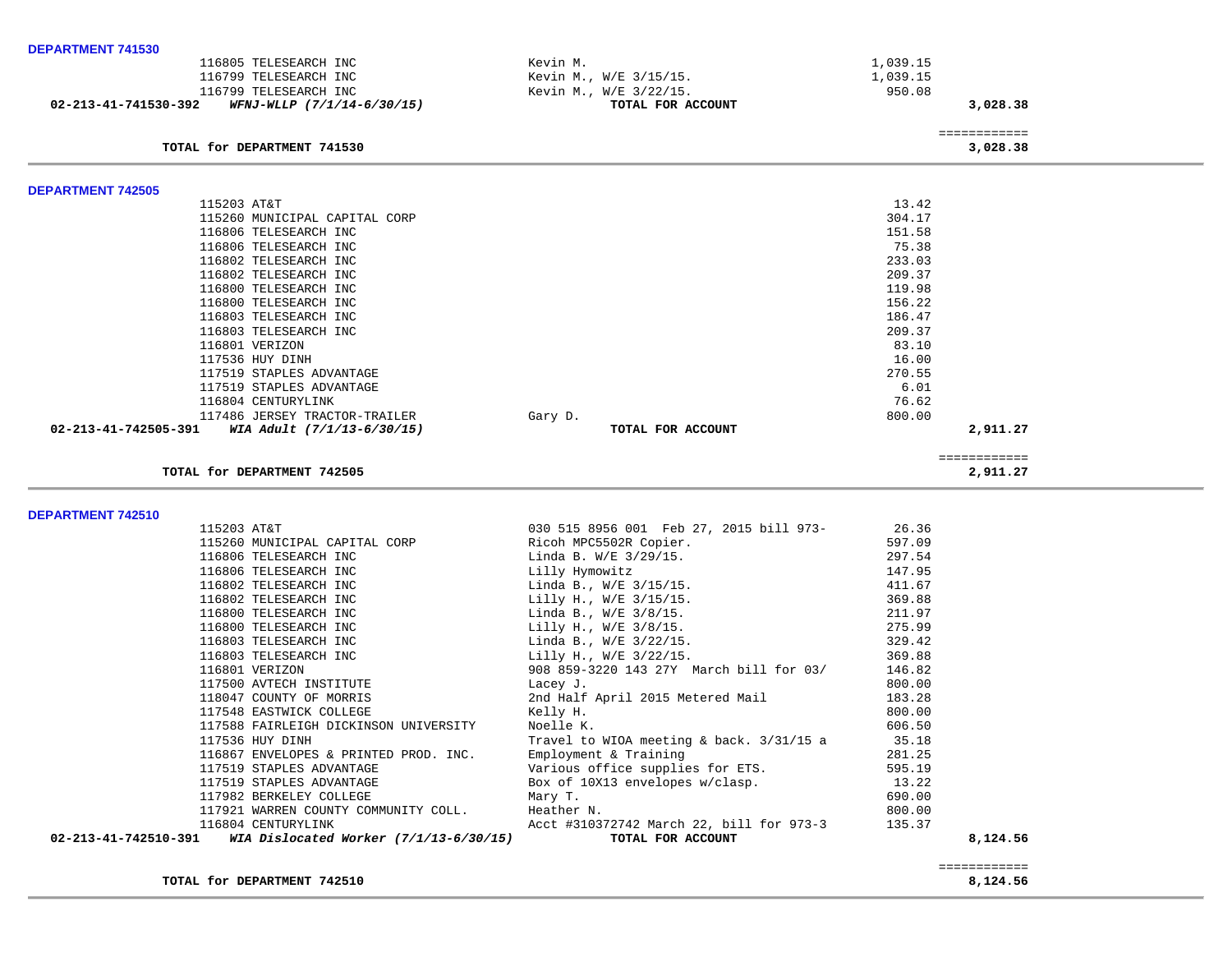**DEPARTMENT 741530**

| | | | |
|---|---|---|---|
| 116805 TELESEARCH INC | Kevin M. | 1,039.15 | |
| 116799 TELESEARCH INC | Kevin M., W/E 3/15/15. | 1,039.15 | |
| 116799 TELESEARCH INC | Kevin M., W/E 3/22/15. | 950.08 | |
| **02-213-41-741530-392** ***WFNJ-WLLP (7/1/14-6/30/15)*** | **TOTAL FOR ACCOUNT** | | **3,028.38** |

============

**TOTAL for DEPARTMENT 741530** **3,028.38**

---

**DEPARTMENT 742505**

| | | | |
|---|---|---|---|
| 115203 AT&T | | 13.42 | |
| 115260 MUNICIPAL CAPITAL CORP | | 304.17 | |
| 116806 TELESEARCH INC | | 151.58 | |
| 116806 TELESEARCH INC | | 75.38 | |
| 116802 TELESEARCH INC | | 233.03 | |
| 116802 TELESEARCH INC | | 209.37 | |
| 116800 TELESEARCH INC | | 119.98 | |
| 116800 TELESEARCH INC | | 156.22 | |
| 116803 TELESEARCH INC | | 186.47 | |
| 116803 TELESEARCH INC | | 209.37 | |
| 116801 VERIZON | | 83.10 | |
| 117536 HUY DINH | | 16.00 | |
| 117519 STAPLES ADVANTAGE | | 270.55 | |
| 117519 STAPLES ADVANTAGE | | 6.01 | |
| 116804 CENTURYLINK | | 76.62 | |
| 117486 JERSEY TRACTOR-TRAILER | Gary D. | 800.00 | |
| **02-213-41-742505-391** ***WIA Adult (7/1/13-6/30/15)*** | **TOTAL FOR ACCOUNT** | | **2,911.27** |

============

**TOTAL for DEPARTMENT 742505** **2,911.27**

---

**DEPARTMENT 742510**

| | | | |
|---|---|---|---|
| 115203 AT&T | 030 515 8956 001 Feb 27, 2015 bill 973- | 26.36 | |
| 115260 MUNICIPAL CAPITAL CORP | Ricoh MPC5502R Copier. | 597.09 | |
| 116806 TELESEARCH INC | Linda B. W/E 3/29/15. | 297.54 | |
| 116806 TELESEARCH INC | Lilly Hymowitz | 147.95 | |
| 116802 TELESEARCH INC | Linda B., W/E 3/15/15. | 411.67 | |
| 116802 TELESEARCH INC | Lilly H., W/E 3/15/15. | 369.88 | |
| 116800 TELESEARCH INC | Linda B., W/E 3/8/15. | 211.97 | |
| 116800 TELESEARCH INC | Lilly H., W/E 3/8/15. | 275.99 | |
| 116803 TELESEARCH INC | Linda B., W/E 3/22/15. | 329.42 | |
| 116803 TELESEARCH INC | Lilly H., W/E 3/22/15. | 369.88 | |
| 116801 VERIZON | 908 859-3220 143 27Y March bill for 03/ | 146.82 | |
| 117500 AVTECH INSTITUTE | Lacey J. | 800.00 | |
| 118047 COUNTY OF MORRIS | 2nd Half April 2015 Metered Mail | 183.28 | |
| 117548 EASTWICK COLLEGE | Kelly H. | 800.00 | |
| 117588 FAIRLEIGH DICKINSON UNIVERSITY | Noelle K. | 606.50 | |
| 117536 HUY DINH | Travel to WIOA meeting & back. 3/31/15 a | 35.18 | |
| 116867 ENVELOPES & PRINTED PROD. INC. | Employment & Training | 281.25 | |
| 117519 STAPLES ADVANTAGE | Various office supplies for ETS. | 595.19 | |
| 117519 STAPLES ADVANTAGE | Box of 10X13 envelopes w/clasp. | 13.22 | |
| 117982 BERKELEY COLLEGE | Mary T. | 690.00 | |
| 117921 WARREN COUNTY COMMUNITY COLL. | Heather N. | 800.00 | |
| 116804 CENTURYLINK | Acct #310372742 March 22, bill for 973-3 | 135.37 | |
| **02-213-41-742510-391** ***WIA Dislocated Worker (7/1/13-6/30/15)*** | **TOTAL FOR ACCOUNT** | | **8,124.56** |

============

**TOTAL for DEPARTMENT 742510** **8,124.56**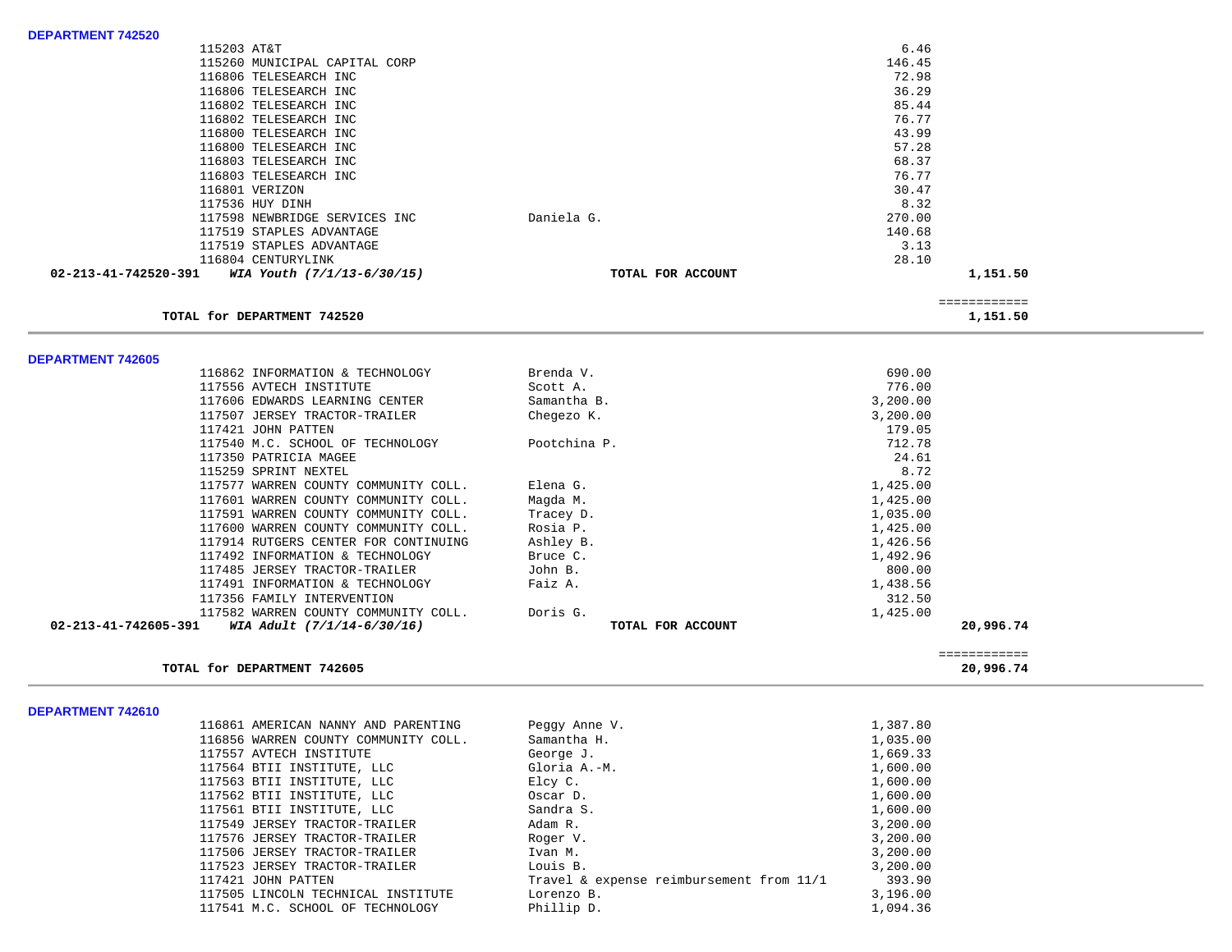**DEPARTMENT 742520**

| Vendor | Description | Amount | Total |
|---|---|---|---|
| 115203 AT&T | | 6.46 | |
| 115260 MUNICIPAL CAPITAL CORP | | 146.45 | |
| 116806 TELESEARCH INC | | 72.98 | |
| 116806 TELESEARCH INC | | 36.29 | |
| 116802 TELESEARCH INC | | 85.44 | |
| 116802 TELESEARCH INC | | 76.77 | |
| 116800 TELESEARCH INC | | 43.99 | |
| 116800 TELESEARCH INC | | 57.28 | |
| 116803 TELESEARCH INC | | 68.37 | |
| 116803 TELESEARCH INC | | 76.77 | |
| 116801 VERIZON | | 30.47 | |
| 117536 HUY DINH | | 8.32 | |
| 117598 NEWBRIDGE SERVICES INC | Daniela G. | 270.00 | |
| 117519 STAPLES ADVANTAGE | | 140.68 | |
| 117519 STAPLES ADVANTAGE | | 3.13 | |
| 116804 CENTURYLINK | | 28.10 | |
| **02-213-41-742520-391** ***WIA Youth (7/1/13-6/30/15)*** | **TOTAL FOR ACCOUNT** | | **1,151.50** |

**TOTAL for DEPARTMENT 742520** ============ **1,151.50**

**DEPARTMENT 742605**

| Vendor | Description | Amount | Total |
|---|---|---|---|
| 116862 INFORMATION & TECHNOLOGY | Brenda V. | 690.00 | |
| 117556 AVTECH INSTITUTE | Scott A. | 776.00 | |
| 117606 EDWARDS LEARNING CENTER | Samantha B. | 3,200.00 | |
| 117507 JERSEY TRACTOR-TRAILER | Chegezo K. | 3,200.00 | |
| 117421 JOHN PATTEN | | 179.05 | |
| 117540 M.C. SCHOOL OF TECHNOLOGY | Pootchina P. | 712.78 | |
| 117350 PATRICIA MAGEE | | 24.61 | |
| 115259 SPRINT NEXTEL | | 8.72 | |
| 117577 WARREN COUNTY COMMUNITY COLL. | Elena G. | 1,425.00 | |
| 117601 WARREN COUNTY COMMUNITY COLL. | Magda M. | 1,425.00 | |
| 117591 WARREN COUNTY COMMUNITY COLL. | Tracey D. | 1,035.00 | |
| 117600 WARREN COUNTY COMMUNITY COLL. | Rosia P. | 1,425.00 | |
| 117914 RUTGERS CENTER FOR CONTINUING | Ashley B. | 1,426.56 | |
| 117492 INFORMATION & TECHNOLOGY | Bruce C. | 1,492.96 | |
| 117485 JERSEY TRACTOR-TRAILER | John B. | 800.00 | |
| 117491 INFORMATION & TECHNOLOGY | Faiz A. | 1,438.56 | |
| 117356 FAMILY INTERVENTION | | 312.50 | |
| 117582 WARREN COUNTY COMMUNITY COLL. | Doris G. | 1,425.00 | |
| **02-213-41-742605-391** ***WIA Adult (7/1/14-6/30/16)*** | **TOTAL FOR ACCOUNT** | | **20,996.74** |

**TOTAL for DEPARTMENT 742605** ============ **20,996.74**

**DEPARTMENT 742610**

| Vendor | Description | Amount |
|---|---|---|
| 116861 AMERICAN NANNY AND PARENTING | Peggy Anne V. | 1,387.80 |
| 116856 WARREN COUNTY COMMUNITY COLL. | Samantha H. | 1,035.00 |
| 117557 AVTECH INSTITUTE | George J. | 1,669.33 |
| 117564 BTII INSTITUTE, LLC | Gloria A.-M. | 1,600.00 |
| 117563 BTII INSTITUTE, LLC | Elcy C. | 1,600.00 |
| 117562 BTII INSTITUTE, LLC | Oscar D. | 1,600.00 |
| 117561 BTII INSTITUTE, LLC | Sandra S. | 1,600.00 |
| 117549 JERSEY TRACTOR-TRAILER | Adam R. | 3,200.00 |
| 117576 JERSEY TRACTOR-TRAILER | Roger V. | 3,200.00 |
| 117506 JERSEY TRACTOR-TRAILER | Ivan M. | 3,200.00 |
| 117523 JERSEY TRACTOR-TRAILER | Louis B. | 3,200.00 |
| 117421 JOHN PATTEN | Travel & expense reimbursement from 11/1 | 393.90 |
| 117505 LINCOLN TECHNICAL INSTITUTE | Lorenzo B. | 3,196.00 |
| 117541 M.C. SCHOOL OF TECHNOLOGY | Phillip D. | 1,094.36 |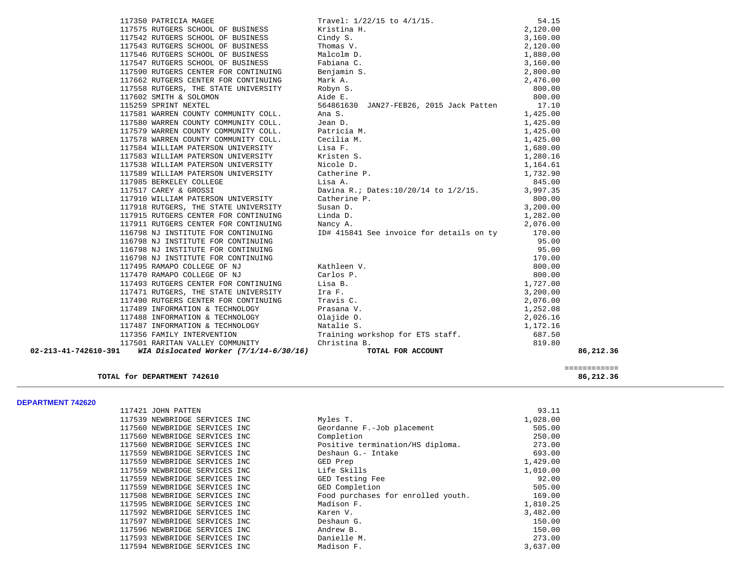| | | | | |
|---|---|---|---|---|
| | 117350 PATRICIA MAGEE | Travel: 1/22/15 to 4/1/15. | 54.15 | |
| | 117575 RUTGERS SCHOOL OF BUSINESS | Kristina H. | 2,120.00 | |
| | 117542 RUTGERS SCHOOL OF BUSINESS | Cindy S. | 3,160.00 | |
| | 117543 RUTGERS SCHOOL OF BUSINESS | Thomas V. | 2,120.00 | |
| | 117546 RUTGERS SCHOOL OF BUSINESS | Malcolm D. | 1,880.00 | |
| | 117547 RUTGERS SCHOOL OF BUSINESS | Fabiana C. | 3,160.00 | |
| | 117590 RUTGERS CENTER FOR CONTINUING | Benjamin S. | 2,800.00 | |
| | 117662 RUTGERS CENTER FOR CONTINUING | Mark A. | 2,476.00 | |
| | 117558 RUTGERS, THE STATE UNIVERSITY | Robyn S. | 800.00 | |
| | 117602 SMITH & SOLOMON | Aide E. | 800.00 | |
| | 115259 SPRINT NEXTEL | 564861630 JAN27-FEB26, 2015 Jack Patten | 17.10 | |
| | 117581 WARREN COUNTY COMMUNITY COLL. | Ana S. | 1,425.00 | |
| | 117580 WARREN COUNTY COMMUNITY COLL. | Jean D. | 1,425.00 | |
| | 117579 WARREN COUNTY COMMUNITY COLL. | Patricia M. | 1,425.00 | |
| | 117578 WARREN COUNTY COMMUNITY COLL. | Cecilia M. | 1,425.00 | |
| | 117584 WILLIAM PATERSON UNIVERSITY | Lisa F. | 1,680.00 | |
| | 117583 WILLIAM PATERSON UNIVERSITY | Kristen S. | 1,280.16 | |
| | 117538 WILLIAM PATERSON UNIVERSITY | Nicole D. | 1,164.61 | |
| | 117589 WILLIAM PATERSON UNIVERSITY | Catherine P. | 1,732.90 | |
| | 117985 BERKELEY COLLEGE | Lisa A. | 845.00 | |
| | 117517 CAREY & GROSSI | Davina R.; Dates:10/20/14 to 1/2/15. | 3,997.35 | |
| | 117910 WILLIAM PATERSON UNIVERSITY | Catherine P. | 800.00 | |
| | 117918 RUTGERS, THE STATE UNIVERSITY | Susan D. | 3,200.00 | |
| | 117915 RUTGERS CENTER FOR CONTINUING | Linda D. | 1,282.00 | |
| | 117911 RUTGERS CENTER FOR CONTINUING | Nancy A. | 2,076.00 | |
| | 116798 NJ INSTITUTE FOR CONTINUING | ID# 415841 See invoice for details on ty | 170.00 | |
| | 116798 NJ INSTITUTE FOR CONTINUING | | 95.00 | |
| | 116798 NJ INSTITUTE FOR CONTINUING | | 95.00 | |
| | 116798 NJ INSTITUTE FOR CONTINUING | | 170.00 | |
| | 117495 RAMAPO COLLEGE OF NJ | Kathleen V. | 800.00 | |
| | 117470 RAMAPO COLLEGE OF NJ | Carlos P. | 800.00 | |
| | 117493 RUTGERS CENTER FOR CONTINUING | Lisa B. | 1,727.00 | |
| | 117471 RUTGERS, THE STATE UNIVERSITY | Ira F. | 3,200.00 | |
| | 117490 RUTGERS CENTER FOR CONTINUING | Travis C. | 2,076.00 | |
| | 117489 INFORMATION & TECHNOLOGY | Prasana V. | 1,252.08 | |
| | 117488 INFORMATION & TECHNOLOGY | Olajide O. | 2,026.16 | |
| | 117487 INFORMATION & TECHNOLOGY | Natalie S. | 1,172.16 | |
| | 117356 FAMILY INTERVENTION | Training workshop for ETS staff. | 687.50 | |
| | 117501 RARITAN VALLEY COMMUNITY | Christina B. | 819.80 | |
| **02-213-41-742610-391** | ***WIA Dislocated Worker (7/1/14-6/30/16)*** | **TOTAL FOR ACCOUNT** | | **86,212.36** |

============

**TOTAL for DEPARTMENT 742610** **86,212.36**

**DEPARTMENT 742620**

| | | |
|---|---|---|
| 117421 JOHN PATTEN | | 93.11 |
| 117539 NEWBRIDGE SERVICES INC | Myles T. | 1,028.00 |
| 117560 NEWBRIDGE SERVICES INC | Geordanne F.-Job placement | 505.00 |
| 117560 NEWBRIDGE SERVICES INC | Completion | 250.00 |
| 117560 NEWBRIDGE SERVICES INC | Positive termination/HS diploma. | 273.00 |
| 117559 NEWBRIDGE SERVICES INC | Deshaun G.- Intake | 693.00 |
| 117559 NEWBRIDGE SERVICES INC | GED Prep | 1,429.00 |
| 117559 NEWBRIDGE SERVICES INC | Life Skills | 1,010.00 |
| 117559 NEWBRIDGE SERVICES INC | GED Testing Fee | 92.00 |
| 117559 NEWBRIDGE SERVICES INC | GED Completion | 505.00 |
| 117508 NEWBRIDGE SERVICES INC | Food purchases for enrolled youth. | 169.00 |
| 117595 NEWBRIDGE SERVICES INC | Madison F. | 1,810.25 |
| 117592 NEWBRIDGE SERVICES INC | Karen V. | 3,482.00 |
| 117597 NEWBRIDGE SERVICES INC | Deshaun G. | 150.00 |
| 117596 NEWBRIDGE SERVICES INC | Andrew B. | 150.00 |
| 117593 NEWBRIDGE SERVICES INC | Danielle M. | 273.00 |
| 117594 NEWBRIDGE SERVICES INC | Madison F. | 3,637.00 |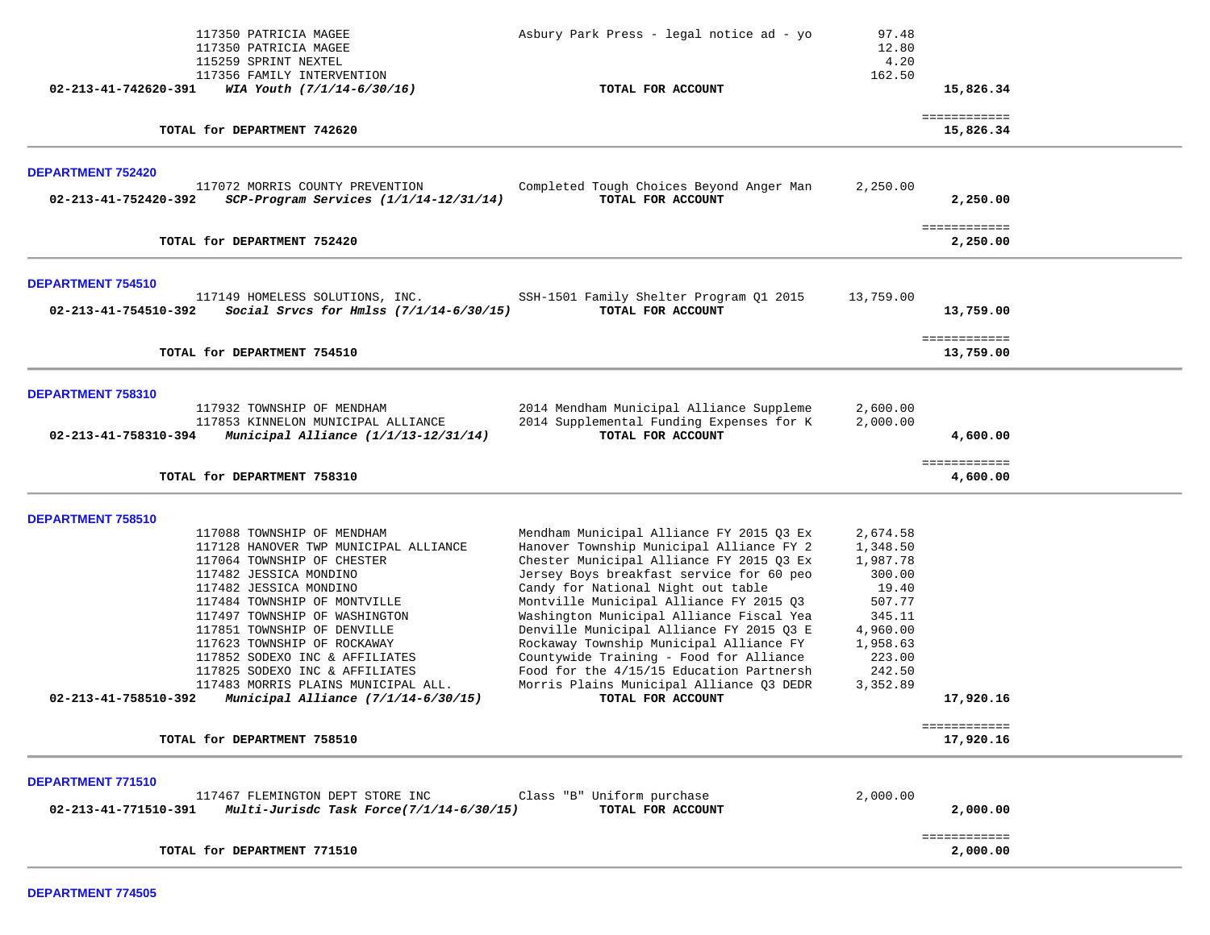| | | | |
|---|---|---|---|
| 117350 PATRICIA MAGEE | Asbury Park Press - legal notice ad - yo | 97.48 | |
| 117350 PATRICIA MAGEE | | 12.80 | |
| 115259 SPRINT NEXTEL | | 4.20 | |
| 117356 FAMILY INTERVENTION | | 162.50 | |
| **02-213-41-742620-391** ***WIA Youth (7/1/14-6/30/16)*** | **TOTAL FOR ACCOUNT** | | **15,826.34** |

============

**TOTAL for DEPARTMENT 742620** — **15,826.34**

---

### DEPARTMENT 752420

| | | | |
|---|---|---|---|
| 117072 MORRIS COUNTY PREVENTION | Completed Tough Choices Beyond Anger Man | 2,250.00 | |
| **02-213-41-752420-392** ***SCP-Program Services (1/1/14-12/31/14)*** | **TOTAL FOR ACCOUNT** | | **2,250.00** |

============

**TOTAL for DEPARTMENT 752420** — **2,250.00**

---

### DEPARTMENT 754510

| | | | |
|---|---|---|---|
| 117149 HOMELESS SOLUTIONS, INC. | SSH-1501 Family Shelter Program Q1 2015 | 13,759.00 | |
| **02-213-41-754510-392** ***Social Srvcs for Hmlss (7/1/14-6/30/15)*** | **TOTAL FOR ACCOUNT** | | **13,759.00** |

============

**TOTAL for DEPARTMENT 754510** — **13,759.00**

---

### DEPARTMENT 758310

| | | | |
|---|---|---|---|
| 117932 TOWNSHIP OF MENDHAM | 2014 Mendham Municipal Alliance Suppleme | 2,600.00 | |
| 117853 KINNELON MUNICIPAL ALLIANCE | 2014 Supplemental Funding Expenses for K | 2,000.00 | |
| **02-213-41-758310-394** ***Municipal Alliance (1/1/13-12/31/14)*** | **TOTAL FOR ACCOUNT** | | **4,600.00** |

============

**TOTAL for DEPARTMENT 758310** — **4,600.00**

---

### DEPARTMENT 758510

| | | | |
|---|---|---|---|
| 117088 TOWNSHIP OF MENDHAM | Mendham Municipal Alliance FY 2015 Q3 Ex | 2,674.58 | |
| 117128 HANOVER TWP MUNICIPAL ALLIANCE | Hanover Township Municipal Alliance FY 2 | 1,348.50 | |
| 117064 TOWNSHIP OF CHESTER | Chester Municipal Alliance FY 2015 Q3 Ex | 1,987.78 | |
| 117482 JESSICA MONDINO | Jersey Boys breakfast service for 60 peo | 300.00 | |
| 117482 JESSICA MONDINO | Candy for National Night out table | 19.40 | |
| 117484 TOWNSHIP OF MONTVILLE | Montville Municipal Alliance FY 2015 Q3 | 507.77 | |
| 117497 TOWNSHIP OF WASHINGTON | Washington Municipal Alliance Fiscal Yea | 345.11 | |
| 117851 TOWNSHIP OF DENVILLE | Denville Municipal Alliance FY 2015 Q3 E | 4,960.00 | |
| 117623 TOWNSHIP OF ROCKAWAY | Rockaway Township Municipal Alliance FY | 1,958.63 | |
| 117852 SODEXO INC & AFFILIATES | Countywide Training - Food for Alliance | 223.00 | |
| 117825 SODEXO INC & AFFILIATES | Food for the 4/15/15 Education Partnersh | 242.50 | |
| 117483 MORRIS PLAINS MUNICIPAL ALL. | Morris Plains Municipal Alliance Q3 DEDR | 3,352.89 | |
| **02-213-41-758510-392** ***Municipal Alliance (7/1/14-6/30/15)*** | **TOTAL FOR ACCOUNT** | | **17,920.16** |

============

**TOTAL for DEPARTMENT 758510** — **17,920.16**

---

### DEPARTMENT 771510

| | | | |
|---|---|---|---|
| 117467 FLEMINGTON DEPT STORE INC | Class "B" Uniform purchase | 2,000.00 | |
| **02-213-41-771510-391** ***Multi-Jurisdc Task Force(7/1/14-6/30/15)*** | **TOTAL FOR ACCOUNT** | | **2,000.00** |

============

**TOTAL for DEPARTMENT 771510** — **2,000.00**

---

### DEPARTMENT 774505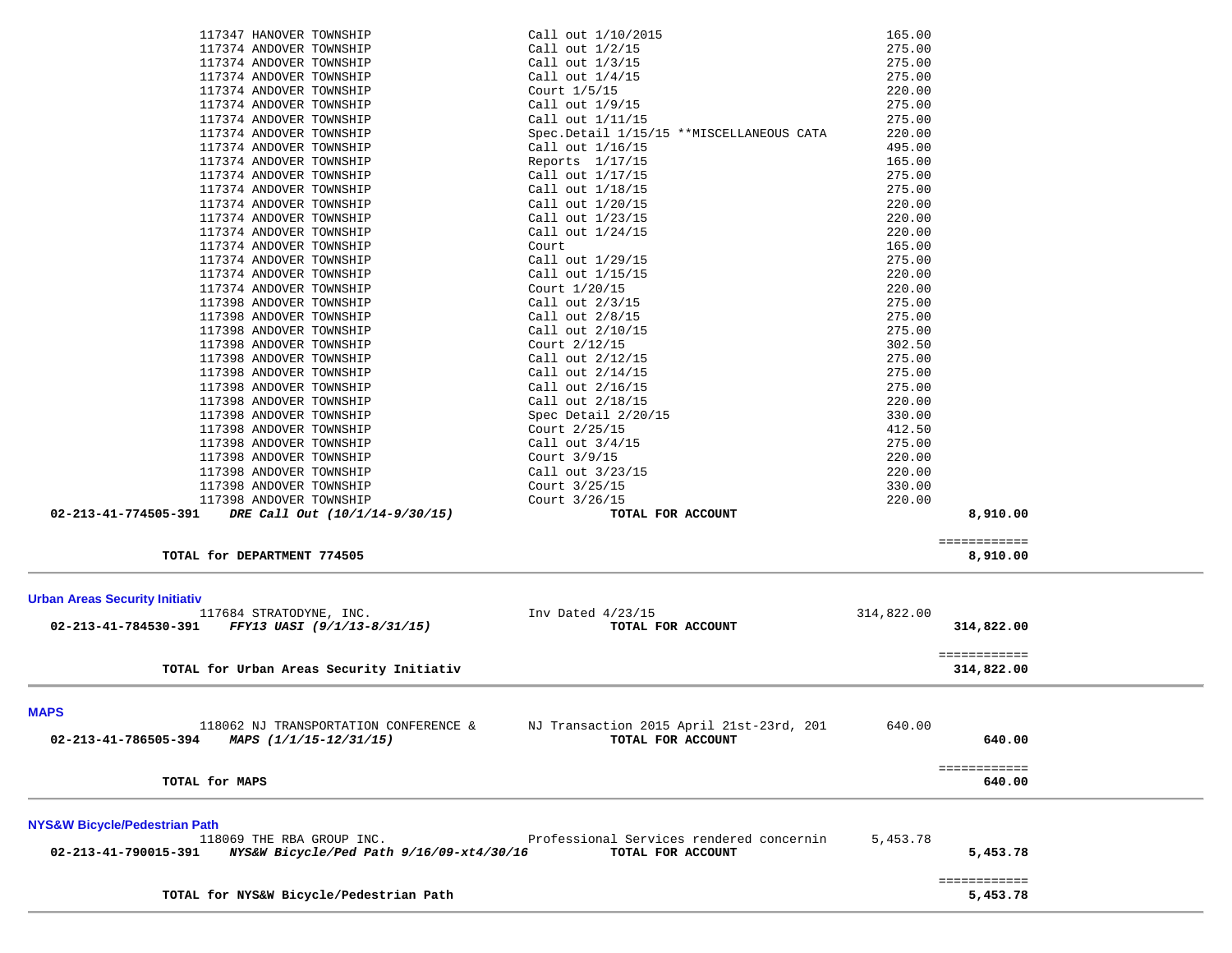| | | | |
|---|---|---|---|
| 117347 HANOVER TOWNSHIP | Call out 1/10/2015 | 165.00 | |
| 117374 ANDOVER TOWNSHIP | Call out 1/2/15 | 275.00 | |
| 117374 ANDOVER TOWNSHIP | Call out 1/3/15 | 275.00 | |
| 117374 ANDOVER TOWNSHIP | Call out 1/4/15 | 275.00 | |
| 117374 ANDOVER TOWNSHIP | Court 1/5/15 | 220.00 | |
| 117374 ANDOVER TOWNSHIP | Call out 1/9/15 | 275.00 | |
| 117374 ANDOVER TOWNSHIP | Call out 1/11/15 | 275.00 | |
| 117374 ANDOVER TOWNSHIP | Spec.Detail 1/15/15 **MISCELLANEOUS CATA | 220.00 | |
| 117374 ANDOVER TOWNSHIP | Call out 1/16/15 | 495.00 | |
| 117374 ANDOVER TOWNSHIP | Reports 1/17/15 | 165.00 | |
| 117374 ANDOVER TOWNSHIP | Call out 1/17/15 | 275.00 | |
| 117374 ANDOVER TOWNSHIP | Call out 1/18/15 | 275.00 | |
| 117374 ANDOVER TOWNSHIP | Call out 1/20/15 | 220.00 | |
| 117374 ANDOVER TOWNSHIP | Call out 1/23/15 | 220.00 | |
| 117374 ANDOVER TOWNSHIP | Call out 1/24/15 | 220.00 | |
| 117374 ANDOVER TOWNSHIP | Court | 165.00 | |
| 117374 ANDOVER TOWNSHIP | Call out 1/29/15 | 275.00 | |
| 117374 ANDOVER TOWNSHIP | Call out 1/15/15 | 220.00 | |
| 117374 ANDOVER TOWNSHIP | Court 1/20/15 | 220.00 | |
| 117398 ANDOVER TOWNSHIP | Call out 2/3/15 | 275.00 | |
| 117398 ANDOVER TOWNSHIP | Call out 2/8/15 | 275.00 | |
| 117398 ANDOVER TOWNSHIP | Call out 2/10/15 | 275.00 | |
| 117398 ANDOVER TOWNSHIP | Court 2/12/15 | 302.50 | |
| 117398 ANDOVER TOWNSHIP | Call out 2/12/15 | 275.00 | |
| 117398 ANDOVER TOWNSHIP | Call out 2/14/15 | 275.00 | |
| 117398 ANDOVER TOWNSHIP | Call out 2/16/15 | 275.00 | |
| 117398 ANDOVER TOWNSHIP | Call out 2/18/15 | 220.00 | |
| 117398 ANDOVER TOWNSHIP | Spec Detail 2/20/15 | 330.00 | |
| 117398 ANDOVER TOWNSHIP | Court 2/25/15 | 412.50 | |
| 117398 ANDOVER TOWNSHIP | Call out 3/4/15 | 275.00 | |
| 117398 ANDOVER TOWNSHIP | Court 3/9/15 | 220.00 | |
| 117398 ANDOVER TOWNSHIP | Call out 3/23/15 | 220.00 | |
| 117398 ANDOVER TOWNSHIP | Court 3/25/15 | 330.00 | |
| 117398 ANDOVER TOWNSHIP | Court 3/26/15 | 220.00 | |
| **02-213-41-774505-391** ***DRE Call Out (10/1/14-9/30/15)*** | **TOTAL FOR ACCOUNT** | | **8,910.00** |
| | | | ============ |
| **TOTAL for DEPARTMENT 774505** | | | **8,910.00** |

## Urban Areas Security Initiativ

| | | | |
|---|---|---|---|
| 117684 STRATODYNE, INC. | Inv Dated 4/23/15 | 314,822.00 | |
| **02-213-41-784530-391** ***FFY13 UASI (9/1/13-8/31/15)*** | **TOTAL FOR ACCOUNT** | | **314,822.00** |
| | | | ============ |
| **TOTAL for Urban Areas Security Initiativ** | | | **314,822.00** |

## MAPS

| | | | |
|---|---|---|---|
| 118062 NJ TRANSPORTATION CONFERENCE & | NJ Transaction 2015 April 21st-23rd, 201 | 640.00 | |
| **02-213-41-786505-394** ***MAPS (1/1/15-12/31/15)*** | **TOTAL FOR ACCOUNT** | | **640.00** |
| | | | ============ |
| **TOTAL for MAPS** | | | **640.00** |

## NYS&W Bicycle/Pedestrian Path

| | | | |
|---|---|---|---|
| 118069 THE RBA GROUP INC. | Professional Services rendered concernin | 5,453.78 | |
| **02-213-41-790015-391** ***NYS&W Bicycle/Ped Path 9/16/09-xt4/30/16*** | **TOTAL FOR ACCOUNT** | | **5,453.78** |
| | | | ============ |
| **TOTAL for NYS&W Bicycle/Pedestrian Path** | | | **5,453.78** |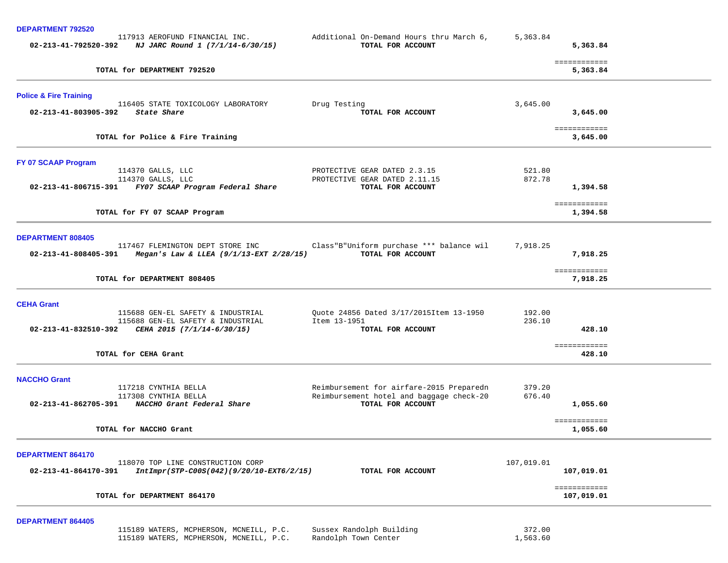**DEPARTMENT 792520**

| | | | |
|---|---|---|---|
| 117913 AEROFUND FINANCIAL INC. | Additional On-Demand Hours thru March 6, | 5,363.84 | |
| **02-213-41-792520-392** ***NJ JARC Round 1 (7/1/14-6/30/15)*** | **TOTAL FOR ACCOUNT** | | **5,363.84** |

**TOTAL for DEPARTMENT 792520** ============ **5,363.84**

---

**Police & Fire Training**

| | | | |
|---|---|---|---|
| 116405 STATE TOXICOLOGY LABORATORY | Drug Testing | 3,645.00 | |
| **02-213-41-803905-392** ***State Share*** | **TOTAL FOR ACCOUNT** | | **3,645.00** |

**TOTAL for Police & Fire Training** ============ **3,645.00**

---

**FY 07 SCAAP Program**

| | | | |
|---|---|---|---|
| 114370 GALLS, LLC | PROTECTIVE GEAR DATED 2.3.15 | 521.80 | |
| 114370 GALLS, LLC | PROTECTIVE GEAR DATED 2.11.15 | 872.78 | |
| **02-213-41-806715-391** ***FY07 SCAAP Program Federal Share*** | **TOTAL FOR ACCOUNT** | | **1,394.58** |

**TOTAL for FY 07 SCAAP Program** ============ **1,394.58**

---

**DEPARTMENT 808405**

| | | | |
|---|---|---|---|
| 117467 FLEMINGTON DEPT STORE INC | Class"B"Uniform purchase *** balance wil | 7,918.25 | |
| **02-213-41-808405-391** ***Megan's Law & LLEA (9/1/13-EXT 2/28/15)*** | **TOTAL FOR ACCOUNT** | | **7,918.25** |

**TOTAL for DEPARTMENT 808405** ============ **7,918.25**

---

**CEHA Grant**

| | | | |
|---|---|---|---|
| 115688 GEN-EL SAFETY & INDUSTRIAL | Quote 24856 Dated 3/17/2015Item 13-1950 | 192.00 | |
| 115688 GEN-EL SAFETY & INDUSTRIAL | Item 13-1951 | 236.10 | |
| **02-213-41-832510-392** ***CEHA 2015 (7/1/14-6/30/15)*** | **TOTAL FOR ACCOUNT** | | **428.10** |

**TOTAL for CEHA Grant** ============ **428.10**

---

**NACCHO Grant**

| | | | |
|---|---|---|---|
| 117218 CYNTHIA BELLA | Reimbursement for airfare-2015 Preparedn | 379.20 | |
| 117308 CYNTHIA BELLA | Reimbursement hotel and baggage check-20 | 676.40 | |
| **02-213-41-862705-391** ***NACCHO Grant Federal Share*** | **TOTAL FOR ACCOUNT** | | **1,055.60** |

**TOTAL for NACCHO Grant** ============ **1,055.60**

---

**DEPARTMENT 864170**

| | | | |
|---|---|---|---|
| 118070 TOP LINE CONSTRUCTION CORP | | 107,019.01 | |
| **02-213-41-864170-391** ***IntImpr(STP-C00S(042)(9/20/10-EXT6/2/15)*** | **TOTAL FOR ACCOUNT** | | **107,019.01** |

**TOTAL for DEPARTMENT 864170** ============ **107,019.01**

---

**DEPARTMENT 864405**

| | | | |
|---|---|---|---|
| 115189 WATERS, MCPHERSON, MCNEILL, P.C. | Sussex Randolph Building | 372.00 | |
| 115189 WATERS, MCPHERSON, MCNEILL, P.C. | Randolph Town Center | 1,563.60 | |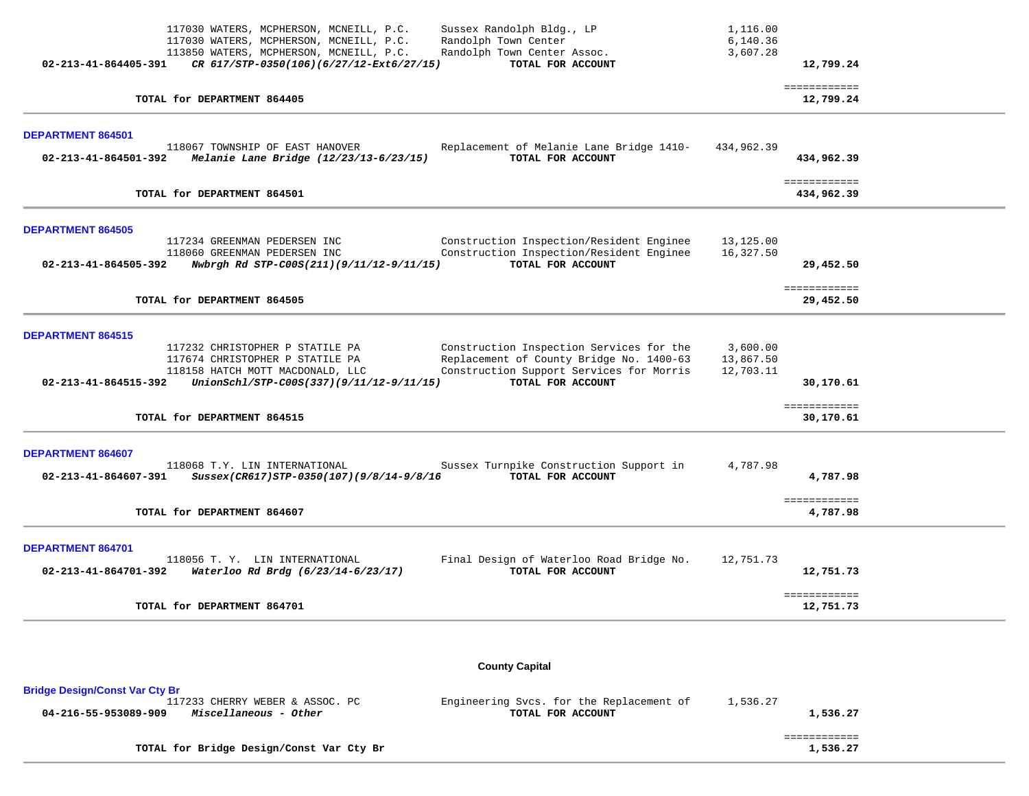| | | | | |
|---|---|---|---|---|
| | 117030 WATERS, MCPHERSON, MCNEILL, P.C. | Sussex Randolph Bldg., LP | 1,116.00 | |
| | 117030 WATERS, MCPHERSON, MCNEILL, P.C. | Randolph Town Center | 6,140.36 | |
| | 113850 WATERS, MCPHERSON, MCNEILL, P.C. | Randolph Town Center Assoc. | 3,607.28 | |
| **02-213-41-864405-391** | ***CR 617/STP-0350(106)(6/27/12-Ext6/27/15)*** | **TOTAL FOR ACCOUNT** | | **12,799.24** |
| | | | | ============ |
| | **TOTAL for DEPARTMENT 864405** | | | **12,799.24** |

**DEPARTMENT 864501**

| | | | | |
|---|---|---|---|---|
| | 118067 TOWNSHIP OF EAST HANOVER | Replacement of Melanie Lane Bridge 1410- | 434,962.39 | |
| **02-213-41-864501-392** | ***Melanie Lane Bridge (12/23/13-6/23/15)*** | **TOTAL FOR ACCOUNT** | | **434,962.39** |
| | | | | ============ |
| | **TOTAL for DEPARTMENT 864501** | | | **434,962.39** |

**DEPARTMENT 864505**

| | | | | |
|---|---|---|---|---|
| | 117234 GREENMAN PEDERSEN INC | Construction Inspection/Resident Enginee | 13,125.00 | |
| | 118060 GREENMAN PEDERSEN INC | Construction Inspection/Resident Enginee | 16,327.50 | |
| **02-213-41-864505-392** | ***Nwbrgh Rd STP-C00S(211)(9/11/12-9/11/15)*** | **TOTAL FOR ACCOUNT** | | **29,452.50** |
| | | | | ============ |
| | **TOTAL for DEPARTMENT 864505** | | | **29,452.50** |

**DEPARTMENT 864515**

| | | | | |
|---|---|---|---|---|
| | 117232 CHRISTOPHER P STATILE PA | Construction Inspection Services for the | 3,600.00 | |
| | 117674 CHRISTOPHER P STATILE PA | Replacement of County Bridge No. 1400-63 | 13,867.50 | |
| | 118158 HATCH MOTT MACDONALD, LLC | Construction Support Services for Morris | 12,703.11 | |
| **02-213-41-864515-392** | ***UnionSchl/STP-C00S(337)(9/11/12-9/11/15)*** | **TOTAL FOR ACCOUNT** | | **30,170.61** |
| | | | | ============ |
| | **TOTAL for DEPARTMENT 864515** | | | **30,170.61** |

**DEPARTMENT 864607**

| | | | | |
|---|---|---|---|---|
| | 118068 T.Y. LIN INTERNATIONAL | Sussex Turnpike Construction Support in | 4,787.98 | |
| **02-213-41-864607-391** | ***Sussex(CR617)STP-0350(107)(9/8/14-9/8/16*** | **TOTAL FOR ACCOUNT** | | **4,787.98** |
| | | | | ============ |
| | **TOTAL for DEPARTMENT 864607** | | | **4,787.98** |

**DEPARTMENT 864701**

| | | | | |
|---|---|---|---|---|
| | 118056 T. Y. LIN INTERNATIONAL | Final Design of Waterloo Road Bridge No. | 12,751.73 | |
| **02-213-41-864701-392** | ***Waterloo Rd Brdg (6/23/14-6/23/17)*** | **TOTAL FOR ACCOUNT** | | **12,751.73** |
| | | | | ============ |
| | **TOTAL for DEPARTMENT 864701** | | | **12,751.73** |

## County Capital

**Bridge Design/Const Var Cty Br**

| | | | | |
|---|---|---|---|---|
| | 117233 CHERRY WEBER & ASSOC. PC | Engineering Svcs. for the Replacement of | 1,536.27 | |
| **04-216-55-953089-909** | ***Miscellaneous - Other*** | **TOTAL FOR ACCOUNT** | | **1,536.27** |
| | | | | ============ |
| | **TOTAL for Bridge Design/Const Var Cty Br** | | | **1,536.27** |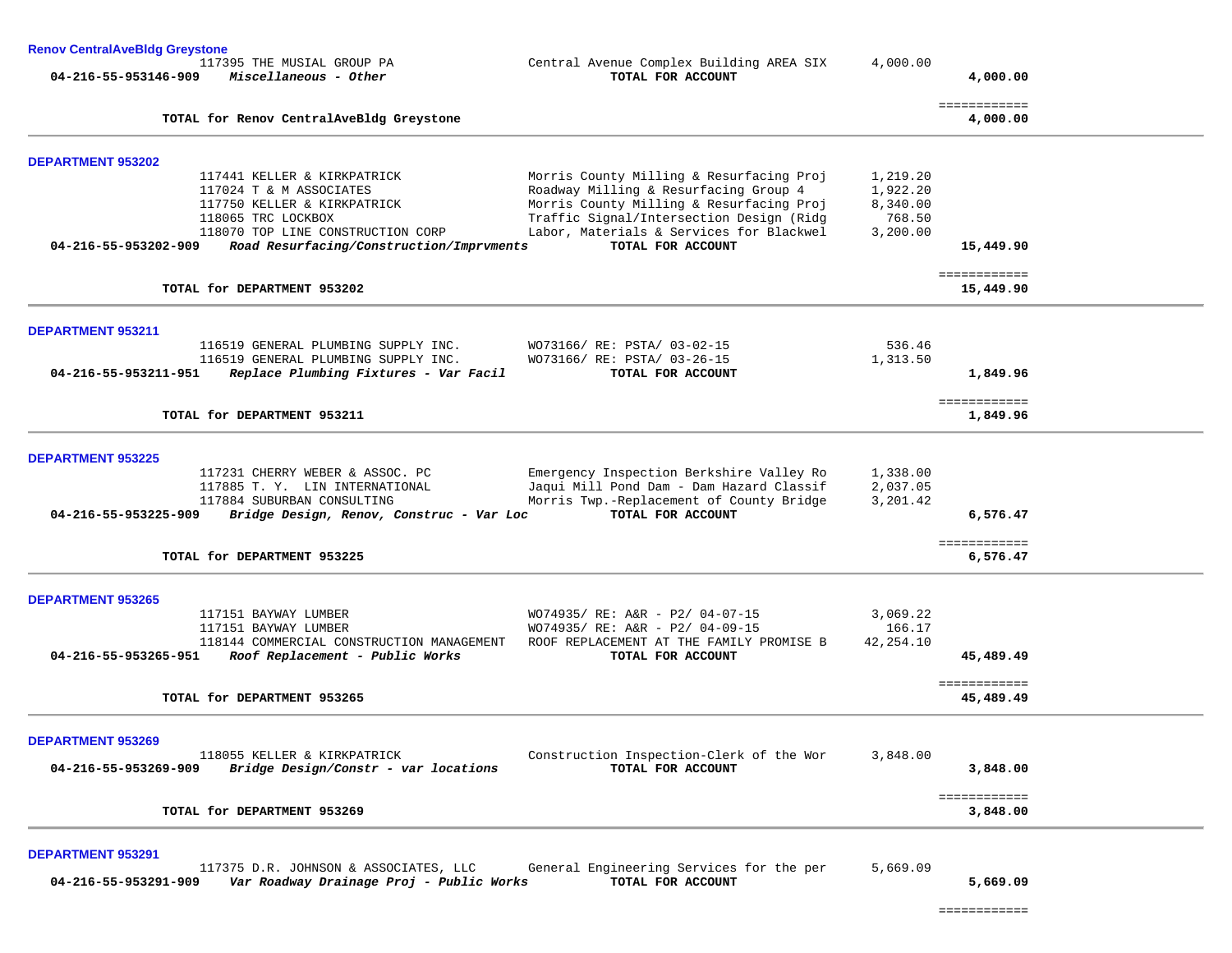**Renov CentralAveBldg Greystone**

| | | | | |
|---|---|---|---|---|
| | 117395 THE MUSIAL GROUP PA | Central Avenue Complex Building AREA SIX | 4,000.00 | |
| 04-216-55-953146-909 | *Miscellaneous - Other* | **TOTAL FOR ACCOUNT** | | 4,000.00 |
| | | | | ============ |
| | **TOTAL for Renov CentralAveBldg Greystone** | | | 4,000.00 |

**DEPARTMENT 953202**

| | | | | |
|---|---|---|---|---|
| | 117441 KELLER & KIRKPATRICK | Morris County Milling & Resurfacing Proj | 1,219.20 | |
| | 117024 T & M ASSOCIATES | Roadway Milling & Resurfacing Group 4 | 1,922.20 | |
| | 117750 KELLER & KIRKPATRICK | Morris County Milling & Resurfacing Proj | 8,340.00 | |
| | 118065 TRC LOCKBOX | Traffic Signal/Intersection Design (Ridg | 768.50 | |
| | 118070 TOP LINE CONSTRUCTION CORP | Labor, Materials & Services for Blackwel | 3,200.00 | |
| 04-216-55-953202-909 | *Road Resurfacing/Construction/Imprvments* | **TOTAL FOR ACCOUNT** | | 15,449.90 |
| | | | | ============ |
| | **TOTAL for DEPARTMENT 953202** | | | 15,449.90 |

**DEPARTMENT 953211**

| | | | | |
|---|---|---|---|---|
| | 116519 GENERAL PLUMBING SUPPLY INC. | WO73166/ RE: PSTA/ 03-02-15 | 536.46 | |
| | 116519 GENERAL PLUMBING SUPPLY INC. | WO73166/ RE: PSTA/ 03-26-15 | 1,313.50 | |
| 04-216-55-953211-951 | *Replace Plumbing Fixtures - Var Facil* | **TOTAL FOR ACCOUNT** | | 1,849.96 |
| | | | | ============ |
| | **TOTAL for DEPARTMENT 953211** | | | 1,849.96 |

**DEPARTMENT 953225**

| | | | | |
|---|---|---|---|---|
| | 117231 CHERRY WEBER & ASSOC. PC | Emergency Inspection Berkshire Valley Ro | 1,338.00 | |
| | 117885 T. Y. LIN INTERNATIONAL | Jaqui Mill Pond Dam - Dam Hazard Classif | 2,037.05 | |
| | 117884 SUBURBAN CONSULTING | Morris Twp.-Replacement of County Bridge | 3,201.42 | |
| 04-216-55-953225-909 | *Bridge Design, Renov, Construc - Var Loc* | **TOTAL FOR ACCOUNT** | | 6,576.47 |
| | | | | ============ |
| | **TOTAL for DEPARTMENT 953225** | | | 6,576.47 |

**DEPARTMENT 953265**

| | | | | |
|---|---|---|---|---|
| | 117151 BAYWAY LUMBER | WO74935/ RE: A&R - P2/ 04-07-15 | 3,069.22 | |
| | 117151 BAYWAY LUMBER | WO74935/ RE: A&R - P2/ 04-09-15 | 166.17 | |
| | 118144 COMMERCIAL CONSTRUCTION MANAGEMENT | ROOF REPLACEMENT AT THE FAMILY PROMISE B | 42,254.10 | |
| 04-216-55-953265-951 | *Roof Replacement - Public Works* | **TOTAL FOR ACCOUNT** | | 45,489.49 |
| | | | | ============ |
| | **TOTAL for DEPARTMENT 953265** | | | 45,489.49 |

**DEPARTMENT 953269**

| | | | | |
|---|---|---|---|---|
| | 118055 KELLER & KIRKPATRICK | Construction Inspection-Clerk of the Wor | 3,848.00 | |
| 04-216-55-953269-909 | *Bridge Design/Constr - var locations* | **TOTAL FOR ACCOUNT** | | 3,848.00 |
| | | | | ============ |
| | **TOTAL for DEPARTMENT 953269** | | | 3,848.00 |

**DEPARTMENT 953291**

| | | | | |
|---|---|---|---|---|
| | 117375 D.R. JOHNSON & ASSOCIATES, LLC | General Engineering Services for the per | 5,669.09 | |
| 04-216-55-953291-909 | *Var Roadway Drainage Proj - Public Works* | **TOTAL FOR ACCOUNT** | | 5,669.09 |
| | | | | ============ |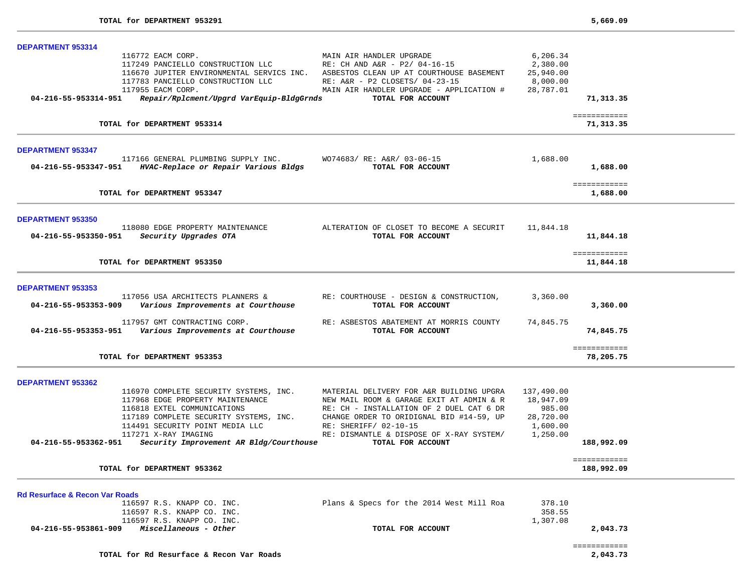**TOTAL for DEPARTMENT 953291** 5,669.09

### DEPARTMENT 953314

| | | | | |
|---|---|---|---|---|
| | 116772 EACM CORP. | MAIN AIR HANDLER UPGRADE | 6,206.34 | |
| | 117249 PANCIELLO CONSTRUCTION LLC | RE: CH AND A&R - P2/ 04-16-15 | 2,380.00 | |
| | 116670 JUPITER ENVIRONMENTAL SERVICS INC. | ASBESTOS CLEAN UP AT COURTHOUSE BASEMENT | 25,940.00 | |
| | 117783 PANCIELLO CONSTRUCTION LLC | RE: A&R - P2 CLOSETS/ 04-23-15 | 8,000.00 | |
| | 117955 EACM CORP. | MAIN AIR HANDLER UPGRADE - APPLICATION # | 28,787.01 | |
| **04-216-55-953314-951** | ***Repair/Rplcment/Upgrd VarEquip-BldgGrnds*** | **TOTAL FOR ACCOUNT** | | **71,313.35** |

**TOTAL for DEPARTMENT 953314** 71,313.35

### DEPARTMENT 953347

| | | | | |
|---|---|---|---|---|
| | 117166 GENERAL PLUMBING SUPPLY INC. | WO74683/ RE: A&R/ 03-06-15 | 1,688.00 | |
| **04-216-55-953347-951** | ***HVAC-Replace or Repair Various Bldgs*** | **TOTAL FOR ACCOUNT** | | **1,688.00** |

**TOTAL for DEPARTMENT 953347** 1,688.00

### DEPARTMENT 953350

| | | | | |
|---|---|---|---|---|
| | 118080 EDGE PROPERTY MAINTENANCE | ALTERATION OF CLOSET TO BECOME A SECURIT | 11,844.18 | |
| **04-216-55-953350-951** | ***Security Upgrades OTA*** | **TOTAL FOR ACCOUNT** | | **11,844.18** |

**TOTAL for DEPARTMENT 953350** 11,844.18

### DEPARTMENT 953353

| | | | | |
|---|---|---|---|---|
| | 117056 USA ARCHITECTS PLANNERS & | RE: COURTHOUSE - DESIGN & CONSTRUCTION, | 3,360.00 | |
| **04-216-55-953353-909** | ***Various Improvements at Courthouse*** | **TOTAL FOR ACCOUNT** | | **3,360.00** |
| | 117957 GMT CONTRACTING CORP. | RE: ASBESTOS ABATEMENT AT MORRIS COUNTY | 74,845.75 | |
| **04-216-55-953353-951** | ***Various Improvements at Courthouse*** | **TOTAL FOR ACCOUNT** | | **74,845.75** |

**TOTAL for DEPARTMENT 953353** 78,205.75

### DEPARTMENT 953362

| | | | | |
|---|---|---|---|---|
| | 116970 COMPLETE SECURITY SYSTEMS, INC. | MATERIAL DELIVERY FOR A&R BUILDING UPGRA | 137,490.00 | |
| | 117968 EDGE PROPERTY MAINTENANCE | NEW MAIL ROOM & GARAGE EXIT AT ADMIN & R | 18,947.09 | |
| | 116818 EXTEL COMMUNICATIONS | RE: CH - INSTALLATION OF 2 DUEL CAT 6 DR | 985.00 | |
| | 117189 COMPLETE SECURITY SYSTEMS, INC. | CHANGE ORDER TO ORIDIGNAL BID #14-59, UP | 28,720.00 | |
| | 114491 SECURITY POINT MEDIA LLC | RE: SHERIFF/ 02-10-15 | 1,600.00 | |
| | 117271 X-RAY IMAGING | RE: DISMANTLE & DISPOSE OF X-RAY SYSTEM/ | 1,250.00 | |
| **04-216-55-953362-951** | ***Security Improvement AR Bldg/Courthouse*** | **TOTAL FOR ACCOUNT** | | **188,992.09** |

**TOTAL for DEPARTMENT 953362** 188,992.09

### Rd Resurface & Recon Var Roads

| | | | | |
|---|---|---|---|---|
| | 116597 R.S. KNAPP CO. INC. | Plans & Specs for the 2014 West Mill Roa | 378.10 | |
| | 116597 R.S. KNAPP CO. INC. | | 358.55 | |
| | 116597 R.S. KNAPP CO. INC. | | 1,307.08 | |
| **04-216-55-953861-909** | ***Miscellaneous - Other*** | **TOTAL FOR ACCOUNT** | | **2,043.73** |

**TOTAL for Rd Resurface & Recon Var Roads** 2,043.73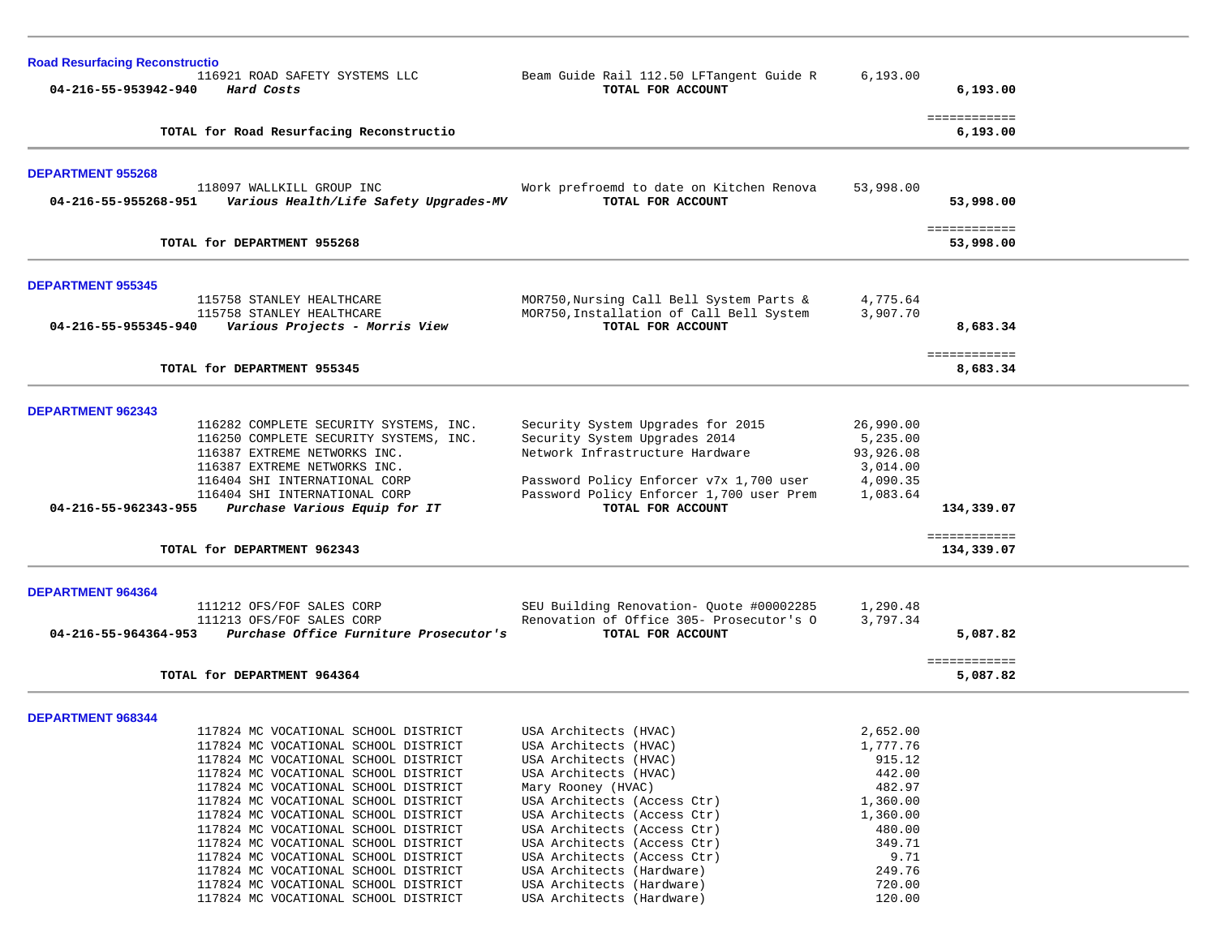**Road Resurfacing Reconstructio**

| | | | | |
|---|---|---|---|---|
| | 116921 ROAD SAFETY SYSTEMS LLC | Beam Guide Rail 112.50 LFTangent Guide R | 6,193.00 | |
| **04-216-55-953942-940** | ***Hard Costs*** | **TOTAL FOR ACCOUNT** | | **6,193.00** |
| | | | | ============ |
| | **TOTAL for Road Resurfacing Reconstructio** | | | **6,193.00** |

**DEPARTMENT 955268**

| | | | | |
|---|---|---|---|---|
| | 118097 WALLKILL GROUP INC | Work prefroemd to date on Kitchen Renova | 53,998.00 | |
| **04-216-55-955268-951** | ***Various Health/Life Safety Upgrades-MV*** | **TOTAL FOR ACCOUNT** | | **53,998.00** |
| | | | | ============ |
| | **TOTAL for DEPARTMENT 955268** | | | **53,998.00** |

**DEPARTMENT 955345**

| | | | | |
|---|---|---|---|---|
| | 115758 STANLEY HEALTHCARE | MOR750,Nursing Call Bell System Parts & | 4,775.64 | |
| | 115758 STANLEY HEALTHCARE | MOR750,Installation of Call Bell System | 3,907.70 | |
| **04-216-55-955345-940** | ***Various Projects - Morris View*** | **TOTAL FOR ACCOUNT** | | **8,683.34** |
| | | | | ============ |
| | **TOTAL for DEPARTMENT 955345** | | | **8,683.34** |

**DEPARTMENT 962343**

| | | | | |
|---|---|---|---|---|
| | 116282 COMPLETE SECURITY SYSTEMS, INC. | Security System Upgrades for 2015 | 26,990.00 | |
| | 116250 COMPLETE SECURITY SYSTEMS, INC. | Security System Upgrades 2014 | 5,235.00 | |
| | 116387 EXTREME NETWORKS INC. | Network Infrastructure Hardware | 93,926.08 | |
| | 116387 EXTREME NETWORKS INC. | | 3,014.00 | |
| | 116404 SHI INTERNATIONAL CORP | Password Policy Enforcer v7x 1,700 user | 4,090.35 | |
| | 116404 SHI INTERNATIONAL CORP | Password Policy Enforcer 1,700 user Prem | 1,083.64 | |
| **04-216-55-962343-955** | ***Purchase Various Equip for IT*** | **TOTAL FOR ACCOUNT** | | **134,339.07** |
| | | | | ============ |
| | **TOTAL for DEPARTMENT 962343** | | | **134,339.07** |

**DEPARTMENT 964364**

| | | | | |
|---|---|---|---|---|
| | 111212 OFS/FOF SALES CORP | SEU Building Renovation- Quote #00002285 | 1,290.48 | |
| | 111213 OFS/FOF SALES CORP | Renovation of Office 305- Prosecutor's O | 3,797.34 | |
| **04-216-55-964364-953** | ***Purchase Office Furniture Prosecutor's*** | **TOTAL FOR ACCOUNT** | | **5,087.82** |
| | | | | ============ |
| | **TOTAL for DEPARTMENT 964364** | | | **5,087.82** |

**DEPARTMENT 968344**

| | | | | |
|---|---|---|---|---|
| | 117824 MC VOCATIONAL SCHOOL DISTRICT | USA Architects (HVAC) | 2,652.00 | |
| | 117824 MC VOCATIONAL SCHOOL DISTRICT | USA Architects (HVAC) | 1,777.76 | |
| | 117824 MC VOCATIONAL SCHOOL DISTRICT | USA Architects (HVAC) | 915.12 | |
| | 117824 MC VOCATIONAL SCHOOL DISTRICT | USA Architects (HVAC) | 442.00 | |
| | 117824 MC VOCATIONAL SCHOOL DISTRICT | Mary Rooney (HVAC) | 482.97 | |
| | 117824 MC VOCATIONAL SCHOOL DISTRICT | USA Architects (Access Ctr) | 1,360.00 | |
| | 117824 MC VOCATIONAL SCHOOL DISTRICT | USA Architects (Access Ctr) | 1,360.00 | |
| | 117824 MC VOCATIONAL SCHOOL DISTRICT | USA Architects (Access Ctr) | 480.00 | |
| | 117824 MC VOCATIONAL SCHOOL DISTRICT | USA Architects (Access Ctr) | 349.71 | |
| | 117824 MC VOCATIONAL SCHOOL DISTRICT | USA Architects (Access Ctr) | 9.71 | |
| | 117824 MC VOCATIONAL SCHOOL DISTRICT | USA Architects (Hardware) | 249.76 | |
| | 117824 MC VOCATIONAL SCHOOL DISTRICT | USA Architects (Hardware) | 720.00 | |
| | 117824 MC VOCATIONAL SCHOOL DISTRICT | USA Architects (Hardware) | 120.00 | |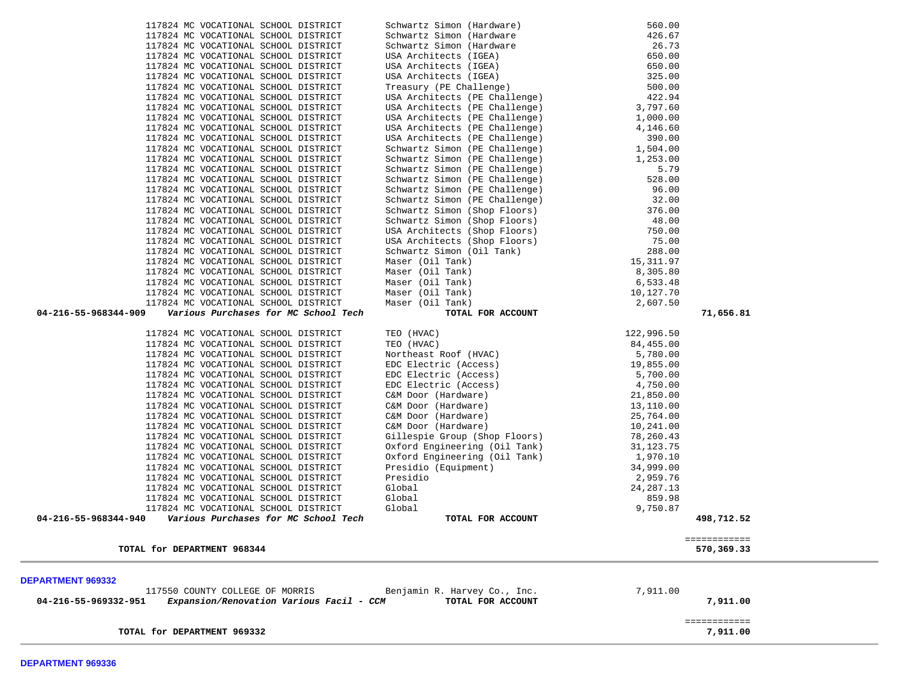| Account | Vendor | Description | Amount | Total |
|---|---|---|---|---|
| | 117824 MC VOCATIONAL SCHOOL DISTRICT | Schwartz Simon (Hardware) | 560.00 | |
| | 117824 MC VOCATIONAL SCHOOL DISTRICT | Schwartz Simon (Hardware | 426.67 | |
| | 117824 MC VOCATIONAL SCHOOL DISTRICT | Schwartz Simon (Hardware | 26.73 | |
| | 117824 MC VOCATIONAL SCHOOL DISTRICT | USA Architects (IGEA) | 650.00 | |
| | 117824 MC VOCATIONAL SCHOOL DISTRICT | USA Architects (IGEA) | 650.00 | |
| | 117824 MC VOCATIONAL SCHOOL DISTRICT | USA Architects (IGEA) | 325.00 | |
| | 117824 MC VOCATIONAL SCHOOL DISTRICT | Treasury (PE Challenge) | 500.00 | |
| | 117824 MC VOCATIONAL SCHOOL DISTRICT | USA Architects (PE Challenge) | 422.94 | |
| | 117824 MC VOCATIONAL SCHOOL DISTRICT | USA Architects (PE Challenge) | 3,797.60 | |
| | 117824 MC VOCATIONAL SCHOOL DISTRICT | USA Architects (PE Challenge) | 1,000.00 | |
| | 117824 MC VOCATIONAL SCHOOL DISTRICT | USA Architects (PE Challenge) | 4,146.60 | |
| | 117824 MC VOCATIONAL SCHOOL DISTRICT | USA Architects (PE Challenge) | 390.00 | |
| | 117824 MC VOCATIONAL SCHOOL DISTRICT | Schwartz Simon (PE Challenge) | 1,504.00 | |
| | 117824 MC VOCATIONAL SCHOOL DISTRICT | Schwartz Simon (PE Challenge) | 1,253.00 | |
| | 117824 MC VOCATIONAL SCHOOL DISTRICT | Schwartz Simon (PE Challenge) | 5.79 | |
| | 117824 MC VOCATIONAL SCHOOL DISTRICT | Schwartz Simon (PE Challenge) | 528.00 | |
| | 117824 MC VOCATIONAL SCHOOL DISTRICT | Schwartz Simon (PE Challenge) | 96.00 | |
| | 117824 MC VOCATIONAL SCHOOL DISTRICT | Schwartz Simon (PE Challenge) | 32.00 | |
| | 117824 MC VOCATIONAL SCHOOL DISTRICT | Schwartz Simon (Shop Floors) | 376.00 | |
| | 117824 MC VOCATIONAL SCHOOL DISTRICT | Schwartz Simon (Shop Floors) | 48.00 | |
| | 117824 MC VOCATIONAL SCHOOL DISTRICT | USA Architects (Shop Floors) | 750.00 | |
| | 117824 MC VOCATIONAL SCHOOL DISTRICT | USA Architects (Shop Floors) | 75.00 | |
| | 117824 MC VOCATIONAL SCHOOL DISTRICT | Schwartz Simon (Oil Tank) | 288.00 | |
| | 117824 MC VOCATIONAL SCHOOL DISTRICT | Maser (Oil Tank) | 15,311.97 | |
| | 117824 MC VOCATIONAL SCHOOL DISTRICT | Maser (Oil Tank) | 8,305.80 | |
| | 117824 MC VOCATIONAL SCHOOL DISTRICT | Maser (Oil Tank) | 6,533.48 | |
| | 117824 MC VOCATIONAL SCHOOL DISTRICT | Maser (Oil Tank) | 10,127.70 | |
| | 117824 MC VOCATIONAL SCHOOL DISTRICT | Maser (Oil Tank) | 2,607.50 | |
| **04-216-55-968344-909** | ***Various Purchases for MC School Tech*** | **TOTAL FOR ACCOUNT** | | **71,656.81** |
| | 117824 MC VOCATIONAL SCHOOL DISTRICT | TEO (HVAC) | 122,996.50 | |
| | 117824 MC VOCATIONAL SCHOOL DISTRICT | TEO (HVAC) | 84,455.00 | |
| | 117824 MC VOCATIONAL SCHOOL DISTRICT | Northeast Roof (HVAC) | 5,780.00 | |
| | 117824 MC VOCATIONAL SCHOOL DISTRICT | EDC Electric (Access) | 19,855.00 | |
| | 117824 MC VOCATIONAL SCHOOL DISTRICT | EDC Electric (Access) | 5,700.00 | |
| | 117824 MC VOCATIONAL SCHOOL DISTRICT | EDC Electric (Access) | 4,750.00 | |
| | 117824 MC VOCATIONAL SCHOOL DISTRICT | C&M Door (Hardware) | 21,850.00 | |
| | 117824 MC VOCATIONAL SCHOOL DISTRICT | C&M Door (Hardware) | 13,110.00 | |
| | 117824 MC VOCATIONAL SCHOOL DISTRICT | C&M Door (Hardware) | 25,764.00 | |
| | 117824 MC VOCATIONAL SCHOOL DISTRICT | C&M Door (Hardware) | 10,241.00 | |
| | 117824 MC VOCATIONAL SCHOOL DISTRICT | Gillespie Group (Shop Floors) | 78,260.43 | |
| | 117824 MC VOCATIONAL SCHOOL DISTRICT | Oxford Engineering (Oil Tank) | 31,123.75 | |
| | 117824 MC VOCATIONAL SCHOOL DISTRICT | Oxford Engineering (Oil Tank) | 1,970.10 | |
| | 117824 MC VOCATIONAL SCHOOL DISTRICT | Presidio (Equipment) | 34,999.00 | |
| | 117824 MC VOCATIONAL SCHOOL DISTRICT | Presidio | 2,959.76 | |
| | 117824 MC VOCATIONAL SCHOOL DISTRICT | Global | 24,287.13 | |
| | 117824 MC VOCATIONAL SCHOOL DISTRICT | Global | 859.98 | |
| | 117824 MC VOCATIONAL SCHOOL DISTRICT | Global | 9,750.87 | |
| **04-216-55-968344-940** | ***Various Purchases for MC School Tech*** | **TOTAL FOR ACCOUNT** | | **498,712.52** |

**TOTAL for DEPARTMENT 968344** **570,369.33**

**DEPARTMENT 969332**

| Account | Vendor | Description | Amount | Total |
|---|---|---|---|---|
| | 117550 COUNTY COLLEGE OF MORRIS | Benjamin R. Harvey Co., Inc. | 7,911.00 | |
| **04-216-55-969332-951** | ***Expansion/Renovation Various Facil - CCM*** | **TOTAL FOR ACCOUNT** | | **7,911.00** |

**TOTAL for DEPARTMENT 969332** **7,911.00**

**DEPARTMENT 969336**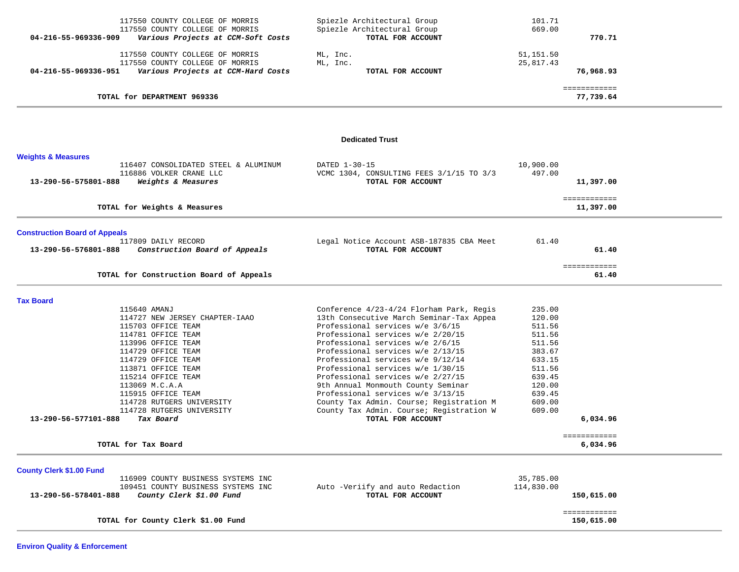| Account / Vendor | Description | Amount | Total |
|---|---|---|---|
| 117550 COUNTY COLLEGE OF MORRIS | Spiezle Architectural Group | 101.71 | |
| 117550 COUNTY COLLEGE OF MORRIS | Spiezle Architectural Group | 669.00 | |
| **04-216-55-969336-909** ***Various Projects at CCM-Soft Costs*** | **TOTAL FOR ACCOUNT** | | **770.71** |
| 117550 COUNTY COLLEGE OF MORRIS | ML, Inc. | 51,151.50 | |
| 117550 COUNTY COLLEGE OF MORRIS | ML, Inc. | 25,817.43 | |
| **04-216-55-969336-951** ***Various Projects at CCM-Hard Costs*** | **TOTAL FOR ACCOUNT** | | **76,968.93** |
| | | | ============ |
| **TOTAL for DEPARTMENT 969336** | | | **77,739.64** |

## Dedicated Trust

### Weights & Measures

| Account / Vendor | Description | Amount | Total |
|---|---|---|---|
| 116407 CONSOLIDATED STEEL & ALUMINUM | DATED 1-30-15 | 10,900.00 | |
| 116886 VOLKER CRANE LLC | VCMC 1304, CONSULTING FEES 3/1/15 TO 3/3 | 497.00 | |
| **13-290-56-575801-888** ***Weights & Measures*** | **TOTAL FOR ACCOUNT** | | **11,397.00** |
| | | | ============ |
| **TOTAL for Weights & Measures** | | | **11,397.00** |

### Construction Board of Appeals

| Account / Vendor | Description | Amount | Total |
|---|---|---|---|
| 117809 DAILY RECORD | Legal Notice Account ASB-187835 CBA Meet | 61.40 | |
| **13-290-56-576801-888** ***Construction Board of Appeals*** | **TOTAL FOR ACCOUNT** | | **61.40** |
| | | | ============ |
| **TOTAL for Construction Board of Appeals** | | | **61.40** |

### Tax Board

| Account / Vendor | Description | Amount | Total |
|---|---|---|---|
| 115640 AMANJ | Conference 4/23-4/24 Florham Park, Regis | 235.00 | |
| 114727 NEW JERSEY CHAPTER-IAAO | 13th Consecutive March Seminar-Tax Appea | 120.00 | |
| 115703 OFFICE TEAM | Professional services w/e 3/6/15 | 511.56 | |
| 114781 OFFICE TEAM | Professional services w/e 2/20/15 | 511.56 | |
| 113996 OFFICE TEAM | Professional services w/e 2/6/15 | 511.56 | |
| 114729 OFFICE TEAM | Professional services w/e 2/13/15 | 383.67 | |
| 114729 OFFICE TEAM | Professional services w/e 9/12/14 | 633.15 | |
| 113871 OFFICE TEAM | Professional services w/e 1/30/15 | 511.56 | |
| 115214 OFFICE TEAM | Professional services w/e 2/27/15 | 639.45 | |
| 113069 M.C.A.A | 9th Annual Monmouth County Seminar | 120.00 | |
| 115915 OFFICE TEAM | Professional services w/e 3/13/15 | 639.45 | |
| 114728 RUTGERS UNIVERSITY | County Tax Admin. Course; Registration M | 609.00 | |
| 114728 RUTGERS UNIVERSITY | County Tax Admin. Course; Registration W | 609.00 | |
| **13-290-56-577101-888** ***Tax Board*** | **TOTAL FOR ACCOUNT** | | **6,034.96** |
| | | | ============ |
| **TOTAL for Tax Board** | | | **6,034.96** |

### County Clerk $1.00 Fund

| Account / Vendor | Description | Amount | Total |
|---|---|---|---|
| 116909 COUNTY BUSINESS SYSTEMS INC | | 35,785.00 | |
| 109451 COUNTY BUSINESS SYSTEMS INC | Auto -Veriify and auto Redaction | 114,830.00 | |
| **13-290-56-578401-888** ***County Clerk $1.00 Fund*** | **TOTAL FOR ACCOUNT** | | **150,615.00** |
| | | | ============ |
| **TOTAL for County Clerk $1.00 Fund** | | | **150,615.00** |

### Environ Quality & Enforcement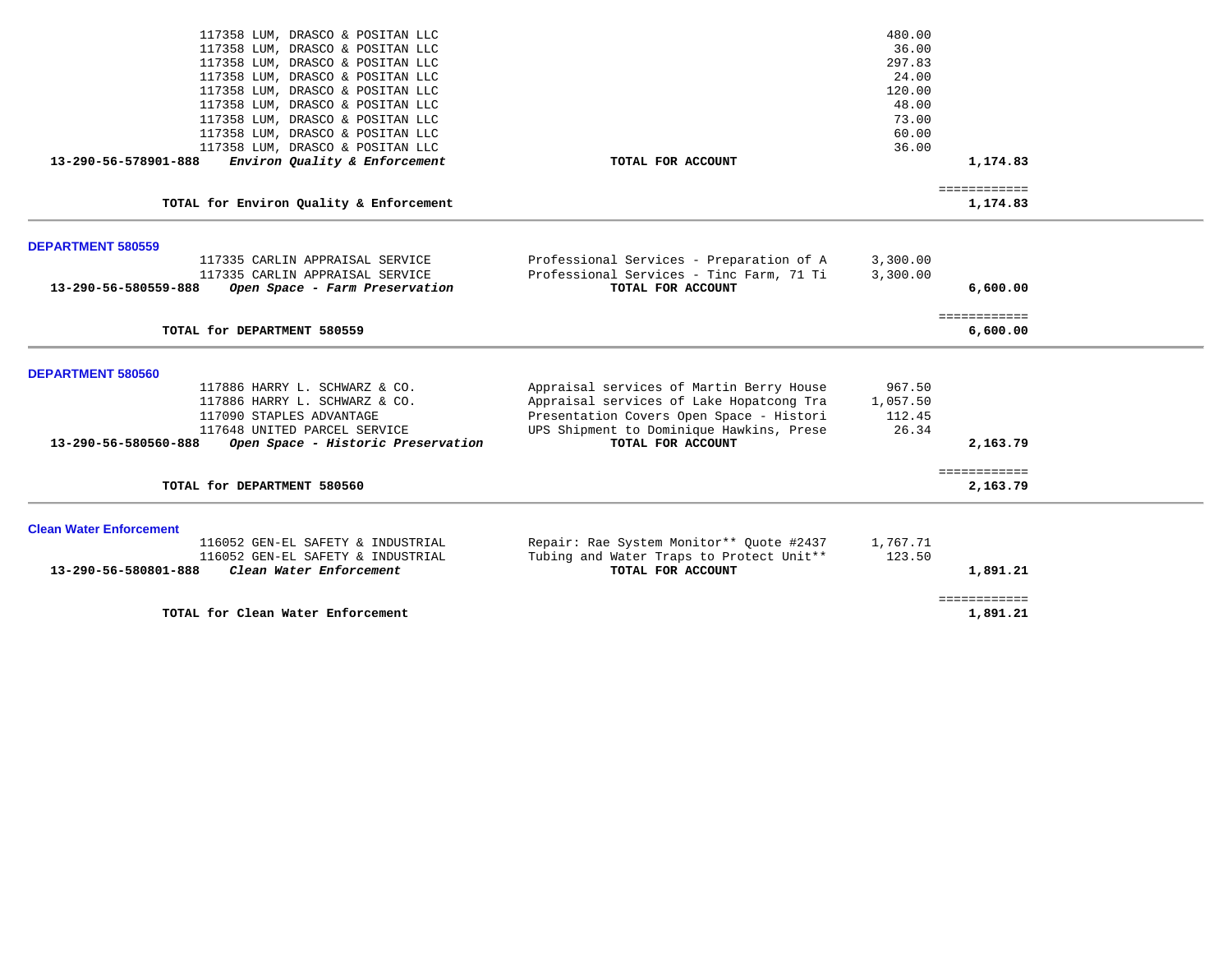| | | | | |
|---|---|---|---|---|
| | 117358 LUM, DRASCO & POSITAN LLC | | 480.00 | |
| | 117358 LUM, DRASCO & POSITAN LLC | | 36.00 | |
| | 117358 LUM, DRASCO & POSITAN LLC | | 297.83 | |
| | 117358 LUM, DRASCO & POSITAN LLC | | 24.00 | |
| | 117358 LUM, DRASCO & POSITAN LLC | | 120.00 | |
| | 117358 LUM, DRASCO & POSITAN LLC | | 48.00 | |
| | 117358 LUM, DRASCO & POSITAN LLC | | 73.00 | |
| | 117358 LUM, DRASCO & POSITAN LLC | | 60.00 | |
| | 117358 LUM, DRASCO & POSITAN LLC | | 36.00 | |
| **13-290-56-578901-888** | ***Environ Quality & Enforcement*** | **TOTAL FOR ACCOUNT** | | **1,174.83** |

**TOTAL for Environ Quality & Enforcement** ============ **1,174.83**

## DEPARTMENT 580559

| | | | | |
|---|---|---|---|---|
| | 117335 CARLIN APPRAISAL SERVICE | Professional Services - Preparation of A | 3,300.00 | |
| | 117335 CARLIN APPRAISAL SERVICE | Professional Services - Tinc Farm, 71 Ti | 3,300.00 | |
| **13-290-56-580559-888** | ***Open Space - Farm Preservation*** | **TOTAL FOR ACCOUNT** | | **6,600.00** |

**TOTAL for DEPARTMENT 580559** ============ **6,600.00**

## DEPARTMENT 580560

| | | | | |
|---|---|---|---|---|
| | 117886 HARRY L. SCHWARZ & CO. | Appraisal services of Martin Berry House | 967.50 | |
| | 117886 HARRY L. SCHWARZ & CO. | Appraisal services of Lake Hopatcong Tra | 1,057.50 | |
| | 117090 STAPLES ADVANTAGE | Presentation Covers Open Space - Histori | 112.45 | |
| | 117648 UNITED PARCEL SERVICE | UPS Shipment to Dominique Hawkins, Prese | 26.34 | |
| **13-290-56-580560-888** | ***Open Space - Historic Preservation*** | **TOTAL FOR ACCOUNT** | | **2,163.79** |

**TOTAL for DEPARTMENT 580560** ============ **2,163.79**

## Clean Water Enforcement

| | | | | |
|---|---|---|---|---|
| | 116052 GEN-EL SAFETY & INDUSTRIAL | Repair: Rae System Monitor** Quote #2437 | 1,767.71 | |
| | 116052 GEN-EL SAFETY & INDUSTRIAL | Tubing and Water Traps to Protect Unit** | 123.50 | |
| **13-290-56-580801-888** | ***Clean Water Enforcement*** | **TOTAL FOR ACCOUNT** | | **1,891.21** |

**TOTAL for Clean Water Enforcement** ============ **1,891.21**